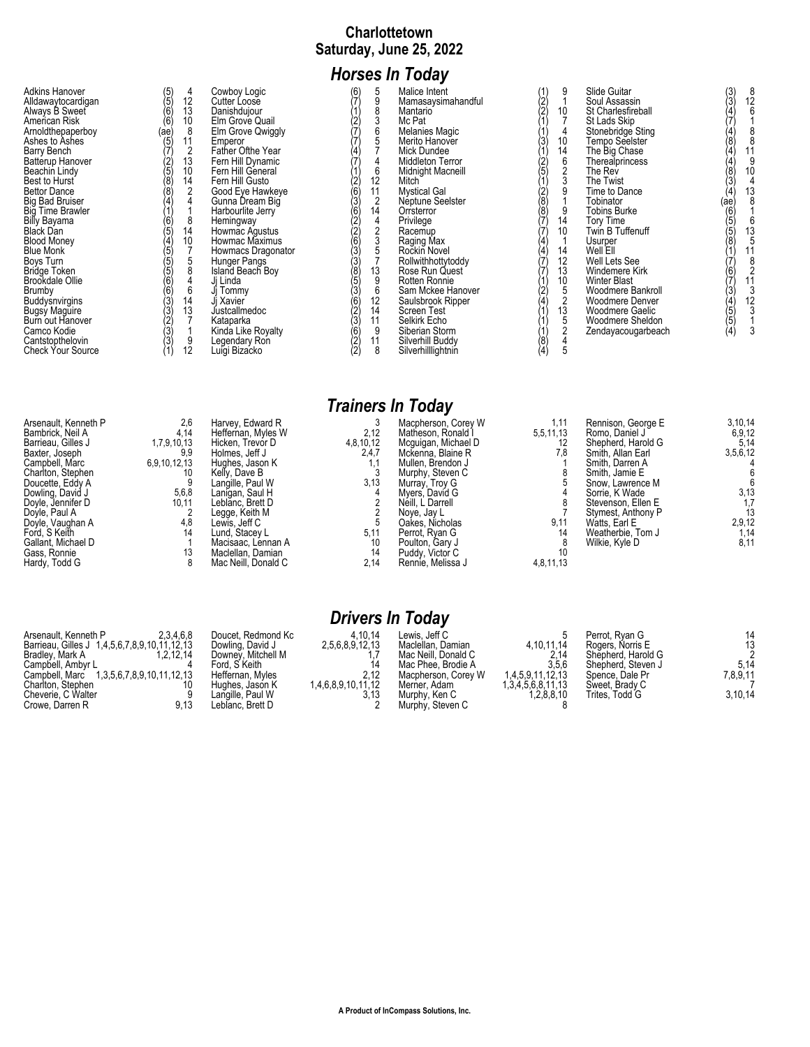# Charlottetown
## Saturday, June 25, 2022

## *Horses In Today*

| Horse | PP | Race |
|---|---|---|
| Adkins Hanover | (5) | 4 |
| Alldawaytocardigan | (5) | 12 |
| Always B Sweet | (6) | 13 |
| American Risk | (6) | 10 |
| Arnoldthepaperboy | (ae) | 8 |
| Ashes to Ashes | (5) | 11 |
| Barry Bench | (7) | 2 |
| Batterup Hanover | (2) | 13 |
| Beachin Lindy | (5) | 10 |
| Best to Hurst | (8) | 14 |
| Bettor Dance | (8) | 2 |
| Big Bad Bruiser | (4) | 4 |
| Big Time Brawler | (1) | 1 |
| Billy Bayama | (6) | 8 |
| Black Dan | (5) | 14 |
| Blood Money | (4) | 10 |
| Blue Monk | (5) | 7 |
| Boys Turn | (5) | 5 |
| Bridge Token | (5) | 8 |
| Brookdale Ollie | (6) | 4 |
| Brumby | (6) | 6 |
| Buddysnvirgins | (3) | 14 |
| Bugsy Maguire | (3) | 13 |
| Burn out Hanover | (2) | 7 |
| Camco Kodie | (3) | 1 |
| Cantstopthelovin | (3) | 9 |
| Check Your Source | (1) | 12 |
| Cowboy Logic | (6) | 5 |
| Cutter Loose | (7) | 9 |
| Danishdujour | (1) | 8 |
| Elm Grove Quail | (2) | 3 |
| Elm Grove Qwiggly | (7) | 6 |
| Emperor | (7) | 5 |
| Father Ofthe Year | (4) | 7 |
| Fern Hill Dynamic | (7) | 4 |
| Fern Hill General | (1) | 6 |
| Fern Hill Gusto | (2) | 12 |
| Good Eye Hawkeye | (6) | 11 |
| Gunna Dream Big | (3) | 2 |
| Harbourlite Jerry | (6) | 14 |
| Hemingway | (2) | 4 |
| Howmac Agustus | (2) | 2 |
| Howmac Maximus | (6) | 3 |
| Howmacs Dragonator | (3) | 5 |
| Hunger Pangs | (3) | 7 |
| Island Beach Boy | (8) | 13 |
| Jj Linda | (5) | 9 |
| Jj Tommy | (3) | 6 |
| Jj Xavier | (6) | 12 |
| Justcallmedoc | (2) | 14 |
| Kataparka | (3) | 11 |
| Kinda Like Royalty | (6) | 9 |
| Legendary Ron | (2) | 11 |
| Luigi Bizacko | (2) | 8 |
| Malice Intent | (1) | 9 |
| Mamasaysimahandful | (2) | 1 |
| Mantario | (2) | 10 |
| Mc Pat | (1) | 7 |
| Melanies Magic | (1) | 4 |
| Merito Hanover | (3) | 10 |
| Mick Dundee | (1) | 14 |
| Middleton Terror | (2) | 6 |
| Midnight Macneill | (5) | 2 |
| Mitch | (1) | 3 |
| Mystical Gal | (2) | 9 |
| Neptune Seelster | (8) | 1 |
| Orrsterror | (8) | 9 |
| Privilege | (7) | 14 |
| Racemup | (7) | 10 |
| Raging Max | (4) | 1 |
| Rockin Novel | (4) | 14 |
| Rollwithhottytoddy | (7) | 12 |
| Rose Run Quest | (7) | 13 |
| Rotten Ronnie | (1) | 10 |
| Sam Mckee Hanover | (2) | 5 |
| Saulsbrook Ripper | (4) | 2 |
| Screen Test | (1) | 13 |
| Selkirk Echo | (1) | 5 |
| Siberian Storm | (1) | 2 |
| Silverhill Buddy | (8) | 4 |
| Silverhilllightnin | (4) | 5 |
| Slide Guitar | (3) | 8 |
| Soul Assassin | (3) | 12 |
| St Charlesfireball | (4) | 6 |
| St Lads Skip | (7) | 1 |
| Stonebridge Sting | (4) | 8 |
| Tempo Seelster | (8) | 8 |
| The Big Chase | (4) | 11 |
| Therealprincess | (4) | 9 |
| The Rev | (8) | 10 |
| The Twist | (3) | 4 |
| Time to Dance | (4) | 13 |
| Tobinator | (ae) | 8 |
| Tobins Burke | (6) | 1 |
| Tory Time | (5) | 6 |
| Twin B Tuffenuff | (5) | 13 |
| Usurper | (8) | 5 |
| Well Ell | (1) | 11 |
| Well Lets See | (7) | 8 |
| Windemere Kirk | (6) | 2 |
| Winter Blast | (7) | 11 |
| Woodmere Bankroll | (3) | 3 |
| Woodmere Denver | (4) | 12 |
| Woodmere Gaelic | (5) | 3 |
| Woodmere Sheldon | (5) | 1 |
| Zendayacougarbeach | (4) | 3 |

## *Trainers In Today*

| Trainer | Races |
|---|---|
| Arsenault, Kenneth P | 2,6 |
| Bambrick, Neil A | 4,14 |
| Barrieau, Gilles J | 1,7,9,10,13 |
| Baxter, Joseph | 9,9 |
| Campbell, Marc | 6,9,10,12,13 |
| Charlton, Stephen | 10 |
| Doucette, Eddy A | 9 |
| Dowling, David J | 5,6,8 |
| Doyle, Jennifer D | 10,11 |
| Doyle, Paul A | 2 |
| Doyle, Vaughan A | 4,8 |
| Ford, S Keith | 14 |
| Gallant, Michael D | 1 |
| Gass, Ronnie | 13 |
| Hardy, Todd G | 8 |
| Harvey, Edward R | 3 |
| Heffernan, Myles W | 2,12 |
| Hicken, Trevor D | 4,8,10,12 |
| Holmes, Jeff J | 2,4,7 |
| Hughes, Jason K | 1,1 |
| Kelly, Dave B | 3 |
| Langille, Paul W | 3,13 |
| Lanigan, Saul H | 4 |
| Leblanc, Brett D | 2 |
| Legge, Keith M | 2 |
| Lewis, Jeff C | 5 |
| Lund, Stacey L | 5,11 |
| Macisaac, Lennan A | 10 |
| Maclellan, Damian | 14 |
| Mac Neill, Donald C | 2,14 |
| Macpherson, Corey W | 1,11 |
| Matheson, Ronald I | 5,5,11,13 |
| Mcguigan, Michael D | 12 |
| Mckenna, Blaine R | 7,8 |
| Mullen, Brendon J | 1 |
| Murphy, Steven C | 8 |
| Murray, Troy G | 5 |
| Myers, David G | 4 |
| Neill, L Darrell | 8 |
| Noye, Jay L | 7 |
| Oakes, Nicholas | 9,11 |
| Perrot, Ryan G | 14 |
| Poulton, Gary J | 8 |
| Puddy, Victor C | 10 |
| Rennie, Melissa J | 4,8,11,13 |
| Rennison, George E | 3,10,14 |
| Romo, Daniel J | 6,9,12 |
| Shepherd, Harold G | 5,14 |
| Smith, Allan Earl | 3,5,6,12 |
| Smith, Darren A | 4 |
| Smith, Jamie E | 6 |
| Snow, Lawrence M | 6 |
| Sorrie, K Wade | 3,13 |
| Stevenson, Ellen E | 1,7 |
| Stymest, Anthony P | 13 |
| Watts, Earl E | 2,9,12 |
| Weatherbie, Tom J | 1,14 |
| Wilkie, Kyle D | 8,11 |

## *Drivers In Today*

| Driver | Races |
|---|---|
| Arsenault, Kenneth P | 2,3,4,6,8 |
| Barrieau, Gilles J | 1,4,5,6,7,8,9,10,11,12,13 |
| Bradley, Mark A | 1,2,12,14 |
| Campbell, Ambyr L | 4 |
| Campbell, Marc | 1,3,5,6,7,8,9,10,11,12,13 |
| Charlton, Stephen | 10 |
| Cheverie, C Walter | 9 |
| Crowe, Darren R | 9,13 |
| Doucet, Redmond Kc | 4,10,14 |
| Dowling, David J | 2,5,6,8,9,12,13 |
| Downey, Mitchell M | 1,7 |
| Ford, S Keith | 14 |
| Heffernan, Myles | 2,12 |
| Hughes, Jason K | 1,4,6,8,9,10,11,12 |
| Langille, Paul W | 3,13 |
| Leblanc, Brett D | 2 |
| Lewis, Jeff C | 5 |
| Maclellan, Damian | 4,10,11,14 |
| Mac Neill, Donald C | 2,14 |
| Mac Phee, Brodie A | 3,5,6 |
| Macpherson, Corey W | 1,4,5,9,11,12,13 |
| Merner, Adam | 1,3,4,5,6,8,11,13 |
| Murphy, Ken C | 1,2,8,8,10 |
| Murphy, Steven C | 8 |
| Perrot, Ryan G | 14 |
| Rogers, Norris E | 13 |
| Shepherd, Harold G | 2 |
| Shepherd, Steven J | 5,14 |
| Spence, Dale Pr | 7,8,9,11 |
| Sweet, Brady C | 7 |
| Trites, Todd G | 3,10,14 |

A Product of InCompass Solutions, Inc.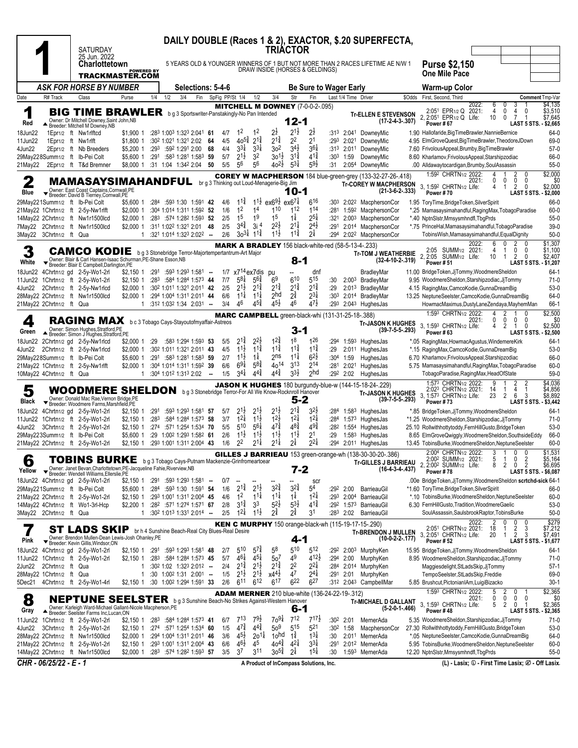# Race 1

**SATURDAY** 25 Jun. 2022 **Charlottetown**

POWERED BY **TRACKMASTER.COM**

**DAILY DOUBLE (Races 1 & 2), EXACTOR, $.20 SUPERFECTA, TRIACTOR**

5 YEARS OLD & YOUNGER WINNERS OF 1 BUT NOT MORE THAN 2 RACES LIFETIME AE N/W 1 DRAW INSIDE (HORSES & GELDINGS)

**Purse $2,150**
**One Mile Pace**

*ASK FOR HORSE BY NUMBER* — Selections: 5-4-6 — Be Sure to Wager Early — Warm-up Color

| Date | R# Track | Class | Purse | 1/4 | 1/2 | 3/4 | Fin | SpFig | PP/St | 1/4 | 1/2 | 3/4 | Str | Fin | Last 1/4 | Time | Driver | $Odds | First, Second, Third | Comment Tmp-Var |
|---|---|---|---|---|---|---|---|---|---|---|---|---|---|---|---|---|---|---|---|---|

## 1 (Red) BIG TIME BRAWLER — 12-1

b g 3 Sportswriter-Panstakingly-No Pan Intended
Owner: Dr Mitchell Downey,Saint John,NB
Breeder: Mitchell M Downey,NB
**MITCHELL M DOWNEY** (7-0-0-2-.095)
Tr-ELLEN E STEVENSON (17-2-4-3-.307)
2022: 6 0 3 1 $4,135 — 2:05¹ EPR1/2 Q 2021: 4 0 4 0 $3,510 — 2, 2:05¹ EPR1/2 Q Life: 10 0 7 1 $7,645 — Power # 67 — LAST 5 STS. - $2,665

| Date | R# Track | Class | Purse | 1/4 | 1/2 | 3/4 | Fin | SpFig | PP/St | 1/4 | 1/2 | 3/4 | Str | Fin | Last 1/4 | Time | Driver | $Odds | First, Second, Third | Comment Tmp-Var |
|---|---|---|---|---|---|---|---|---|---|---|---|---|---|---|---|---|---|---|---|---|
| 18Jun22 | 1Epr1/2 ft | Nw1rlftcd | $1,900 1 | :28³ | 1:00³ | 1:32³ | 2:04¹ | 61 | 4/7 | 1² | 1² | 2½ | 2¹½ | 2½ | :31³ | 2:04¹ | DowneyMic | 1.90 | Hallofaride,BigTimeBrawler,NannieBernice | 64-0 |
| 11Jun22 | 1Epr1/2 ft | Nw1rlft | $1,800 1 | :30² | 1:02¹ | 1:32¹ | 2:02 | 64 | 4/5 | 4o5¾ | 2¹¾ | 2¹¾ | 2² | 2¹ | :29³ | 2:02¹ | DowneyMic | 4.95 | ElmGroveQuest,BigTimeBrawler,TheodoreJDown | 69-0 |
| 4Jun22 | 2Epr1/2 ft | Nb Breeders | $5,200 1 | :29³ | :59² | 1:29¹ | 2:00 | 68 | 4/4 | 3³¾ | 3³¾ | 3o² | 3⁴½ | 3⁶¾ | :31³ | 2:01¹ | DowneyMic | 7.60 | FrivolousAppeal,Brumby,BigTimeBrawler | 57-0 |
| 29May22 | 8Summ1/2 ft | Ib-Pei Colt | $5,600 1 | :29¹ | :58³ | 1:28¹ | 1:58³ | 59 | 5/7 | 2¹½ | 3² | 3o¹½ | 3¹¾ | 4¹¾ | :30³ | 1:59 | DowneyMic | 8.60 | Kharlamov,FrivolousAppeal,Starshipzodiac | 66-0 |
| 21May22 | 2Epr1/2 ft | T&d Bremner | $8,000 1 | :31 | 1:04 | 1:34² | 2:04 | 50 | 5/5 | 5⁶ | 5⁶ | 4o2½ | 5³¼ | 5⁹½ | :31 | 2:05⁴ | DowneyMic | .00 | Alldawaytocardigan,Brumby,SoulAssassin | 55-0 |

## 2 (Blue) MAMASAYSIMAHANDFUL — 10-1

br g 3 Thinking out Loud-Menagerie-Big Jim
Owner: East Coast Captains,Cornwall,PE
Breeder: David B Tierney,Cornwall,PE
**COREY W MACPHERSON** 184 blue-green-grey (133-32-27-26-.418)
Tr-COREY W MACPHERSON (21-3-6-2-.333)
1:59² CHRTN1/2 2022: 4 1 2 0 $2,000 — 2021: 0 0 0 0 $0 — 3, 1:59² CHRTN1/2 Life: 4 1 2 0 $2,000 — Power # 70 — LAST 5 STS. - $2,000

| Date | R# Track | Class | Purse | 1/4 | 1/2 | 3/4 | Fin | SpFig | PP/St | 1/4 | 1/2 | 3/4 | Str | Fin | Last 1/4 | Time | Driver | $Odds | First, Second, Third | Comment Tmp-Var |
|---|---|---|---|---|---|---|---|---|---|---|---|---|---|---|---|---|---|---|---|---|
| 29May22 | 1Summ1/2 ft | Ib-Pei Colt | $5,600 1 | :28⁴ | :59³ | 1:30 | 1:59¹ | 42 | 4/6 | 1¹¾ | 1¹½ | ex6⁹½ | ex6⁷¼ | 6¹⁶ | :30³ | 2:02² | MacphersonCor | 1.95 | ToryTime,BridgeToken,SilverSpirit | 66-0 |
| 21May22 | 1Chrtn1/2 ft | 2-5y-Nw1rlft | $2,000 1 | :30⁴ | 1:01⁴ | 1:31¹ | 1:59² | 52 | 1/6 | 1² | 1⁴ | 1¹⁰ | 1¹² | 1¹⁴ | :28¹ | 1:59² | MacphersonCor | *.25 | Mamasaysimahandful,RagingMax,TobagoParadise | 60-0 |
| 14May22 | 2Chrtn1/2 ft | Nw1r1500lcd | $2,000 1 | :28³ | :57⁴ | 1:28² | 1:59³ | 52 | 2/5 | 1⁵ | 1⁹ | 1⁵ | 1¾ | 2⁵¾ | :32¹ | 2:00³ | MacphersonCor | *.40 | NptnSlstr,Mmsysmhndfl,TbgPrds | 55-0 |
| 7May22 | 2Chrtn1/2 ft | Nw1r1500lcd | $2,000 1 | :31¹ | 1:02² | 1:32¹ | 2:01 | 48 | 2/5 | 3⁴¾ | 3i ⁴ | 2²½ | 2¹¼ | 2⁴½ | :29¹ | 2:01⁴ | MacphersonCor | *.75 | PrinceHal,Mamasaysimahandful,TobagoParadise | 39-0 |
| 3May22 | 3Chrtn1/2 ft | Qua | 1 | :32¹ | 1:01⁴ | 1:32³ | 2:02² | -- | 2/6 | 3o3¼ | 1¹¾ | 1¹½ | 1¹¾ | 2¾ | :29⁴ | 2:02² | MacphersonCor | | TobinsWish,Mamasaysimahandful,EqualDignity | 50-0 |

## 3 (White) CAMCO KODIE — 8-1

b g 3 Stonebridge Terror-Majortempertantrum-Art Major
Owner: Blair & Carl Hansen-Isaac Schurman,PE-Shane Esson,NB
Breeder: Blair E Campbell,Darlington,PE
**MARK A BRADLEY** 156 black-white-red (58-5-13-4-.233)
Tr-TOM J WEATHERBIE (32-4-10-2-.319)
2022: 6 0 2 0 $1,307 — 2:05 SUMM1/2 2021: 4 1 0 0 $1,100 — 2, 2:05 SUMM1/2 Life: 10 1 2 0 $2,407 — Power # 51 — LAST 5 STS. - $1,207

| Date | R# Track | Class | Purse | 1/4 | 1/2 | 3/4 | Fin | SpFig | PP/St | 1/4 | 1/2 | 3/4 | Str | Fin | Last 1/4 | Time | Driver | $Odds | First, Second, Third | Comment Tmp-Var |
|---|---|---|---|---|---|---|---|---|---|---|---|---|---|---|---|---|---|---|---|---|
| 18Jun22 | 4Chrtn1/2 gd | 2-5y-Wo1-2rl | $2,150 1 | :29¹ | :59³ | 1:29³ | 1:58¹ | -- | 1/7 | x7¹⁴ex7dis | pu | -- | -- | dnf | | | BradleyMar | 11.00 | BridgeToken,JjTommy,WoodmereSheldon | 64-1 |
| 11Jun22 | 1Chrtn1/2 ft | 2-5y-Wo1-2rl | $2,150 1 | :28³ | :58⁴ | 1:28⁴ | 1:57³ | 44 | 7/7 | 5⁸¾ | 5⁶¾ | 6⁹ | 6¹⁰ | 5¹⁵ | :30 | 2:00³ | BradleyMar | 9.95 | WoodmereSheldon,Starshipzodiac,JjTommy | 71-0 |
| 4Jun22 | 2Chrtn1/2 ft | 2-5y-Nw1rlcd | $2,000 1 | :30² | 1:01¹ | 1:32¹ | 2:01¹ | 42 | 2/5 | 2¹½ | 2¹¾ | 2¹¾ | 2¹¾ | 2¹¾ | :29 | 2:01³ | BradleyMar | 4.15 | RagingMax,CamcoKodie,GunnaDreamBig | 53-0 |
| 28May22 | 2Chrtn1/2 ft | Nw1r1500lcd | $2,000 1 | :29⁴ | 1:00⁴ | 1:31¹ | 2:01¹ | 44 | 6/6 | 1¹¾ | 1¹¾ | 2hd | 2¾ | 2³¼ | :30³ | 2:01⁴ | BradleyMar | 13.25 | NeptuneSeelster,CamcoKodie,GunnaDreamBig | 64-0 |
| 21May22 | 2Chrtn1/2 ft | Qua | 1 | :31² | 1:03² | 1:34 | 2:03¹ | -- | 3/4 | 4⁶ | 4⁵¾ | 4⁵½ | 4⁶ | 4⁷½ | :29³ | 2:04³ | HughesJas | | HowmacMaximus,DustyLaneZendaya,MayhemMan | 66-1 |

## 4 (Green) RAGING MAX — 3-1

b c 3 Tobago Cays-Stayoutofmyaffair-Astreos
Owner: Simon Hughes,Stratford,PE
Breeder: Simon J Hughes,Stratford,PE
**MARC CAMPBELL** green-black-whi (131-31-25-18-.388)
Tr-JASON K HUGHES (39-7-5-5-.293)
1:59³ CHRTN1/2 2022: 4 2 1 0 $2,500 — 2021: 0 0 0 0 $0 — 3, 1:59³ CHRTN1/2 Life: 4 2 1 0 $2,500 — Power # 63 — LAST 5 STS. - $2,500

| Date | R# Track | Class | Purse | 1/4 | 1/2 | 3/4 | Fin | SpFig | PP/St | 1/4 | 1/2 | 3/4 | Str | Fin | Last 1/4 | Time | Driver | $Odds | First, Second, Third | Comment Tmp-Var |
|---|---|---|---|---|---|---|---|---|---|---|---|---|---|---|---|---|---|---|---|---|
| 18Jun22 | 2Chrtn1/2 gd | 2-5y-Nw1rlcd | $2,000 1 | :29 | :58³ | 1:29⁴ | 1:59³ | 53 | 5/5 | 2¹¾ | 2²½ | 1²¾ | 1⁸ | 1²⁶ | :29⁴ | 1:59³ | HughesJas | *.05 | RagingMax,HowmacAgustus,WindemereKirk | 64-1 |
| 4Jun22 | 2Chrtn1/2 ft | 2-5y-Nw1rlcd | $2,000 1 | :30² | 1:01¹ | 1:32¹ | 2:01¹ | 43 | 4/5 | 1¹½ | 1¹¾ | 1¹¾ | 1¹¾ | 1¹¾ | :29 | 2:01¹ | HughesJas | *.15 | RagingMax,CamcoKodie,GunnaDreamBig | 53-0 |
| 29May22 | 8Summ1/2 ft | Ib-Pei Colt | $5,600 1 | :29¹ | :58³ | 1:28¹ | 1:58³ | 59 | 2/7 | 1¹½ | 1¾ | 2ns | 1¹¼ | 6²½ | :30⁴ | 1:59 | HughesJas | 6.70 | Kharlamov,FrivolousAppeal,Starshipzodiac | 66-0 |
| 21May22 | 1Chrtn1/2 ft | 2-5y-Nw1rlft | $2,000 1 | :30⁴ | 1:01⁴ | 1:31¹ | 1:59² | 39 | 6/6 | 1¹¼ | 5⁸¾ | 4o¹⁴ | 3¹³ | 2¹⁴ | :28¹ | 2:02¹ | HughesJas | 5.75 | Mamasaysimahandful,RagingMax,TobagoParadise | 60-0 |
| 10May22 | 4Chrtn1/2 ft | Qua | 1 | :30⁴ | 1:01² | 1:31³ | 2:02 | -- | 1/5 | 3⁴¼ | 4⁴¾ | 4⁴¾ | 3³½ | 2hd | :29² | 2:02 | HughesJas | | TobagoParadise,RagingMax,HeadOfState | 59-0 |

## 5 (Black) WOODMERE SHELDON — 5-2

b g 3 Stonebridge Terror-For All We Know-Rocknroll Hanover
Owner: Donald Mac Rae,Vernon Bridge,PE
Breeder: Woodmere Farms,Marshfield,PE
**JASON K HUGHES** 180 burgundy-blue-w (144-15-18-24-.229)
Tr-JASON K HUGHES (39-7-5-5-.293)
1:57³ CHRTN1/2 2022: 9 1 2 2 $4,036 — 2:02³ CHRTN1/2 2021: 14 1 4 1 $4,856 — 3, 1:57³ CHRTN1/2 Life: 23 2 6 3 $8,892 — Power # 73 — LAST 5 STS. - $3,442

| Date | R# Track | Class | Purse | 1/4 | 1/2 | 3/4 | Fin | SpFig | PP/St | 1/4 | 1/2 | 3/4 | Str | Fin | Last 1/4 | Time | Driver | $Odds | First, Second, Third | Comment Tmp-Var |
|---|---|---|---|---|---|---|---|---|---|---|---|---|---|---|---|---|---|---|---|---|
| 18Jun22 | 4Chrtn1/2 gd | 2-5y-Wo1-2rl | $2,150 1 | :29¹ | :59³ | 1:29³ | 1:58¹ | 57 | 5/7 | 2¹½ | 2¹½ | 2¹½ | 2¹¾ | 3²½ | :28⁴ | 1:58³ | HughesJas | *.85 | BridgeToken,JjTommy,WoodmereSheldon | 64-1 |
| 11Jun22 | 1Chrtn1/2 ft | 2-5y-Wo1-2rl | $2,150 1 | :28³ | :58⁴ | 1:28⁴ | 1:57³ | 58 | 3/7 | 1²¼ | 1¹½ | 1²½ | 1²¼ | 1²¼ | :28⁴ | 1:57³ | HughesJas | *1.25 | WoodmereSheldon,Starshipzodiac,JjTommy | 71-0 |
| 4Jun22 | 3Chrtn1/2 ft | 2-5y-Wo1-2rl | $2,150 1 | :27⁴ | :57¹ | 1:25⁴ | 1:53⁴ | 70 | 5/5 | 5¹⁰ | 5⁶¾ | 4⁷¾ | 4⁸¾ | 4⁹¾ | :28² | 1:55⁴ | HughesJas | 25.10 | Rollwithhottytoddy,FernHillGusto,BridgeToken | 53-0 |
| 29May22 | 3Summ1/2 ft | Ib-Pei Colt | $5,600 1 | :29 | 1:00² | 1:29³ | 1:58¹ | 57 | 2/6 | 1¹½ | 1¹½ | 1¹½ | 1¹½ | 2¹ | :29 | 1:58³ | HughesJas | 8.65 | ElmGroveQwiggly,WoodmereSheldon,SouthsideEddy | 66-0 |
| 21May22 | 2Chrtn1/2 ft | 2-5y-Wo1-2rl | $2,150 1 | :29³ | 1:00¹ | 1:31¹ | 2:00⁴ | 43 | 1/6 | 2² | 2¹¾ | 2¹¾ | 2¾ | 2²¼ | :29⁴ | 2:01¹ | HughesJas | 13.45 | TobinsBurke,WoodmereSheldon,NeptuneSeelster | 60-0 |

## 6 (Yellow) TOBINS BURKE — 7-2

b g 3 Tobago Cays-Putnam Mackenzie-Grinfromeartoear
Owner: Janet Bevan,Charlottetown,PE-Jacqueline Fahie,Riverview,NB
Breeder: Wendell Williams,Ellerslie,PE
**GILLES J BARRIEAU** 153 green-orange-wh (138-30-30-20-.386)
Tr-GILLES J BARRIEAU (16-4-3-4-.437)
2:00⁴ CHRTN1/2 2022: 3 1 0 0 $1,531 — 2:00² SUMM1/2 2021: 5 1 0 2 $5,164 — 2, 2:00² SUMM1/2 Life: 8 2 0 2 $6,695 — Power # 78 — LAST 5 STS. - $6,087

| Date | R# Track | Class | Purse | 1/4 | 1/2 | 3/4 | Fin | SpFig | PP/St | 1/4 | 1/2 | 3/4 | Str | Fin | Last 1/4 | Time | Driver | $Odds | First, Second, Third | Comment Tmp-Var |
|---|---|---|---|---|---|---|---|---|---|---|---|---|---|---|---|---|---|---|---|---|
| 18Jun22 | 4Chrtn1/2 gd | 2-5y-Wo1-2rl | $2,150 1 | :29¹ | :59³ | 1:29³ | 1:58¹ | -- | 0/7 | -- | -- | -- | -- | scr | | | | .00 | eBridgeToken,JjTommy,WoodmereSheldon scrtchd-sick | 64-1 |
| 29May22 | 1Summ1/2 ft | Ib-Pei Colt | $5,600 1 | :28⁴ | :59³ | 1:30 | 1:59¹ | 54 | 1/6 | 2¹¾ | 2¹½ | 3²¾ | 3²¾ | 5⁴ | :29² | 2:00 | BarrieauGil | *1.60 | ToryTime,BridgeToken,SilverSpirit | 66-0 |
| 21May22 | 2Chrtn1/2 ft | 2-5y-Wo1-2rl | $2,150 1 | :29³ | 1:00¹ | 1:31¹ | 2:00⁴ | 45 | 4/6 | 1² | 1¹¼ | 1¹¼ | 1¾ | 1²¼ | :29³ | 2:00⁴ | BarrieauGil | *.10 | TobinsBurke,WoodmereSheldon,NeptuneSeelster | 60-0 |
| 14May22 | 4Chrtn1/2 ft | Wo1-3rl-Hcp | $2,200 1 | :28² | :57¹ | 1:27⁴ | 1:57¹ | 67 | 2/8 | 3¹¾ | 3³ | 5²½ | 5³½ | 4¹¾ | :29² | 1:57³ | BarrieauGil | 6.30 | FernHillGusto,Tradition,WoodmereGaelic | 53-0 |
| 3May22 | 2Chrtn1/2 ft | Qua | 1 | :30² | 1:01³ | 1:33¹ | 2:01⁴ | -- | 2/5 | 1²¼ | 1¹½ | 2¾ | 2¾ | 3¹ | :28³ | 2:02 | BarrieauGil | | SoulAssassin,SaulsbrookRaptor,TobinsBurke | 50-0 |

## 7 (Pink) ST LADS SKIP — 4-1

br h 4 Sunshine Beach-Real City Blues-Real Desire
Owner: Brendon Mullen-Dean Lewis-Josh Ohanley,PE
Breeder: Kevin Gillis,Windsor,ON
**KEN C MURPHY** 150 orange-black-wh (115-19-17-15-.290)
Tr-BRENDON J MULLEN (10-0-2-1-.177)
2022: 2 0 0 0 $279 — 2:05¹ CHRTN1/2 2021: 18 1 2 3 $7,212 — 3, 2:05¹ CHRTN1/2 Life: 20 1 2 3 $7,491 — Power # 52 — LAST 5 STS. - $1,677

| Date | R# Track | Class | Purse | 1/4 | 1/2 | 3/4 | Fin | SpFig | PP/St | 1/4 | 1/2 | 3/4 | Str | Fin | Last 1/4 | Time | Driver | $Odds | First, Second, Third | Comment Tmp-Var |
|---|---|---|---|---|---|---|---|---|---|---|---|---|---|---|---|---|---|---|---|---|
| 18Jun22 | 4Chrtn1/2 gd | 2-5y-Wo1-2rl | $2,150 1 | :29¹ | :59³ | 1:29³ | 1:58¹ | 48 | 2/7 | 5¹⁰ | 5⁷¾ | 5⁸ | 5¹⁰ | 5¹² | :29² | 2:00³ | MurphyKen | 15.95 | BridgeToken,JjTommy,WoodmereSheldon | 64-1 |
| 11Jun22 | 1Chrtn1/2 ft | 2-5y-Wo1-2rl | $2,150 1 | :28³ | :58⁴ | 1:28⁴ | 1:57³ | 45 | 5/7 | 4⁶¼ | 4⁵¼ | 5o⁷ | 4⁹ | 4¹²½ | :29⁴ | 2:00 | MurphyKen | 8.95 | WoodmereSheldon,Starshipzodiac,JjTommy | 71-0 |
| 2Jun22 | 2Chrtn1/2 ft | Qua | 1 | :30² | 1:02 | 1:32³ | 2:01² | -- | 2/4 | 2¹¾ | 2¹½ | 2¹¾ | 2² | 2²¼ | :28⁴ | 2:01⁴ | MurphyKen | | Maggiesdelight,StLadsSkip,JjTommy | 57-1 |
| 28May22 | 1Chrtn1/2 ft | Qua | 1 | :30 | 1:00² | 1:31 | 2:00¹ | -- | 1/5 | 2¹½ | 2¹½ | x4⁴½ | 4⁷ | 2⁴¼ | :29¹ | 2:01 | MurphyKen | | TempoSeelster,StLadsSkip,Freddie | 69-0 |
| 5Dec21 | 4Chrtn1/2 ft | 2-5y-Wo1-4rl | $2,150 1 | :30 | 1:00² | 1:29⁴ | 1:59¹ | 33 | 2/6 | 6¹¹ | 6¹² | 6¹⁷ | 6²² | 6²⁷ | :31² | 2:04³ | CampbellMar | 5.85 | Brushcut,PictonianIAm,LuigiBizacko | 30-1 |

## 8 (Gray) NEPTUNE SEELSTER — 6-1

b g 3 Sunshine Beach-No Strikes Against-Western Hanover
Owner: Karleigh Ward-Michael Gallant-Nicole Macpherson,PE
Breeder: Seelster Farms Inc,Lucan,ON
**ADAM MERNER** 210 blue-white (136-24-22-19-.312)
Tr-MICHAEL D GALLANT (5-2-0-1-.466)
1:59³ CHRTN1/2 2022: 5 2 0 1 $2,365 — 2021: 0 0 0 0 $0 — 3, 1:59³ CHRTN1/2 Life: 5 2 0 1 $2,365 — Power # 48 — LAST 5 STS. - $2,365

| Date | R# Track | Class | Purse | 1/4 | 1/2 | 3/4 | Fin | SpFig | PP/St | 1/4 | 1/2 | 3/4 | Str | Fin | Last 1/4 | Time | Driver | $Odds | First, Second, Third | Comment Tmp-Var |
|---|---|---|---|---|---|---|---|---|---|---|---|---|---|---|---|---|---|---|---|---|
| 11Jun22 | 1Chrtn1/2 ft | 2-5y-Wo1-2rl | $2,150 1 | :28³ | :58⁴ | 1:28⁴ | 1:57³ | 41 | 6/7 | 7¹³ | 7⁹½ | 7o⁹¼ | 7¹² | 7¹⁷½ | :30² | 2:01 | MernerAda | 5.35 | WoodmereSheldon,Starshipzodiac,JjTommy | 71-0 |
| 4Jun22 | 3Chrtn1/2 ft | 2-5y-Wo1-2rl | $2,150 1 | :27⁴ | :57¹ | 1:25⁴ | 1:53⁴ | 60 | 1/5 | 4⁷¾ | 4⁴¾ | 5o⁹ | 5¹⁵ | 5²¹ | :30² | 1:58 | MacphersonCor | 27.30 | Rollwithhottytoddy,FernHillGusto,BridgeToken | 53-0 |
| 28May22 | 2Chrtn1/2 ft | Nw1r1500lcd | $2,000 1 | :29⁴ | 1:00⁴ | 1:31¹ | 2:01¹ | 46 | 3/6 | 4⁵½ | 2o¹¼ | 1ohd | 1¾ | 1³¼ | :30 | 2:01¹ | MernerAda | *.05 | NeptuneSeelster,CamcoKodie,GunnaDreamBig | 64-0 |
| 21May22 | 2Chrtn1/2 ft | 2-5y-Wo1-2rl | $2,150 1 | :29³ | 1:00¹ | 1:31¹ | 2:00⁴ | 43 | 6/6 | 4⁶½ | 4⁵ | 4o⁴¾ | 4²½ | 3³¼ | :29¹ | 2:01² | MernerAda | 5.95 | TobinsBurke,WoodmereSheldon,NeptuneSeelster | 60-0 |
| 14May22 | 2Chrtn1/2 ft | Nw1r1500lcd | $2,000 1 | :28³ | :57⁴ | 1:28² | 1:59³ | 57 | 3/5 | 3⁷ | 3¹¹ | 3o⁵¾ | 2¾ | 1⁵¼ | :30 | 1:59³ | MernerAda | 12.20 | NptnSlstr,Mmsysmhndfl,TbgPrds | 55-0 |

CHR - 06/25/22 - E - 1 — A Product of InCompass Solutions, Inc. — (L) - Lasix; ① - First Time Lasix; ② - Off Lasix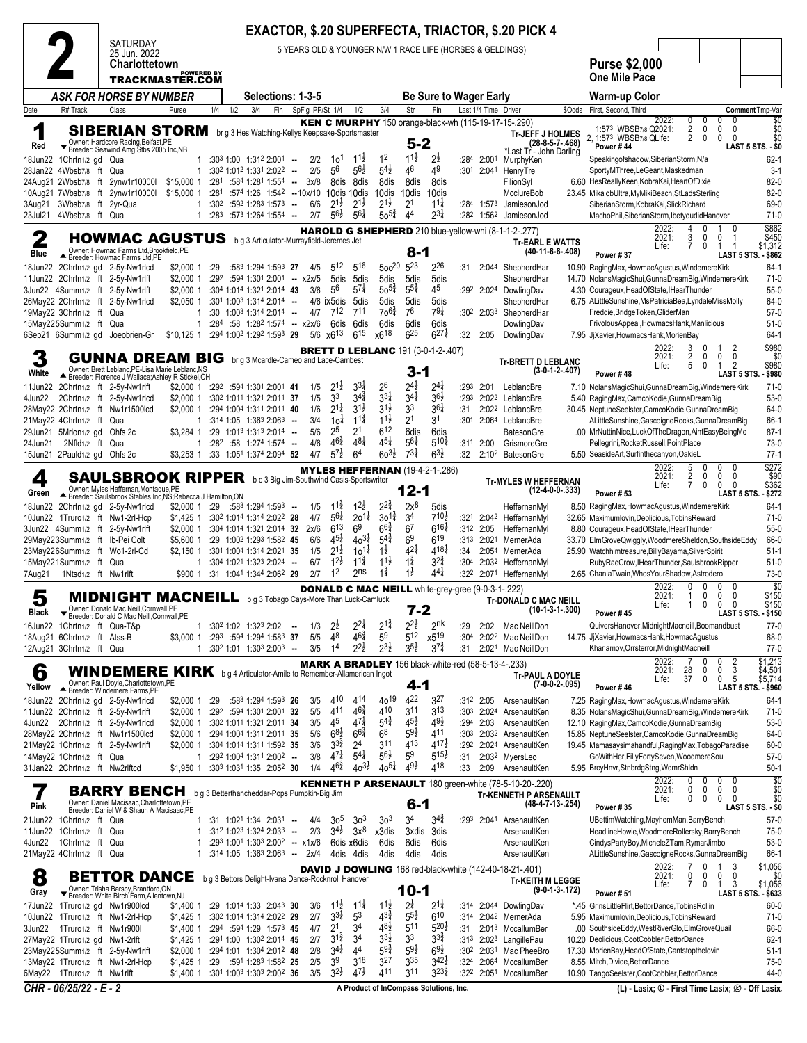# 2

SATURDAY
25 Jun. 2022
Charlottetown
TRACKMASTER.COM (POWERED BY)

**EXACTOR, $.20 SUPERFECTA, TRIACTOR, $.20 PICK 4**

5 YEARS OLD & YOUNGER N/W 1 RACE LIFE (HORSES & GELDINGS)

**Purse $2,000**
**One Mile Pace**

ASK FOR HORSE BY NUMBER — Selections: 1-3-5 — Be Sure to Wager Early — Warm-up Color

---

## 1 SIBERIAN STORM (Red) — 5-2

br g 3 Hes Watching-Kellys Keepsake-Sportsmaster
Owner: Hardcore Racing,Belfast,PE
Breeder: Seawind Amg Stbs 2005 Inc,NB
**KEN C MURPHY** 150 orange-black-wh (115-19-17-15-.290)
Tr-JEFF J HOLMES (28-8-5-7-.468)
*Last Tr - John Darling
Power # 44

| | Starts | 1st | 2nd | 3rd | Earnings |
|---|---|---|---|---|---|
| 2022: | 0 | 0 | 0 | 0 | $0 |
| 1:57³ WBSB7/8 Q2021: | 2 | 0 | 0 | 0 | $0 |
| 2, 1:57³ WBSB7/8 QLife: | 2 | 0 | 0 | 0 | $0 |

LAST 5 STS. - $0

| Date | R# Track | Class | Purse | 1/4 | 1/2 | 3/4 | Fin | SpFig | PP/St | 1/4 | 1/2 | 3/4 | Str | Fin | Last 1/4 | Time | Driver | $Odds | First, Second, Third | Comment Tmp-Var |
|---|---|---|---|---|---|---|---|---|---|---|---|---|---|---|---|---|---|---|---|---|
| 18Jun22 | 1Chrtn1/2 gd | Qua | 1 | :30³ | 1:00 | 1:31² | 2:00¹ | -- | 2/2 | 1o¹ | 1½ | 1² | 1½ | 2½ | :28⁴ | 2:00¹ | MurphyKen | | Speakingofshadow,SiberianStorm,N/a | 62-1 |
| 28Jan22 | 4Wbsb7/8 ft | Qua | 1 | :30² | 1:01² | 1:33¹ | 2:02² | -- | 2/5 | 5⁶ | 5⁶½ | 5⁴½ | 4⁶ | 4⁹ | :30¹ | 2:04¹ | HenryTre | | SportyMThree,LeGeant,Maskedman | 3-1 |
| 24Aug21 | 2Wbsb7/8 ft | 2ynw1r10000l | $15,000 1 | :28¹ | :58⁴ | 1:28¹ | 1:55⁴ | -- | 3x/8 | 8dis | 8dis | 8dis | 8dis | 8dis | | | FilionSyl | 6.60 | HesReallyKeen,KobraKai,HeartOfDixie | 82-0 |
| 10Aug21 | 7Wbsb7/8 ft | 2ynw1r10000l | $15,000 1 | :28¹ | :57⁴ | 1:26 | 1:54² | -- | 10x/10 | 10dis | 10dis | 10dis | 10dis | 10dis | | | McclureBob | 23.45 | MikalobUltra,MyMikiBeach,StLadsSterling | 82-0 |
| 3Aug21 | 3Wbsb7/8 ft | 2yr-Qua | 1 | :30² | :59² | 1:28³ | 1:57³ | -- | 6/6 | 2¹½ | 2¹½ | 2¹½ | 2¹ | 1¹¼ | :28⁴ | 1:57³ | JamiesonJod | | SiberianStorm,KobraKai,SlickRichard | 69-0 |
| 23Jul21 | 4Wbsb7/8 ft | Qua | 1 | :28³ | :57³ | 1:26⁴ | 1:55⁴ | -- | 2/7 | 5⁶½ | 5⁶¼ | 5o⁵¾ | 4⁴ | 2³¾ | :28² | 1:56² | JamiesonJod | | MachoPhil,SiberianStorm,IbetyoudidHanover | 71-0 |

---

## 2 HOWMAC AGUSTUS (Blue) — 8-1

b g 3 Articulator-Murrayfield-Jeremes Jet
Owner: Howmac Farms Ltd,Brookfield,PE
Breeder: Howmac Farms Ltd,PE
**HAROLD G SHEPHERD** 210 blue-yellow-whi (8-1-1-2-.277)
Tr-EARL E WATTS (40-11-6-6-.408)
Power # 37

| | Starts | 1st | 2nd | 3rd | Earnings |
|---|---|---|---|---|---|
| 2022: | 4 | 0 | 1 | 0 | $862 |
| 2021: | 3 | 0 | 0 | 1 | $450 |
| Life: | 7 | 0 | 1 | 1 | $1,312 |

LAST 5 STS. - $862

| Date | R# Track | Class | Purse | 1/4 | 1/2 | 3/4 | Fin | SpFig | PP/St | 1/4 | 1/2 | 3/4 | Str | Fin | Last 1/4 | Time | Driver | $Odds | First, Second, Third | Comment Tmp-Var |
|---|---|---|---|---|---|---|---|---|---|---|---|---|---|---|---|---|---|---|---|---|
| 18Jun22 | 2Chrtn1/2 gd | 2-5y-Nw1rlcd | $2,000 1 | :29 | :58³ | 1:29⁴ | 1:59³ | 27 | 4/5 | 5¹² | 5¹⁶ | 5oo²⁰ | 5²³ | 2²⁶ | :31 | 2:04⁴ | ShepherdHar | 10.90 | RagingMax,HowmacAgustus,WindemereKirk | 64-1 |
| 11Jun22 | 2Chrtn1/2 ft | 2-5y-Nw1rlft | $2,000 1 | :29² | :59⁴ | 1:30¹ | 2:00¹ | -- | x2x/5 | 5dis | 5dis | 5dis | 5dis | 5dis | | | ShepherdHar | 14.70 | NolansMagicShui,GunnaDreamBig,WindemereKirk | 71-0 |
| 3Jun22 | 4Summ1/2 ft | 2-5y-Nw1rlft | $2,000 1 | :30⁴ | 1:01⁴ | 1:32¹ | 2:01⁴ | 43 | 3/6 | 5⁶ | 5⁷¼ | 5o⁵¾ | 5⁵¾ | 4⁵ | :29² | 2:02⁴ | DowlingDav | 4.30 | Courageux,HeadOfState,IHearThunder | 55-0 |
| 26May22 | 2Chrtn1/2 ft | 2-5y-Nw1rlcd | $2,050 1 | :30¹ | 1:00³ | 1:31⁴ | 2:01⁴ | -- | 4/6 ix5dis | 5dis | 5dis | 5dis | 5dis | 5dis | | | ShepherdHar | 6.75 | ALittleSunshine,MsPatriciaBea,LyndaleMissMolly | 64-0 |
| 19May22 | 3Chrtn1/2 ft | Qua | 1 | :30 | 1:00³ | 1:31⁴ | 2:01⁴ | -- | 4/7 | 7¹² | 7¹¹ | 7o⁶¾ | 7⁶ | 7⁹¾ | :30² | 2:03³ | ShepherdHar | | Freddie,BridgeToken,GliderMan | 57-0 |
| 15May22 | 5Summ1/2 gd | Qua | 1 | :28⁴ | :58 | 1:28² | 1:57⁴ | -- | x2x/6 | 6dis | 6dis | 6dis | 6dis | 6dis | | | DowlingDav | | FrivolousAppeal,HowmacsHank,Manlicious | 51-0 |
| 6Sep21 | 6Summ1/2 gd | Joeobrien-Gr | $10,125 1 | :29⁴ | 1:00² | 1:29² | 1:59³ | 29 | 5/6 | x6¹³ | 6¹⁵ | x6¹⁸ | 6²⁵ | 6²⁷¼ | :32 | 2:05 | DowlingDav | 7.95 | JjXavier,HowmacsHank,MorienBay | 64-1 |

---

## 3 GUNNA DREAM BIG (White) — 3-1

br g 3 Mcardle-Cameo and Lace-Cambest
Owner: Brett Leblanc,PE-Lisa Marie Leblanc,NS
Breeder: Florence J Wallace;Ashley R Stickel,OH
**BRETT D LEBLANC** 191 (3-0-1-2-.407)
Tr-BRETT D LEBLANC (3-0-1-2-.407)
Power # 48

| | Starts | 1st | 2nd | 3rd | Earnings |
|---|---|---|---|---|---|
| 2022: | 3 | 0 | 1 | 2 | $980 |
| 2021: | 2 | 0 | 0 | 0 | $0 |
| Life: | 5 | 0 | 1 | 2 | $980 |

LAST 5 STS. - $980

| Date | R# Track | Class | Purse | 1/4 | 1/2 | 3/4 | Fin | SpFig | PP/St | 1/4 | 1/2 | 3/4 | Str | Fin | Last 1/4 | Time | Driver | $Odds | First, Second, Third | Comment Tmp-Var |
|---|---|---|---|---|---|---|---|---|---|---|---|---|---|---|---|---|---|---|---|---|
| 11Jun22 | 2Chrtn1/2 ft | 2-5y-Nw1rlft | $2,000 1 | :29² | :59⁴ | 1:30¹ | 2:00¹ | 41 | 1/5 | 2¹½ | 3³¼ | 2⁶ | 2⁴½ | 2⁴¼ | :29³ | 2:01 | LeblancBre | 7.10 | NolansMagicShui,GunnaDreamBig,WindemereKirk | 71-0 |
| 4Jun22 | 2Chrtn1/2 ft | 2-5y-Nw1rlft | $2,000 1 | :30² | 1:01¹ | 1:32¹ | 2:01¹ | 37 | 1/5 | 3³ | 3⁴¾ | 3³¼ | 3⁴½ | 3⁶½ | :29³ | 2:02² | LeblancBre | 5.40 | RagingMax,CamcoKodie,GunnaDreamBig | 53-0 |
| 28May22 | 2Chrtn1/2 ft | Nw1r1500lcd | $2,000 1 | :29⁴ | 1:00⁴ | 1:31¹ | 2:01¹ | 40 | 1/6 | 2¹¼ | 3¹½ | 3¹½ | 3³ | 3⁶¼ | :31 | 2:02² | LeblancBre | 30.45 | NeptuneSeelster,CamcoKodie,GunnaDreamBig | 64-0 |
| 21May22 | 4Chrtn1/2 ft | Qua | 1 | :31⁴ | 1:05 | 1:36³ | 2:06³ | -- | 3/4 | 1o¼ | 1¹¾ | 1¹½ | 2¹ | 3¹ | :30¹ | 2:06⁴ | LeblancBre | | ALittleSunshine,GascoigneRocks,GunnaDreamBig | 66-1 |
| 29Jun21 | 5Mrion1/2 gd | Ohfs 2c | $3,284 1 | :29 | 1:01³ | 1:31³ | 2:01¹ | -- | 5/6 | 2⁵ | 2¹ | 6¹² | 6dis | 6dis | | | BatesonGre | .00 | MrNuttinNice,LuckOfTheDragon,AintEasyBeingMe | 87-1 |
| 24Jun21 | 2Nfld1/2 ft | Qua | 1 | :28² | :58 | 1:27⁴ | 1:57⁴ | -- | 4/6 | 4⁶¾ | 4⁸¼ | 4⁴ | 5⁶¼ | 5¹⁰¾ | :31¹ | 2:00 | GrismoreGre | | Pellegrini,RocketRussell,PointPlace | 73-0 |
| 15Jun21 | 2Pauld1/2 gd | Ohfs 2c | $3,253 1 | :33 | 1:05¹ | 1:37⁴ | 2:09⁴ | 52 | 4/7 | 5⁷½ | 6⁴ | 6o³½ | 7³¼ | 6³½ | :32 | 2:10² | BatesonGre | 5.50 | SeasideArt,Surfinthecanyon,OakieL | 77-1 |

---

## 4 SAULSBROOK RIPPER (Green) — 12-1

b c 3 Big Jim-Southwind Oasis-Sportswriter
Owner: Myles Hefferman,Montaque,PE
Breeder: Saulsbrook Stables Inc,NS;Rebecca J Hamilton,ON
**MYLES HEFFERNAN** (19-4-2-1-.286)
Tr-MYLES W HEFFERNAN (12-4-0-0-.333)
Power # 53

| | Starts | 1st | 2nd | 3rd | Earnings |
|---|---|---|---|---|---|
| 2022: | 5 | 0 | 0 | 0 | $272 |
| 2021: | 2 | 0 | 0 | 0 | $90 |
| Life: | 7 | 0 | 0 | 0 | $362 |

LAST 5 STS. - $272

| Date | R# Track | Class | Purse | 1/4 | 1/2 | 3/4 | Fin | SpFig | PP/St | 1/4 | 1/2 | 3/4 | Str | Fin | Last 1/4 | Time | Driver | $Odds | First, Second, Third | Comment Tmp-Var |
|---|---|---|---|---|---|---|---|---|---|---|---|---|---|---|---|---|---|---|---|---|
| 18Jun22 | 2Chrtn1/2 gd | 2-5y-Nw1rlcd | $2,000 1 | :29 | :58³ | 1:29⁴ | 1:59³ | -- | 1/5 | 1¹¾ | 1²½ | 2²¾ | 2x⁸ | 5dis | | | HeffernanMyl | 8.50 | RagingMax,HowmacAgustus,WindemereKirk | 64-1 |
| 10Jun22 | 1Truro1/2 ft | Nw1-2rl-Hcp | $1,425 1 | :30² | 1:01⁴ | 1:31⁴ | 2:02² | 28 | 4/7 | 5⁶¼ | 2o¹¼ | 3o¹¾ | 3⁴ | 7¹⁰½ | :32¹ | 2:04² | HeffernanMyl | 32.65 | Maximumlovin,Deolicious,TobinsReward | 71-0 |
| 3Jun22 | 4Summ1/2 ft | 2-5y-Nw1rlft | $2,000 1 | :30⁴ | 1:01⁴ | 1:32¹ | 2:01⁴ | 32 | 2x/6 | 6¹³ | 6⁹ | 6⁶¾ | 6⁷ | 6¹⁶¼ | :31² | 2:05 | HeffernanMyl | 8.80 | Courageux,HeadOfState,IHearThunder | 55-0 |
| 29May22 | 3Summ1/2 ft | Ib-Pei Colt | $5,600 1 | :29 | 1:00² | 1:29³ | 1:58² | 45 | 6/6 | 4⁵¼ | 4o³¼ | 5⁴¾ | 6⁹ | 6¹⁹ | :31³ | 2:02¹ | MernerAda | 33.70 | ElmGroveQwiggly,WoodmereSheldon,SouthsideEddy | 66-0 |
| 23May22 | 6Summ1/2 ft | Wo1-2rl-Cd | $2,150 1 | :30¹ | 1:00⁴ | 1:31⁴ | 2:02¹ | 35 | 1/5 | 2¹½ | 1o¹¼ | 1½ | 4²¼ | 4¹⁸¼ | :34 | 2:05⁴ | MernerAda | 25.90 | Watchhimtreasure,BillyBayama,SilverSpirit | 51-1 |
| 15May22 | 1Summ1/2 ft | Qua | 1 | :30⁴ | 1:02¹ | 1:32³ | 2:02⁴ | -- | 6/7 | 1²½ | 1¹¾ | 1¹½ | 1¾ | 3²¾ | :30⁴ | 2:03² | HeffernanMyl | | RubyRaeCrow,IHearThunder,SaulsbrookRipper | 51-0 |
| 7Aug21 | 1Ntsd1/2 ft | Nw1rlft | $900 1 | :31 | 1:04¹ | 1:34⁴ | 2:06² | 29 | 2/7 | 1² | 2ns | 1¾ | 1½ | 4⁴¼ | :32² | 2:07¹ | HeffernanMyl | 2.65 | ChaniaTwain,WhosYourShadow,Astrodero | 73-0 |

---

## 5 MIDNIGHT MACNEILL (Black) — 7-2

b g 3 Tobago Cays-More Than Luck-Camluck
Owner: Donald Mac Neill,Cornwall,PE
Breeder: Donald C Mac Neill,Cornwall,PE
**DONALD C MAC NEILL** white-grey-gree (9-0-3-1-.222)
Tr-DONALD C MAC NEILL (10-1-3-1-.300)
Power # 45

| | Starts | 1st | 2nd | 3rd | Earnings |
|---|---|---|---|---|---|
| 2022: | 0 | 0 | 0 | 0 | $0 |
| 2021: | 1 | 0 | 0 | 0 | $150 |
| Life: | 1 | 0 | 0 | 0 | $150 |

LAST 5 STS. - $150

| Date | R# Track | Class | Purse | 1/4 | 1/2 | 3/4 | Fin | SpFig | PP/St | 1/4 | 1/2 | 3/4 | Str | Fin | Last 1/4 | Time | Driver | $Odds | First, Second, Third | Comment Tmp-Var |
|---|---|---|---|---|---|---|---|---|---|---|---|---|---|---|---|---|---|---|---|---|
| 16Jun22 | 1Chrtn1/2 ft | Qua-T&p | 1 | :30² | 1:02 | 1:32³ | 2:02 | -- | 1/3 | 2½ | 2²¼ | 2¹¾ | 2²½ | 2nk | :29 | 2:02 | Mac NeillDon | | QuiversHanover,MidnightMacneill,Boomandbust | 77-0 |
| 18Aug21 | 6Chrtn1/2 ft | Atss-B | $3,000 1 | :29³ | :59⁴ | 1:29⁴ | 1:58³ | 37 | 5/5 | 4⁸ | 4⁶¾ | 5⁹ | 5¹² | x5¹⁹ | :30⁴ | 2:02² | Mac NeillDon | 14.75 | JjXavier,HowmacsHank,HowmacAgustus | 68-0 |
| 12Aug21 | 3Chrtn1/2 ft | Qua | 1 | :30² | 1:01 | 1:30³ | 2:00³ | -- | 3/5 | 1⁴ | 2²½ | 2³½ | 3⁵½ | 3⁷¾ | :31 | 2:02¹ | Mac NeillDon | | Kharlamov,Orrsterror,MidnightMacneill | 77-0 |

---

## 6 WINDEMERE KIRK (Yellow) — 4-1

b g 4 Articulator-Amile to Remember-Allamerican Ingot
Owner: Paul Doyle,Charlottetown,PE
Breeder: Windemere Farms,PE
**MARK A BRADLEY** 156 black-white-red (58-5-13-4-.233)
Tr-PAUL A DOYLE (7-0-0-2-.095)
Power # 46

| | Starts | 1st | 2nd | 3rd | Earnings |
|---|---|---|---|---|---|
| 2022: | 7 | 0 | 0 | 2 | $1,213 |
| 2021: | 28 | 0 | 0 | 3 | $4,501 |
| Life: | 37 | 0 | 0 | 5 | $5,714 |

LAST 5 STS. - $960

| Date | R# Track | Class | Purse | 1/4 | 1/2 | 3/4 | Fin | SpFig | PP/St | 1/4 | 1/2 | 3/4 | Str | Fin | Last 1/4 | Time | Driver | $Odds | First, Second, Third | Comment Tmp-Var |
|---|---|---|---|---|---|---|---|---|---|---|---|---|---|---|---|---|---|---|---|---|
| 18Jun22 | 2Chrtn1/2 gd | 2-5y-Nw1rlcd | $2,000 1 | :29 | :58³ | 1:29⁴ | 1:59³ | 26 | 3/5 | 4¹⁰ | 4¹⁴ | 4o¹⁹ | 4²² | 3²⁷ | :31² | 2:05 | ArsenaultKen | 7.25 | RagingMax,HowmacAgustus,WindemereKirk | 64-1 |
| 11Jun22 | 2Chrtn1/2 ft | 2-5y-Nw1rlft | $2,000 1 | :29² | :59⁴ | 1:30¹ | 2:00¹ | 32 | 5/5 | 4¹¹ | 4⁶¾ | 4¹⁰ | 3¹¹ | 3¹³ | :30³ | 2:02⁴ | ArsenaultKen | 8.35 | NolansMagicShui,GunnaDreamBig,WindemereKirk | 71-0 |
| 4Jun22 | 2Chrtn1/2 ft | 2-5y-Nw1rlft | $2,000 1 | :30² | 1:01¹ | 1:32¹ | 2:01¹ | 34 | 3/5 | 4⁵ | 4⁷¼ | 5⁴¾ | 4⁵½ | 4⁹½ | :29⁴ | 2:03 | ArsenaultKen | 12.10 | RagingMax,CamcoKodie,GunnaDreamBig | 53-0 |
| 28May22 | 2Chrtn1/2 ft | Nw1r1500lcd | $2,000 1 | :29⁴ | 1:00⁴ | 1:31¹ | 2:01¹ | 35 | 5/6 | 6⁸½ | 6⁶¾ | 6⁸ | 5⁹½ | 4¹¹ | :30³ | 2:03² | ArsenaultKen | 15.85 | NeptuneSeelster,CamcoKodie,GunnaDreamBig | 64-0 |
| 21May22 | 1Chrtn1/2 ft | 2-5y-Nw1rlft | $2,000 1 | :30⁴ | 1:01⁴ | 1:31¹ | 1:59² | 35 | 3/6 | 3³¾ | 2⁴ | 3¹¹ | 4¹³ | 4¹⁷½ | :29² | 2:02⁴ | ArsenaultKen | 19.45 | Mamasaysimahandful,RagingMax,TobagoParadise | 60-0 |
| 14May22 | 1Chrtn1/2 ft | Qua | 1 | :29² | 1:00⁴ | 1:31¹ | 2:00² | -- | 3/8 | 4⁷¼ | 5⁴¼ | 5⁶½ | 5⁹ | 5¹⁵½ | :31 | 2:03² | MyersLeo | | GoWithHer,FillyFortySeven,WoodmereSoul | 57-0 |
| 31Jan22 | 2Chrtn1/2 ft | Nw2rlftcd | $1,950 1 | :30³ | 1:03¹ | 1:35 | 2:05² | 30 | 1/4 | 4⁶¾ | 4o³½ | 4o⁵¼ | 4⁹½ | 4¹⁸ | :33 | 2:09 | ArsenaultKen | 5.95 | BrcyHnvr,StnbrdgStng,WdmrShldn | 50-1 |

---

## 7 BARRY BENCH (Pink) — 6-1

b g 3 Betterthancheddar-Pops Pumpkin-Big Jim
Owner: Daniel Macisaac,Charlottetown,PE
Breeder: Daniel W & Shaun A Macisaac,PE
**KENNETH P ARSENAULT** 180 green-white (78-5-10-20-.220)
Tr-KENNETH P ARSENAULT (48-4-7-13-.254)
Power # 35

| | Starts | 1st | 2nd | 3rd | Earnings |
|---|---|---|---|---|---|
| 2022: | 0 | 0 | 0 | 0 | $0 |
| 2021: | 0 | 0 | 0 | 0 | $0 |
| Life: | 0 | 0 | 0 | 0 | $0 |

LAST 5 STS. - $0

| Date | R# Track | Class | Purse | 1/4 | 1/2 | 3/4 | Fin | SpFig | PP/St | 1/4 | 1/2 | 3/4 | Str | Fin | Last 1/4 | Time | Driver | $Odds | First, Second, Third | Comment Tmp-Var |
|---|---|---|---|---|---|---|---|---|---|---|---|---|---|---|---|---|---|---|---|---|
| 21Jun22 | 1Chrtn1/2 ft | Qua | 1 | :31 | 1:02¹ | 1:34 | 2:03¹ | -- | 4/4 | 3o⁵ | 3o³ | 3o³ | 3⁴ | 3⁴¾ | :29³ | 2:04¹ | ArsenaultKen | | UBettimWatching,MayhemMan,BarryBench | 57-0 |
| 11Jun22 | 1Chrtn1/2 ft | Qua | 1 | :31² | 1:02³ | 1:32⁴ | 2:03³ | -- | 2/3 | 3⁴½ | 3x⁸ | x3dis | 3xdis | 3dis | | | ArsenaultKen | | HeadlineHowie,WoodmereRollersky,BarryBench | 75-0 |
| 4Jun22 | 1Chrtn1/2 ft | Qua | 1 | :29³ | 1:00¹ | 1:30³ | 2:00² | -- | x1x/6 | 6dis | x6dis | 6dis | 6dis | 6dis | | | ArsenaultKen | | CindysPartyBoy,MichaelZTam,RymarJimbo | 53-0 |
| 21May22 | 4Chrtn1/2 ft | Qua | 1 | :31⁴ | 1:05 | 1:36³ | 2:06³ | -- | 2x/4 | 4dis | 4dis | 4dis | 4dis | 4dis | | | ArsenaultKen | | ALittleSunshine,GascoigneRocks,GunnaDreamBig | 66-1 |

---

## 8 BETTOR DANCE (Gray) — 10-1

b g 3 Bettors Delight-Ivana Dance-Rocknroll Hanover
Owner: Trisha Barsby,Brantford,ON
Breeder: White Birch Farm,Allentown,NJ
**DAVID J DOWLING** 168 red-black-white (142-40-18-21-.401)
Tr-KEITH M LEGGE (9-0-1-3-.172)
Power # 51

| | Starts | 1st | 2nd | 3rd | Earnings |
|---|---|---|---|---|---|
| 2022: | 7 | 0 | 1 | 3 | $1,056 |
| 2021: | 0 | 0 | 0 | 0 | $0 |
| Life: | 7 | 0 | 1 | 3 | $1,056 |

LAST 5 STS. - $633

| Date | R# Track | Class | Purse | 1/4 | 1/2 | 3/4 | Fin | SpFig | PP/St | 1/4 | 1/2 | 3/4 | Str | Fin | Last 1/4 | Time | Driver | $Odds | First, Second, Third | Comment Tmp-Var |
|---|---|---|---|---|---|---|---|---|---|---|---|---|---|---|---|---|---|---|---|---|
| 17Jun22 | 1Truro1/2 gd | Nw1r900lcd | $1,400 1 | :29 | 1:01⁴ | 1:33 | 2:04³ | 30 | 3/6 | 1¹½ | 1¹¼ | 1¹½ | 2¼ | 2¹¼ | :31⁴ | 2:04⁴ | DowlingDav | *.45 | GrinsLittleFlirt,BettorDance,TobinsRollin | 60-0 |
| 10Jun22 | 1Truro1/2 ft | Nw1-2rl-Hcp | $1,425 1 | :30² | 1:01⁴ | 1:31⁴ | 2:02² | 29 | 2/7 | 3³¼ | 5³ | 4³¾ | 5⁵½ | 6¹⁰ | :31⁴ | 2:04² | MernerAda | 5.95 | Maximumlovin,Deolicious,TobinsReward | 71-0 |
| 3Jun22 | 1Truro1/2 ft | Nw1r900l | $1,400 1 | :29⁴ | :59⁴ | 1:29 | 1:57³ | 45 | 4/7 | 2¹ | 3⁴ | 4⁸½ | 5¹¹ | 5²⁰½ | :31 | 2:01³ | MccallumBer | .00 | SouthsideEddy,WestRiverGlo,ElmGroveQuail | 66-0 |
| 27May22 | 1Truro1/2 gd | Nw1-2rlft | $1,425 1 | :29¹ | 1:00 | 1:30² | 2:01⁴ | 45 | 2/7 | 3¹¾ | 3⁴ | 3³½ | 3³ | 3³¾ | :31³ | 2:02³ | LangillePau | 10.20 | Deolicious,CootCobbler,BettorDance | 62-1 |
| 23May22 | 5Summ1/2 ft | 2-5y-Nw1rlft | $2,000 1 | :29⁴ | 1:01 | 1:30⁴ | 2:01² | 48 | 2/8 | 3⁴¼ | 4⁴ | 5⁹¾ | 5⁹½ | 6⁹½ | :30² | 2:03¹ | Mac PheeBro | 17.30 | MorienBay,HeadOfState,Cantstopthelovin | 51-1 |
| 13May22 | 1Truro1/2 ft | Nw1-2rl-Hcp | $1,425 1 | :29 | :59¹ | 1:28³ | 1:58² | 25 | 2/5 | 3⁹ | 3¹⁸ | 3²⁷ | 3³⁵ | 3⁴²½ | :32⁴ | 2:06⁴ | MccallumBer | 8.55 | Mitch,Divide,BettorDance | 75-0 |
| 6May22 | 1Truro1/2 ft | Nw1rlft | $1,400 1 | :30¹ | 1:00³ | 1:30³ | 2:00² | 36 | 3/5 | 3²½ | 4⁷½ | 4¹¹ | 3¹¹ | 3²³¾ | :32² | 2:05¹ | MccallumBer | 10.90 | TangoSeelster,CootCobbler,BettorDance | 44-0 |

CHR - 06/25/22 - E - 2 — A Product of InCompass Solutions, Inc. — (L) - Lasix; ① - First Time Lasix; ② - Off Lasix.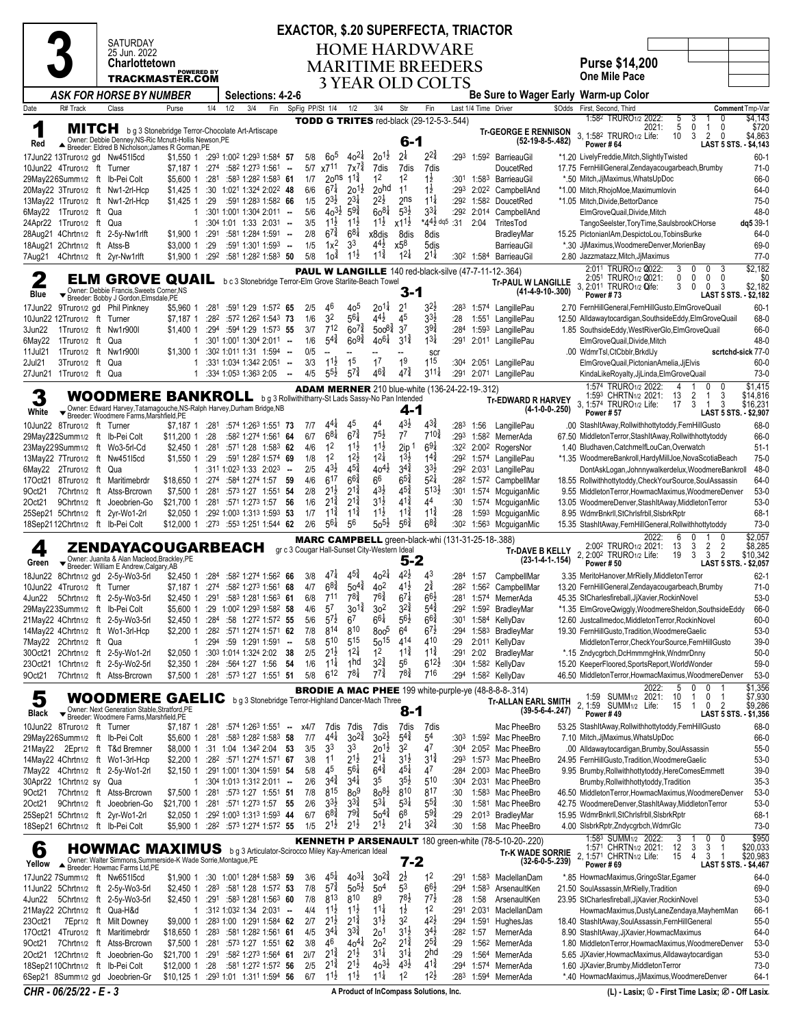# Race 3

**SATURDAY 25 Jun. 2022 — Charlottetown** — TRACKMASTER.COM

**EXACTOR, $.20 SUPERFECTA, TRIACTOR**

## HOME HARDWARE MARITIME BREEDERS 3 YEAR OLD COLTS

**Purse $14,200** — One Mile Pace

*ASK FOR HORSE BY NUMBER* — Selections: 4-2-6 — Be Sure to Wager Early — Warm-up Color

---

### 1 — MITCH (Red) — 6-1

b g 3 Stonebridge Terror-Chocolate Art-Artiscape
Owner: Debbie Denney,NS-Ric Mcnutt-Hollis Newson,PE
Breeder: Eldred B Nicholson;James R Gorman,PE

**TODD G TRITES** red-black (29-12-5-3-.544) — **Tr-GEORGE E RENNISON** (52-19-8-5-.482)

2022: 5 3 1 0 $4,143 — 2021: 5 0 1 0 $720 — 3, 1:58² TRURO½ Life: 10 3 2 0 $4,863 — Power # 64 — LAST 5 STS. - $4,143

| Date | R# Track | Class | Purse | 1/4 | 1/2 | 3/4 | Fin | SpFig | PP/St | 1/4 | 1/2 | 3/4 | Str | Fin | Last 1/4 | Time | Driver | $Odds | First, Second, Third | Comment Tmp-Var |
|---|---|---|---|---|---|---|---|---|---|---|---|---|---|---|---|---|---|---|---|---|
| 17Jun22 | 13Truro½ gd | Nw451l5cd | $1,550 1 | :29³ | 1:00² | 1:29³ | 1:58⁴ | 57 | 5/8 | 6o⁵ | 4o2¼ | 2o1½ | 2¼ | 22¾ | :29³ | 1:59² | BarrieauGil | *1.20 | LivelyFreddie,Mitch,SlightlyTwisted | 60-1 |
| 10Jun22 | 4Truro½ ft | Turner | $7,187 1 | :27⁴ | :58² | 1:27³ | 1:56¹ | -- | 5/7 | x7¹¹ | 7x7¾ | 7dis | 7dis | 7dis | | | DoucetRed | 17.75 | FernHillGeneral,Zendayacougarbeach,Brumby | 71-0 |
| 29May22 | 6Summ½ ft | Ib-Pei Colt | $5,600 1 | :28¹ | :58³ | 1:28² | 1:58³ | 61 | 1/7 | 2ons | 11¾ | 1² | 1² | 1½ | :30¹ | 1:58³ | BarrieauGil | *.50 | Mitch,JjMaximus,WhatsUpDoc | 66-0 |
| 20May22 | 3Truro½ ft | Nw1-2rl-Hcp | $1,425 1 | :30 | 1:02¹ | 1:32⁴ | 2:02² | 48 | 6/6 | 67¼ | 2o1½ | 2ohd | 1¹ | 1½ | :29³ | 2:02² | CampbellAnd | *1.00 | Mitch,RhojoMoe,Maximumlovin | 64-0 |
| 13May22 | 1Truro½ ft | Nw1-2rl-Hcp | $1,425 1 | :29 | :59¹ | 1:28³ | 1:58² | 66 | 1/5 | 23½ | 23¼ | 22½ | 2ns | 11¼ | :29² | 1:58² | DoucetRed | *1.05 | Mitch,Divide,BetterDance | 75-0 |
| 6May22 | 1Truro½ ft | Qua | 1 | :30¹ | 1:00¹ | 1:30⁴ | 2:01¹ | -- | 5/6 | 4o3½ | 59¾ | 6o8¼ | 53½ | 33¼ | :29² | 2:01⁴ | CampbellAnd | | ElmGroveQuail,Divide,Mitch | 48-0 |
| 24Apr22 | 1Truro½ ft | Qua | 1 | :30⁴ | 1:01 | 1:33 | 2:03¹ | -- | 3/5 | 11½ | 11½ | 11½ | x11½ | *44½ dq5 | :31 | 2:04 | TritesTod | | TangoSeelster,ToryTime,SaulsbrookCHorse | dq5 39-1 |
| 28Aug21 | 4Chrtn½ ft | 2-5y-Nw1rlft | $1,900 1 | :29¹ | :58¹ | 1:28⁴ | 1:59¹ | -- | 2/8 | 67¾ | 68¼ | x8dis | 8dis | 8dis | | | BradleyMar | 15.25 | PictonianIAm,DespictoLou,TobinsBurke | 64-0 |
| 18Aug21 | 2Chrtn½ ft | Atss-B | $3,000 1 | :29 | :59¹ | 1:30¹ | 1:59³ | -- | 1/5 | 1x² | 3³ | 44½ | x5⁸ | 5dis | | | BarrieauGil | *.30 | JjMaximus,WoodmereDenver,MorienBay | 69-0 |
| 7Aug21 | 4Chrtn½ ft | 2yr-Nw1rlft | $1,900 1 | :29² | :58¹ | 1:28² | 1:58³ | 50 | 5/8 | 1o¾ | 11½ | 11¾ | 12¼ | 21¼ | :30² | 1:58⁴ | BarrieauGil | 2.80 | Jazzmatazz,Mitch,JjMaximus | 77-0 |

---

### 2 — ELM GROVE QUAIL (Blue) — 3-1

b c 3 Stonebridge Terror-Elm Grove Starlite-Beach Towel
Owner: Debbie Francis,Sweets Corner,NS
Breeder: Bobby J Gordon,Elmsdale,PE

**PAUL W LANGILLE** 140 red-black-silve (47-7-11-12-.364) — **Tr-PAUL W LANGILLE** (41-4-9-10-.300)

2:01¹ TRURO½ Q2022: 3 0 0 3 $2,182 — 2:05¹ TRURO½ Q2021: 0 0 0 0 $0 — 3, 2:01¹ TRURO½ QLife: 3 0 0 3 $2,182 — Power # 73 — LAST 5 STS. - $2,182

| Date | R# Track | Class | Purse | 1/4 | 1/2 | 3/4 | Fin | SpFig | PP/St | 1/4 | 1/2 | 3/4 | Str | Fin | Last 1/4 | Time | Driver | $Odds | First, Second, Third | Comment Tmp-Var |
|---|---|---|---|---|---|---|---|---|---|---|---|---|---|---|---|---|---|---|---|---|
| 17Jun22 | 9Truro½ gd | Phil Pinkney | $5,960 1 | :28¹ | :59¹ | 1:29 | 1:57² | 65 | 2/5 | 4⁶ | 4o⁵ | 2o1¼ | 2¹ | 32½ | :28³ | 1:57⁴ | LangillePau | 2.70 | FernHillGeneral,FernHillGusto,ElmGroveQuail | 60-1 |
| 10Jun22 | 12Truro½ ft | Turner | $7,187 1 | :28² | :57² | 1:26² | 1:54³ | 73 | 1/6 | 3² | 56¼ | 44½ | 4⁵ | 33½ | :28 | 1:55¹ | LangillePau | 12.50 | Alldawaytocardigan,SouthsideEddy,ElmGroveQuail | 68-0 |
| 3Jun22 | 1Truro½ ft | Nw1r900l | $1,400 1 | :29⁴ | :59⁴ | 1:29 | 1:57³ | 55 | 3/7 | 71² | 60 7¾ | 5o6¾ | 3⁷ | 39¾ | :28⁴ | 1:59³ | LangillePau | 1.85 | SouthsideEddy,WestRiverGlo,ElmGroveQuail | 66-0 |
| 6May22 | 1Truro½ ft | Qua | 1 | :30¹ | 1:00¹ | 1:30⁴ | 2:01¹ | -- | 1/6 | 54¾ | 6o9¾ | 4o6¼ | 31¾ | 13¼ | :29¹ | 2:01¹ | LangillePau | | ElmGroveQuail,Divide,Mitch | 48-0 |
| 11Jul21 | 1Truro½ ft | Nw1r900l | $1,300 1 | :30² | 1:01¹ | 1:31 | 1:59⁴ | -- | 0/5 | -- | -- | -- | -- | scr | | | | .00 | WdmrTsl,CtCbblr,BrkdIJy | scrtchd-sick 77-0 |
| 2Jul21 | 3Truro½ ft | Qua | 1 | :33¹ | 1:03⁴ | 1:34² | 2:05¹ | -- | 3/3 | 11½ | 1⁵ | 1⁷ | 1⁹ | 11⁵ | :30⁴ | 2:05¹ | LangillePau | | ElmGroveQuail,PictonianAmelia,JjElvis | 60-0 |
| 27Jun21 | 1Truro½ ft | Qua | 1 | :33⁴ | 1:05³ | 1:36³ | 2:05 | -- | 4/5 | 55½ | 57¾ | 46¾ | 47¾ | 311¼ | :29¹ | 2:07¹ | LangillePau | | KindaLikeRoyalty,JjLinda,ElmGroveQuail | 73-0 |

---

### 3 — WOODMERE BANKROLL (White) — 4-1

b g 3 Rollwithitharry-St Lads Sassy-No Pan Intended
Owner: Edward Harvey,Tatamagouche,NS-Ralph Harvey,Durham Bridge,NB
Breeder: Woodmere Farms,Marshfield,PE

**ADAM MERNER** 210 blue-white (136-24-22-19-.312) — **Tr-EDWARD R HARVEY** (4-1-0-0-.250)

1:57⁴ TRURO½ 2022: 4 1 0 0 $1,415 — 1:59³ CHRTN½ 2021: 13 2 1 3 $14,816 — 3, 1:57⁴ TRURO½ Life: 17 3 1 3 $16,231 — Power # 57 — LAST 5 STS. - $2,907

| Date | R# Track | Class | Purse | 1/4 | 1/2 | 3/4 | Fin | SpFig | PP/St | 1/4 | 1/2 | 3/4 | Str | Fin | Last 1/4 | Time | Driver | $Odds | First, Second, Third | Comment Tmp-Var |
|---|---|---|---|---|---|---|---|---|---|---|---|---|---|---|---|---|---|---|---|---|
| 10Jun22 | 8Truro½ ft | Turner | $7,187 1 | :28¹ | :57⁴ | 1:26³ | 1:55¹ | 73 | 7/7 | 44¼ | 4⁵ | 4⁴ | 43½ | 43¾ | :28³ | 1:56 | LangillePau | .00 | StashItAway,Rollwithhottytoddy,FernHillGusto | 68-0 |
| 29May22 | 2Summ½ ft | Ib-Pei Colt | $11,200 1 | :28 | :58² | 1:27⁴ | 1:56¹ | 64 | 6/7 | 68¼ | 67¾ | 75½ | 7⁷ | 710¾ | :29³ | 1:58² | MernerAda | 67.50 | MiddletonTerror,StashItAway,Rollwithhottytoddy | 66-0 |
| 23May22 | 9Summ½ ft | Wo3-5rl-Cd | $2,450 1 | :28¹ | :57¹ | 1:28 | 1:58³ | 62 | 4/6 | 1² | 11½ | 11½ | 2ip ¹ | 69¼ | :32² | 2:00² | RogersNor | 1.40 | Bludhaven,CatchmeIfLouCan,Overwatch | 51-1 |
| 13May22 | 7Truro½ ft | Nw451l5cd | $1,550 1 | :29 | :59¹ | 1:28² | 1:57⁴ | 69 | 1/8 | 1² | 12½ | 12¼ | 13½ | 14¾ | :29² | 1:57⁴ | LangillePau | *1.35 | WoodmereBankroll,HardyMillJoe,NovaScotiaBeach | 75-0 |
| 6May22 | 2Truro½ ft | Qua | 1 | :31¹ | 1:02³ | 1:33 | 2:02³ | -- | 2/5 | 43½ | 45¾ | 4o4½ | 34¾ | 33½ | :29² | 2:03¹ | LangillePau | | DontAskLogan,Johnnywalkerdelux,WoodmereBankroll | 48-0 |
| 17Oct21 | 8Truro½ ft | Maritimebrdr | $18,650 1 | :27⁴ | :58⁴ | 1:27⁴ | 1:57 | 59 | 4/6 | 61⁷ | 66¾ | 6⁶ | 65¾ | 52¼ | :28² | 1:57² | CampbellMar | 18.55 | Rollwithhottytoddy,CheckYourSource,SoulAssassin | 64-0 |
| 9Oct21 | 7Chrtn½ ft | Atss-Brcrown | $7,500 1 | :28¹ | :57³ | 1:27 | 1:55¹ | 54 | 2/8 | 21½ | 21¾ | 43½ | 45¾ | 513½ | :30¹ | 1:57⁴ | McguiganMic | 9.55 | MiddletonTerror,HowmacMaximus,WoodmereDenver | 53-0 |
| 2Oct21 | 9Chrtn½ ft | Joeobrien-Go | $21,700 1 | :28¹ | :57¹ | 1:27³ | 1:57 | 56 | 1/6 | 21¾ | 21¾ | 31½ | 41¾ | 4⁴ | :30 | 1:57⁴ | McguiganMic | 13.05 | WoodmereDenver,StashItAway,MiddletonTerror | 53-0 |
| 25Sep21 | 5Chrtn½ ft | 2yr-Wo1-2rl | $2,050 1 | :29² | 1:00³ | 1:31³ | 1:59³ | 53 | 1/7 | 11¾ | 11¾ | 11½ | 11¾ | 11¾ | :28 | 1:59³ | McguiganMic | 8.95 | WdmrBnkrll,StChrlsfrbll,SlsbrkRptr | 68-1 |
| 18Sep21 | 12Chrtn½ ft | Ib-Pei Colt | $12,000 1 | :27³ | :55³ | 1:25¹ | 1:54⁴ | 62 | 2/6 | 56¼ | 5⁶ | 5o5½ | 56¾ | 68¾ | :30² | 1:56³ | McguiganMic | 15.35 | StashItAway,FernHillGeneral,Rollwithhottytoddy | 73-0 |

---

### 4 — ZENDAYACOUGARBEACH (Green) — 5-2

gr c 3 Cougar Hall-Sunset City-Western Ideal
Owner: Juanita & Alan Macleod,Brackley,PE
Breeder: William E Andrew,Calgary,AB

**MARC CAMPBELL** green-black-whi (131-31-25-18-.388) — **Tr-DAVE B KELLY** (23-1-4-1-.154)

2022: 6 0 1 0 $2,057 — 2:00² TRURO½ 2021: 13 3 2 2 $8,285 — 2, 2:00² TRURO½ Life: 19 3 3 2 $10,342 — Power # 50 — LAST 5 STS. - $2,057

| Date | R# Track | Class | Purse | 1/4 | 1/2 | 3/4 | Fin | SpFig | PP/St | 1/4 | 1/2 | 3/4 | Str | Fin | Last 1/4 | Time | Driver | $Odds | First, Second, Third | Comment Tmp-Var |
|---|---|---|---|---|---|---|---|---|---|---|---|---|---|---|---|---|---|---|---|---|
| 18Jun22 | 8Chrtn½ gd | 2-5y-Wo3-5rl | $2,450 1 | :28⁴ | :58² | 1:27⁴ | 1:56² | 66 | 3/8 | 47¼ | 45¾ | 4o2¼ | 42½ | 4³ | :28⁴ | 1:57 | CampbellMar | 3.35 | MeritoHanover,MrRielly,MiddletonTerror | 62-1 |
| 10Jun22 | 4Truro½ ft | Turner | $7,187 1 | :27⁴ | :58² | 1:27³ | 1:56¹ | 68 | 4/7 | 68¾ | 5o4¾ | 4o² | 41½ | 2¾ | :28² | 1:56² | CampbellMar | 13.20 | FernHillGeneral,Zendayacougarbeach,Brumby | 71-0 |
| 4Jun22 | 5Chrtn½ ft | 2-5y-Wo3-5rl | $2,450 1 | :29¹ | :58³ | 1:28¹ | 1:56³ | 60 | 6/8 | 71¹ | 78¾ | 76¾ | 67¼ | 66½ | :28¹ | 1:57⁴ | MernerAda | 45.35 | StCharlesfireball,JjXavier,RockinNovel | 53-0 |
| 29May22 | 3Summ½ ft | Ib-Pei Colt | $5,600 1 | :29 | 1:00² | 1:29³ | 1:58² | 58 | 4/6 | 5⁷ | 3o1¾ | 3o² | 32¾ | 54¾ | :29² | 1:59² | BradleyMar | *1.35 | BrHillGroveQwiggly,WoodmereSheldon,SouthsideEddy | 66-0 |
| 21May22 | 4Chrtn½ ft | 2-5y-Wo3-5rl | $2,450 1 | :28⁴ | :58 | 1:27² | 1:57² | 55 | 5/6 | 57½ | 56½ | 6⁷ | 66¼ | 66¾ | :30¹ | 1:58⁴ | KellyDav | 12.60 | Justcallmedoc,MiddletonTerror,RockinNovel | 60-0 |
| 14May22 | 4Chrtn½ ft | Wo1-3rl-Hcp | $2,200 1 | :28² | :57¹ | 1:27⁴ | 1:57¹ | 62 | 7/8 | 81⁴ | 81⁰ | 8oo⁵ | 6⁴ | 67½ | :29⁴ | 1:58³ | BradleyMar | 19.30 | FernHillGusto,Tradition,WoodmereGaelic | 53-0 |
| 7May22 | 2Chrtn½ ft | Qua | 1 | :29⁴ | :59 | 1:29¹ | 1:59¹ | -- | 5/8 | 51⁰ | 51⁵ | 5o¹⁵ | 41⁴ | 41⁰ | :29 | 2:01¹ | KellyDav | | MiddletonTerror,CheckYourSource,FernHillGusto | 39-0 |
| 30Oct21 | 2Chrtn½ ft | 2-5y-Wo1-2rl | $2,050 1 | :30³ | 1:01⁴ | 1:32⁴ | 2:02 | 38 | 2/5 | 21½ | 12¼ | 1² | 11¾ | 11¾ | :29¹ | 2:02 | BradleyMar | *.15 | Zndycgrbch,DcHmmrngHnk,WndmrDnny | 50-0 |
| 23Oct21 | 1Chrtn½ ft | 2-5y-Wo2-5rl | $2,350 1 | :28⁴ | :56⁴ | 1:27 | 1:56 | 54 | 1/6 | 11¼ | 1hd | 32¾ | 5⁶ | 612½ | :30⁴ | 1:58² | KellyDav | 15.20 | KeeperFloored,SportsReport,WorldWonder | 59-0 |
| 9Oct21 | 7Chrtn½ ft | Atss-Brcrown | $7,500 1 | :28¹ | :57³ | 1:27 | 1:55¹ | 51 | 5/8 | 61² | 78¼ | 77¾ | 78¾ | 71⁶ | :29⁴ | 1:58² | KellyDav | 46.50 | MiddletonTerror,HowmacMaximus,WoodmereDenver | 53-0 |

---

### 5 — WOODMERE GAELIC (Black) — 8-1

b g 3 Stonebridge Terror-Highland Dancer-Mach Three
Owner: Next Generation Stable,Stratford,PE
Breeder: Woodmere Farms,Marshfield,PE

**BRODIE A MAC PHEE** 199 white-purple-ye (48-8-8-8-.314) — **Tr-ALLAN EARL SMITH** (39-5-6-4-.247)

2022: 5 0 0 1 $1,356 — 1:59 SUMM½ 2021: 10 1 0 1 $7,930 — 2, 1:59 SUMM½ Life: 15 1 0 2 $9,286 — Power # 49 — LAST 5 STS. - $1,356

| Date | R# Track | Class | Purse | 1/4 | 1/2 | 3/4 | Fin | SpFig | PP/St | 1/4 | 1/2 | 3/4 | Str | Fin | Last 1/4 | Time | Driver | $Odds | First, Second, Third | Comment Tmp-Var |
|---|---|---|---|---|---|---|---|---|---|---|---|---|---|---|---|---|---|---|---|---|
| 10Jun22 | 8Truro½ ft | Turner | $7,187 1 | :28¹ | :57⁴ | 1:26³ | 1:55¹ | -- | x4/7 | 7dis | 7dis | 7dis | 7dis | 7dis | | | Mac PheeBro | 53.25 | StashItAway,Rollwithhottytoddy,FernHillGusto | 68-0 |
| 29May22 | 6Summ½ ft | Ib-Pei Colt | $5,600 1 | :28¹ | :58³ | 1:28² | 1:58³ | 58 | 7/7 | 44¼ | 3o2¾ | 3o2½ | 54¾ | 5⁴ | :30³ | 1:59² | Mac PheeBro | 7.10 | Mitch,JjMaximus,WhatsUpDoc | 66-0 |
| 21May22 | 2Epr½ ft | T&d Bremner | $8,000 1 | :31 | 1:04 | 1:34² | 2:04 | 53 | 3/5 | 3³ | 3³ | 2o1½ | 3² | 4⁷ | :30⁴ | 2:05² | Mac PheeBro | .00 | Alldawaytocardigan,Brumby,SoulAssassin | 55-0 |
| 14May22 | 4Chrtn½ ft | Wo1-3rl-Hcp | $2,200 1 | :28² | :57¹ | 1:27⁴ | 1:57¹ | 67 | 3/8 | 1¹ | 21½ | 21¼ | 31½ | 31¾ | :29³ | 1:57³ | Mac PheeBro | 24.95 | FernHillGusto,Tradition,WoodmereGaelic | 53-0 |
| 7May22 | 4Chrtn½ ft | 2-5y-Wo1-2rl | $2,150 1 | :29¹ | 1:00¹ | 1:30⁴ | 1:59¹ | 54 | 5/8 | 4⁵ | 56¼ | 64¾ | 45¼ | 4⁷ | :28⁴ | 2:00³ | Mac PheeBro | 9.95 | Brumby,Rollwithhottytoddy,HereComesEmmett | 39-0 |
| 30Apr22 | 1Chrtn½ sy | Qua | 1 | :30⁴ | 1:01³ | 1:31² | 2:01¹ | -- | 2/6 | 34¾ | 34¼ | 3⁵ | 35½ | 51⁰ | :30⁴ | 2:03¹ | Mac PheeBro | | Brumby,Rollwithhottytoddy,Tradition | 35-3 |
| 9Oct21 | 7Chrtn½ ft | Atss-Brcrown | $7,500 1 | :28¹ | :57³ | 1:27 | 1:55¹ | 51 | 7/8 | 81⁵ | 8o⁹ | 8o8½ | 81⁰ | 81⁷ | :30 | 1:58³ | Mac PheeBro | 46.50 | MiddletonTerror,HowmacMaximus,WoodmereDenver | 53-0 |
| 2Oct21 | 9Chrtn½ ft | Joeobrien-Go | $21,700 1 | :28¹ | :57¹ | 1:27³ | 1:57 | 55 | 2/6 | 33½ | 33¾ | 53¼ | 53¼ | 55¾ | :30 | 1:58¹ | Mac PheeBro | 42.75 | WoodmereDenver,StashItAway,MiddletonTerror | 53-0 |
| 25Sep21 | 5Chrtn½ ft | 2yr-Wo1-2rl | $2,050 1 | :29² | 1:00³ | 1:31³ | 1:59³ | 44 | 6/7 | 68¾ | 79¾ | 5o4¾ | 6⁸ | 59¾ | :29 | 2:01³ | BradleyMar | 15.95 | WdmrBnkrll,StChrlsfrbll,SlsbrkRptr | 68-1 |
| 18Sep21 | 6Chrtn½ ft | Ib-Pei Colt | $5,900 1 | :28² | :57³ | 1:27⁴ | 1:57² | 55 | 1/5 | 21½ | 21½ | 21½ | 21¼ | 32¾ | :30 | 1:58 | Mac PheeBro | 4.00 | SlsbrkRptr,Zndycgrbch,WdmrGlc | 73-0 |

---

### 6 — HOWMAC MAXIMUS (Yellow) — 7-2

b g 3 Articulator-Scirocco Miley Kay-American Ideal
Owner: Walter Simmons,Summerside-K Wade Sorrie,Montague,PE
Breeder: Howmac Farms Ltd,PE

**KENNETH P ARSENAULT** 180 green-white (78-5-10-20-.220) — **Tr-K WADE SORRIE** (32-6-0-5-.239)

1:58³ SUMM½ 2022: 3 1 0 0 $950 — 1:57¹ CHRTN½ 2021: 12 3 3 1 $20,033 — 2, 1:57¹ CHRTN½ Life: 15 4 3 1 $20,983 — Power # 69 — LAST 5 STS. - $4,467

| Date | R# Track | Class | Purse | 1/4 | 1/2 | 3/4 | Fin | SpFig | PP/St | 1/4 | 1/2 | 3/4 | Str | Fin | Last 1/4 | Time | Driver | $Odds | First, Second, Third | Comment Tmp-Var |
|---|---|---|---|---|---|---|---|---|---|---|---|---|---|---|---|---|---|---|---|---|
| 17Jun22 | 7Summ½ ft | Nw651l5cd | $1,900 1 | :30 | 1:00¹ | 1:28⁴ | 1:58³ | 59 | 3/6 | 45¼ | 4o3¼ | 3o2¾ | 2½ | 1² | :29¹ | 1:58³ | MaclellanDam | *.85 | HowmacMaximus,GringoStar,Egamer | 64-0 |
| 11Jun22 | 5Chrtn½ ft | 2-5y-Wo3-5rl | $2,450 1 | :28³ | :58¹ | 1:28 | 1:57² | 53 | 7/8 | 57¾ | 5o5½ | 5o⁴ | 5³ | 66½ | :29⁴ | 1:58³ | ArsenaultKen | 21.50 | SoulAssassin,MrRielly,Tradition | 69-0 |
| 4Jun22 | 5Chrtn½ ft | 2-5y-Wo3-5rl | $2,450 1 | :29¹ | :58³ | 1:28¹ | 1:56³ | 60 | 7/8 | 81³ | 81⁰ | 8⁹ | 78½ | 77½ | :28 | 1:58 | ArsenaultKen | 23.95 | StCharlesfireball,JjXavier,RockinNovel | 53-0 |
| 21May22 | 2Chrtn½ ft | Qua-H&d | 1 | :31² | 1:03² | 1:34 | 2:03¹ | -- | 4/4 | 11½ | 11½ | 11¼ | 1½ | 1² | :29¹ | 2:03¹ | MaclellanDam | | HowmacMaximus,DustyLaneZendaya,MayhemMan | 66-1 |
| 23Oct21 | 7Epr½ ft | Milt Downey | $9,000 1 | :28³ | 1:00 | 1:29¹ | 1:58⁴ | 62 | 2/7 | 21½ | 21¾ | 31½ | 3² | 42½ | :29⁴ | 1:59¹ | HughesJas | 18.40 | StashItAway,SoulAssassin,FernHillGeneral | 55-0 |
| 17Oct21 | 4Truro½ ft | Maritimebrdr | $18,650 1 | :28³ | :58¹ | 1:28² | 1:56¹ | 61 | 4/5 | 34¼ | 33¾ | 2o¹ | 31½ | 34½ | :28² | 1:57 | MernerAda | 8.90 | StashItAway,JjXavier,HowmacMaximus | 64-0 |
| 9Oct21 | 7Chrtn½ ft | Atss-Brcrown | $7,500 1 | :28¹ | :57³ | 1:27 | 1:55¹ | 62 | 3/8 | 4⁶ | 4o4¼ | 2o² | 21¾ | 25¾ | :29 | 1:56² | MernerAda | 1.80 | MiddletonTerror,HowmacMaximus,WoodmereDenver | 53-0 |
| 2Oct21 | 12Chrtn½ ft | Joeobrien-Go | $21,700 1 | :29¹ | :58² | 1:27³ | 1:56⁴ | 61 | 2i/7 | 21¾ | 21½ | 31¼ | 31¼ | 2hd | :29 | 1:56⁴ | MernerAda | 5.65 | JjXavier,HowmacMaximus,Alldawaytocardigan | 53-0 |
| 18Sep21 | 10Chrtn½ ft | Ib-Pei Colt | $12,000 1 | :28 | :58¹ | 1:27² | 1:57² | 56 | 2/5 | 21¾ | 21¾ | 4o3½ | 43½ | 41¾ | :29⁴ | 1:57⁴ | MernerAda | 1.60 | JjXavier,Brumby,MiddletonTerror | 73-0 |
| 6Sep21 | 8Summ½ gd | Joeobrien-Gr | $10,125 1 | :29³ | 1:01 | 1:31¹ | 1:59⁴ | 56 | 6/7 | 11½ | 11½ | 11¼ | 1² | 12½ | :28³ | 1:59⁴ | MernerAda | *.40 | HowmacMaximus,JjMaximus,WoodmereDenver | 64-1 |

---

CHR - 06/25/22 - E - 3 — A Product of InCompass Solutions, Inc. — (L) - Lasix; ① - First Time Lasix; ② - Off Lasix.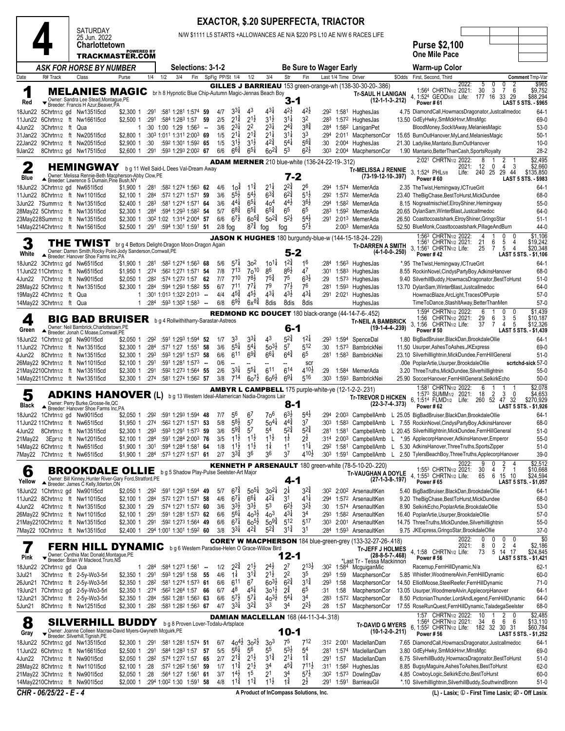# 4

SATURDAY 25 Jun. 2022
**Charlottetown**
TRACKMASTER.COM

**EXACTOR, $.20 SUPERFECTA, TRIACTOR**

N/W $1111 L5 STARTS +ALLOWANCES AE N/A $220 PS L10 AE N/W 6 RACES LIFE

**Purse $2,100**
**One Mile Pace**

*ASK FOR HORSE BY NUMBER* — Selections: 3-1-2 — Be Sure to Wager Early — Warm-up Color

---

## 1 — Red — MELANIES MAGIC — 3-1

br h 8 Hypnotic Blue Chip-Autumn Magic-Jennas Beach Boy
Owner: Sandra Lee Stead,Montague,PE
Breeder: Francis H Azur,Beaver,PA
**GILLES J BARRIEAU** 153 green-orange-wh (138-30-30-20-.386)
Tr-SAUL H LANIGAN (12-1-1-3-.212)
2022: 5 0 0 2 $965; 1:564 CHRTN1/2 2021: 30 3 7 6 $9,752; 4, 1:524 GEOD5/8 Life: 177 16 33 29 $88,294
Power # 61 — LAST 5 STS. - $965

| Date | R# Track | Class | Purse | 1/4 | 1/2 | 3/4 | Fin | SpFig | PP/St | 1/4 | 1/2 | 3/4 | Str | Fin | Last 1/4 | Time | Driver | $Odds | First, Second, Third | Comment Tmp-Var |
|---|---|---|---|---|---|---|---|---|---|---|---|---|---|---|---|---|---|---|---|---|
| 18Jun22 | 5Chrtn1/2 gd | Nw1351l5cd | $2,300 1 | :291 | :581 | 1:281 | 1:574 | 59 | 4/7 | 3¾ | 4³ | 4³¼ | 4²½ | 4²½ | :292 | 1:581 | HughesJas | 4.75 | DiamondCall,HowmacsDragonator,Justcallmedoc | 64-1 |
| 11Jun22 | 6Chrtn1/2 ft | Nw1661l5cd | $2,500 1 | :291 | :584 | 1:283 | 1:57 | 59 | 2/5 | 2¹¾ | 2¹½ | 3¹½ | 3¹¼ | 3² | :283 | 1:572 | HughesJas | 13.50 | GdEyHwky,SmMckHnvr,MlnsMgc | 69-0 |
| 4Jun22 | 3Chrtn1/2 ft | Qua | 1 | :30 | 1:00 | 1:29 | 1:563 | -- | 3/6 | 2³¼ | 2² | 2³¼ | 2⁴¾ | 3⁸¾ | :284 | 1:582 | LaniganPet | | BloodMoney,SockItAway,MelaniesMagic | 53-0 |
| 31Jan22 | 3Chrtn1/2 ft | Nw2051l5cd | $2,800 1 | :303 | 1:011 | 1:311 | 2:003 | 69 | 1/5 | 2¹¼ | 2¹¾ | 2¹¼ | 3¹¼ | 3³ | :294 | 2:011 | MacphersonCor | 15.65 | BurnOutHanover,MyLand,MelaniesMagic | 50-1 |
| 22Jan22 | 9Chrtn1/2 ft | Nw2051l5cd | $2,900 1 | :30 | :592 | 1:301 | 1:592 | 65 | 1/5 | 3¹½ | 3¹½ | 4²¾ | 5⁴¼ | 5⁶¾ | :30 | 2:004 | HughesJas | 21.30 | Ladylike,Mantario,BurnOutHanover | 10-0 |
| 9Jan22 | 8Chrtn1/2 gd | Nw1751l5cd | $2,600 1 | :291 | :593 | 1:293 | 2:002 | 67 | 6/6 | 6⁶¾ | 6⁵¼ | 6o²¾ | 5³ | 6²½ | :303 | 2:004 | MacphersonCor | 1.90 | Mantario,BetterThanCash,SportsRoyalty | 28-2 |

## 2 — Blue — HEMINGWAY — 7-2

b g 11 Well Said-L Dees Val-Dream Away
Owner: Melissa Rennie-Beth Macpherson-Abby Clow,PE
Breeder: Lawrence S Dumain,Pine Bush,NY
**ADAM MERNER** 210 blue-white (136-24-22-19-.312)
Tr-MELISSA J RENNIE (73-19-12-10-.397)
2:021 CHRTN1/2 2022: 8 1 2 1 $2,495; 2021: 12 0 4 3 $2,660; 3, 1:524 PHL5/8 Life: 240 25 29 44 $135,850
Power # 60 — LAST 5 STS. - $983

| Date | R# Track | Class | Purse | 1/4 | 1/2 | 3/4 | Fin | SpFig | PP/St | 1/4 | 1/2 | 3/4 | Str | Fin | Last 1/4 | Time | Driver | $Odds | First, Second, Third | Comment Tmp-Var |
|---|---|---|---|---|---|---|---|---|---|---|---|---|---|---|---|---|---|---|---|---|
| 18Jun22 | 3Chrtn1/2 gd | Nw651l5cd | $1,900 1 | :281 | :582 | 1:274 | 1:563 | 62 | 4/6 | 1o¾ | 1¹¾ | 2¹¼ | 2²¾ | 2⁶ | :294 | 1:574 | MernerAda | 2.35 | TheTwist,Hemingway,ICTrueGrit | 64-1 |
| 11Jun22 | 8Chrtn1/2 ft | Nw1101l5cd | $2,100 1 | :284 | :572 | 1:271 | 1:571 | 59 | 3/6 | 5⁵½ | 5⁴½ | 6³¾ | 6²¾ | 5¹½ | :292 | 1:572 | MernerAda | 23.40 | TheBigChase,BestToHurst,MickDundee | 68-0 |
| 3Jun22 | 7Summ1/2 ft | Nw1351l5cd | $2,400 1 | :283 | :581 | 1:274 | 1:571 | 64 | 3/6 | 4⁴¼ | 6⁵¼ | 4o⁴ | 4⁴½ | 3⁶½ | :294 | 1:582 | MernerAda | 8.15 | Nogreatmischief,ElroyShiner,Hemingway | 55-0 |
| 28May22 | 5Chrtn1/2 ft | Nw1351l5cd | $2,300 1 | :284 | :594 | 1:293 | 1:582 | 54 | 5/7 | 6⁸¾ | 6⁵¾ | 6⁵¾ | 6⁵ | 6⁵ | :283 | 1:592 | MernerAda | 20.65 | DylanSam,WinterBlast,Justcallmedoc | 64-0 |
| 23May22 | 8Summ1/2 ft | Nw1351l5cd | $2,300 1 | :302 | 1:02 | 1:314 | 2:004 | 57 | 6/6 | 6⁷½ | 6o⁵¾ | 5o²¾ | 5²½ | 5⁴½ | :291 | 2:013 | MernerAda | 26.50 | Coasttocoastshark,ElroyShiner,GringoStar | 51-1 |
| 14May22 | 14Chrtn1/2 ft | Nw1561l5cd | $2,500 1 | :291 | :594 | 1:301 | 1:591 | 51 | 2/8 fog | | 8⁷¾ | fog | fog | 5⁷½ | | 2:003 | MernerAda | 52.50 | BlueMonk,Coasttocoastshark,PillageAndBurn | 44-0 |

## 3 — White — THE TWIST — 5-2

br g 4 Bettors Delight-Dragon Moon-Dragon Again
Owner: Darren Smith,Rocky Point-Jody Sanderson,Cornwall,PE
Breeder: Hanover Shoe Farms Inc,PA
**JASON K HUGHES** 180 burgundy-blue-w (144-15-18-24-.229)
Tr-DARREN A SMITH (4-1-0-0-.250)
1:563 CHRTN1/2 2022: 4 1 0 0 $1,106; 1:561 CHRTN1/2 2021: 21 6 5 4 $19,242; 3, 1:561 CHRTN1/2 Life: 25 7 5 4 $20,348
Power # 42 — LAST 5 STS. - $1,106

| Date | R# Track | Class | Purse | 1/4 | 1/2 | 3/4 | Fin | SpFig | PP/St | 1/4 | 1/2 | 3/4 | Str | Fin | Last 1/4 | Time | Driver | $Odds | First, Second, Third | Comment Tmp-Var |
|---|---|---|---|---|---|---|---|---|---|---|---|---|---|---|---|---|---|---|---|---|
| 18Jun22 | 3Chrtn1/2 gd | Nw651l5cd | $1,900 1 | :281 | :582 | 1:274 | 1:563 | 68 | 5/6 | 5⁷¼ | 3o² | 1o¹¼ | 1²¾ | 1⁶ | :284 | 1:563 | HughesJas | *.95 | TheTwist,Hemingway,ICTrueGrit | 64-1 |
| 11Jun22 | 11Chrtn1/2 ft | Nw651l5cd | $1,950 1 | :274 | :562 | 1:271 | 1:571 | 54 | 7/8 | 7¹³ | 7o¹⁰ | 8⁶ | 8⁶½ | 4⁷ | :301 | 1:583 | HughesJas | 8.55 | RockinNovel,CindysPartyBoy,AdkinsHanover | 68-0 |
| 4Jun22 | 7Chrtn1/2 ft | Nw901l5cd | $2,050 1 | :282 | :574 | 1:272 | 1:57 | 62 | 7/7 | 7¹⁰ | 7⁸½ | 7⁵¾ | 7⁵ | 6³½ | :29 | 1:573 | HughesJas | 9.40 | SilverhillBuddy,HowmacsDragonator,BestToHurst | 51-0 |
| 28May22 | 5Chrtn1/2 ft | Nw1351l5cd | $2,300 1 | :284 | :594 | 1:293 | 1:582 | 55 | 6/7 | 7¹¹ | 7⁷¼ | 7⁹ | 7⁷½ | 7⁶ | :281 | 1:593 | HughesJas | 13.70 | DylanSam,WinterBlast,Justcallmedoc | 64-0 |
| 19May22 | 4Chrtn1/2 ft | Qua | 1 | :301 | 1:013 | 1:322 | 2:013 | -- | 4/4 | 4⁵¾ | 4⁵½ | 4³¼ | 4³½ | 4³¼ | :291 | 2:021 | HughesJas | | HowmacBlaze,ArcLight,TracesOfPurple | 57-0 |
| 14May22 | 3Chrtn1/2 ft | Qua | 1 | :284 | :593 | 1:302 | 1:583 | -- | 6/8 | 6⁹½ | 6x⁸¾ | 8dis | 8dis | 8dis | | | HughesJas | | TimeToDance,StashItAway,BetterThanMen | 57-0 |

## 4 — Green — BIG BAD BRUISER — 6-1

b g 4 Rollwithitharry-Sarastar-Astreos
Owner: Neil Bambrick,Charlottetown,PE
Breeder: Jonah C Moase,Cornwall,PE
**REDMOND KC DOUCET** 180 black-orange (44-14-7-6-.452)
Tr-NEIL A BAMBRICK (19-1-4-4-.239)
1:594 CHRTN1/2 2022: 6 1 0 0 $1,439; 1:56 CHRTN1/2 2021: 29 6 3 5 $10,187; 3, 1:56 CHRTN1/2 Life: 37 7 4 5 $12,326
Power # 50 — LAST 5 STS. - $1,439

| Date | R# Track | Class | Purse | 1/4 | 1/2 | 3/4 | Fin | SpFig | PP/St | 1/4 | 1/2 | 3/4 | Str | Fin | Last 1/4 | Time | Driver | $Odds | First, Second, Third | Comment Tmp-Var |
|---|---|---|---|---|---|---|---|---|---|---|---|---|---|---|---|---|---|---|---|---|
| 18Jun22 | 1Chrtn1/2 gd | Nw901l5cd | $2,050 1 | :292 | :591 | 1:293 | 1:594 | 52 | 1/7 | 3³ | 3³¼ | 4³ | 5²¾ | 1²¼ | :293 | 1:594 | SpenceDal | 1.80 | BigBadBruiser,BlackDan,BrookdaleOllie | 64-1 |
| 11Jun22 | 7Chrtn1/2 ft | Nw1351l5cd | $2,300 1 | :284 | :571 | 1:27 | 1:551 | 58 | 3/6 | 5⁵¼ | 5⁴¼ | 5o³½ | 5⁷ | 5¹² | :30 | 1:573 | BambrickNei | 11.50 | Usurper,AshesToAshes,JKExpress | 69-0 |
| 4Jun22 | 8Chrtn1/2 ft | Nw1351l5cd | $2,300 1 | :293 | :593 | 1:291 | 1:573 | 58 | 6/6 | 6¹¹ | 6⁹¾ | 6⁶¼ | 6⁴¾ | 6⁵ | :281 | 1:583 | BambrickNei | 23.10 | Silverhilllightnin,MickDundee,FernHillGeneral | 51-0 |
| 26May22 | 9Chrtn1/2 ft | Nw1101l5cd | $2,100 1 | :291 | :591 | 1:281 | 1:573 | -- | 0/6 | -- | -- | -- | -- | scr | | | | .00e | PoplarArtie,Usurper,BrookdaleOllie | scrtchd-sick 57-0 |
| 21May22 | 10Chrtn1/2 ft | Nw1351l5cd | $2,300 1 | :291 | :592 | 1:273 | 1:564 | 55 | 2/6 | 3³¼ | 5⁵¼ | 6¹¹ | 6¹⁴ | 4¹⁰½ | :29 | 1:584 | MernerAda | 3.20 | ThreeTruths,MickDundee,Silverhilllightnin | 55-0 |
| 14May22 | 11Chrtn1/2 ft | Nw1351l5cd | $2,300 1 | :274 | :581 | 1:274 | 1:562 | 57 | 3/8 | 7¹⁴ | 6o⁷½ | 6o⁶½ | 6⁹¼ | 5¹⁶ | :303 | 1:593 | BambrickNei | 25.90 | SoccerHanover,FernHillGeneral,SelkirkEcho | 50-0 |

## 5 — Black — ADKINS HANOVER (L) — 8-1

b g 13 Western Ideal-Allamerican Nadia-Dragons Lair
Owner: Perry Burke,Grosse-Ile,QC
Breeder: Hanover Shoe Farms Inc,PA
**AMBYR L CAMPBELL** 175 purple-white-ye (12-1-2-2-.231)
Tr-TREVOR D HICKEN (22-3-7-4-.373)
1:581 CHRTN1/2 2022: 6 1 1 1 $2,078; 1:573 SUMM1/2 2021: 18 2 3 0 $4,653; 6, 1:514 FLMD1/2 Life: 260 52 47 32 $270,929
Power # 62 — LAST 5 STS. - $1,926

| Date | R# Track | Class | Purse | 1/4 | 1/2 | 3/4 | Fin | SpFig | PP/St | 1/4 | 1/2 | 3/4 | Str | Fin | Last 1/4 | Time | Driver | $Odds | First, Second, Third | Comment Tmp-Var |
|---|---|---|---|---|---|---|---|---|---|---|---|---|---|---|---|---|---|---|---|---|
| 18Jun22 | 1Chrtn1/2 gd | Nw901l5cd | $2,050 1 | :292 | :591 | 1:293 | 1:594 | 48 | 7/7 | 5⁶ | 6⁷ | 7o⁶ | 6³½ | 5⁴½ | :294 | 2:003 | CampbellAmb L | 25.05 | BigBadBruiser,BlackDan,BrookdaleOllie | 64-1 |
| 11Jun22 | 11Chrtn1/2 ft | Nw651l5cd | $1,950 1 | :274 | :562 | 1:271 | 1:571 | 53 | 5/8 | 5⁸½ | 5⁷ | 5o⁴¼ | 4⁴¾ | 3⁷ | :303 | 1:583 | CampbellAmb L | 7.55 | RockinNovel,CindysPartyBoy,AdkinsHanover | 68-0 |
| 4Jun22 | 8Chrtn1/2 ft | Nw1351l5cd | $2,300 1 | :293 | :593 | 1:291 | 1:573 | 59 | 3/6 | 5⁹¾ | 5⁷ | 5⁴ | 5²¾ | 5²¾ | :281 | 1:581 | CampbellAmb L | 20.45 | Silverhilllightnin,MickDundee,FernHillGeneral | 51-0 |
| 21May22 | 3EPr1/2 ft | Nw1201l5cd | $2,100 1 | :284 | :591 | 1:284 | 2:003 | 76 | 3/5 | 1¹½ | 1¹½ | 1¹½ | 1½ | 2½ | :314 | 2:003 | CampbellAmb L | *.95 | ApplecorpHanover,AdkinsHanover,Emperor | 55-0 |
| 14May22 | 6Chrtn1/2 ft | Nw651l5cd | $1,900 1 | :301 | :594 | 1:284 | 1:581 | 64 | 1/8 | 1¹½ | 1¹½ | 1¼ | 1¹ | 1¹¼ | :292 | 1:581 | CampbellAmb L | 5.30 | AdkinsHanover,ThreeTruths,SportsZipper | 51-0 |
| 7May22 | 7Chrtn1/2 ft | Nw651l5cd | $1,900 1 | :284 | :573 | 1:272 | 1:571 | 61 | 2/7 | 3³¾ | 3⁶ | 3⁶ | 3⁷ | 4¹⁰½ | :303 | 1:591 | CampbellAmb L | 2.50 | TylersBeachBoy,ThreeTruths,ApplecorpHanover | 39-0 |

## 6 — Yellow — BROOKDALE OLLIE — 4-1

b g 5 Shadow Play-Pulse Seelster-Art Major
Owner: Bill Kinney,Hunter River-Gary Ford,Stratford,PE
Breeder: James C Kelly,Ilderton,ON
**KENNETH P ARSENAULT** 180 green-white (78-5-10-20-.220)
Tr-VAUGHAN A DOYLE (27-1-3-8-.197)
2022: 9 0 2 4 $2,512; 1:553 CHRTN1/2 2021: 30 4 7 1 $10,668; 4, 1:553 CHRTN1/2 Life: 65 6 15 10 $24,594
Power # 65 — LAST 5 STS. - $1,057

| Date | R# Track | Class | Purse | 1/4 | 1/2 | 3/4 | Fin | SpFig | PP/St | 1/4 | 1/2 | 3/4 | Str | Fin | Last 1/4 | Time | Driver | $Odds | First, Second, Third | Comment Tmp-Var |
|---|---|---|---|---|---|---|---|---|---|---|---|---|---|---|---|---|---|---|---|---|
| 18Jun22 | 1Chrtn1/2 gd | Nw901l5cd | $2,050 1 | :292 | :591 | 1:293 | 1:594 | 49 | 5/7 | 6⁷¾ | 5o⁵¼ | 3o²¼ | 2¼ | 3²¾ | :302 | 2:002 | ArsenaultKen | 5.40 | BigBadBruiser,BlackDan,BrookdaleOllie | 64-1 |
| 11Jun22 | 8Chrtn1/2 ft | Nw1101l5cd | $2,100 1 | :284 | :572 | 1:271 | 1:571 | 58 | 4/6 | 6⁷¼ | 6⁶¾ | 4²¼ | 3¹ | 4¹¼ | :294 | 1:572 | ArsenaultKen | 9.20 | TheBigChase,BestToHurst,MickDundee | 68-0 |
| 4Jun22 | 4Chrtn1/2 ft | Nw1351l5cd | $2,300 1 | :29 | :574 | 1:271 | 1:572 | 60 | 3/6 | 3³½ | 3³½ | 5³ | 6²½ | 3²½ | :30 | 1:574 | ArsenaultKen | 8.90 | SelkirkEcho,PoplarArtie,BrookdaleOllie | 53-0 |
| 26May22 | 9Chrtn1/2 ft | Nw1101l5cd | $2,100 1 | :291 | :591 | 1:281 | 1:573 | 62 | 6/6 | 5⁶¼ | 4o³½ | 4o³ | 4³¼ | 3⁴ | :293 | 1:582 | ArsenaultKen | 16.40 | PoplarArtie,Usurper,BrookdaleOllie | 57-0 |
| 21May22 | 10Chrtn1/2 ft | Nw1351l5cd | $2,300 1 | :291 | :592 | 1:273 | 1:564 | 49 | 6/6 | 6⁷¼ | 6o⁵½ | 5o⁹¼ | 5¹² | 5¹⁷ | :303 | 2:001 | ArsenaultKen | 14.75 | ThreeTruths,MickDundee,Silverhilllightnin | 55-0 |
| 7May22 | 10Chrtn1/2 ft | Nw1351l5cd | $2,400 1 | :294 | 1:001 | 1:301 | 1:592 | 60 | 3/8 | 3³¼ | 4²¾ | 5²¾ | 3¹¾ | 3¹ | :284 | 1:593 | ArsenaultKen | 9.75 | JKExpress,GringoStar,BrookdaleOllie | 37-0 |

## 7 — Pink — FERN HILL DYNAMIC — 12-1

b g 6 Western Paradise-Helen O Grace-Willow Bird
Owner: Cynthia Mac Donald,Montague,PE
Breeder: Brian W Macleod,Truro,NS
**COREY W MACPHERSON** 184 blue-green-grey (133-32-27-26-.418)
Tr-JEFF J HOLMES (28-8-5-7-.468)
*Last Tr - Tessa Mackinnon
2022: 0 0 0 0 $0; 2021: 8 0 2 4 $2,186; 4, 1:58 CHRTN1/2 Life: 73 5 14 17 $24,845
Power # 56 — LAST 5 STS. - $1,421

| Date | R# Track | Class | Purse | 1/4 | 1/2 | 3/4 | Fin | SpFig | PP/St | 1/4 | 1/2 | 3/4 | Str | Fin | Last 1/4 | Time | Driver | $Odds | First, Second, Third | Comment Tmp-Var |
|---|---|---|---|---|---|---|---|---|---|---|---|---|---|---|---|---|---|---|---|---|
| 18Jun22 | 2Chrtn1/2 gd | Qua | 1 | :284 | :584 | 1:273 | 1:561 | -- | 1/2 | 2²¾ | 2¹½ | 2⁴½ | 2⁷ | 2¹³½ | :302 | 1:584 | McguiganMic | | Racemup,FernHillDynamic,N/a | 62-1 |
| 3Jul21 | 3Chrtn1/2 ft | 2-5y-Wo3-5rl | $2,350 1 | :291 | :593 | 1:291 | 1:58 | 55 | 4/6 | 1¾ | 3¹¾ | 2¹½ | 2² | 3⁵ | :293 | 1:59 | MacphersonCor | 5.85 | Whistler,WoodmereAlvin,FernHillDynamic | 60-0 |
| 26Jun21 | 7Chrtn1/2 ft | 2-5y-Wo3-5rl | $2,350 1 | :282 | :581 | 1:274 | 1:573 | 61 | 6/6 | 6¹¹ | 6⁷ | 6o³½ | 6²¾ | 3¹¾ | :293 | 1:58 | MacphersonCor | 14.50 | ElliotMoose,SteelReefer,FernHillDynamic | 71-0 |
| 19Jun21 | 7Chrtn1/2 gd | 2-5y-Wo3-5rl | $2,350 1 | :274 | :562 | 1:264 | 1:57 | 66 | 4/7 | 4⁸ | 4⁵¾ | 3o¹½ | 2¾ | 6⁵ | :31 | 1:58 | MacphersonCor | 13.05 | Usurper,WoodmereAlvin,ApplecorpHanover | 64-1 |
| 12Jun21 | 3Chrtn1/2 ft | 2-5y-Wo3-5rl | $2,350 1 | :284 | :582 | 1:281 | 1:563 | 63 | 6/6 | 5⁷½ | 5⁷¼ | 4o³½ | 5⁴¼ | 3⁴ | :283 | 1:572 | MacphersonCor | 8.50 | PictonianThunder,LordAndLegend,FernHillDynamic | 64-0 |
| 5Jun21 | 8Chrtn1/2 ft | Nw1251l5cd | $2,300 1 | :282 | :583 | 1:282 | 1:563 | 67 | 4/7 | 3³¼ | 3²¾ | 3³ | 3⁴ | 2²½ | :28 | 1:57 | MacphersonCor | 17.55 | RoseRunQuest,FernHillDynamic,TaladegaSeelster | 68-0 |

## 8 — Gray — SILVERHILL BUDDY — 10-1

b g 8 Proven Lover-Todalu-Artsplace
Owner: Joanne Colleen Macrae-David Myers-Gwyneth Mcguirk,PE
Breeder: Silverhill,Tignish,PE
**DAMIAN MACLELLAN** 168 (44-11-3-4-.318)
Tr-DAVID G MYERS (10-1-2-0-.211)
1:57 CHRTN1/2 2022: 10 1 2 0 $2,485; 1:564 CHRTN1/2 2021: 34 6 6 6 $13,110; 6, 1:552 CHRTN1/2 Life: 182 32 30 31 $60,784
Power # 56 — LAST 5 STS. - $1,252

| Date | R# Track | Class | Purse | 1/4 | 1/2 | 3/4 | Fin | SpFig | PP/St | 1/4 | 1/2 | 3/4 | Str | Fin | Last 1/4 | Time | Driver | $Odds | First, Second, Third | Comment Tmp-Var |
|---|---|---|---|---|---|---|---|---|---|---|---|---|---|---|---|---|---|---|---|---|
| 18Jun22 | 5Chrtn1/2 gd | Nw1351l5cd | $2,300 1 | :291 | :581 | 1:281 | 1:574 | 51 | 6/7 | 4o⁴½ | 3o²½ | 3o³ | 7⁵ | 7¹² | :312 | 2:001 | MaclellanDam | 7.65 | DiamondCall,HowmacsDragonator,Justcallmedoc | 64-1 |
| 11Jun22 | 6Chrtn1/2 ft | Nw1661l5cd | $2,500 1 | :291 | :584 | 1:283 | 1:57 | 57 | 5/5 | 5⁶¼ | 5⁶ | 5⁵ | 5³½ | 5⁴ | :281 | 1:574 | MaclellanDam | 3.80 | GdEyHwky,SmMckHnvr,MlnsMgc | 69-0 |
| 4Jun22 | 7Chrtn1/2 ft | Nw901l5cd | $2,050 1 | :282 | :574 | 1:272 | 1:57 | 65 | 2/7 | 2¹¾ | 2¹½ | 3¹¾ | 2¹¼ | 1¾ | :291 | 1:57 | MaclellanDam | 6.75 | SilverhillBuddy,HowmacsDragonator,BestToHurst | 51-0 |
| 28May22 | 8Chrtn1/2 ft | Nw1101l5cd | $2,100 1 | :28 | :572 | 1:262 | 1:561 | 59 | 1/7 | 1¹¾ | 2¹½ | 3⁴ | 4⁵¾ | 7¹¹½ | :311 | 1:582 | HughesJas | 8.85 | BugsyMaguire,AshesToAshes,BestToHurst | 62-0 |
| 21May22 | 3Chrtn1/2 ft | Nw901l5cd | $2,050 1 | :28 | :564 | 1:27 | 1:561 | 61 | 3/7 | 1⁴½ | 1⁵ | 2¹ | 3⁴ | 5⁷½ | :302 | 1:573 | DowlingDav | 4.85 | CowboyLogic,SelkirkEcho,BestToHurst | 60-0 |
| 14May22 | 10Chrtn1/2 ft | Nw901l5cd | $2,000 1 | :294 | 1:002 | 1:30 | 1:591 | 58 | 4/8 | 1¹¾ | 1¹¾ | 1¹½ | 1¾ | 2½ | :291 | 1:591 | BarrieauGil | *.10 | Silverhilllightnin,SilverhillBuddy,SouthwindBronn | 51-0 |

CHR - 06/25/22 - E - 4 — A Product of InCompass Solutions, Inc. — (L) - Lasix; ① - First Time Lasix; ② - Off Lasix.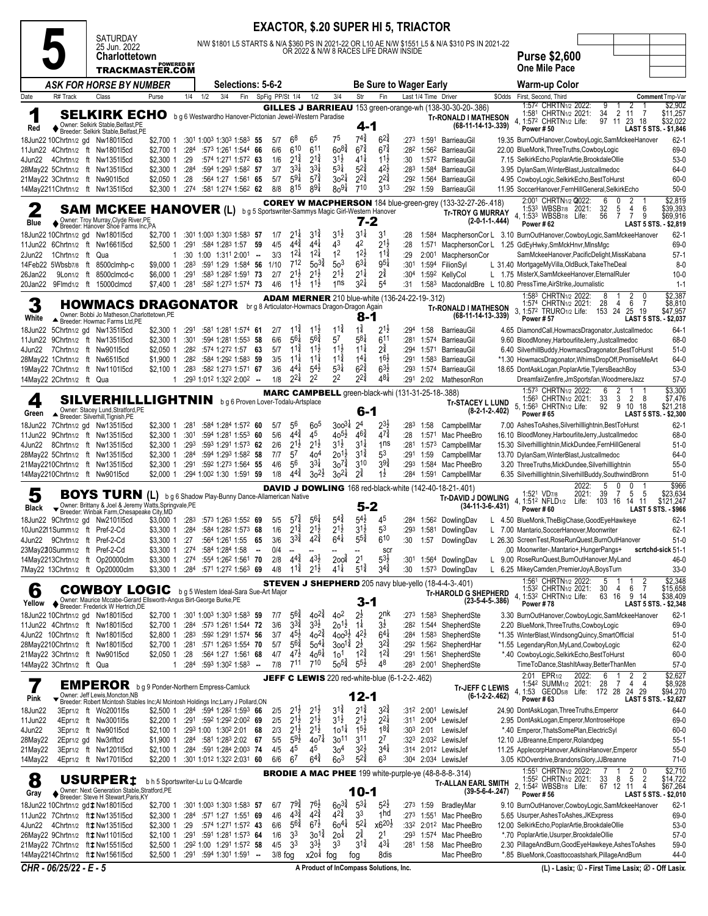# 5 — SATURDAY 25 Jun. 2022 — Charlottetown

**EXACTOR, $.20 SUPER HI 5, TRIACTOR**

N/W $1801 L5 STARTS & N/A $360 PS IN 2021-22 OR L10 AE N/W $1551 L5 & N/A $310 PS IN 2021-22 OR 2022 & N/W 8 RACES LIFE DRAW INSIDE

**Purse $2,600** — One Mile Pace

POWERED BY TRACKMASTER.COM

ASK FOR HORSE BY NUMBER — Selections: 5-6-2 — Be Sure to Wager Early — Warm-up Color

| Date | R# Track | Class | Purse | 1/4 | 1/2 | 3/4 | Fin | SpFig | PP/St | 1/4 | 1/2 | 3/4 | Str | Fin | Last 1/4 | Time | Driver | $Odds | First, Second, Third | Comment Tmp-Var |
|---|---|---|---|---|---|---|---|---|---|---|---|---|---|---|---|---|---|---|---|---|

## 1 — Red — SELKIRK ECHO — 4-1

b g 6 Westwardho Hanover-Pictonian Jewel-Western Paradise
Owner: Selkirk Stable,Belfast,PE
Breeder: Selkirk Stable,Belfast,PE
GILLES J BARRIEAU 153 green-orange-wh (138-30-30-20-.386)
Tr-RONALD I MATHESON (68-11-14-13-.339)
1:57² CHRTN1/2 2022: 9 1 2 1 $2,902; 1:58¹ CHRTN1/2 2021: 34 2 11 7 $11,257; 4, 1:57² CHRTN1/2 Life: 97 11 23 18 $32,022; Power # 50; LAST 5 STS. - $1,846

| Date | R# Track | Class | Purse | 1/4 | 1/2 | 3/4 | Fin | SpFig | PP/St | 1/4 | 1/2 | 3/4 | Str | Fin | Last 1/4 | Time | Driver | $Odds | First, Second, Third | Comment Tmp-Var |
|---|---|---|---|---|---|---|---|---|---|---|---|---|---|---|---|---|---|---|---|---|
| 18Jun22 | 10Chrtn1/2 gd | Nw1801l5cd | $2,700 1 | :30¹ | 1:00³ | 1:30³ | 1:58³ | 55 | 5/7 | 6⁸ | 6⁵ | 7⁵ | 7⁴¾ | 6²¾ | :27³ | 1:59¹ | BarrieauGil | 19.35 | BurnOutHanover,CowboyLogic,SamMckeeHanover | 62-1 |
| 11Jun22 | 4Chrtn1/2 ft | Nw1801l5cd | $2,700 1 | :28⁴ | :57³ | 1:26¹ | 1:54⁴ | 66 | 6/6 | 6¹⁰ | 6¹¹ | 6o8¾ | 6⁷¾ | 6⁷¾ | :28² | 1:56² | BarrieauGil | 22.00 | BlueMonk,ThreeTruths,CowboyLogic | 69-0 |
| 4Jun22 | 4Chrtn1/2 ft | Nw1351l5cd | $2,300 1 | :29 | :57⁴ | 1:27¹ | 1:57² | 63 | 1/6 | 2¹¾ | 2¹¾ | 3¹½ | 4¹¼ | 1¹½ | :30 | 1:57² | BarrieauGil | 7.15 | SelkirkEcho,PoplarArtie,BrookdaleOllie | 53-0 |
| 28May22 | 5Chrtn1/2 ft | Nw1351l5cd | $2,300 1 | :28⁴ | :59⁴ | 1:29³ | 1:58² | 57 | 3/7 | 3³¼ | 3³¼ | 5³¼ | 5²¾ | 4²½ | :28³ | 1:58⁴ | BarrieauGil | 3.95 | DylanSam,WinterBlast,Justcallmedoc | 64-0 |
| 21May22 | 3Chrtn1/2 ft | Nw901l5cd | $2,050 1 | :28 | :56⁴ | 1:27 | 1:56¹ | 65 | 5/7 | 5⁹¼ | 5⁷¾ | 3o2¼ | 2²¾ | 2²¾ | :29² | 1:56⁴ | BarrieauGil | 4.95 | CowboyLogic,SelkirkEcho,BestToHurst | 60-0 |
| 14May22 | 11Chrtn1/2 ft | Nw1351l5cd | $2,300 1 | :27⁴ | :58¹ | 1:27⁴ | 1:56² | 62 | 8/8 | 8¹⁵ | 8⁹¼ | 8o9¼ | 7¹⁰ | 3¹³ | :29² | 1:59 | BarrieauGil | 11.95 | SoccerHanover,FernHillGeneral,SelkirkEcho | 50-0 |

## 2 — Blue — SAM MCKEE HANOVER (L) — 7-2

b g 5 Sportswriter-Sammys Magic Girl-Western Hanover
Owner: Troy Murray,Clyde River,PE
Breeder: Hanover Shoe Farms Inc,PA
COREY W MACPHERSON 184 blue-green-grey (133-32-27-26-.418)
Tr-TROY G MURRAY (2-0-1-1-.444)
2:00¹ CHRTN1/2 Q2022: 6 0 2 1 $2,819; 1:53³ WBSB7/8 2021: 32 5 4 6 $39,393; 4, 1:53³ WBSB7/8 Life: 56 7 7 9 $69,916; Power # 62; LAST 5 STS. - $2,819

| Date | R# Track | Class | Purse | 1/4 | 1/2 | 3/4 | Fin | SpFig | PP/St | 1/4 | 1/2 | 3/4 | Str | Fin | Last 1/4 | Time | Driver | $Odds | First, Second, Third | Comment Tmp-Var |
|---|---|---|---|---|---|---|---|---|---|---|---|---|---|---|---|---|---|---|---|---|
| 18Jun22 | 10Chrtn1/2 gd | Nw1801l5cd | $2,700 1 | :30¹ | 1:00³ | 1:30³ | 1:58³ | 57 | 1/7 | 2¹¼ | 3¹¾ | 3¹½ | 3¹¼ | 3¹ | :28 | 1:58⁴ | MacphersonCor L | 3.10 | BurnOutHanover,CowboyLogic,SamMckeeHanover | 62-1 |
| 11Jun22 | 6Chrtn1/2 ft | Nw1661l5cd | $2,500 1 | :29¹ | :58⁴ | 1:28³ | 1:57 | 59 | 4/5 | 4⁴¾ | 4⁴¼ | 4³ | 4² | 2¹½ | :28 | 1:57¹ | MacphersonCor L | 1.25 | GdEyHwky,SmMckHnvr,MlnsMgc | 69-0 |
| 2Jun22 | 1Chrtn1/2 ft | Qua | 1 | :30 | 1:00 | 1:31² | 2:00¹ | -- | 3/3 | 1²¼ | 1²¼ | 1² | 1²½ | 1¹¾ | :29 | 2:00¹ | MacphersonCor | | SamMckeeHanover,PacificDelight,MissKabana | 57-1 |
| 14Feb22 | 5Wbsb7/8 ft | 8500clmhp-c | $9,000 1 | :28³ | :59¹ | 1:29 | 1:58⁴ | 56 | 1/10 | 7¹² | 5o3¾ | 5o3 | 6³¼ | 9⁵¼ | :30¹ | 1:59⁴ | FilionSyl | L 31.40 | MortgageMyVilla,OldBuck,TakeTheDeal | 8-0 |
| 26Jan22 | 9Lon1/2 ft | 8500clmcd-c | $6,000 1 | :29¹ | :58³ | 1:28² | 1:59¹ | 73 | 2/7 | 2¹½ | 2¹½ | 2¹½ | 2¹¼ | 2¾ | :30⁴ | 1:59² | KellyCol | L 1.75 | MisterX,SamMckeeHanover,EternalRuler | 10-0 |
| 20Jan22 | 9Flmd1/2 ft | 15000clmcd | $7,400 1 | :28¹ | :58² | 1:27³ | 1:57⁴ | 73 | 4/6 | 1¹½ | 1¹½ | 1ns | 3²¼ | 5⁴ | :31 | 1:58³ | MacdonaldBre L | 10.80 | PressTime,AirStrike,Journalistic | 1-1 |

## 3 — White — HOWMACS DRAGONATOR — 8-1

br g 8 Articulator-Howmacs Dragon-Dragon Again
Owner: Robbie Jo Matheson,Charlottetown,PE
Breeder: Howmac Farms Ltd,PE
ADAM MERNER 210 blue-white (136-24-22-19-.312)
Tr-RONALD I MATHESON (68-11-14-13-.339)
1:58³ CHRTN1/2 2022: 8 1 2 0 $2,387; 1:57⁴ CHRTN1/2 2021: 28 4 6 7 $8,810; 3, 1:57² TRURO1/2 Life: 153 24 25 19 $47,957; Power # 57; LAST 5 STS. - $2,037

| Date | R# Track | Class | Purse | 1/4 | 1/2 | 3/4 | Fin | SpFig | PP/St | 1/4 | 1/2 | 3/4 | Str | Fin | Last 1/4 | Time | Driver | $Odds | First, Second, Third | Comment Tmp-Var |
|---|---|---|---|---|---|---|---|---|---|---|---|---|---|---|---|---|---|---|---|---|
| 18Jun22 | 5Chrtn1/2 gd | Nw1351l5cd | $2,300 1 | :29¹ | :58¹ | 1:28¹ | 1:57⁴ | 61 | 2/7 | 1¹¾ | 1¹½ | 1¹¾ | 1¾ | 2¹½ | :29⁴ | 1:58 | BarrieauGil | 4.65 | DiamondCall,HowmacsDragonator,Justcallmedoc | 64-1 |
| 11Jun22 | 9Chrtn1/2 ft | Nw1351l5cd | $2,300 1 | :30¹ | :59⁴ | 1:28¹ | 1:55³ | 58 | 6/6 | 5⁶¼ | 5⁶¾ | 5⁷ | 5⁸¼ | 6¹¹ | :28¹ | 1:57⁴ | BarrieauGil | 9.60 | BloodMoney,HarbourliteJerry,Justcallmedoc | 68-0 |
| 4Jun22 | 7Chrtn1/2 ft | Nw901l5cd | $2,050 1 | :28² | :57⁴ | 1:27² | 1:57 | 63 | 5/7 | 1¹¾ | 1¹½ | 1¹½ | 1¹¼ | 2¾ | :29⁴ | 1:57¹ | BarrieauGil | 6.40 | SilverhillBuddy,HowmacsDragonator,BestToHurst | 51-0 |
| 28May22 | 1Chrtn1/2 ft | Nw651l5cd | $1,900 1 | :28² | :58⁴ | 1:29² | 1:58³ | 59 | 3/5 | 1¹¼ | 1¹¼ | 1¹¾ | 1⁴¼ | 1⁶½ | :29¹ | 1:58³ | BarrieauGil | *1.30 | HowmacsDragonator,WhimsDropOff,PromiseMeArt | 64-0 |
| 19May22 | 7Chrtn1/2 ft | Nw1101l5cd | $2,100 1 | :28³ | :58² | 1:27³ | 1:57¹ | 67 | 3/6 | 4⁴¼ | 5⁴½ | 5³¼ | 6²¾ | 6³½ | :29³ | 1:57⁴ | BarrieauGil | 18.65 | DontAskLogan,PoplarArtie,TylersBeachBoy | 53-0 |
| 14May22 | 2Chrtn1/2 ft | Qua | 1 | :29³ | 1:01² | 1:32² | 2:00² | -- | 1/8 | 2²¼ | 2² | 2² | 2²¾ | 4⁸¼ | :29¹ | 2:02 | MathesonRon | | DreamfairZenfire,JmSportsfan,WoodmereJazz | 57-0 |

## 4 — Green — SILVERHILLLIGHTNIN — 6-1

b g 6 Proven Lover-Todalu-Artsplace
Owner: Stacey Lund,Stratford,PE
Breeder: Silverhill,Tignish,PE
MARC CAMPBELL green-black-whi (131-31-25-18-.388)
Tr-STACEY L LUND (8-2-1-2-.402)
1:57³ CHRTN1/2 2022: 6 2 1 1 $3,300; 1:56³ CHRTN1/2 2021: 33 3 2 8 $7,476; 5, 1:56³ CHRTN1/2 Life: 92 9 10 18 $21,218; Power # 65; LAST 5 STS. - $2,300

| Date | R# Track | Class | Purse | 1/4 | 1/2 | 3/4 | Fin | SpFig | PP/St | 1/4 | 1/2 | 3/4 | Str | Fin | Last 1/4 | Time | Driver | $Odds | First, Second, Third | Comment Tmp-Var |
|---|---|---|---|---|---|---|---|---|---|---|---|---|---|---|---|---|---|---|---|---|
| 18Jun22 | 7Chrtn1/2 gd | Nw1351l5cd | $2,300 1 | :28¹ | :58⁴ | 1:28⁴ | 1:57² | 60 | 5/7 | 5⁶ | 6o5 | 3oo3¼ | 2⁴ | 2³½ | :28³ | 1:58 | CampbellMar | 7.00 | AshesToAshes,Silverhilllightnin,BestToHurst | 62-1 |
| 11Jun22 | 2Chrtn1/2 ft | Nw1351l5cd | $2,300 1 | :30¹ | :59⁴ | 1:28¹ | 1:55³ | 60 | 5/6 | 4⁴¾ | 4⁵ | 4o5½ | 4⁶¾ | 4⁷¾ | :28 | 1:57¹ | Mac PheeBro | 16.10 | BloodMoney,HarbourliteJerry,Justcallmedoc | 68-0 |
| 4Jun22 | 8Chrtn1/2 ft | Nw1351l5cd | $2,300 1 | :29³ | :59³ | 1:29¹ | 1:57³ | 62 | 2/6 | 2¹½ | 2¹½ | 3¹½ | 3¹¼ | 1ns | :28¹ | 1:57³ | CampbellMar | 15.30 | Silverhilllightnin,MickDundee,FernHillGeneral | 51-0 |
| 28May22 | 5Chrtn1/2 ft | Nw1351l5cd | $2,300 1 | :28⁴ | :59⁴ | 1:29³ | 1:58² | 58 | 7/7 | 5⁷ | 4o4 | 2o1½ | 3¹¾ | 5³ | :29¹ | 1:59 | CampbellMar | 13.70 | DylanSam,WinterBlast,Justcallmedoc | 64-0 |
| 21May22 | 10Chrtn1/2 ft | Nw1351l5cd | $2,300 1 | :29¹ | :59² | 1:27³ | 1:56⁴ | 55 | 4/6 | 5⁶ | 3³¼ | 3o7¾ | 3¹⁰ | 3⁹¾ | :29³ | 1:58⁴ | Mac PheeBro | 3.20 | ThreeTruths,MickDundee,Silverhilllightnin | 55-0 |
| 14May22 | 10Chrtn1/2 ft | Nw901l5cd | $2,000 1 | :29⁴ | 1:00² | 1:30 | 1:59¹ | 59 | 1/8 | 4⁴¾ | 3o2½ | 3o2¼ | 2¾ | 1½ | :28⁴ | 1:59¹ | CampbellMar | 6.35 | Silverhilllightnin,SilverhillBuddy,SouthwindBronn | 51-0 |

## 5 — Black — BOYS TURN (L) — 5-2

b g 6 Shadow Play-Bunny Dance-Allamerican Native
Owner: Brittany & Joel & Jeremy Watts,Springvale,PE
Breeder: Winbak Farm,Chesapeake City,MD
DAVID J DOWLING 168 red-black-white (142-40-18-21-.401)
Tr-DAVID J DOWLING (34-11-3-6-.431)
2022: 5 0 0 1 $966; 1:52¹ VD7/8 2021: 39 7 5 5 $23,634; 4, 1:51² NFLD1/2 Life: 103 16 14 11 $121,247; Power # 60; LAST 5 STS. - $966

| Date | R# Track | Class | Purse | 1/4 | 1/2 | 3/4 | Fin | SpFig | PP/St | 1/4 | 1/2 | 3/4 | Str | Fin | Last 1/4 | Time | Driver | $Odds | First, Second, Third | Comment Tmp-Var |
|---|---|---|---|---|---|---|---|---|---|---|---|---|---|---|---|---|---|---|---|---|
| 18Jun22 | 9Chrtn1/2 gd | Nw2101l5cd | $3,000 1 | :28³ | :57³ | 1:26³ | 1:55² | 69 | 5/5 | 5⁷¾ | 5⁶¼ | 5⁴¾ | 5⁴½ | 4⁵ | :28⁴ | 1:56² | DowlingDav | L 4.50 | BlueMonk,TheBigChase,GoodEyeHawkeye | 62-1 |
| 10Jun22 | 11Summ1/2 ft | Pref-2-Cd | $3,300 1 | :28⁴ | :58⁴ | 1:28² | 1:57³ | 68 | 1/6 | 2¹¾ | 2¹½ | 2¹½ | 3¹½ | 5³ | :29³ | 1:58¹ | DowlingDav | L 7.00 | Mantario,SoccerHanover,Moonwriter | 62-1 |
| 4Jun22 | 9Chrtn1/2 ft | Pref-2-Cd | $3,300 1 | :27 | :56⁴ | 1:26¹ | 1:55 | 65 | 3/6 | 3³¾ | 4²¾ | 6⁴¼ | 5⁵¾ | 6¹⁰ | :30 | 1:57 | DowlingDav | L 26.30 | ScreenTest,RoseRunQuest,BurnOutHanover | 51-0 |
| 23May22 | 10Summ1/2 ft | Pref-2-Cd | $3,300 1 | :27⁴ | :58⁴ | 1:28⁴ | 1:58 | -- | 0/4 | -- | -- | -- | -- | scr | | | | .00 | Moonwriter-,Mantario+,HungerPangs+ | scrtchd-sick 51-1 |
| 14May22 | 13Chrtn1/2 ft | Op20000clm | $3,300 1 | :27⁴ | :55⁴ | 1:26² | 1:56¹ | 70 | 2/8 | 4⁴¾ | 4³½ | 2oo¾ | 2¹ | 5³½ | :30¹ | 1:56⁴ | DowlingDav | L 9.00 | RoseRunQuest,BurnOutHanover,MyLand | 46-0 |
| 7May22 | 13Chrtn1/2 ft | Op20000clm | $3,300 1 | :28⁴ | :57¹ | 1:27² | 1:56³ | 69 | 4/8 | 1¹¾ | 2¹½ | 4¹¼ | 5¹¾ | 3⁴¾ | :30 | 1:57³ | DowlingDav | L 6.25 | MikeyCamden,PremierJoyA,BoysTurn | 33-0 |

## 6 — Yellow — COWBOY LOGIC — 3-1

b g 5 Western Ideal-Sara Sue-Art Major
Owner: Maurice Mccabe-Gerard Ellsworth-Angus Birt-George Burke,PE
Breeder: Frederick W Hertrich,DE
STEVEN J SHEPHERD 205 navy blue-yello (18-4-4-3-.401)
Tr-HAROLD G SHEPHERD (23-5-4-5-.386)
1:56¹ CHRTN1/2 2022: 5 1 1 2 $2,348; 1:53² CHRTN1/2 2021: 30 4 6 7 $15,658; 4, 1:53² CHRTN1/2 Life: 63 16 9 14 $38,409; Power # 78; LAST 5 STS. - $2,348

| Date | R# Track | Class | Purse | 1/4 | 1/2 | 3/4 | Fin | SpFig | PP/St | 1/4 | 1/2 | 3/4 | Str | Fin | Last 1/4 | Time | Driver | $Odds | First, Second, Third | Comment Tmp-Var |
|---|---|---|---|---|---|---|---|---|---|---|---|---|---|---|---|---|---|---|---|---|
| 18Jun22 | 10Chrtn1/2 gd | Nw1801l5cd | $2,700 1 | :30¹ | 1:00³ | 1:30³ | 1:58³ | 59 | 7/7 | 5⁶¾ | 4o2¾ | 4o2 | 2½ | 2nk | :27³ | 1:58³ | ShepherdSte | 3.30 | BurnOutHanover,CowboyLogic,SamMckeeHanover | 62-1 |
| 11Jun22 | 4Chrtn1/2 ft | Nw1801l5cd | $2,700 1 | :28⁴ | :57³ | 1:26¹ | 1:54⁴ | 72 | 3/6 | 3³¾ | 3³½ | 2o1½ | 1¼ | 3½ | :28² | 1:54⁴ | ShepherdSte | 2.20 | BlueMonk,ThreeTruths,CowboyLogic | 69-0 |
| 4Jun22 | 10Chrtn1/2 ft | Nw1801l5cd | $2,800 1 | :28³ | :59² | 1:29¹ | 1:57⁴ | 56 | 3/7 | 4⁵½ | 4o2¾ | 4oo3½ | 4²½ | 6⁴¼ | :28⁴ | 1:58³ | ShepherdSte | *1.35 | WinterBlast,WindsongQuincy,SmartOfficial | 51-0 |
| 28May22 | 10Chrtn1/2 ft | Nw1801l5cd | $2,700 1 | :28¹ | :57¹ | 1:26³ | 1:55⁴ | 70 | 5/7 | 5⁶¾ | 5o4¼ | 3oo1¾ | 2½ | 3²¾ | :29² | 1:56² | ShepherdHar | *1.55 | LegendaryRon,MyLand,CowboyLogic | 62-0 |
| 21May22 | 3Chrtn1/2 ft | Nw901l5cd | $2,050 1 | :28 | :56⁴ | 1:27 | 1:56¹ | 68 | 4/7 | 4⁷½ | 4o6¼ | 1o1 | 1²¾ | 1²¾ | :29¹ | 1:56¹ | ShepherdSte | *.40 | CowboyLogic,SelkirkEcho,BestToHurst | 60-0 |
| 14May22 | 3Chrtn1/2 ft | Qua | 1 | :28⁴ | :59³ | 1:30² | 1:58³ | -- | 7/8 | 7¹¹ | 7¹⁰ | 5o5¾ | 5⁵½ | 4⁸ | :28³ | 2:00¹ | ShepherdSte | | TimeToDance,StashItAway,BetterThanMen | 57-0 |

## 7 — Pink — EMPEROR — 12-1

b g 9 Ponder-Northern Empress-Camluck
Owner: Jeff Lewis,Moncton,NB
Breeder: Robert Mcintosh Stables Inc;Al Mcintosh Holdings Inc;Larry J Pollard,ON
JEFF C LEWIS 220 red-white-blue (6-1-2-2-.462)
Tr-JEFF C LEWIS (6-1-2-2-.462)
2:01 EPR1/2 2022: 6 1 2 2 $2,627; 1:54² SUMM1/2 2021: 28 7 4 4 $8,928; 4, 1:53 GEOD5/8 Life: 172 28 24 29 $94,270; Power # 63; LAST 5 STS. - $2,627

| Date | R# Track | Class | Purse | 1/4 | 1/2 | 3/4 | Fin | SpFig | PP/St | 1/4 | 1/2 | 3/4 | Str | Fin | Last 1/4 | Time | Driver | $Odds | First, Second, Third | Comment Tmp-Var |
|---|---|---|---|---|---|---|---|---|---|---|---|---|---|---|---|---|---|---|---|---|
| 18Jun22 | 3Epr1/2 ft | Wo2001l5s | $2,500 1 | :28⁴ | :59⁴ | 1:28² | 1:59³ | 66 | 2/5 | 2¹½ | 2¹½ | 3¹¾ | 2¹¾ | 3²¾ | :31² | 2:00¹ | LewisJef | 24.90 | DontAskLogan,ThreeTruths,Emperor | 64-0 |
| 11Jun22 | 4Epr1/2 ft | Nw3001l5s | $2,200 1 | :29¹ | :59² | 1:29² | 2:00² | 69 | 2/5 | 2¹½ | 2¹½ | 3¹½ | 2¹½ | 2²¼ | :31¹ | 2:00⁴ | LewisJef | 2.95 | DontAskLogan,Emperor,MontroseHope | 69-0 |
| 4Jun22 | 3Epr1/2 ft | Nw901l5cd | $2,100 1 | :29³ | 1:00 | 1:30² | 2:01 | 68 | 2/3 | 2¹½ | 2¹½ | 1o1¼ | 1⁵½ | 1⁸¾ | :30³ | 2:01 | LewisJef | *.40 | Emperor,ThatsSomePlan,ElectricSyl | 60-0 |
| 28May22 | 2Epr1/2 gd | Nw3rlftcd | $1,900 1 | :28⁴ | :58¹ | 1:28³ | 2:02 | 67 | 5/5 | 5⁹½ | 4o7¼ | 3o11 | 3¹¹ | 2⁷ | :32³ | 2:03² | LewisJef | 12.10 | JJBreanne,Emperor,Rolandpeg | 55-1 |
| 21May22 | 3Epr1/2 ft | Nw1201l5cd | $2,100 1 | :28⁴ | :59¹ | 1:28⁴ | 2:00³ | 74 | 4/5 | 4⁵ | 4⁵ | 3o4 | 3²½ | 3⁴¼ | :31⁴ | 2:01² | LewisJef | 11.25 | ApplecorpHanover,AdkinsHanover,Emperor | 55-0 |
| 14May22 | 4Epr1/2 ft | Nw1701l5cd | $2,200 1 | :30¹ | 1:01² | 1:32² | 2:03¹ | 60 | 6/6 | 6⁷ | 6⁴¾ | 6o3 | 5²¾ | 6³ | :30⁴ | 2:03⁴ | LewisJef | 3.05 | KDOverdrive,BrandonsGlory,JJBreanne | 71-0 |

## 8 — Gray — USURPER‡ — 10-1

b h 5 Sportswriter-Lu Lu Q-Mcardle
Owner: Next Generation Stable,Stratford,PE
Breeder: Steve H Stewart,Paris,KY
BRODIE A MAC PHEE 199 white-purple-ye (48-8-8-8-.314)
Tr-ALLAN EARL SMITH (39-5-6-4-.247)
1:55¹ CHRTN1/2 2022: 7 1 2 0 $2,710; 1:55² CHRTN1/2 2021: 33 8 5 2 $14,722; 2, 1:54² WBSB7/8 Life: 67 12 11 4 $67,264; Power # 56; LAST 5 STS. - $2,010

| Date | R# Track | Class | Purse | 1/4 | 1/2 | 3/4 | Fin | SpFig | PP/St | 1/4 | 1/2 | 3/4 | Str | Fin | Last 1/4 | Time | Driver | $Odds | First, Second, Third | Comment Tmp-Var |
|---|---|---|---|---|---|---|---|---|---|---|---|---|---|---|---|---|---|---|---|---|
| 18Jun22 | 10Chrtn1/2 gd‡ | Nw1801l5cd | $2,700 1 | :30¹ | 1:00³ | 1:30³ | 1:58³ | 57 | 6/7 | 7⁹¾ | 7⁶½ | 6o3¾ | 5³¼ | 5²½ | :27³ | 1:59 | BradleyMar | 9.10 | BurnOutHanover,CowboyLogic,SamMckeeHanover | 62-1 |
| 11Jun22 | 7Chrtn1/2 ft‡ | Nw1351l5cd | $2,300 1 | :28⁴ | :57¹ | 1:27 | 1:55¹ | 69 | 4/6 | 4³¾ | 4²¾ | 4²¾ | 3³ | 1hd | :27³ | 1:55¹ | Mac PheeBro | 5.65 | Usurper,AshesToAshes,JKExpress | 69-0 |
| 4Jun22 | 4Chrtn1/2 ft‡ | Nw1351l5cd | $2,300 1 | :29 | :57⁴ | 1:27¹ | 1:57² | 43 | 6/6 | 5⁶¾ | 6⁷½ | 6o4¼ | 5²¼ | x6²⁰½ | :33² | 2:01² | Mac PheeBro | 12.00 | SelkirkEcho,PoplarArtie,BrookdaleOllie | 53-0 |
| 26May22 | 9Chrtn1/2 ft‡ | Nw1101l5cd | $2,100 1 | :29¹ | :59¹ | 1:28¹ | 1:57³ | 64 | 1/6 | 3³ | 3o1¾ | 2o¼ | 2¾ | 2¹ | :29³ | 1:57⁴ | Mac PheeBro | *.70 | PoplarArtie,Usurper,BrookdaleOllie | 57-0 |
| 21May22 | 7Chrtn1/2 ft‡ | Nw1551l5cd | $2,500 1 | :29² | 1:00 | 1:29¹ | 1:57² | 58 | 4/5 | 3³ | 3³½ | 3³ | 3¹¾ | 4³¼ | :28¹ | 1:58 | Mac PheeBro | 2.30 | PillageAndBurn,GoodEyeHawkeye,AshesToAshes | 59-0 |
| 14May22 | 14Chrtn1/2 ft‡ | Nw1561l5cd | $2,500 1 | :29¹ | :59⁴ | 1:30¹ | 1:59¹ | -- | 3/8 fog | x2o¼ | fog | fog | 8dis | | | | Mac PheeBro | *.85 | BlueMonk,Coasttocoastshark,PillageAndBurn | 44-0 |

CHR - 06/25/22 - E - 5 — A Product of InCompass Solutions, Inc. — (L) - Lasix; ① - First Time Lasix; ② - Off Lasix.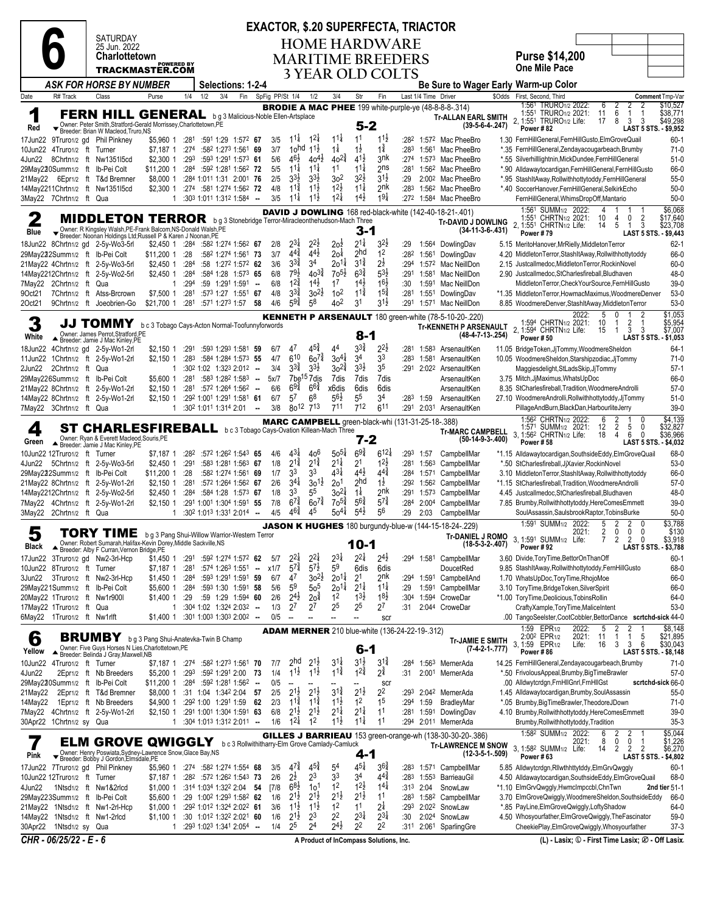# Race 6 — Saturday 25 Jun. 2022 — Charlottetown

**EXACTA, $.20 SUPERFECTA, TRIACTOR**

## HOME HARDWARE MARITIME BREEDERS 3 YEAR OLD COLTS

**Purse $14,200** — One Mile Pace

ASK FOR HORSE BY NUMBER — Selections: 1-2-4 — Be Sure to Wager Early — Warm-up Color

---

### 1 — Red — FERN HILL GENERAL (5-2)
b g 3 Malicious-Noble Ellen-Artsplace
Owner: Peter Smith,Stratford-Gerald Morrissey,Charlottetown,PE
Breeder: Brian W Macleod,Truro,NS
Driver: BRODIE A MAC PHEE 199 white-purple-ye (48-8-8-8-.314)
Trainer: Tr-ALLAN EARL SMITH (39-5-6-4-.247)
1:561 TRURO1/2 2022: 6 2 2 2 $10,527; 1:551 TRURO1/2 2021: 11 6 1 1 $38,771; 2, 1:551 TRURO1/2 Life: 17 8 3 3 $49,298
Power # 82 — LAST 5 STS. - $9,952

| Date | R# Track | Class | Purse | 1/4 | 1/2 | 3/4 | Fin | SpFig | PP/St | 1/4 | 1/2 | 3/4 | Str | Fin | Last 1/4 | Time | Driver | $Odds | First, Second, Third | Comment Tmp-Var |
|---|---|---|---|---|---|---|---|---|---|---|---|---|---|---|---|---|---|---|---|---|
| 17Jun22 | 9Truro1/2 gd | Phil Pinkney | $5,960 1 | :281 | :591 | 1:29 | 1:572 | 67 | 3/5 | 1 1¼ | 1 2¼ | 1 1¼ | 1 1 | 1 1½ | :282 | 1:572 | Mac PheeBro | 1.30 | FernHillGeneral,FernHillGusto,ElmGroveQuail | 60-1 |
| 10Jun22 | 4Truro1/2 ft | Turner | $7,187 1 | :274 | :582 | 1:273 | 1:561 | 69 | 3/7 | 1 0hd | 1 1½ | 1 ¾ | 1 ½ | 1 ¾ | :283 | 1:561 | Mac PheeBro | *.35 | FernHillGeneral,Zendayacougarbeach,Brumby | 71-0 |
| 4Jun22 | 8Chrtn1/2 ft | Nw1351l5cd | $2,300 1 | :293 | :593 | 1:291 | 1:573 | 61 | 5/6 | 4 6½ | 4 o4½ | 4 o2¾ | 4 1½ | 3 nk | :274 | 1:573 | Mac PheeBro | *.55 | Silverhilllightnin,MickDundee,FernHillGeneral | 51-0 |
| 29May22 | 10Summ1/2 ft | Ib-Pei Colt | $11,200 1 | :284 | :592 | 1:281 | 1:562 | 72 | 5/5 | 1 1¼ | 1 1¼ | 1 1 | 1 1¼ | 2 ns | :281 | 1:562 | Mac PheeBro | *.90 | Alldawaytocardigan,FernHillGeneral,FernHillGusto | 66-0 |
| 21May22 | 6Epr1/2 ft | T&d Bremner | $8,000 1 | :284 | 1:011 | 1:31 | 2:001 | 76 | 2/5 | 3 3½ | 3 3½ | 3 o2 | 3 2½ | 3 1½ | :29 | 2:002 | Mac PheeBro | *.95 | StashItAway,Rollwithhottytoddy,FernHillGeneral | 55-0 |
| 14May22 | 11Chrtn1/2 ft | Nw1351l5cd | $2,300 1 | :274 | :581 | 1:274 | 1:562 | 72 | 4/8 | 1 1¾ | 1 1½ | 1 2½ | 1 1¼ | 2 nk | :283 | 1:562 | Mac PheeBro | *.40 | SoccerHanover,FernHillGeneral,SelkirkEcho | 50-0 |
| 3May22 | 7Chrtn1/2 ft | Qua | 1 | :303 | 1:011 | 1:312 | 1:584 | -- | 3/5 | 1 1¼ | 1 1½ | 1 2¼ | 1 4½ | 1 9¼ | :272 | 1:584 | Mac PheeBro | | FernHillGeneral,WhimsDropOff,Mantario | 50-0 |

---

### 2 — Blue — MIDDLETON TERROR (3-1)
b g 3 Stonebridge Terror-Miracleonthehudson-Mach Three
Owner: R Kingsley Walsh,PE-Frank Balcom,NS-Donald Walsh,PE
Breeder: Noonan Holdings Ltd;Russell P & Karen J Noonan,PE
Driver: DAVID J DOWLING 168 red-black-white (142-40-18-21-.401)
Trainer: Tr-DAVID J DOWLING (34-11-3-6-.431)
1:561 SUMM1/2 2022: 4 1 1 1 $6,068; 1:551 CHRTN1/2 2021: 10 4 0 2 $17,640; 2, 1:551 CHRTN1/2 Life: 14 5 1 3 $23,708
Power # 79 — LAST 5 STS. - $9,443

| Date | R# Track | Class | Purse | 1/4 | 1/2 | 3/4 | Fin | SpFig | PP/St | 1/4 | 1/2 | 3/4 | Str | Fin | Last 1/4 | Time | Driver | $Odds | First, Second, Third | Comment Tmp-Var |
|---|---|---|---|---|---|---|---|---|---|---|---|---|---|---|---|---|---|---|---|---|
| 18Jun22 | 8Chrtn1/2 gd | 2-5y-Wo3-5rl | $2,450 1 | :284 | :582 | 1:274 | 1:562 | 67 | 2/8 | 2 3¼ | 2 2½ | 2 o½ | 2 1¼ | 3 2½ | :29 | 1:564 | DowlingDav | 5.15 | MeritoHanover,MrRielly,MiddletonTerror | 62-1 |
| 29May22 | 2Summ1/2 ft | Ib-Pei Colt | $11,200 1 | :28 | :582 | 1:274 | 1:561 | 73 | 3/7 | 4 4¾ | 4 4½ | 2 o¼ | 2 hd | 1 2 | :282 | 1:561 | DowlingDav | 4.20 | MiddletonTerror,StashItAway,Rollwithhottytoddy | 66-0 |
| 21May22 | 4Chrtn1/2 ft | 2-5y-Wo3-5rl | $2,450 1 | :284 | :58 | 1:272 | 1:572 | 62 | 3/6 | 3 3¾ | 3 4 | 2 o1¼ | 3 1¾ | 2 ½ | :294 | 1:572 | Mac NeillDon | 2.15 | Justcallmedoc,MiddletonTerror,RockinNovel | 60-0 |
| 14May22 | 12Chrtn1/2 ft | 2-5y-Wo2-5rl | $2,450 1 | :284 | :584 | 1:28 | 1:573 | 65 | 6/8 | 7 9½ | 4 o3¾ | 7 o5½ | 6 3¾ | 5 3½ | :291 | 1:581 | Mac NeillDon | 2.90 | Justcallmedoc,StCharlesfireball,Bludhaven | 48-0 |
| 7May22 | 2Chrtn1/2 ft | Qua | 1 | :294 | :59 | 1:291 | 1:591 | -- | 6/8 | 1 2¾ | 1 4½ | 1 7 | 1 4½ | 1 6½ | :30 | 1:591 | Mac NeillDon | | MiddletonTerror,CheckYourSource,FernHillGusto | 39-0 |
| 9Oct21 | 7Chrtn1/2 ft | Atss-Brcrown | $7,500 1 | :281 | :573 | 1:27 | 1:551 | 67 | 4/8 | 3 3¾ | 3 o2½ | 1 o2 | 1 1¾ | 1 5¾ | :281 | 1:551 | DowlingDav | *1.35 | MiddletonTerror,HowmacMaximus,WoodmereDenver | 53-0 |
| 2Oct21 | 9Chrtn1/2 ft | Joeobrien-Go | $21,700 1 | :281 | :571 | 1:273 | 1:57 | 58 | 4/6 | 5 9¾ | 5 8 | 4 o2 | 3 1 | 3 1½ | :291 | 1:571 | Mac NeillDon | 8.85 | WoodmereDenver,StashItAway,MiddletonTerror | 53-0 |

---

### 3 — White — JJ TOMMY (8-1)
b c 3 Tobago Cays-Acton Normal-Toofunnyforwords
Owner: James Perrot,Stratford,PE
Breeder: Jamie J Mac Kinley,PE
Driver: KENNETH P ARSENAULT 180 green-white (78-5-10-20-.220)
Trainer: Tr-KENNETH P ARSENAULT (48-4-7-13-.254)
2022: 5 0 1 2 $1,053; 1:594 CHRTN1/2 2021: 10 1 2 1 $5,954; 2, 1:594 CHRTN1/2 Life: 15 1 3 3 $7,007
Power # 50 — LAST 5 STS. - $1,053

| Date | R# Track | Class | Purse | 1/4 | 1/2 | 3/4 | Fin | SpFig | PP/St | 1/4 | 1/2 | 3/4 | Str | Fin | Last 1/4 | Time | Driver | $Odds | First, Second, Third | Comment Tmp-Var |
|---|---|---|---|---|---|---|---|---|---|---|---|---|---|---|---|---|---|---|---|---|
| 18Jun22 | 4Chrtn1/2 gd | 2-5y-Wo1-2rl | $2,150 1 | :291 | :593 | 1:293 | 1:581 | 59 | 6/7 | 4 7 | 4 5¾ | 4 4 | 3 3¾ | 2 2½ | :281 | 1:583 | ArsenaultKen | 11.05 | BridgeToken,JjTommy,WoodmereSheldon | 64-1 |
| 11Jun22 | 1Chrtn1/2 ft | 2-5y-Wo1-2rl | $2,150 1 | :283 | :584 | 1:284 | 1:573 | 55 | 4/7 | 6 10 | 6 o7¾ | 3 o4¼ | 3 4 | 3 3 | :283 | 1:581 | ArsenaultKen | 10.05 | WoodmereSheldon,Starshipzodiac,JjTommy | 71-0 |
| 2Jun22 | 2Chrtn1/2 ft | Qua | 1 | :302 | 1:02 | 1:323 | 2:012 | -- | 3/4 | 3 3¾ | 3 3½ | 3 o2¾ | 3 3½ | 3 5 | :291 | 2:022 | ArsenaultKen | | Maggiesdelight,StLadsSkip,JjTommy | 57-1 |
| 29May22 | 6Summ1/2 ft | Ib-Pei Colt | $5,600 1 | :281 | :583 | 1:282 | 1:583 | -- | 5x/7 | 7 be15 | 7 dis | 7 dis | 7 dis | 7 dis | | | ArsenaultKen | 3.75 | Mitch,JjMaximus,WhatsUpDoc | 66-0 |
| 21May22 | 8Chrtn1/2 ft | 2-5y-Wo1-2rl | $2,150 1 | :281 | :572 | 1:264 | 1:562 | -- | 6/6 | 6 9¾ | 6 6¾ | x6 dis | 6 dis | 6 dis | | | ArsenaultKen | 8.35 | StCharlesfireball,Tradition,WoodmereAndrolli | 57-0 |
| 14May22 | 8Chrtn1/2 ft | 2-5y-Wo1-2rl | $2,150 1 | :292 | 1:001 | 1:291 | 1:581 | 61 | 6/7 | 5 7 | 6 8 | 5 6½ | 5 5 | 3 4 | :283 | 1:59 | ArsenaultKen | 27.10 | WoodmereAndrolli,Rollwithhottytoddy,JjTommy | 51-0 |
| 7May22 | 3Chrtn1/2 ft | Qua | 1 | :302 | 1:011 | 1:314 | 2:01 | -- | 3/8 | 8 o12 | 7 13 | 7 11 | 7 12 | 6 11 | :291 | 2:031 | ArsenaultKen | | PillageAndBurn,BlackDan,HarbourliteJerry | 39-0 |

---

### 4 — Green — ST CHARLESFIREBALL (7-2)
b c 3 Tobago Cays-Ovation Killean-Mach Three
Owner: Ryan & Everett Macleod,Souris,PE
Breeder: Jamie J Mac Kinley,PE
Driver: MARC CAMPBELL green-black-whi (131-31-25-18-.388)
Trainer: Tr-MARC CAMPBELL (50-14-9-3-.400)
1:562 CHRTN1/2 2022: 6 2 1 0 $4,139; 1:571 SUMM1/2 2021: 12 2 5 0 $32,827; 3, 1:562 CHRTN1/2 Life: 18 4 6 0 $36,966
Power # 58 — LAST 5 STS. - $4,032

| Date | R# Track | Class | Purse | 1/4 | 1/2 | 3/4 | Fin | SpFig | PP/St | 1/4 | 1/2 | 3/4 | Str | Fin | Last 1/4 | Time | Driver | $Odds | First, Second, Third | Comment Tmp-Var |
|---|---|---|---|---|---|---|---|---|---|---|---|---|---|---|---|---|---|---|---|---|
| 10Jun22 | 12Truro1/2 ft | Turner | $7,187 1 | :282 | :572 | 1:262 | 1:543 | 65 | 4/6 | 4 3¼ | 4 o6 | 5 o5¼ | 6 9¾ | 6 12¼ | :293 | 1:57 | CampbellMar | *1.15 | Alldawaytocardigan,SouthsideEddy,ElmGroveQuail | 68-0 |
| 4Jun22 | 5Chrtn1/2 ft | 2-5y-Wo3-5rl | $2,450 1 | :291 | :583 | 1:281 | 1:563 | 67 | 1/8 | 2 1¾ | 2 1¾ | 2 1¼ | 2 1 | 1 2½ | :281 | 1:563 | CampbellMar | *.50 | StCharlesfireball,JjXavier,RockinNovel | 53-0 |
| 29May22 | 2Summ1/2 ft | Ib-Pei Colt | $11,200 1 | :28 | :582 | 1:274 | 1:561 | 69 | 1/7 | 3 3 | 3 3 | 4 3¼ | 4 4½ | 4 4¾ | :284 | 1:571 | CampbellMar | 3.10 | MiddletonTerror,StashItAway,Rollwithhottytoddy | 66-0 |
| 21May22 | 8Chrtn1/2 ft | 2-5y-Wo1-2rl | $2,150 1 | :281 | :572 | 1:264 | 1:562 | 67 | 2/6 | 3 4¼ | 3 o1¼ | 2 o1 | 2 hd | 1 ½ | :292 | 1:562 | CampbellMar | *1.15 | StCharlesfireball,Tradition,WoodmereAndrolli | 57-0 |
| 14May22 | 12Chrtn1/2 ft | 2-5y-Wo2-5rl | $2,450 1 | :284 | :584 | 1:28 | 1:573 | 67 | 1/8 | 3 3 | 5 5 | 3 o2¼ | 1 ¼ | 2 nk | :291 | 1:573 | CampbellMar | 4.45 | Justcallmedoc,StCharlesfireball,Bludhaven | 48-0 |
| 7May22 | 4Chrtn1/2 ft | 2-5y-Wo1-2rl | $2,150 1 | :291 | 1:001 | 1:304 | 1:591 | 55 | 7/8 | 6 7¾ | 6 o7¾ | 7 o5¾ | 5 6¾ | 5 7¾ | :284 | 2:004 | CampbellMar | 7.85 | Brumby,Rollwithhottytoddy,HereComesEmmett | 39-0 |
| 3May22 | 2Chrtn1/2 ft | Qua | 1 | :302 | 1:013 | 1:331 | 2:014 | -- | 4/5 | 4 6¾ | 4 5 | 5 o4¼ | 5 4½ | 5 6 | :29 | 2:03 | CampbellMar | | SoulAssassin,SaulsbrookRaptor,TobinsBurke | 50-0 |

---

### 5 — Black — TORY TIME (10-1)
b g 3 Pang Shui-Willow Warrior-Western Terror
Owner: Robert Sumarah,Halifax-Kevin Dorey,Middle Sackville,NS
Breeder: Alby F Curran,Vernon Bridge,PE
Driver: JASON K HUGHES 180 burgundy-blue-w (144-15-18-24-.229)
Trainer: Tr-DANIEL J ROMO (18-5-3-2-.407)
1:591 SUMM1/2 2022: 5 2 2 0 $3,788; 2021: 2 0 0 0 $130; 3, 1:591 SUMM1/2 Life: 7 2 2 0 $3,918
Power # 92 — LAST 5 STS. - $3,788

| Date | R# Track | Class | Purse | 1/4 | 1/2 | 3/4 | Fin | SpFig | PP/St | 1/4 | 1/2 | 3/4 | Str | Fin | Last 1/4 | Time | Driver | $Odds | First, Second, Third | Comment Tmp-Var |
|---|---|---|---|---|---|---|---|---|---|---|---|---|---|---|---|---|---|---|---|---|
| 17Jun22 | 3Truro1/2 gd | Nw2-3rl-Hcp | $1,450 1 | :291 | :592 | 1:274 | 1:572 | 62 | 5/7 | 2 2¼ | 2 2¼ | 2 3¼ | 2 2¼ | 2 4½ | :294 | 1:581 | CampbellMar | 3.60 | Divide,ToryTime,BettorOnThanOff | 60-1 |
| 10Jun22 | 8Truro1/2 ft | Turner | $7,187 1 | :281 | :574 | 1:263 | 1:551 | -- | x1/7 | 5 7¾ | 5 7½ | 5 9 | 6 dis | 6 dis | | | DoucetRed | 9.85 | StashItAway,Rollwithhottytoddy,FernHillGusto | 68-0 |
| 3Jun22 | 3Truro1/2 ft | Nw2-3rl-Hcp | $1,450 1 | :284 | :593 | 1:291 | 1:591 | 59 | 6/7 | 4 7 | 3 o2½ | 2 o1¼ | 2 1 | 2 nk | :294 | 1:591 | CampbellAnd | 1.70 | WhatsUpDoc,ToryTime,RhojoMoe | 66-0 |
| 29May22 | 1Summ1/2 ft | Ib-Pei Colt | $5,600 1 | :284 | :593 | 1:30 | 1:591 | 58 | 5/6 | 5 9 | 5 o5 | 2 o1¼ | 2 1¼ | 1 1¼ | :29 | 1:591 | CampbellMar | 3.10 | ToryTime,BridgeToken,SilverSpirit | 66-0 |
| 20May22 | 1Truro1/2 ft | Nw1r900l | $1,400 1 | :29 | :59 | 1:29 | 1:594 | 60 | 2/6 | 2 4½ | 2 o¾ | 1 2 | 1 3½ | 1 8½ | :304 | 1:594 | CroweDar | *1.00 | ToryTime,Deolicious,TobinsRollin | 64-0 |
| 17May22 | 1Truro1/2 ft | Qua | 1 | :304 | 1:02 | 1:324 | 2:032 | -- | 1/3 | 2 7 | 2 7 | 2 5 | 2 5 | 2 7 | :31 | 2:044 | CroweDar | | CraftyXample,ToryTime,MaliceIntent | 53-0 |
| 6May22 | 1Truro1/2 ft | Nw1rlft | $1,400 1 | :301 | 1:003 | 1:303 | 2:002 | -- | 0/5 | -- | -- | -- | -- | scr | | | | .00 | TangoSeelster,CootCobbler,BettorDance **scrtchd-sick** | 44-0 |

---

### 6 — Yellow — BRUMBY (6-1)
b g 3 Pang Shui-Anatevka-Twin B Champ
Owner: Five Guys Horses N Lies,Charlottetown,PE
Breeder: Belinda J Gray,Maxwell,NB
Driver: ADAM MERNER 210 blue-white (136-24-22-19-.312)
Trainer: Tr-JAMIE E SMITH (7-4-2-1-.777)
1:59 EPR1/2 2022: 5 2 2 1 $8,148; 2:002 EPR1/2 2021: 11 1 1 5 $21,895; 3, 1:59 EPR1/2 Life: 16 3 3 6 $30,043
Power # 86 — LAST 5 STS. - $8,148

| Date | R# Track | Class | Purse | 1/4 | 1/2 | 3/4 | Fin | SpFig | PP/St | 1/4 | 1/2 | 3/4 | Str | Fin | Last 1/4 | Time | Driver | $Odds | First, Second, Third | Comment Tmp-Var |
|---|---|---|---|---|---|---|---|---|---|---|---|---|---|---|---|---|---|---|---|---|
| 10Jun22 | 4Truro1/2 ft | Turner | $7,187 1 | :274 | :582 | 1:273 | 1:561 | 70 | 7/7 | 2 hd | 2 1½ | 3 1¼ | 3 1½ | 3 1¾ | :284 | 1:563 | MernerAda | 14.25 | FernHillGeneral,Zendayacougarbeach,Brumby | 71-0 |
| 4Jun22 | 2Epr1/2 ft | Nb Breeders | $5,200 1 | :293 | :592 | 1:291 | 2:00 | 73 | 1/4 | 1 1½ | 1 1½ | 1 1¾ | 1 2¾ | 2 ¾ | :31 | 2:001 | MernerAda | *.50 | FrivolousAppeal,Brumby,BigTimeBrawler | 57-0 |
| 29May22 | 10Summ1/2 ft | Ib-Pei Colt | $11,200 1 | :284 | :592 | 1:281 | 1:562 | -- | 0/5 | -- | -- | -- | -- | scr | | | | .00 | Alldwytcrdgn,FrnHllGnrl,FrnHllGst | **scrtchd-sick** 66-0 |
| 21May22 | 2Epr1/2 ft | T&d Bremner | $8,000 1 | :31 | 1:04 | 1:342 | 2:04 | 57 | 2/5 | 2 1½ | 2 1½ | 3 1¾ | 2 1½ | 2 2 | :293 | 2:042 | MernerAda | 1.45 | Alldawaytocardigan,Brumby,SoulAssassin | 55-0 |
| 14May22 | 1Epr1/2 ft | Nb Breeders | $4,900 1 | :292 | 1:00 | 1:291 | 1:59 | 62 | 2/3 | 1 1¾ | 1 1¾ | 1 1½ | 1 2 | 1 5 | :294 | 1:59 | BradleyMar | *.05 | Brumby,BigTimeBrawler,TheodoreJDown | 71-0 |
| 7May22 | 4Chrtn1/2 ft | 2-5y-Wo1-2rl | $2,150 1 | :291 | 1:001 | 1:304 | 1:591 | 63 | 6/8 | 2 1½ | 2 1½ | 2 1¼ | 2 1¼ | 1 1 | :281 | 1:591 | DowlingDav | 4.10 | Brumby,Rollwithhottytoddy,HereComesEmmett | 39-0 |
| 30Apr22 | 1Chrtn1/2 sy | Qua | 1 | :304 | 1:013 | 1:312 | 2:011 | -- | 1/6 | 1 2¼ | 1 2 | 1 1½ | 1 1¼ | 1 1 | :294 | 2:011 | MernerAda | | Brumby,Rollwithhottytoddy,Tradition | 35-3 |

---

### 7 — Pink — ELM GROVE QWIGGLY (4-1)
b c 3 Rollwithitharry-Elm Grove Camlady-Camluck
Owner: Henry Poswiata,Sydney-Lawrence Snow,Glace Bay,NS
Breeder: Bobby J Gordon,Elmsdale,PE
Driver: GILLES J BARRIEAU 153 green-orange-wh (138-30-20-20-.386)
Trainer: Tr-LAWRENCE M SNOW (12-3-5-1-.509)
1:582 SUMM1/2 2022: 6 2 2 1 $5,044; 2021: 8 0 0 1 $1,226; 3, 1:582 SUMM1/2 Life: 14 2 2 2 $6,270
Power # 63 — LAST 5 STS. - $4,802

| Date | R# Track | Class | Purse | 1/4 | 1/2 | 3/4 | Fin | SpFig | PP/St | 1/4 | 1/2 | 3/4 | Str | Fin | Last 1/4 | Time | Driver | $Odds | First, Second, Third | Comment Tmp-Var |
|---|---|---|---|---|---|---|---|---|---|---|---|---|---|---|---|---|---|---|---|---|
| 17Jun22 | 7Truro1/2 gd | Phil Pinkney | $5,960 1 | :274 | :582 | 1:274 | 1:554 | 68 | 3/5 | 4 7¾ | 4 5¾ | 5 4 | 4 5¼ | 3 6¾ | :283 | 1:571 | CampbellMar | 5.85 | Alldwytcrdgn,Rllwthhttytddy,ElmGrvQwggly | 60-1 |
| 10Jun22 | 12Truro1/2 ft | Turner | $7,187 1 | :282 | :572 | 1:262 | 1:543 | 73 | 2/6 | 2 ½ | 2 3 | 3 3 | 3 4 | 4 4¾ | :283 | 1:553 | BarrieauGil | 4.50 | Alldawaytocardigan,SouthsideEddy,ElmGroveQuail | 68-0 |
| 4Jun22 | 1Ntsd1/2 ft | Nw1&2rlcd | $1,000 1 | :314 | 1:034 | 1:322 | 2:04 | 54 | [7/8 | 6 8½ | 1 o1 | 1 2 | 1 2½ | 1 4¼ | :313 | 2:04 | SnowLaw | *1.10 | ElmGrvQwggly,Hwmclmpccbl,ChnTwn | **2nd tier** 51-1 |
| 29May22 | 3Summ1/2 ft | Ib-Pei Colt | $5,600 1 | :29 | 1:002 | 1:293 | 1:582 | 62 | 1/6 | 2 1½ | 2 1½ | 2 1½ | 2 1½ | 1 1 | :283 | 1:582 | CampbellMar | 3.70 | ElmGroveQwiggly,WoodmereSheldon,SouthsideEddy | 66-0 |
| 21May22 | 1Ntsd1/2 ft | Nw1-2rl-Hcp | $1,000 1 | :292 | 1:012 | 1:324 | 2:022 | 61 | 3/6 | 1 1½ | 1 1½ | 1 2 | 1 1 | 2 ¼ | :293 | 2:022 | SnowLaw | *.85 | PayLine,ElmGroveQwiggly,LoftyShadow | 64-0 |
| 14May22 | 1Ntsd1/2 ft | Nw1-2rlcd | $1,100 1 | :30 | 1:012 | 1:322 | 2:021 | 60 | 1/6 | 2 1½ | 2 3 | 2 2 | 2 3¼ | 2 3¼ | :30 | 2:024 | SnowLaw | 4.50 | Whosyourfather,ElmGroveQwiggly,TheFascinator | 59-0 |
| 30Apr22 | 1Ntsd1/2 sy | Qua | 1 | :293 | 1:023 | 1:341 | 2:054 | -- | 1/4 | 2 5 | 2 4 | 2 4½ | 2 2 | 2 2 | :311 | 2:061 | SparlingGre | | CheekiePlay,ElmGroveQwiggly,Whosyourfather | 37-3 |

CHR - 06/25/22 - E - 6 — A Product of InCompass Solutions, Inc. — (L) - Lasix; ① - First Time Lasix; ② - Off Lasix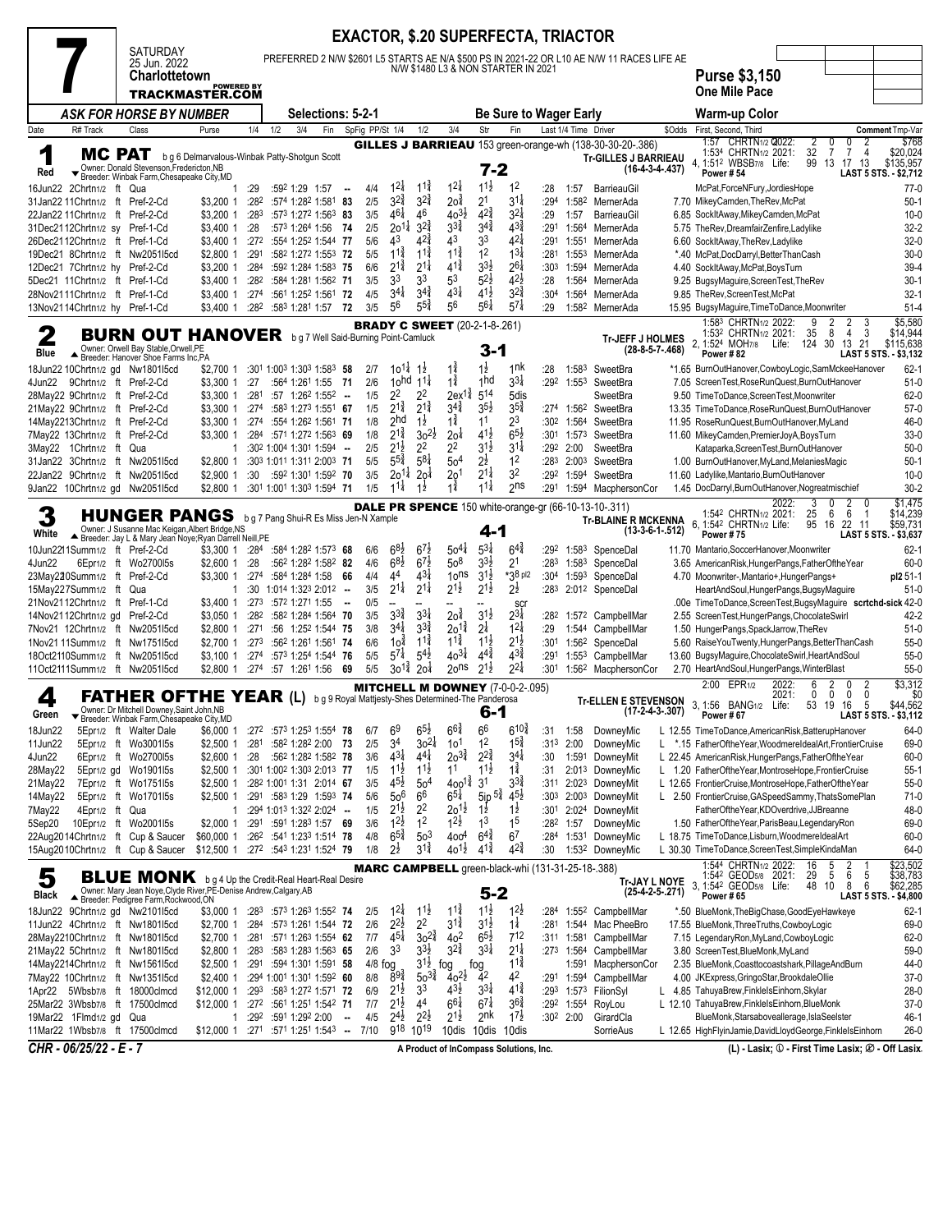# 7 — EXACTOR, $.20 SUPERFECTA, TRIACTOR

SATURDAY 25 Jun. 2022 — Charlottetown

PREFERRED 2 N/W $2601 L5 STARTS AE N/A $500 PS IN 2021-22 OR L10 AE N/W 11 RACES LIFE AE N/W $1480 L3 & NON STARTER IN 2021

**Purse $3,150** — One Mile Pace

ASK FOR HORSE BY NUMBER — Selections: 5-2-1 — Be Sure to Wager Early — Warm-up Color

---

## 1 MC PAT (Red) — 7-2

b g 6 Delmarvalous-Winbak Patty-Shotgun Scott
Owner: Donald Stevenson,Fredericton,NB
Breeder: Winbak Farm,Chesapeake City,MD

GILLES J BARRIEAU 153 green-orange-wh (138-30-30-20-.386) — Tr-GILLES J BARRIEAU (16-4-3-4-.437)

1:57 CHRTN1/2 2022: 2 0 0 2 $768; 1:534 CHRTN1/2 2021: 32 7 7 4 $20,024; 4, 1:512 WBSB7/8 Life: 99 13 17 13 $135,957; Power # 54; LAST 5 STS. - $2,712

| Date | Track | Class | Purse | 1/4 | 1/2 | 3/4 | Fin | SpFig | PP/St | 1/4 | 1/2 | 3/4 | Str | Fin | Last 1/4 | Time | Driver | $Odds | First, Second, Third | Comment Tmp-Var |
|---|---|---|---|---|---|---|---|---|---|---|---|---|---|---|---|---|---|---|---|---|
| 16Jun22 2Chrtn1/2 ft | | Qua | 1 | :29 | :592 | 1:29 | 1:57 | -- | 4/4 | 1 1/4 | 1 1 3/4 | 1 2 1/4 | 1 1 1/2 | 1 2 | :28 | 1:57 | BarrieauGil | | McPat,ForceNFury,JordiesHope | 77-0 |
| 31Jan22 11Chrtn1/2 ft | | Pref-2-Cd | $3,200 1 | :282 | :574 | 1:282 | 1:581 | 83 | 2/5 | 3 2 3/4 | 3 2 3/4 | 2o 3/4 | 2 1 | 3 1 1/4 | :294 | 1:582 | MernerAda | 7.70 | MikeyCamden,TheRev,McPat | 50-1 |
| 22Jan22 11Chrtn1/2 ft | | Pref-2-Cd | $3,200 1 | :283 | :573 | 1:272 | 1:563 | 83 | 3/5 | 4 6 1/4 | 4 6 | 4o 3 1/2 | 4 2 3/4 | 3 2 1/4 | :29 | 1:57 | BarrieauGil | 6.85 | SockItAway,MikeyCamden,McPat | 10-0 |
| 31Dec21 12Chrtn1/2 sy | | Pref-1-Cd | $3,400 1 | :28 | :573 | 1:264 | 1:56 | 74 | 2/5 | 2o 1 1/4 | 3 2 3/4 | 3 3 3/4 | 3 4 3/4 | 4 3 3/4 | :291 | 1:564 | MernerAda | 5.75 | TheRev,DreamfairZenfire,Ladylike | 32-2 |
| 26Dec21 12Chrtn1/2 ft | | Pref-1-Cd | $3,400 1 | :272 | :554 | 1:252 | 1:544 | 77 | 5/6 | 4 3 | 4 2 3/4 | 4 3 | 3 3 | 4 2 1/4 | :291 | 1:551 | MernerAda | 6.60 | SockItAway,TheRev,Ladylike | 32-0 |
| 19Dec21 8Chrtn1/2 ft | | Nw2051l5cd | $2,800 1 | :291 | :582 | 1:272 | 1:553 | 72 | 5/5 | 1 1 3/4 | 1 1 3/4 | 1 1 3/4 | 1 2 | 1 3/4 | :281 | 1:553 | MernerAda | *.40 | McPat,DocDarryl,BetterThanCash | 30-0 |
| 12Dec21 7Chrtn1/2 hy | | Pref-2-Cd | $3,200 1 | :284 | :592 | 1:284 | 1:583 | 75 | 6/6 | 2 1 3/4 | 2 1 3/4 | 4 1 3/4 | 3 3 1/2 | 2 6 1/4 | :303 | 1:594 | MernerAda | 4.40 | SockItAway,McPat,BoysTurn | 39-4 |
| 5Dec21 11Chrtn1/2 ft | | Pref-1-Cd | $3,400 1 | :282 | :584 | 1:281 | 1:562 | 71 | 3/5 | 3 3 | 3 3 | 5 3 | 5 2 1/2 | 4 2 1/2 | :28 | 1:564 | MernerAda | 9.25 | BugsyMaguire,ScreenTest,TheRev | 30-1 |
| 28Nov21 11Chrtn1/2 ft | | Pref-1-Cd | $3,400 1 | :274 | :561 | 1:252 | 1:561 | 72 | 4/5 | 3 4 1/4 | 3 4 3/4 | 4 3 1/4 | 4 1 1/2 | 3 2 3/4 | :304 | 1:564 | MernerAda | 9.85 | TheRev,ScreenTest,McPat | 32-1 |
| 13Nov21 14Chrtn1/2 hy | | Pref-1-Cd | $3,400 1 | :282 | :583 | 1:281 | 1:57 | 72 | 3/5 | 5 6 | 5 5 3/4 | 5 6 | 5 6 1/4 | 5 7 1/4 | :29 | 1:582 | MernerAda | 15.95 | BugsyMaguire,TimeToDance,Moonwriter | 51-4 |

---

## 2 BURN OUT HANOVER (Blue) — 3-1

b g 7 Well Said-Burning Point-Camluck
Owner: Orwell Bay Stable,Orwell,PE
Breeder: Hanover Shoe Farms Inc,PA

BRADY C SWEET (20-2-1-8-.261) — Tr-JEFF J HOLMES (28-8-5-7-.468)

1:583 CHRTN1/2 2022: 9 2 2 3 $5,580; 1:532 CHRTN1/2 2021: 35 8 4 3 $14,944; 2, 1:524 MOH7/8 Life: 124 30 13 21 $115,638; Power # 82; LAST 5 STS. - $3,132

| Date | Track | Class | Purse | 1/4 | 1/2 | 3/4 | Fin | SpFig | PP/St | 1/4 | 1/2 | 3/4 | Str | Fin | Last 1/4 | Time | Driver | $Odds | First, Second, Third | Comment Tmp-Var |
|---|---|---|---|---|---|---|---|---|---|---|---|---|---|---|---|---|---|---|---|---|
| 18Jun22 10Chrtn1/2 gd | | Nw1801l5cd | $2,700 1 | :301 | 1:003 | 1:303 | 1:583 | 58 | 2/7 | 1o 1 1/4 | 1 1/2 | 1 3/4 | 1 1/2 | 1 nk | :28 | 1:583 | SweetBra | *1.65 | BurnOutHanover,CowboyLogic,SamMckeeHanover | 62-1 |
| 4Jun22 9Chrtn1/2 ft | | Pref-2-Cd | $3,300 1 | :27 | :564 | 1:261 | 1:55 | 71 | 2/6 | 1o hd | 1 1 1/4 | 1 3/4 | 1 hd | 3 3 3/4 | :292 | 1:553 | SweetBra | 7.05 | ScreenTest,RoseRunQuest,BurnOutHanover | 51-0 |
| 28May22 9Chrtn1/2 ft | | Pref-2-Cd | $3,300 1 | :281 | :57 | 1:262 | 1:552 | -- | 1/5 | 2 2 | 2 2 | 2ex 1 3/4 | 5 14 | 5dis | | | SweetBra | 9.50 | TimeToDance,ScreenTest,Moonwriter | 62-0 |
| 21May22 9Chrtn1/2 ft | | Pref-2-Cd | $3,300 1 | :274 | :583 | 1:273 | 1:551 | 67 | 1/5 | 2 1 3/4 | 2 1 3/4 | 3 4 3/4 | 3 5 1/2 | 3 5 3/4 | :274 | 1:562 | SweetBra | 13.35 | TimeToDance,RoseRunQuest,BurnOutHanover | 57-0 |
| 14May22 13Chrtn1/2 ft | | Pref-2-Cd | $3,300 1 | :274 | :554 | 1:262 | 1:561 | 71 | 1/8 | 2hd | 1 1/2 | 1 3/4 | 1 1 | 2 3 | :302 | 1:564 | SweetBra | 11.95 | RoseRunQuest,BurnOutHanover,MyLand | 46-0 |
| 7May22 13Chrtn1/2 ft | | Pref-2-Cd | $3,300 1 | :284 | :571 | 1:272 | 1:563 | 69 | 1/8 | 2 1 3/4 | 3o 2 1/2 | 2o 1/4 | 4 1 1/2 | 6 5 1/2 | :301 | 1:573 | SweetBra | 11.60 | MikeyCamden,PremierJoyA,BoysTurn | 33-0 |
| 3May22 1Chrtn1/2 ft | | Qua | 1 | :302 | 1:004 | 1:301 | 1:594 | -- | 2/5 | 2 1 1/2 | 2 2 | 2 2 | 3 1 1/2 | 3 1 1/4 | :292 | 2:00 | SweetBra | | Kataparka,ScreenTest,BurnOutHanover | 50-0 |
| 31Jan22 3Chrtn1/2 ft | | Nw2051l5cd | $2,800 1 | :303 | 1:011 | 1:311 | 2:003 | 71 | 5/5 | 5 5 3/4 | 5 8 1/4 | 5o 4 | 2 1/2 | 1 2 | :283 | 2:003 | SweetBra | 1.00 | BurnOutHanover,MyLand,MelaniesMagic | 50-1 |
| 22Jan22 9Chrtn1/2 ft | | Nw2051l5cd | $2,900 1 | :30 | :592 | 1:301 | 1:592 | 70 | 3/5 | 2o 1 1/4 | 2o 1/4 | 2o 1 | 2 1 1/4 | 3 2 | :292 | 1:594 | SweetBra | 11.60 | Ladylike,Mantario,BurnOutHanover | 10-0 |
| 9Jan22 10Chrtn1/2 gd | | Nw2051l5cd | $2,800 1 | :301 | 1:001 | 1:303 | 1:594 | 71 | 1/5 | 1 1 1/4 | 1 1/2 | 1 3/4 | 1 1 1/4 | 2 ns | :291 | 1:594 | MacphersonCor | 1.45 | DocDarryl,BurnOutHanover,Nogreatmischief | 30-2 |

---

## 3 HUNGER PANGS (White) — 4-1

b g 7 Pang Shui-R Es Miss Jen-N Xample
Owner: J Susanne Mac Keigan,Albert Bridge,NS
Breeder: Jay L & Mary Jean Noye;Ryan Darrell Neill,PE

DALE PR SPENCE 150 white-orange-gr (66-10-13-10-.311) — Tr-BLAINE R MCKENNA (13-3-6-1-.512)

2022: 3 0 2 0 $1,475; 1:542 CHRTN1/2 2021: 25 6 6 1 $14,239; 6, 1:542 CHRTN1/2 Life: 95 16 22 11 $59,731; Power # 75; LAST 5 STS. - $3,637

| Date | Track | Class | Purse | 1/4 | 1/2 | 3/4 | Fin | SpFig | PP/St | 1/4 | 1/2 | 3/4 | Str | Fin | Last 1/4 | Time | Driver | $Odds | First, Second, Third | Comment Tmp-Var |
|---|---|---|---|---|---|---|---|---|---|---|---|---|---|---|---|---|---|---|---|---|
| 10Jun22 11Summ1/2 ft | | Pref-2-Cd | $3,300 1 | :284 | :584 | 1:282 | 1:573 | 68 | 6/6 | 6 8 1/2 | 6 7 1/2 | 5o 4 1/4 | 5 3 1/4 | 6 4 3/4 | :292 | 1:583 | SpenceDal | 11.70 | Mantario,SoccerHanover,Moonwriter | 62-1 |
| 4Jun22 6Epr1/2 ft | | Wo2700l5s | $2,600 1 | :28 | :562 | 1:282 | 1:582 | 82 | 4/6 | 6 8 1/2 | 6 7 1/2 | 5 8 | 3 3 1/2 | 2 1 | :283 | 1:583 | SpenceDal | 3.65 | AmericanRisk,HungerPangs,FatherOftheYear | 60-0 |
| 23May22 30Summ1/2 ft | | Pref-2-Cd | $3,300 1 | :274 | :584 | 1:284 | 1:58 | 66 | 4/4 | 4 4 | 4 3 3/4 | 1o ns | 3 1 1/2 | *3 8 pl2 | :304 | 1:593 | SpenceDal | 4.70 | Moonwriter-,Mantario+,HungerPangs+ | pl2 51-1 |
| 15May22 7Summ1/2 ft | | Qua | 1 | :30 | 1:014 | 1:323 | 2:012 | -- | 3/5 | 2 1 1/4 | 2 1 1/4 | 2 1 1/2 | 2 1 1/2 | 2 1/2 | :283 | 2:012 | SpenceDal | | HeartAndSoul,HungerPangs,BugsyMaguire | 51-0 |
| 21Nov21 12Chrtn1/2 ft | | Pref-1-Cd | $3,400 1 | :273 | :572 | 1:271 | 1:55 | -- | 0/5 | -- | -- | -- | -- | scr | | | | .00e | TimeToDance,ScreenTest,BugsyMaguire | scrtchd-sick 42-0 |
| 14Nov21 12Chrtn1/2 gd | | Pref-2-Cd | $3,050 1 | :282 | :582 | 1:284 | 1:564 | 70 | 3/5 | 3 3 3/4 | 3 3 1/4 | 2o 3/4 | 3 1 1/2 | 2 3 1/4 | :282 | 1:572 | CampbellMar | 2.55 | ScreenTest,HungerPangs,ChocolateSwirl | 42-2 |
| 7Nov21 12Chrtn1/2 ft | | Nw2051l5cd | $2,800 1 | :271 | :56 | 1:252 | 1:544 | 75 | 3/8 | 3 4 1/4 | 3 3 3/4 | 2o 1 3/4 | 2 1/4 | 1 2 1/4 | :29 | 1:544 | CampbellMar | 1.50 | HungerPangs,SpackJarrow,TheRev | 51-0 |
| 1Nov21 11Summ1/2 ft | | Nw1751l5cd | $2,700 1 | :273 | :562 | 1:261 | 1:561 | 74 | 6/6 | 1o 3/4 | 1 1 3/4 | 1 1 3/4 | 1 1 1/2 | 2 1 1/2 | :301 | 1:562 | SpenceDal | 5.60 | RaiseYouTwenty,HungerPangs,BetterThanCash | 55-0 |
| 18Oct21 10Summ1/2 ft | | Nw2051l5cd | $3,100 1 | :274 | :573 | 1:254 | 1:544 | 76 | 5/5 | 5 7 1/4 | 5 4 1/2 | 4o 3 1/4 | 4 4 3/4 | 4 3 3/4 | :291 | 1:553 | CampbellMar | 13.60 | BugsyMaguire,ChocolateSwirl,HeartAndSoul | 55-0 |
| 11Oct21 11Summ1/2 ft | | Nw2051l5cd | $2,800 1 | :274 | :57 | 1:261 | 1:56 | 69 | 5/5 | 3o 1 3/4 | 2o 1/4 | 2o ns | 2 1 1/2 | 2 2 1/4 | :301 | 1:562 | MacphersonCor | 2.70 | HeartAndSoul,HungerPangs,WinterBlast | 55-0 |

---

## 4 FATHER OFTHE YEAR (L) (Green) — 6-1

b g 9 Royal Mattjesty-Shes Determined-The Panderosa
Owner: Dr Mitchell Downey,Saint John,NB
Breeder: Winbak Farm,Chesapeake City,MD

MITCHELL M DOWNEY (7-0-0-2-.095) — Tr-ELLEN E STEVENSON (17-2-4-3-.307)

2:00 EPR1/2 2022: 6 2 0 2 $3,312; 2021: 0 0 0 0 $0; 3, 1:56 BANG1/2 Life: 53 19 16 5 $44,562; Power # 67; LAST 5 STS. - $3,112

| Date | Track | Class | Purse | 1/4 | 1/2 | 3/4 | Fin | SpFig | PP/St | 1/4 | 1/2 | 3/4 | Str | Fin | Last 1/4 | Time | Driver | $Odds | First, Second, Third | Comment Tmp-Var |
|---|---|---|---|---|---|---|---|---|---|---|---|---|---|---|---|---|---|---|---|---|
| 18Jun22 5Epr1/2 ft | | Walter Dale | $6,000 1 | :272 | :573 | 1:253 | 1:554 | 78 | 6/7 | 6 9 | 6 5 1/2 | 6 6 3/4 | 6 6 | 6 10 3/4 | :31 | 1:58 | DowneyMic | L 12.55 | TimeToDance,AmericanRisk,BatterupHanover | 64-0 |
| 11Jun22 5Epr1/2 ft | | Wo3001l5s | $2,500 1 | :281 | :582 | 1:282 | 2:00 | 73 | 2/5 | 3 4 | 3o 2 1/4 | 1o 1 | 1 2 | 1 5 3/4 | :313 | 2:00 | DowneyMic | L *.15 | FatherOftheYear,WoodmereIdealArt,FrontierCruise | 69-0 |
| 4Jun22 6Epr1/2 ft | | Wo2700l5s | $2,600 1 | :28 | :562 | 1:282 | 1:582 | 78 | 3/6 | 4 3 1/4 | 4 4 1/4 | 2o 3 3/4 | 2 2 3/4 | 3 4 1/4 | :30 | 1:591 | DowneyMic | L 22.45 | AmericanRisk,HungerPangs,FatherOftheYear | 60-0 |
| 28May22 5Epr1/2 gd | | Wo1901l5s | $2,500 1 | :301 | 1:002 | 1:303 | 2:013 | 77 | 1/5 | 1 1 1/2 | 1 1 1/2 | 1 1 | 1 1 1/2 | 1 3/4 | :31 | 2:013 | DowneyMic | L 1.20 | FatherOftheYear,MontroseHope,FrontierCruise | 55-1 |
| 21May22 7Epr1/2 ft | | Wo1751l5s | $2,500 1 | :282 | 1:001 | 1:31 | 2:014 | 67 | 3/5 | 4 5 1/2 | 5o 4 | 4oo 1 3/4 | 3 1 | 3 3 3/4 | :311 | 2:023 | DowneyMic | L 12.65 | FrontierCruise,MontroseHope,FatherOftheYear | 55-0 |
| 14May22 5Epr1/2 ft | | Wo1701l5s | $2,500 1 | :291 | :583 | 1:29 | 1:593 | 74 | 5/6 | 5o 6 | 6 6 | 6 5 1/4 | 5ip 5 3/4 | 4 5 1/2 | :303 | 2:003 | DowneyMic | L 2.50 | FrontierCruise,GASpeedSammy,ThatsSomePlan | 71-0 |
| 7May22 4Epr1/2 ft | | Qua | 1 | :294 | 1:013 | 1:322 | 2:024 | -- | 1/5 | 2 1 1/2 | 2 2 | 2o 1 1/2 | 1 1/2 | 1 1/2 | :301 | 2:024 | DowneyMic | | FatherOftheYear,KDOverdrive,JJBreanne | 48-0 |
| 5Sep20 10Epr1/2 ft | | Wo2001l5s | $2,000 1 | :291 | :591 | 1:283 | 1:57 | 69 | 3/6 | 1 2 1/2 | 1 2 | 1 2 1/2 | 1 3 | 1 5 | :282 | 1:57 | DowneyMic | 1.50 | FatherOftheYear,ParisBeau,LegendaryRon | 69-0 |
| 22Aug20 14Chrtn1/2 ft | | Cup & Saucer | $60,000 1 | :262 | :541 | 1:233 | 1:514 | 78 | 4/8 | 6 5 3/4 | 5o 3 | 4oo 4 | 6 4 3/4 | 6 7 | :284 | 1:531 | DowneyMic | L 18.75 | TimeToDance,Lisburn,WoodmereIdealArt | 60-0 |
| 15Aug20 10Chrtn1/2 ft | | Cup & Saucer | $12,500 1 | :272 | :543 | 1:231 | 1:524 | 79 | 1/8 | 2 1/2 | 3 1 3/4 | 4o 1 1/2 | 4 1 3/4 | 4 2 3/4 | :30 | 1:532 | DowneyMic | L 30.30 | TimeToDance,ScreenTest,SimpleKindaMan | 64-0 |

---

## 5 BLUE MONK (Black) — 5-2

b g 4 Up the Credit-Real Heart-Real Desire
Owner: Mary Jean Noye,Clyde River,PE-Denise Andrew,Calgary,AB
Breeder: Pedigree Farm,Rockwood,ON

MARC CAMPBELL green-black-whi (131-31-25-18-.388) — Tr-JAY L NOYE (25-4-2-5-.271)

1:544 CHRTN1/2 2022: 16 5 2 1 $23,502; 1:542 GEOD5/8 2021: 29 5 6 5 $38,783; 3, 1:542 GEOD5/8 Life: 48 10 8 6 $62,285; Power # 65; LAST 5 STS. - $4,800

| Date | Track | Class | Purse | 1/4 | 1/2 | 3/4 | Fin | SpFig | PP/St | 1/4 | 1/2 | 3/4 | Str | Fin | Last 1/4 | Time | Driver | $Odds | First, Second, Third | Comment Tmp-Var |
|---|---|---|---|---|---|---|---|---|---|---|---|---|---|---|---|---|---|---|---|---|
| 18Jun22 9Chrtn1/2 gd | | Nw2101l5cd | $3,000 1 | :283 | :573 | 1:263 | 1:552 | 74 | 2/5 | 1 2 1/4 | 1 1 1/2 | 1 1 3/4 | 1 1 1/2 | 1 2 1/2 | :284 | 1:552 | CampbellMar | *.50 | BlueMonk,TheBigChase,GoodEyeHawkeye | 62-1 |
| 11Jun22 4Chrtn1/2 ft | | Nw1801l5cd | $2,700 1 | :284 | :573 | 1:261 | 1:544 | 72 | 2/6 | 2 2 1/2 | 2 2 | 3 1 3/4 | 3 1 1/2 | 1 1/4 | :281 | 1:544 | Mac PheeBro | 17.55 | BlueMonk,ThreeTruths,CowboyLogic | 69-0 |
| 28May22 10Chrtn1/2 ft | | Nw1801l5cd | $2,700 1 | :281 | :571 | 1:263 | 1:554 | 62 | 7/7 | 4 5 1/4 | 3o 2 3/4 | 4o 2 | 6 5 1/2 | 7 12 | :311 | 1:581 | CampbellMar | 7.15 | LegendaryRon,MyLand,CowboyLogic | 62-0 |
| 21May22 5Chrtn1/2 ft | | Nw1801l5cd | $2,800 1 | :283 | :583 | 1:283 | 1:563 | 65 | 2/6 | 3 3 | 3 3 1/2 | 3 2 3/4 | 3 3 1/4 | 2 1 1/4 | :273 | 1:564 | CampbellMar | 3.80 | ScreenTest,BlueMonk,MyLand | 59-0 |
| 14May22 14Chrtn1/2 ft | | Nw1561l5cd | $2,500 1 | :291 | :594 | 1:301 | 1:591 | 58 | 4/8 fog | | 3 1 1/2 | fog | fog | 1 1 3/4 | | 1:591 | MacphersonCor | 2.35 | BlueMonk,Coasttocoastshark,PillageAndBurn | 44-0 |
| 7May22 10Chrtn1/2 ft | | Nw1351l5cd | $2,400 1 | :294 | 1:001 | 1:301 | 1:592 | 60 | 8/8 | 8 9 3/4 | 5o 3 3/4 | 4o 2 1/2 | 4 2 | 4 2 | :291 | 1:594 | CampbellMar | 4.00 | JKExpress,GringoStar,BrookdaleOllie | 37-0 |
| 1Apr22 5Wbsb7/8 ft | | 18000clmcd | $12,000 1 | :293 | :583 | 1:272 | 1:571 | 72 | 6/9 | 2 1 1/2 | 3 3 | 4 3 1/2 | 3 3 1/4 | 4 1 3/4 | :293 | 1:573 | FilionSyl | L 4.85 | TahuyaBrew,FinklelsEinhorn,Skylar | 28-0 |
| 25Mar22 3Wbsb7/8 ft | | 17500clmcd | $12,000 1 | :272 | :561 | 1:251 | 1:542 | 71 | 7/7 | 2 1 1/2 | 4 4 | 6 6 1/4 | 6 7 1/4 | 3 6 3/4 | :292 | 1:554 | RoyLou | L 12.10 | TahuyaBrew,FinklelsEinhorn,BlueMonk | 37-0 |
| 19Mar22 1Flmd1/2 gd | | Qua | 1 | :292 | :591 | 1:292 | 2:00 | -- | 4/5 | 2 4 1/2 | 2 2 1/2 | 2 1 1/2 | 2 nk | 1 7 1/2 | :302 | 2:00 | GirardCla | | BlueMonk,Starsaboveallerage,IslaSeelster | 46-1 |
| 11Mar22 1Wbsb7/8 ft | | 17500clmcd | $12,000 1 | :271 | :571 | 1:251 | 1:543 | -- | 7/10 | 9 18 | 10 19 | 10dis | 10dis | 10dis | | | SorrieAus | L 12.65 | HighFlyinJamie,DavidLloydGeorge,FinklelsEinhorn | 26-0 |

CHR - 06/25/22 - E - 7 — A Product of InCompass Solutions, Inc. — (L) - Lasix; ① - First Time Lasix; ② - Off Lasix.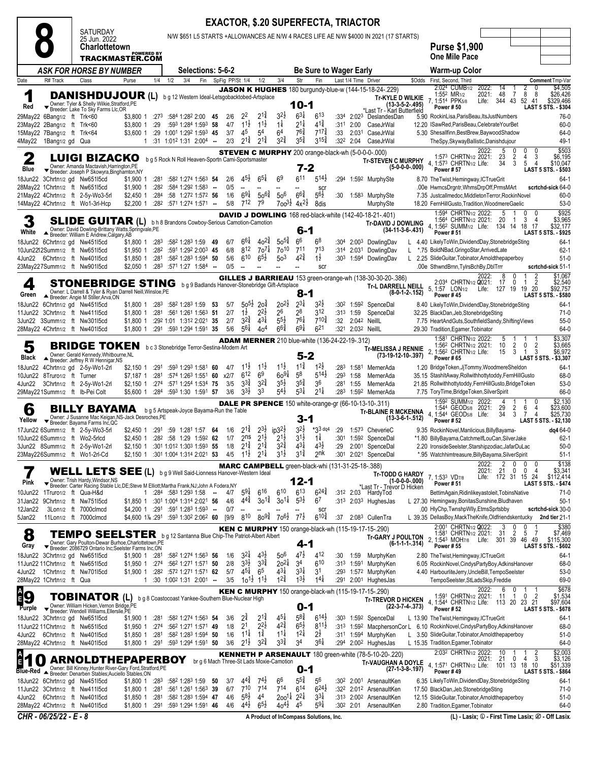# 8

SATURDAY 25 Jun. 2022 Charlottetown

TRACKMASTER.COM

**EXACTOR, $.20 SUPERFECTA, TRIACTOR**

N/W $651 L5 STARTS +ALLOWANCES AE N/W 4 RACES LIFE AE N/W $4000 IN 2021 (17 STARTS)

**Purse $1,900**
**One Mile Pace**

*ASK FOR HORSE BY NUMBER* — Selections: 5-6-2 — Be Sure to Wager Early — Warm-up Color

| Date | R# Track | Class | Purse | 1/4 | 1/2 | 3/4 | Fin | SpFig | PP/St | 1/4 | 1/2 | 3/4 | Str | Fin | Last 1/4 | Time | Driver | $Odds | First, Second, Third | Comment Tmp-Var |
|---|---|---|---|---|---|---|---|---|---|---|---|---|---|---|---|---|---|---|---|---|

## 1 DANISHDUJOUR (L) — Red — 10-1

b g 12 Western Ideal-Letsgobacktobed-Artsplace
Owner: Tyler & Shelly Wilkie,Stratford,PE
Breeder: Lake To Sky Farms Llc,OR
**JASON K HUGHES** 180 burgundy-blue-w (144-15-18-24-.229)
Tr-KYLE D WILKIE (13-3-5-2-.495) *Last Tr - Karl Butterfield
2:02⁴ CUMB1/2 2022: 14 1 2 0 $4,505; 1:55² MR1/2 2021: 48 7 8 8 $26,426; 7, 1:51⁴ PPK5/8 Life: 344 43 52 41 $329,466
Power # 50 — LAST 5 STS. - $304

| Date | R# Track | Class | Purse | 1/4 | 1/2 | 3/4 | Fin | SpFig | PP/St | 1/4 | 1/2 | 3/4 | Str | Fin | Last 1/4 | Time | Driver | $Odds | First, Second, Third | Comment Tmp-Var |
|---|---|---|---|---|---|---|---|---|---|---|---|---|---|---|---|---|---|---|---|---|
| 29May22 | 6Bang1/2 ft | Trk<60 | $3,800 1 | :27³ | :58⁴ 1:28² | 2:00 | | 45 | 2/6 | 2² | 2¹¾ | 3²½ | 6³¼ | 6¹³ | :33⁴ | 2:02³ | DeslandesDan | 5.90 | RockinLisa,ParisBeau,ItsJustNumbers | 76-0 |
| 23May22 | 2Bang1/2 ft | Trk<60 | $3,800 1 | :29 | :59³ 1:28⁴ | 1:59³ | | 58 | 4/7 | 1½ | 1½ | 1¾ | 2¹¼ | 4¹¾ | :31¹ | 2:00 | CaseJrWal | 12.20 | ISawRed,ParisBeau,CelebrateYourBet | 60-0 |
| 15May22 | 7Bang1/2 ft | Trk<64 | $3,600 1 | :29 | 1:00¹ 1:29² | 1:59³ | | 45 | 3/7 | 4⁵ | 5⁴ | 6⁴ | 7⁶¾ | 7¹⁷¾ | :33 | 2:03¹ | CaseJrWal | 5.30 | Shesallfinn,BestBrew,BaywoodShadow | 64-0 |
| 4May22 | 1Bang1/2 gd | Qua | 1 | :31 | 1:01² 1:31 | 2:00⁴ | | -- | 2/3 | 2¹¾ | 2¹¾ | 3²¾ | 3⁵¾ | 3¹⁵¾ | :32² | 2:04 | CaseJrWal | | TheSpy,SkywayBallistic,Danishdujour | 49-1 |

## 2 LUIGI BIZACKO — Blue — 7-2

b g 5 Rock N Roll Heaven-Sportn Cami-Sportsmaster
Owner: Amanda Mactavish,Harrington,PE
Breeder: Joseph P Skowyra,Binghamton,NY
**STEVEN C MURPHY** 200 orange-black-wh (5-0-0-0-.000)
Tr-STEVEN C MURPHY (5-0-0-0-.000)
1:57³ CHRTN1/2 2021: 2022: 5 0 0 0 $503; 23 2 4 3 $6,195; 4, 1:57³ CHRTN1/2 Life: 34 3 5 4 $10,047
Power # 57 — LAST 5 STS. - $503

| Date | R# Track | Class | Purse | 1/4 | 1/2 | 3/4 | Fin | SpFig | PP/St | 1/4 | 1/2 | 3/4 | Str | Fin | Last 1/4 | Time | Driver | $Odds | First, Second, Third | Comment Tmp-Var |
|---|---|---|---|---|---|---|---|---|---|---|---|---|---|---|---|---|---|---|---|---|
| 18Jun22 | 3Chrtn1/2 gd | Nw651l5cd | $1,900 1 | :28¹ | :58² 1:27⁴ | 1:56³ | | 54 | 2/6 | 4⁵½ | 6⁵¼ | 6⁹ | 6¹¹ | 5¹⁴½ | :29⁴ | 1:59² | MurphySte | 8.70 | TheTwist,Hemingway,ICTrueGrit | 64-1 |
| 28May22 | 1Chrtn1/2 ft | Nw651l5cd | $1,900 1 | :28² | :58⁴ 1:29² | 1:58³ | | -- | 0/5 | -- | -- | -- | -- | scr | | | | .00e | HwmcsDrgntr,WhmsDrpOff,PrmsMArt | scrtchd-sick 64-0 |
| 21May22 | 4Chrtn1/2 ft | 2-5y-Wo3-5rl | $2,450 1 | :28⁴ | :58 1:27² | 1:57² | | 56 | 1/6 | 6⁹¼ | 5o⁶¾ | 5o⁶ | 6⁶¾ | 5⁶½ | :30 | 1:58³ | MurphySte | 7.35 | Justcallmedoc,MiddletonTerror,RockinNovel | 60-0 |
| 14May22 | 4Chrtn1/2 ft | Wo1-3rl-Hcp | $2,200 1 | :28² | :57¹ 1:27⁴ | 1:57¹ | | -- | 5/8 | 7¹² | 7⁹ | 7oo³½ | 4x²½ | 8dis | | | MurphySte | 18.20 | FernHillGusto,Tradition,WoodmereGaelic | 53-0 |

## 3 SLIDE GUITAR (L) — White — 6-1

b h 8 Brandons Cowboy-Serious Camotion-Camotion
Owner: David Dowling-Brittany Watts,Springvale,PE
Breeder: William E Andrew,Calgary,AB
**DAVID J DOWLING** 168 red-black-white (142-40-18-21-.401)
Tr-DAVID J DOWLING (34-11-3-6-.431)
1:59⁴ CHRTN1/2 2022: 5 1 0 0 $925; 1:56⁴ CHRTN1/2 2021: 20 1 3 4 $3,965; 4, 1:56² SUMM1/2 Life: 134 14 18 17 $32,177
Power # 51 — LAST 5 STS. - $925

| Date | R# Track | Class | Purse | 1/4 | 1/2 | 3/4 | Fin | SpFig | PP/St | 1/4 | 1/2 | 3/4 | Str | Fin | Last 1/4 | Time | Driver | $Odds | First, Second, Third | Comment Tmp-Var |
|---|---|---|---|---|---|---|---|---|---|---|---|---|---|---|---|---|---|---|---|---|
| 18Jun22 | 6Chrtn1/2 gd | Nw451l5cd | $1,800 1 | :28³ | :58² 1:28³ | 1:59 | | 49 | 6/7 | 6⁶¼ | 4o²¾ | 5o⁵¾ | 6⁶ | 6⁸ | :30⁴ | 2:00³ | DowlingDav | L 4.40 | LikelyToWin,DividendDay,StonebridgeSting | 64-1 |
| 10Jun22 | 12Summ1/2 ft | Nw651l5cd | $1,950 1 | :28² | :59¹ 1:29² | 2:00³ | | 45 | 6/8 | 8¹² | 7o⁷¼ | 7o¹⁰ | 7¹¹ | 7¹³ | :31⁴ | 2:03¹ | DowlingDav | L *.75 | BoldNBad,GringoStar,ArrivedLate | 62-1 |
| 4Jun22 | 6Chrtn1/2 ft | Nw401l5cd | $1,850 1 | :28¹ | :58² 1:28³ | 1:59⁴ | | 50 | 5/6 | 6¹⁰ | 6⁵½ | 5o³ | 4²¾ | 1½ | :30³ | 1:59⁴ | DowlingDav | L 2.25 | SlideGuitar,Tobinator,Arnoldthepaperboy | 51-0 |
| 23May22 | 7Summ1/2 ft | Nw901l5cd | $2,050 1 | :28³ | :57¹ 1:27 | 1:58⁴ | | -- | 0/5 | -- | -- | -- | -- | scr | | | | .00e | SthwndBrnn,TylrsBchBy,DblTrrr | scrtchd-sick 51-1 |

## 4 STONEBRIDGE STING — Green — 8-1

b g 9 Badlands Hanover-Stonebridge Gift-Artsplace
Owner: L Darrell & Tyler & Ryan Darrell Neill,Winsloe,PE
Breeder: Angie M Stiller,Arva,ON
**GILLES J BARRIEAU** 153 green-orange-wh (138-30-30-20-.386)
Tr-L DARRELL NEILL (8-0-1-2-.152)
2022: 8 0 1 2 $1,067; 2:03⁴ CHRTN1/2 2021: 17 0 1 2 $2,540; 5, 1:57 LON1/2 Life: 127 19 19 20 $92,757
Power # 45 — LAST 5 STS. - $580

| Date | R# Track | Class | Purse | 1/4 | 1/2 | 3/4 | Fin | SpFig | PP/St | 1/4 | 1/2 | 3/4 | Str | Fin | Last 1/4 | Time | Driver | $Odds | First, Second, Third | Comment Tmp-Var |
|---|---|---|---|---|---|---|---|---|---|---|---|---|---|---|---|---|---|---|---|---|
| 18Jun22 | 6Chrtn1/2 gd | Nw451l5cd | $1,800 1 | :28³ | :58² 1:28³ | 1:59 | | 53 | 5/7 | 5o⁵½ | 2o¾ | 2o²½ | 2³¼ | 3²½ | :30² | 1:59² | SpenceDal | 8.40 | LikelyToWin,DividendDay,StonebridgeSting | 64-1 |
| 11Jun22 | 3Chrtn1/2 ft | Nw411l5cd | $1,800 1 | :28¹ | :56¹ 1:26¹ | 1:56³ | | 51 | 2/7 | 1½ | 2²½ | 2⁶ | 2⁸ | 3¹² | :31³ | 1:59 | SpenceDal | 32.25 | BlackDan,Jeb,StonebridgeSting | 71-0 |
| 3Jun22 | 3Summ1/2 ft | Nw301l5cd | $1,800 1 | :29² | 1:01 1:31² | 2:02¹ | | 35 | 2/7 | 3²¾ | 4³¼ | 5⁵½ | 7⁶¼ | 7¹⁰¾ | :32 | 2:04² | NeillL | 7.75 | HeartAndGuts,SouthfieldSandy,ShiftingViews | 55-0 |
| 28May22 | 4Chrtn1/2 ft | Nw401l5cd | $1,800 1 | :29¹ | :59³ 1:29⁴ | 1:59¹ | | 35 | 5/6 | 5⁶¼ | 4o⁴ | 6⁶¾ | 6⁹¼ | 6²¹ | :32¹ | 2:03² | NeillL | 29.30 | Tradition,Egamer,Tobinator | 64-0 |

## 5 BRIDGE TOKEN — Black — 5-2

b c 3 Stonebridge Terror-Sestina-Modern Art
Owner: Gerald Kennedy,Whitbourne,NL
Breeder: Jeffrey R W Hennigar,NS
**ADAM MERNER** 210 blue-white (136-24-22-19-.312)
Tr-MELISSA J RENNIE (73-19-12-10-.397)
1:58¹ CHRTN1/2 2022: 5 1 1 1 $3,307; 1:56² CHRTN1/2 2021: 10 2 0 2 $3,665; 2, 1:56² CHRTN1/2 Life: 15 3 1 3 $6,972
Power # 65 — LAST 5 STS. - $3,307

| Date | R# Track | Class | Purse | 1/4 | 1/2 | 3/4 | Fin | SpFig | PP/St | 1/4 | 1/2 | 3/4 | Str | Fin | Last 1/4 | Time | Driver | $Odds | First, Second, Third | Comment Tmp-Var |
|---|---|---|---|---|---|---|---|---|---|---|---|---|---|---|---|---|---|---|---|---|
| 18Jun22 | 4Chrtn1/2 gd | 2-5y-Wo1-2rl | $2,150 1 | :29¹ | :59³ 1:29³ | 1:58¹ | | 60 | 4/7 | 1½ | 1½ | 1½ | 1¹¾ | 1²½ | :28³ | 1:58¹ | MernerAda | 1.20 | BridgeToken,JjTommy,WoodmereSheldon | 64-1 |
| 10Jun22 | 8Truro1/2 ft | Turner | $7,187 1 | :28¹ | :57⁴ 1:26³ | 1:55¹ | | 60 | x2/7 | 6¹² | 6⁹ | 6o⁹¼ | 5⁸ | 5¹⁴½ | :29³ | 1:58 | MernerAda | 35.15 | StashItAway,Rollwithhottytoddy,FernHillGusto | 68-0 |
| 4Jun22 | 3Chrtn1/2 ft | 2-5y-Wo1-2rl | $2,150 1 | :27⁴ | :57¹ 1:25⁴ | 1:53⁴ | | 75 | 3/5 | 3³¾ | 3²¾ | 3⁵½ | 3⁵¾ | 3⁶ | :28¹ | 1:55 | MernerAda | 21.85 | Rollwithhottytoddy,FernHillGusto,BridgeToken | 53-0 |
| 29May22 | 1Summ1/2 ft | Ib-Pei Colt | $5,600 1 | :28⁴ | :59³ 1:30 | 1:59¹ | | 57 | 3/6 | 3³½ | 3³ | 5⁴½ | 5³¼ | 2¹¼ | :28³ | 1:59² | MernerAda | 7.75 | ToryTime,BridgeToken,SilverSpirit | 66-0 |

## 6 BILLY BAYAMA — Yellow — 3-1

b g 5 Artspeak-Joyce Bayama-Run the Table
Owner: J Susanne Mac Keigan,NS-Jack Desroches,PE
Breeder: Bayama Farms Inc,QC
**DALE PR SPENCE** 150 white-orange-gr (66-10-13-10-.311)
Tr-BLAINE R MCKENNA (13-3-6-1-.512)
1:59² SUMM1/2 2022: 4 1 1 0 $2,130; 1:54⁴ GEOD5/8 2021: 29 2 6 4 $23,600; 4, 1:54⁴ GEOD5/8 Life: 34 3 7 4 $25,730
Power # 52 — LAST 5 STS. - $2,130

| Date | R# Track | Class | Purse | 1/4 | 1/2 | 3/4 | Fin | SpFig | PP/St | 1/4 | 1/2 | 3/4 | Str | Fin | Last 1/4 | Time | Driver | $Odds | First, Second, Third | Comment Tmp-Var |
|---|---|---|---|---|---|---|---|---|---|---|---|---|---|---|---|---|---|---|---|---|
| 17Jun22 | 6Summ1/2 ft | 2-5y-Wo1-2rl | $2,450 1 | :29¹ | :59 1:28¹ | 1:57 | | 64 | 1/6 | 2¹¾ | 2³½ | ip3²½ | 3²½ | *3³ dq4 | :29 | 1:57³ | CheverieC | 9.35 | RockinNovel,Manlicious,BillyBayama- | dq4 64-0 |
| 10Jun22 | 6Summ1/2 ft | Wo2-5rlcd | $2,450 1 | :28² | :58 1:29 | 1:59² | | 62 | 1/7 | 2ns | 2¹½ | 2¹½ | 3¹½ | 1¾ | :30¹ | 1:59² | SpenceDal | *1.80 | BillyBayama,CatchmeIfLouCan,SilverJake | 62-1 |
| 3Jun22 | 8Summ1/2 ft | 2-5y-Wo1-2rl | $2,150 1 | :30¹ | 1:01² 1:30³ | 1:59³ | | 55 | 1/8 | 2¹¾ | 2¹¾ | 3²¾ | 4³¼ | 4³½ | :29 | 2:00¹ | SpenceDal | 2.20 | IronsideSeelster,Starshipzodiac,JafarDuLac | 50-0 |
| 23May22 | 6Summ1/2 ft | Wo1-2rl-Cd | $2,150 1 | :30¹ | 1:00⁴ 1:31⁴ | 2:02¹ | | 53 | 4/5 | 1½ | 2¹¼ | 3¹½ | 3¹¾ | 2nk | :30¹ | 2:02¹ | SpenceDal | *.95 | Watchhimtreasure,BillyBayama,SilverSpirit | 51-1 |

## 7 WELL LETS SEE (L) — Pink — 12-1

b g 9 Well Said-Lionness Hanover-Western Ideal
Owner: Trish Hardy,Windsor,NS
Breeder: Carter Racing Stable Llc,DE;Steve M Elliott;Martha Frank,NJ;John A Fodera,NY
**MARC CAMPBELL** green-black-whi (131-31-25-18-.388)
Tr-TODD G HARDY (1-0-0-0-.000) *Last Tr - Trevor D Hicken
2022: 2 0 0 0 $138; 2021: 21 0 0 4 $3,341; 7, 1:53³ VD7/8 Life: 172 31 15 24 $112,414
Power # 51 — LAST 5 STS. - $474

| Date | R# Track | Class | Purse | 1/4 | 1/2 | 3/4 | Fin | SpFig | PP/St | 1/4 | 1/2 | 3/4 | Str | Fin | Last 1/4 | Time | Driver | $Odds | First, Second, Third | Comment Tmp-Var |
|---|---|---|---|---|---|---|---|---|---|---|---|---|---|---|---|---|---|---|---|---|
| 10Jun22 | 1Truro1/2 ft | Qua-H&d | 1 | :28⁴ | :58³ 1:29³ | 1:58 | | -- | 4/7 | 5⁹¼ | 6¹⁶ | 6¹⁰ | 6¹³ | 6²⁴¾ | :31² | 2:03 | HardyTod | | BettimAgain,Ridinlikeyastoleit,TobinsNative | 71-0 |
| 31Jan22 | 9Chrtn1/2 ft | Nw751l5cd | $1,850 1 | :30¹ | 1:00⁴ 1:31⁴ | 2:02¹ | | 56 | 4/6 | 4⁴¾ | 3o¹¾ | 3o¹¼ | 5³½ | 6⁷ | :31³ | 2:03³ | HughesJas | L 27.30 | Hemingway,BonitasSunshine,Bludhaven | 50-1 |
| 12Jan22 | 3Lon1/2 ft | 7000clmcd | $4,200 1 | :29¹ | :59¹ 1:28³ | 1:59³ | | -- | 0/7 | -- | -- | -- | -- | scr | | | | .00 | HlyChp,TwnshpWlly,EtmsSprtsbby | scrtchd-sick 30-0 |
| 5Jan22 | 11Lon1/2 ft | 7000clmcd | $4,600 1⅛ | :29¹ | :59³ 1:30² | 2:06² | | 60 | [9/9 | 8¹⁰ | 8o⁹¾ | 7o⁶½ | 7⁷½ | 6¹⁰¾ | :37 | 2:08³ | CullenTra | L 39.35 | DellasBoy,MackTheKnife,Oldfriendskentucky | 2nd tier 21-1 |

## 8 TEMPO SEELSTER — Gray — 4-1

b g 12 Santanna Blue Chip-The Patriot-Albert Albert
Owner: Gary Poulton-Dewar Burhoe,Charlottetown,PE
Breeder: 2086729 Ontario Inc;Seelster Farms Inc,ON
**KEN C MURPHY** 150 orange-black-wh (115-19-17-15-.290)
Tr-GARY J POULTON (6-1-1-1-.314)
2:00¹ CHRTN1/2 2022: 3 0 0 1 $380; 1:58¹ CHRTN1/2 2021: 31 2 5 7 $7,469; 2, 1:54³ MOH7/8 Life: 301 39 46 49 $115,300
Power # 55 — LAST 5 STS. - $602

| Date | R# Track | Class | Purse | 1/4 | 1/2 | 3/4 | Fin | SpFig | PP/St | 1/4 | 1/2 | 3/4 | Str | Fin | Last 1/4 | Time | Driver | $Odds | First, Second, Third | Comment Tmp-Var |
|---|---|---|---|---|---|---|---|---|---|---|---|---|---|---|---|---|---|---|---|---|
| 18Jun22 | 3Chrtn1/2 gd | Nw651l5cd | $1,900 1 | :28¹ | :58² 1:27⁴ | 1:56³ | | 56 | 1/6 | 3²¼ | 4³½ | 5o⁶ | 4⁷½ | 4¹² | :30 | 1:59 | MurphyKen | 2.80 | TheTwist,Hemingway,ICTrueGrit | 64-1 |
| 11Jun22 | 11Chrtn1/2 ft | Nw651l5cd | $1,950 1 | :27⁴ | :56² 1:27¹ | 1:57¹ | | 50 | 2/8 | 3³½ | 3³¾ | 2o²¼ | 3⁴ | 6¹⁰ | :31³ | 1:59¹ | MurphyKen | 6.05 | RockinNovel,CindysPartyBoy,AdkinsHanover | 68-0 |
| 4Jun22 | 1Chrtn1/2 ft | Nw701l5cd | $1,900 1 | :28² | :57² 1:27¹ | 1:57¹ | | 56 | 5/7 | 4⁵¼ | 6⁵ | 4³¼ | 3³¼ | 3¹ | :29³ | 1:57² | MurphyKen | 4.40 | HarbourliteJerry,UncleBill,TempoSeelster | 53-0 |
| 28May22 | 1Chrtn1/2 ft | Qua | 1 | :30 | 1:00² 1:31 | 2:00¹ | | -- | 3/5 | 1o¹½ | 1½ | 1²¾ | 1³½ | 1⁴¼ | :29¹ | 2:00¹ | HughesJas | | TempoSeelster,StLadsSkip,Freddie | 69-0 |

## AE 9 TOBINATOR (L) — Purple — 0-1

b g 8 Coastocoast Yankee-Southern Blue-Nuclear High
Owner: William Hicken,Vernon Bridge,PE
Breeder: Wendell Williams,Ellerslie,PE
**KEN C MURPHY** 150 orange-black-wh (115-19-17-15-.290)
Tr-TREVOR D HICKEN (22-3-7-4-.373)
2022: 6 0 1 1 $678; 1:59¹ CHRTN1/2 2021: 11 1 0 2 $1,534; 4, 1:54⁴ CHRTN1/2 Life: 113 20 23 21 $97,604
Power # 52 — LAST 5 STS. - $678

| Date | R# Track | Class | Purse | 1/4 | 1/2 | 3/4 | Fin | SpFig | PP/St | 1/4 | 1/2 | 3/4 | Str | Fin | Last 1/4 | Time | Driver | $Odds | First, Second, Third | Comment Tmp-Var |
|---|---|---|---|---|---|---|---|---|---|---|---|---|---|---|---|---|---|---|---|---|
| 18Jun22 | 3Chrtn1/2 gd | Nw651l5cd | $1,900 1 | :28¹ | :58² 1:27⁴ | 1:56³ | | 54 | 3/6 | 2¾ | 2¹¾ | 4⁵¼ | 5⁸¾ | 6¹⁴½ | :30³ | 1:59² | SpenceDal | L 13.90 | TheTwist,Hemingway,ICTrueGrit | 64-1 |
| 11Jun22 | 11Chrtn1/2 ft | Nw651l5cd | $1,950 1 | :27⁴ | :56² 1:27¹ | 1:57¹ | | 49 | 1/8 | 2¹ | 2²½ | 4²¾ | 6⁵½ | 8¹¹½ | :31³ | 1:59² | MacphersonCor | L 6.10 | RockinNovel,CindysPartyBoy,AdkinsHanover | 68-0 |
| 4Jun22 | 6Chrtn1/2 ft | Nw401l5cd | $1,850 1 | :28¹ | :58² 1:28³ | 1:59⁴ | | 50 | 1/6 | 1¼ | 1¾ | 1¼ | 1²¼ | 2½ | :31¹ | 1:59⁴ | MurphyKen | L 3.50 | SlideGuitar,Tobinator,Arnoldthepaperboy | 51-0 |
| 28May22 | 4Chrtn1/2 ft | Nw401l5cd | $1,800 1 | :29¹ | :59³ 1:29⁴ | 1:59¹ | | 50 | 3/6 | 2¹½ | 3²¾ | 3³¾ | 3⁴ | 3⁶¾ | :29⁴ | 2:00² | HughesJas | L 15.35 | Tradition,Egamer,Tobinator | 64-0 |

## AE 10 ARNOLDTHEPAPERBOY — Blue-Red — 0-1

br g 6 Mach Three-St Lads Moxie-Camotion
Owner: Bill Kinney,Hunter River-Gary Ford,Stratford,PE
Breeder: Denarben Stables;Auciello Stables,ON
**KENNETH P ARSENAULT** 180 green-white (78-5-10-20-.220)
Tr-VAUGHAN A DOYLE (27-1-3-8-.197)
2:03² CHRTN1/2 2022: 10 1 1 2 $2,003; 2021: 21 0 4 3 $3,126; 4, 1:57¹ CHRTN1/2 Life: 101 13 18 10 $51,339
Power # 49 — LAST 5 STS. - $864

| Date | R# Track | Class | Purse | 1/4 | 1/2 | 3/4 | Fin | SpFig | PP/St | 1/4 | 1/2 | 3/4 | Str | Fin | Last 1/4 | Time | Driver | $Odds | First, Second, Third | Comment Tmp-Var |
|---|---|---|---|---|---|---|---|---|---|---|---|---|---|---|---|---|---|---|---|---|
| 18Jun22 | 6Chrtn1/2 gd | Nw451l5cd | $1,800 1 | :28³ | :58² 1:28³ | 1:59 | | 50 | 3/7 | 4⁴¾ | 7⁴½ | 6⁶ | 5⁵¾ | 5⁶ | :30² | 2:00¹ | ArsenaultKen | 6.35 | LikelyToWin,DividendDay,StonebridgeSting | 64-1 |
| 11Jun22 | 3Chrtn1/2 ft | Nw411l5cd | $1,800 1 | :28¹ | :56¹ 1:26¹ | 1:56³ | | 39 | 6/7 | 7¹⁰ | 7¹⁴ | 7¹⁴ | 6¹⁴ | 6²⁴½ | :32² | 2:01² | ArsenaultKen | 17.50 | BlackDan,Jeb,StonebridgeSting | 71-0 |
| 4Jun22 | 6Chrtn1/2 ft | Nw401l5cd | $1,850 1 | :28¹ | :58² 1:28³ | 1:59⁴ | | 47 | 4/6 | 5⁸½ | 4⁴ | 2oo¹¼ | 2²¼ | 3³¼ | :31³ | 2:00² | ArsenaultKen | 12.15 | SlideGuitar,Tobinator,Arnoldthepaperboy | 51-0 |
| 28May22 | 4Chrtn1/2 ft | Nw401l5cd | $1,800 1 | :29¹ | :59³ 1:29⁴ | 1:59¹ | | 46 | 4/6 | 4⁴½ | 6⁵½ | 4o⁴½ | 4⁵ | 5⁹¼ | :30² | 2:01 | ArsenaultKen | 2.80 | Tradition,Egamer,Tobinator | 64-0 |

CHR - 06/25/22 - E - 8 — A Product of InCompass Solutions, Inc. — (L) - Lasix; ① - First Time Lasix; ② - Off Lasix.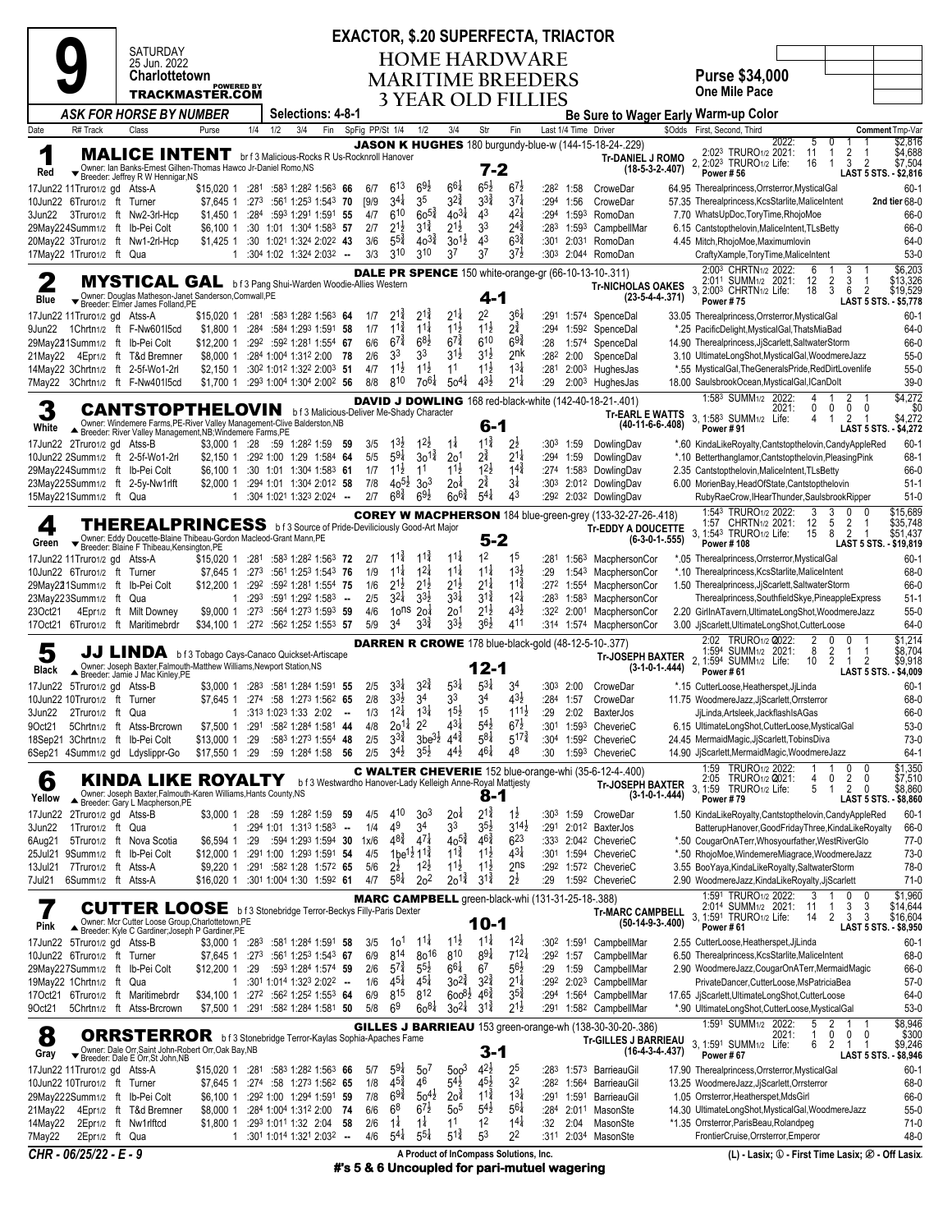# 9 — SATURDAY 25 Jun. 2022 — Charlottetown

**EXACTOR, $.20 SUPERFECTA, TRIACTOR**

## HOME HARDWARE MARITIME BREEDERS 3 YEAR OLD FILLIES

**Purse $34,000** — **One Mile Pace**

ASK FOR HORSE BY NUMBER — Selections: 4-8-1 — Be Sure to Wager Early — Warm-up Color

---

### 1 (Red) — MALICE INTENT — 7-2

b f 3 Malicious-Rocks R Us-Rocknroll Hanover
Owner: Ian Banks-Ernest Gilhen-Thomas Hawco Jr-Daniel Romo,NS
Breeder: Jeffrey R W Hennigar,NS
**JASON K HUGHES** 180 burgundy-blue-w (144-15-18-24-.229)
Tr-DANIEL J ROMO (18-5-3-2-.407)
2022: 5 0 1 1 $2,816; 2:023 TRURO1/2 2021: 11 1 2 1 $4,688; 2, 2:023 TRURO1/2 Life: 16 1 3 2 $7,504
Power #56 — LAST 5 STS. - $2,816

| Date | Track | Class | Purse | 1/4 | 1/2 | 3/4 | Fin | SpFig | PP/St | 1/4 | 1/2 | 3/4 | Str | Fin | Last 1/4 | Time | Driver | $Odds | First, Second, Third | Comment | Tmp-Var |
|---|---|---|---|---|---|---|---|---|---|---|---|---|---|---|---|---|---|---|---|---|---|
| 17Jun22 11Truro1/2 gd | | Atss-A | $15,020 1 | :281 | :583 | 1:282 | 1:563 | 66 | 6/7 | 6 13 | 6 9½ | 6 6¼ | 6 5½ | 6 7½ | :282 | 1:58 | CroweDar | 64.95 | Therealprincess,Orrsterror,MysticalGal | | 60-1 |
| 10Jun22 6Truro1/2 ft | | Turner | $7,645 1 | :273 | :561 | 1:253 | 1:543 | 70 | [9/9 | 3 4¼ | 3 5 | 3 2¾ | 3 3¾ | 3 7¼ | :294 | 1:56 | CroweDar | 57.35 | Therealprincess,KcsStarlite,MaliceIntent | 2nd tier | 68-0 |
| 3Jun22 3Truro1/2 ft | | Nw2-3rl-Hcp | $1,450 1 | :284 | :593 | 1:291 | 1:591 | 55 | 4/7 | 6 10 | 6o 5¾ | 4o 3¼ | 4 3 | 4 2¼ | :294 | 1:593 | RomoDan | 7.70 | WhatsUpDoc,ToryTime,RhojoMoe | | 66-0 |
| 29May22 4Summ1/2 ft | | Ib-Pei Colt | $6,100 1 | :30 | 1:01 | 1:304 | 1:583 | 57 | 2/7 | 2 1½ | 3 1¾ | 2 1½ | 3 3 | 2 4¾ | :283 | 1:593 | CampbellMar | 6.15 | Cantstopthelovin,MaliceIntent,TLsBetty | | 66-0 |
| 20May22 3Truro1/2 ft | | Nw1-2rl-Hcp | $1,425 1 | :30 | 1:021 | 1:324 | 2:022 | 43 | 3/6 | 5 5¾ | 4o 3¾ | 3o 1½ | 4 3 | 6 3¾ | :301 | 2:031 | RomoDan | 4.45 | Mitch,RhojoMoe,Maximumlovin | | 64-0 |
| 17May22 1Truro1/2 ft | | Qua | 1 | :304 | 1:02 | 1:324 | 2:032 | -- | 3/3 | 3 10 | 3 10 | 3 7 | 3 7 | 3 7½ | :303 | 2:044 | RomoDan | | CraftyXample,ToryTime,MaliceIntent | | 53-0 |

### 2 (Blue) — MYSTICAL GAL — 4-1

b f 3 Pang Shui-Warden Woodie-Allies Western
Owner: Douglas Matheson-Janet Sanderson,Cornwall,PE
Breeder: Elmer James Folland,PE
**DALE PR SPENCE** 150 white-orange-gr (66-10-13-10-.311)
Tr-NICHOLAS OAKES (23-5-4-4-.371)
2:003 CHRTN1/2 2022: 6 1 3 1 $6,203; 2:011 SUMM1/2 2021: 12 2 3 1 $13,326; 3, 2:003 CHRTN1/2 Life: 18 3 6 2 $19,529
Power #75 — LAST 5 STS. - $5,778

| Date | Track | Class | Purse | 1/4 | 1/2 | 3/4 | Fin | SpFig | PP/St | 1/4 | 1/2 | 3/4 | Str | Fin | Last 1/4 | Time | Driver | $Odds | First, Second, Third | Comment | Tmp-Var |
|---|---|---|---|---|---|---|---|---|---|---|---|---|---|---|---|---|---|---|---|---|---|
| 17Jun22 11Truro1/2 gd | | Atss-A | $15,020 1 | :281 | :583 | 1:282 | 1:563 | 64 | 1/7 | 2 1¾ | 2 1¾ | 2 1¼ | 2 2 | 3 6¼ | :291 | 1:574 | SpenceDal | 33.05 | Therealprincess,Orrsterror,MysticalGal | | 60-1 |
| 9Jun22 1Chrtn1/2 ft | | F-Nw601l5cd | $1,800 1 | :284 | :584 | 1:293 | 1:591 | 58 | 1/7 | 1 1¾ | 1 1¼ | 1 1½ | 1 1½ | 2 ¾ | :294 | 1:592 | SpenceDal | *.25 | PacificDelight,MysticalGal,ThatsMiaBad | | 64-0 |
| 29May22 1Summ1/2 ft | | Ib-Pei Colt | $12,200 1 | :292 | :592 | 1:281 | 1:554 | 67 | 6/6 | 6 7¾ | 6 8½ | 6 7¾ | 6 10 | 6 9¾ | :28 | 1:574 | SpenceDal | 14.90 | Therealprincess,JjScarlett,SaltwaterStorm | | 66-0 |
| 21May22 4Epr1/2 ft | | T&d Bremner | $8,000 1 | :284 | 1:004 | 1:312 | 2:00 | 78 | 2/6 | 3 3 | 3 3 | 3 1½ | 3 1½ | 2 nk | :282 | 2:00 | SpenceDal | 3.10 | UltimateLongShot,MysticalGal,WoodmereJazz | | 55-0 |
| 14May22 3Chrtn1/2 ft | | 2-5f-Wo1-2rl | $2,150 1 | :302 | 1:012 | 1:322 | 2:003 | 51 | 4/7 | 1 1½ | 1 1½ | 1 1 | 1 1½ | 1 3¼ | :281 | 2:003 | HughesJas | *.55 | MysticalGal,TheGeneralsPride,RedDirtLovenlife | | 55-0 |
| 7May22 3Chrtn1/2 ft | | F-Nw401l5cd | $1,700 1 | :293 | 1:004 | 1:304 | 2:002 | 56 | 8/8 | 8 10 | 7o 6¼ | 5o 4¼ | 4 3½ | 2 1¼ | :29 | 2:003 | HughesJas | 18.00 | SaulsbrookOcean,MysticalGal,ICanDolt | | 39-0 |

### 3 (White) — CANTSTOPTHELOVIN — 6-1

b f 3 Malicious-Deliver Me-Shady Character
Owner: Windemere Farms,PE-River Valley Management-Clive Balderston,NB
Breeder: River Valley Management,NB;Windemere Farms,PE
**DAVID J DOWLING** 168 red-black-white (142-40-18-21-.401)
Tr-EARL E WATTS (40-11-6-6-.408)
1:583 SUMM1/2 2022: 4 1 2 1 $4,272; 2021: 0 0 0 0 $0; 3, 1:583 SUMM1/2 Life: 4 1 2 1 $4,272
Power #91 — LAST 5 STS. - $4,272

| Date | Track | Class | Purse | 1/4 | 1/2 | 3/4 | Fin | SpFig | PP/St | 1/4 | 1/2 | 3/4 | Str | Fin | Last 1/4 | Time | Driver | $Odds | First, Second, Third | Comment | Tmp-Var |
|---|---|---|---|---|---|---|---|---|---|---|---|---|---|---|---|---|---|---|---|---|---|
| 17Jun22 2Truro1/2 gd | | Atss-B | $3,000 1 | :28 | :59 | 1:282 | 1:59 | 59 | 3/5 | 1 3½ | 1 2½ | 1 ¼ | 1 1¾ | 2 ½ | :303 | 1:59 | DowlingDav | *.60 | KindaLikeRoyalty,Cantstopthelovin,CandyAppleRed | | 60-1 |
| 10Jun22 2Summ1/2 ft | | 2-5f-Wo1-2rl | $2,150 1 | :292 | 1:00 | 1:29 | 1:584 | 64 | 5/5 | 5 9¼ | 3o 1¾ | 2o 1 | 2 ¾ | 2 1¼ | :294 | 1:59 | DowlingDav | *.10 | Betterthanglamor,Cantstopthelovin,PleasingPink | | 68-1 |
| 29May22 4Summ1/2 ft | | Ib-Pei Colt | $6,100 1 | :30 | 1:01 | 1:304 | 1:583 | 61 | 1/7 | 1 1½ | 1 1 | 1 1½ | 1 2½ | 1 4¾ | :274 | 1:583 | DowlingDav | 2.35 | Cantstopthelovin,MaliceIntent,TLsBetty | | 66-0 |
| 23May22 5Summ1/2 ft | | 2-5y-Nw1rlft | $2,000 1 | :294 | 1:01 | 1:304 | 2:012 | 58 | 7/8 | 4o 5½ | 3o 3 | 2o 4 | 2 ¾ | 3 ¾ | :303 | 2:012 | DowlingDav | 6.00 | MorienBay,HeadOfState,Cantstopthelovin | | 51-1 |
| 15May22 1Summ1/2 ft | | Qua | 1 | :304 | 1:021 | 1:323 | 2:024 | -- | 2/7 | 6 8¾ | 6 9½ | 6o 6¾ | 5 4¼ | 4 3 | :292 | 2:032 | DowlingDav | | RubyRaeCrow,IHearThunder,SaulsbrookRipper | | 51-0 |

### 4 (Green) — THEREALPRINCESS — 5-2

b f 3 Source of Pride-Deviliciously Good-Art Major
Owner: Eddy Doucette-Blaine Thibeau-Gordon Macleod-Grant Mann,PE
Breeder: Blaine F Thibeau,Kensington,PE
**COREY W MACPHERSON** 184 blue-green-grey (133-32-27-26-.418)
Tr-EDDY A DOUCETTE (6-3-0-1-.555)
1:543 TRURO1/2 2022: 3 3 0 0 $15,689; 1:57 CHRTN1/2 2021: 12 5 2 1 $35,748; 3, 1:543 TRURO1/2 Life: 15 8 2 1 $51,437
Power #108 — LAST 5 STS. - $19,819

| Date | Track | Class | Purse | 1/4 | 1/2 | 3/4 | Fin | SpFig | PP/St | 1/4 | 1/2 | 3/4 | Str | Fin | Last 1/4 | Time | Driver | $Odds | First, Second, Third | Comment | Tmp-Var |
|---|---|---|---|---|---|---|---|---|---|---|---|---|---|---|---|---|---|---|---|---|---|
| 17Jun22 11Truro1/2 gd | | Atss-A | $15,020 1 | :281 | :583 | 1:282 | 1:563 | 72 | 2/7 | 1 1¾ | 1 1¾ | 1 1¼ | 1 2 | 1 5 | :281 | 1:563 | MacphersonCor | *.05 | Therealprincess,Orrsterror,MysticalGal | | 60-1 |
| 10Jun22 6Truro1/2 ft | | Turner | $7,645 1 | :273 | :561 | 1:253 | 1:543 | 76 | 1/9 | 1 1¼ | 1 2¼ | 1 1¼ | 1 1¼ | 1 3½ | :29 | 1:543 | MacphersonCor | *.10 | Therealprincess,KcsStarlite,MaliceIntent | | 68-0 |
| 29May22 1Summ1/2 ft | | Ib-Pei Colt | $12,200 1 | :292 | :592 | 1:281 | 1:554 | 75 | 1/6 | 2 1½ | 2 1½ | 2 1½ | 2 1¼ | 1 1¾ | :272 | 1:554 | MacphersonCor | 1.50 | Therealprincess,JjScarlett,SaltwaterStorm | | 66-0 |
| 23May22 3Summ1/2 ft | | Qua | 1 | :293 | :591 | 1:292 | 1:583 | -- | 2/5 | 3 2¼ | 3 3½ | 3 3¼ | 3 1¾ | 1 2¼ | :283 | 1:583 | MacphersonCor | | Therealprincess,SouthfieldSkye,PineappleExpress | | 51-1 |
| 23Oct21 4Epr1/2 ft | | Milt Downey | $9,000 1 | :273 | :564 | 1:273 | 1:593 | 59 | 4/6 | 1o ns | 2o 4 | 2o 1 | 2 1½ | 4 3½ | :322 | 2:001 | MacphersonCor | 2.20 | GirlInATavern,UltimateLongShot,WoodmereJazz | | 55-0 |
| 17Oct21 6Truro1/2 ft | | Maritimebrdr | $34,100 1 | :272 | :562 | 1:252 | 1:553 | 57 | 5/9 | 3 4 | 3 3¾ | 3 3½ | 3 6½ | 4 11 | :314 | 1:574 | MacphersonCor | 3.00 | JjScarlett,UltimateLongShot,CutterLoose | | 64-0 |

### 5 (Black) — JJ LINDA — 12-1

b f 3 Tobago Cays-Canaco Quickset-Artiscape
Owner: Joseph Baxter,Falmouth-Matthew Williams,Newport Station,NS
Breeder: Jamie J Mac Kinley,PE
**DARREN R CROWE** 178 blue-black-gold (48-12-5-10-.377)
Tr-JOSEPH BAXTER (3-1-0-1-.444)
2:02 TRURO1/2 Q2022: 2 0 0 1 $1,214; 1:594 SUMM1/2 2021: 8 2 1 1 $8,704; 2, 1:594 SUMM1/2 Life: 10 2 1 2 $9,918
Power #61 — LAST 5 STS. - $4,009

| Date | Track | Class | Purse | 1/4 | 1/2 | 3/4 | Fin | SpFig | PP/St | 1/4 | 1/2 | 3/4 | Str | Fin | Last 1/4 | Time | Driver | $Odds | First, Second, Third | Comment | Tmp-Var |
|---|---|---|---|---|---|---|---|---|---|---|---|---|---|---|---|---|---|---|---|---|---|
| 17Jun22 5Truro1/2 gd | | Atss-B | $3,000 1 | :283 | :581 | 1:284 | 1:591 | 55 | 2/5 | 3 3¼ | 3 2¾ | 5 3¼ | 5 3¼ | 3 4 | :303 | 2:00 | CroweDar | *.15 | CutterLoose,Heatherspet,JjLinda | | 60-1 |
| 10Jun22 10Truro1/2 ft | | Turner | $7,645 1 | :274 | :58 | 1:273 | 1:562 | 65 | 2/8 | 3 3½ | 3 4 | 3 3 | 3 4 | 4 3½ | :284 | 1:57 | CroweDar | 11.75 | WoodmereJazz,JjScarlett,Orrsterror | | 68-0 |
| 3Jun22 2Truro1/2 ft | | Qua | 1 | :313 | 1:023 | 1:33 | 2:02 | -- | 1/3 | 1 2¼ | 1 3¼ | 1 5½ | 1 5 | 1 11½ | :29 | 2:02 | BaxterJos | | JjLinda,Artsleek,JackflashIsAGas | | 66-0 |
| 9Oct21 5Chrtn1/2 ft | | Atss-Brcrown | $7,500 1 | :291 | :582 | 1:284 | 1:581 | 44 | 4/8 | 2o 1¼ | 2 2 | 4 3¾ | 5 4½ | 6 7½ | :301 | 1:593 | CheverieC | 6.15 | UltimateLongShot,CutterLoose,MysticalGal | | 53-0 |
| 18Sep21 3Chrtn1/2 ft | | Ib-Pei Colt | $13,000 1 | :29 | :583 | 1:273 | 1:554 | 48 | 2/5 | 3 3¾ | 3be 3½ | 4 4¾ | 5 8¼ | 5 17¾ | :304 | 1:592 | CheverieC | 24.45 | MermaidMagic,JjScarlett,TobinsDiva | | 73-0 |
| 6Sep21 4Summ1/2 gd | | Ldyslippr-Go | $17,550 1 | :29 | :59 | 1:284 | 1:58 | 56 | 2/5 | 3 4½ | 3 5½ | 4 4½ | 4 6¼ | 4 8 | :30 | 1:593 | CheverieC | 14.90 | JjScarlett,MermaidMagic,WoodmereJazz | | 64-1 |

### 6 (Yellow) — KINDA LIKE ROYALTY — 8-1

b f 3 Westwardho Hanover-Lady Kelleigh Anne-Royal Mattjesty
Owner: Joseph Baxter,Falmouth-Karen Williams,Hants County,NS
Breeder: Gary L Macpherson,PE
**C WALTER CHEVERIE** 152 blue-orange-whi (35-6-12-4-.400)
Tr-JOSEPH BAXTER (3-1-0-1-.444)
1:59 TRURO1/2 2022: 1 1 0 0 $1,350; 2:05 TRURO1/2 Q2021: 4 0 2 0 $7,510; 3, 1:59 TRURO1/2 Life: 5 1 2 0 $8,860
Power #79 — LAST 5 STS. - $8,860

| Date | Track | Class | Purse | 1/4 | 1/2 | 3/4 | Fin | SpFig | PP/St | 1/4 | 1/2 | 3/4 | Str | Fin | Last 1/4 | Time | Driver | $Odds | First, Second, Third | Comment | Tmp-Var |
|---|---|---|---|---|---|---|---|---|---|---|---|---|---|---|---|---|---|---|---|---|---|
| 17Jun22 2Truro1/2 gd | | Atss-B | $3,000 1 | :28 | :59 | 1:282 | 1:59 | 59 | 4/5 | 4 10 | 3o 3 | 2o 4 | 2 1¾ | 1 ½ | :303 | 1:59 | CroweDar | 1.50 | KindaLikeRoyalty,Cantstopthelovin,CandyAppleRed | | 60-1 |
| 3Jun22 1Truro1/2 ft | | Qua | 1 | :294 | 1:01 | 1:313 | 1:583 | -- | 1/4 | 4 9 | 3 4 | 3 3 | 3 5½ | 3 14½ | :291 | 2:012 | BaxterJos | | BatterupHanover,GoodFridayThree,KindaLikeRoyalty | | 66-0 |
| 6Aug21 5Truro1/2 ft | | Nova Scotia | $6,594 1 | :29 | :594 | 1:293 | 1:594 | 30 | 1x/6 | 4 8¾ | 4 7¼ | 4o 5¾ | 4 6¾ | 6 23 | :333 | 2:042 | CheverieC | *.50 | CougarOnATerr,Whosyourfather,WestRiverGlo | | 77-0 |
| 25Jul21 9Summ1/2 ft | | Ib-Pei Colt | $12,000 1 | :291 | 1:00 | 1:293 | 1:591 | 54 | 4/5 | 1be 1½ 1 1¾ | | 1 1¾ | 1 1½ | 4 3¼ | :301 | 1:594 | CheverieC | *.50 | RhojoMoe,WindemereMiagrace,WoodmereJazz | | 73-0 |
| 13Jul21 7Truro1/2 ft | | Atss-A | $9,220 1 | :291 | :582 | 1:28 | 1:572 | 65 | 5/6 | 2 ½ | 1 2½ | 1 1½ | 1 1½ | 2 ns | :292 | 1:572 | CheverieC | 3.55 | BooYaya,KindaLikeRoyalty,SaltwaterStorm | | 78-0 |
| 7Jul21 6Summ1/2 ft | | Atss-A | $16,020 1 | :301 | 1:004 | 1:30 | 1:592 | 61 | 4/7 | 5 8¼ | 2o 2 | 2o 1¾ | 3 1¾ | 2 ½ | :29 | 1:592 | CheverieC | 2.90 | WoodmereJazz,KindaLikeRoyalty,JjScarlett | | 71-0 |

### 7 (Pink) — CUTTER LOOSE — 10-1

b f 3 Stonebridge Terror-Beckys Filly-Paris Dexter
Owner: Mcr Cutter Loose Group,Charlottetown,PE
Breeder: Kyle C Gardiner;Joseph P Gardiner,PE
**MARC CAMPBELL** green-black-whi (131-31-25-18-.388)
Tr-MARC CAMPBELL (50-14-9-3-.400)
1:591 TRURO1/2 2022: 3 1 0 0 $1,960; 2:014 SUMM1/2 2021: 11 1 3 3 $14,644; 3, 1:591 TRURO1/2 Life: 14 2 3 3 $16,604
Power #61 — LAST 5 STS. - $8,950

| Date | Track | Class | Purse | 1/4 | 1/2 | 3/4 | Fin | SpFig | PP/St | 1/4 | 1/2 | 3/4 | Str | Fin | Last 1/4 | Time | Driver | $Odds | First, Second, Third | Comment | Tmp-Var |
|---|---|---|---|---|---|---|---|---|---|---|---|---|---|---|---|---|---|---|---|---|---|
| 17Jun22 5Truro1/2 gd | | Atss-B | $3,000 1 | :283 | :581 | 1:284 | 1:591 | 58 | 3/5 | 1o 1 | 1 1¼ | 1 1½ | 1 1¼ | 1 2¼ | :302 | 1:591 | CampbellMar | 2.55 | CutterLoose,Heatherspet,JjLinda | | 60-1 |
| 10Jun22 6Truro1/2 ft | | Turner | $7,645 1 | :273 | :561 | 1:253 | 1:543 | 67 | 6/9 | 8 14 | 8o 16 | 8 10 | 8 9¼ | 7 12¼ | :292 | 1:57 | CampbellMar | 6.50 | Therealprincess,KcsStarlite,MaliceIntent | | 68-0 |
| 29May22 7Summ1/2 ft | | Ib-Pei Colt | $12,200 1 | :29 | :593 | 1:284 | 1:574 | 59 | 2/6 | 5 7¾ | 5 5½ | 6 6½ | 6 7 | 5 6½ | :29 | 1:59 | CampbellMar | 2.90 | WoodmereJazz,CougarOnATerr,MermaidMagic | | 66-0 |
| 19May22 1Chrtn1/2 ft | | Qua | 1 | :301 | 1:014 | 1:323 | 2:022 | -- | 1/6 | 4 5¼ | 4 5¼ | 3o 2¾ | 3 2¾ | 2 1¼ | :292 | 2:023 | CampbellMar | | PrivateDancer,CutterLoose,MsPatriciaBea | | 57-0 |
| 17Oct21 6Truro1/2 ft | | Maritimebrdr | $34,100 1 | :272 | :562 | 1:252 | 1:553 | 64 | 6/9 | 8 15 | 8 12 | 6o 8½ | 4 6¾ | 3 5¾ | :294 | 1:564 | CampbellMar | 17.65 | JjScarlett,UltimateLongShot,CutterLoose | | 64-0 |
| 9Oct21 5Chrtn1/2 ft | | Atss-Brcrown | $7,500 1 | :291 | :582 | 1:284 | 1:581 | 50 | 5/8 | 6 9 | 6o 8¼ | 3o 2¼ | 3 1¾ | 2 1½ | :291 | 1:582 | CampbellMar | *.90 | UltimateLongShot,CutterLoose,MysticalGal | | 53-0 |

### 8 (Gray) — ORRSTERROR — 3-1

b f 3 Stonebridge Terror-Kaylas Sophia-Apaches Fame
Owner: Dale Orr,Saint John-Robert Orr,Oak Bay,NB
Breeder: Dale E Orr,St John,NB
**GILLES J BARRIEAU** 153 green-orange-wh (138-30-30-20-.386)
Tr-GILLES J BARRIEAU (16-4-3-4-.437)
1:591 SUMM1/2 2022: 5 2 1 1 $8,946; 2021: 1 0 0 0 $300; 3, 1:591 SUMM1/2 Life: 6 2 1 1 $9,246
Power #67 — LAST 5 STS. - $8,946

| Date | Track | Class | Purse | 1/4 | 1/2 | 3/4 | Fin | SpFig | PP/St | 1/4 | 1/2 | 3/4 | Str | Fin | Last 1/4 | Time | Driver | $Odds | First, Second, Third | Comment | Tmp-Var |
|---|---|---|---|---|---|---|---|---|---|---|---|---|---|---|---|---|---|---|---|---|---|
| 17Jun22 11Truro1/2 gd | | Atss-A | $15,020 1 | :281 | :583 | 1:282 | 1:563 | 66 | 5/7 | 5 9¼ | 5o 7 | 5oo 3 | 4 2½ | 2 5 | :283 | 1:573 | BarrieauGil | 17.90 | Therealprincess,Orrsterror,MysticalGal | | 60-1 |
| 10Jun22 10Truro1/2 ft | | Turner | $7,645 1 | :274 | :58 | 1:273 | 1:562 | 65 | 1/8 | 4 5¾ | 4 6 | 5 4½ | 4 5½ | 3 2 | :282 | 1:564 | BarrieauGil | 13.25 | WoodmereJazz,JjScarlett,Orrsterror | | 68-0 |
| 29May22 2Summ1/2 ft | | Ib-Pei Colt | $6,100 1 | :292 | 1:00 | 1:294 | 1:591 | 59 | 7/8 | 6 9¾ | 5o 4½ | 2o ¾ | 1 1¾ | 1 3¼ | :291 | 1:591 | BarrieauGil | 1.05 | Orrsterror,Heatherspet,MdsGirl | | 66-0 |
| 21May22 4Epr1/2 ft | | T&d Bremner | $8,000 1 | :284 | 1:004 | 1:312 | 2:00 | 74 | 6/6 | 6 8 | 6 7½ | 5o 5 | 5 4¼ | 5 6¼ | :284 | 2:011 | MasonSte | 14.30 | UltimateLongShot,MysticalGal,WoodmereJazz | | 55-0 |
| 14May22 2Epr1/2 ft | | Nw1rlftcd | $1,800 1 | :293 | 1:011 | 1:32 | 2:04 | 58 | 2/6 | 1 ½ | 1 ½ | 1 1 | 1 2 | 1 4¼ | :32 | 2:04 | MasonSte | *1.35 | Orrsterror,ParisBeau,Rolandpeg | | 71-0 |
| 7May22 2Epr1/2 ft | | Qua | 1 | :301 | 1:014 | 1:321 | 2:032 | -- | 4/6 | 5 4¼ | 5 5¼ | 5 1¾ | 5 3 | 2 2 | :311 | 2:034 | MasonSte | | FrontierCruise,Orrsterror,Emperor | | 48-0 |

---

CHR - 06/25/22 - E - 9 — A Product of InCompass Solutions, Inc. — (L) - Lasix; ① - First Time Lasix; ⊘ - Off Lasix.

**#'s 5 & 6 Uncoupled for pari-mutuel wagering**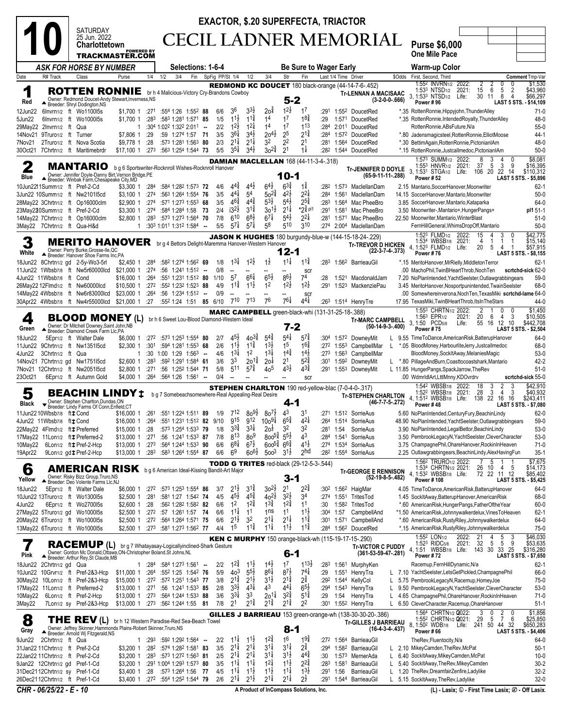# 10 — SATURDAY 25 Jun. 2022 — Charlottetown

**EXACTOR, $.20 SUPERFECTA, TRIACTOR**

## CECIL LADNER MEMORIAL

**Purse $6,000**
**One Mile Pace**

*ASK FOR HORSE BY NUMBER* — Selections: 1-6-4 — Be Sure to Wager Early — Warm-up Color

---

### 1 (Red) ROTTEN RONNIE — 5-2
br h 4 Malicious-Victory Cry-Brandons Cowboy
Owner: Redmond Doucet-Andy Stewart,Inverness,NS
Breeder: Shryl Dodington,NS
**REDMOND KC DOUCET** 180 black-orange (44-14-7-6-.452)
Tr-LENNAN A MACISADAC (3-2-0-0-.666)
1:55⁴ INVRN1/2 2022: 2 2 0 0 $1,530; 1:53³ NTSD1/2 2021: 15 6 5 2 $43,960; 3, 1:53³ NTSD1/2 Life: 30 11 8 4 $66,297
Power # 96 — LAST 5 STS. - $14,109

| Date | R# Track | Class | Purse | 1/4 | 1/2 | 3/4 | Fin | SpFig | PP/St | 1/4 | 1/2 | 3/4 | Str | Fin | Last 1/4 | Time | Driver | $Odds | First, Second, Third | Comment Tmp-Var |
|---|---|---|---|---|---|---|---|---|---|---|---|---|---|---|---|---|---|---|---|---|
| 12Jun22 | 6Invrn1/2 ft | Wo1100l5s | $1,700 1 | :27¹ | :55⁴ | 1:26 | 1:55² | 88 | 6/6 | 3⁶ | 3³½ | 2o¾ | 1²½ | 1⁷ | :29¹ | 1:55² | DoucetRed | *.35 | RottenRonnie,Hippyjohn,ThunderAlley | 71-0 |
| 5Jun22 | 6Invrn1/2 ft | Wo1000l5s | $1,700 1 | :28³ | :58³ | 1:28¹ | 1:57¹ | 85 | 1/5 | 1¹½ | 1¹¾ | 1⁴ | 1⁷ | 1⁸¾ | :29 | 1:57¹ | DoucetRed | *.35 | RottenRonnie,IntendedRoyalty,ThunderAlley | 48-0 |
| 29May22 | 2Invrn1/2 ft | Qua | 1 | :30⁴ | 1:02² | 1:32² | 2:01¹ | -- | 2/2 | 1²½ | 1²¾ | 1⁴ | 1⁷ | 1¹³ | :28⁴ | 2:01¹ | DoucetRed | | RottenRonnie,ABsFuture,N/a | 55-0 |
| 14Nov21 | 9Truro1/2 ft | Turner | $7,806 1 | :29 | :59 | 1:27⁴ | 1:57 | 71 | 3/5 | 3⁶¼ | 3⁴½ | 2o⁴½ | 2⁵ | 2¹¾ | :28⁴ | 1:57² | DoucetRed | *.80 | Jadensmagicsteel,RottenRonnie,ElliotMoose | 44-1 |
| 7Nov21 | 2Truro1/2 ft | Nova Scotia | $9,778 1 | :28 | :57³ | 1:28¹ | 1:56³ | 80 | 2/3 | 2¹¼ | 2¹¼ | 3² | 2² | 2¹ | :28¹ | 1:56⁴ | DoucetRed | *.30 | BettimAgain,RottenRonnie,PictonianIAm | 48-0 |
| 30Oct21 | 7Chrtn1/2 ft | Maritimebrdr | $17,100 1 | :27³ | :56³ | 1:25⁴ | 1:54⁴ | 73 | 5/5 | 3⁵¼ | 3⁴½ | 3o²¾ | 2¹ | 1¼ | :28² | 1:54⁴ | DoucetRed | *.15 | RottenRonnie,Justcallmedoc,PictonianIAm | 50-0 |

### 2 (Blue) MANTARIO — 10-1
b g 6 Sportswriter-Rocknroll Wishes-Rocknroll Hanover
Owner: Jennifer Doyle-Danny Birt,Vernon Bridge,PE
Breeder: Winbak Farm,Chesapeake City,MD
**DAMIAN MACLELLAN** 168 (44-11-3-4-.318)
Tr-JENNIFER D DOYLE (65-9-11-11-.288)
1:57³ SUMM1/2 2022: 8 3 4 0 $8,081; 1:55³ HNVR1/2 2021: 37 5 3 9 $16,395; 3, 1:53¹ STGA1/2 Life: 106 20 22 14 $110,312
Power # 52 — LAST 5 STS. - $5,896

| Date | R# Track | Class | Purse | 1/4 | 1/2 | 3/4 | Fin | SpFig | PP/St | 1/4 | 1/2 | 3/4 | Str | Fin | Last 1/4 | Time | Driver | $Odds | First, Second, Third | Comment Tmp-Var |
|---|---|---|---|---|---|---|---|---|---|---|---|---|---|---|---|---|---|---|---|---|
| 10Jun22 11Summ1/2 ft | | Pref-2-Cd | $3,300 1 | :28⁴ | :58⁴ | 1:28² | 1:57³ | 72 | 4/6 | 4⁴¾ | 4⁴½ | 6⁴½ | 6³¾ | 1¾ | :28² | 1:57³ | MaclellanDam | 2.15 | Mantario,SoccerHanover,Moonwriter | 62-1 |
| 3Jun22 10Summ1/2 ft | | Nw2101l5cd | $3,100 1 | :27⁴ | :56³ | 1:26⁴ | 1:55⁴ | 76 | 3/5 | 4⁴¼ | 5⁴ | 5o²¾ | 4²½ | 2²¼ | :28⁴ | 1:56¹ | MaclellanDam | 14.15 | SoccerHanover,Mantario,Moonwriter | 50-0 |
| 28May22 3Chrtn1/2 ft | | Op16000clm | $2,900 1 | :27⁴ | :57¹ | 1:27³ | 1:55³ | 68 | 3/5 | 4⁶¾ | 4⁴¾ | 5³½ | 5⁴½ | 2⁵¾ | :28³ | 1:56⁴ | Mac PheeBro | 3.85 | SoccerHanover,Mantario,Kataparka | 64-0 |
| 23May22 10Summ1/2 ft | | Pref-2-Cd | $3,300 1 | :28⁴ | :58⁴ | 1:28⁴ | 1:58 | 73 | 2/4 | i3²½ | 3¹¾ | 3o¹½ | 2¹¼ | *2¾ pl1 | :29¹ | 1:58¹ | Mac PheeBro | 3.50 | Moonwriter-,Mantario+,HungerPangs+ | pl1 51-1 |
| 14May22 7Chrtn1/2 ft | | Op16000clm | $2,800 1 | :28³ | :57³ | 1:27³ | 1:56⁴ | 70 | 7/8 | 6¹⁰ | 6⁸½ | 6⁷¼ | 5⁴½ | 2²¼ | :28¹ | 1:57¹ | Mac PheeBro | 22.50 | Moonwriter,Mantario,WinterBlast | 51-0 |
| 3May22 7Chrtn1/2 ft | | Qua-H&d | 1 | :30³ | 1:01¹ | 1:31² | 1:58⁴ | -- | 5/5 | 5⁷¼ | 5⁷¼ | 5⁸ | 5¹⁰ | 3¹⁰ | :27⁴ | 2:00⁴ | MaclellanDam | | FernHillGeneral,WhimsDropOff,Mantario | 50-0 |

### 3 (White) MERITO HANOVER — 12-1
br g 4 Bettors Delight-Maremma Hanover-Western Hanover
Owner: Perry Burke,Grosse-Ile,QC
Breeder: Hanover Shoe Farms Inc,PA
**JASON K HUGHES** 180 burgundy-blue-w (144-15-18-24-.229)
Tr-TREVOR D HICKEN (22-3-7-4-.373)
1:52³ FLMD1/2 2022: 15 4 3 0 $42,775; 1:53⁴ WBSB7/8 2021: 4 1 1 1 $15,140; 4, 1:52³ FLMD1/2 Life: 20 5 4 1 $57,915
Power # 76 — LAST 5 STS. - $8,155

| Date | R# Track | Class | Purse | 1/4 | 1/2 | 3/4 | Fin | SpFig | PP/St | 1/4 | 1/2 | 3/4 | Str | Fin | Last 1/4 | Time | Driver | $Odds | First, Second, Third | Comment Tmp-Var |
|---|---|---|---|---|---|---|---|---|---|---|---|---|---|---|---|---|---|---|---|---|
| 18Jun22 | 8Chrtn1/2 gd | 2-5y-Wo3-5rl | $2,450 1 | :28⁴ | :58² | 1:27⁴ | 1:56² | 69 | 1/8 | 1³¾ | 1²½ | 1½ | 1¹½ | 1¹¾ | :28³ | 1:56² | BarrieauGil | *.15 | MeritoHanover,MrRielly,MiddletonTerror | 62-1 |
| 11Jun22 | 1Wbsb7/8 ft | Nw5r60000lcd | $21,000 1 | :27⁴ | :56 | 1:24¹ | 1:51² | -- | 0/8 | -- | -- | -- | -- | scr | | | | .00 | MachoPhil,TwinBHeartThrob,NochTen | scrtchd-sick 62-0 |
| 4Jun22 | 11Wbsb7/8 ft | Cond | $16,000 1 | :26⁴ | :55¹ | 1:23¹ | 1:51² | 88 | 1/10 | 5⁷ | 6⁶¼ | 6⁵½ | 8⁶½ | 7⁴ | :28 | 1:52¹ | MacdonaldJam | 7.20 | NoPlanIntended,YachtSeelster,Outlawgrabbingears | 59-0 |
| 26May22 | 12Flmd1/2 ft | Nw60000lcd | $10,500 1 | :27² | :55² | 1:23² | 1:52³ | 88 | 4/9 | 1¹¾ | 1¹½ | 1² | 1²½ | 1²½ | :29¹ | 1:52³ | MackenziePau | 3.45 | MeritoHanover,Nosportpunintended,TwainSeelster | 68-0 |
| 14May22 | 4Wbsb7/8 ft | Nw6r83000lcd | $23,000 1 | :26⁴ | :56 | 1:23⁴ | 1:51² | -- | 0/9 | -- | -- | -- | -- | scr | | | | .00 | Somewhereinverona,NochTen,TexasMiki | scrtchd-lame 64-0 |
| 30Apr22 | 4Wbsb7/8 ft | Nw4r55000lcd | $21,000 1 | :27 | :55² | 1:24 | 1:51 | 85 | 6/10 | 7¹⁰ | 7¹³ | 7⁶ | 7⁶¼ | 4⁴¼ | :26³ | 1:51⁴ | HenryTre | 17.95 | TexasMiki,TwinBHeartThrob,ItsInTheStars | 44-0 |

### 4 (Green) BLOOD MONEY (L) — 7-2
br h 6 Sweet Lou-Blood Diamond-Western Ideal
Owner: Dr Mitchell Downey,Saint John,NB
Breeder: Diamond Creek Farm Llc,PA
**MARC CAMPBELL** green-black-whi (131-31-25-18-.388)
Tr-MARC CAMPBELL (50-14-9-3-.400)
1:55³ CHRTN1/2 2022: 2 1 0 0 $1,450; 1:56³ EPR1/2 2021: 20 6 4 3 $10,505; 3, 1:50 PCD5/8 Life: 55 16 12 10 $442,708
Power # 75 — LAST 5 STS. - $2,504

| Date | R# Track | Class | Purse | 1/4 | 1/2 | 3/4 | Fin | SpFig | PP/St | 1/4 | 1/2 | 3/4 | Str | Fin | Last 1/4 | Time | Driver | $Odds | First, Second, Third | Comment Tmp-Var |
|---|---|---|---|---|---|---|---|---|---|---|---|---|---|---|---|---|---|---|---|---|
| 18Jun22 | 5Epr1/2 ft | Walter Dale | $6,000 1 | :27² | :57³ | 1:25³ | 1:55⁴ | 80 | 2/7 | 4⁵½ | 4o³¾ | 5⁴¾ | 5⁴½ | 5⁷¾ | :30⁴ | 1:57² | DowneyMit | L 9.55 | TimeToDance,AmericanRisk,BatterupHanover | 64-0 |
| 11Jun22 | 9Chrtn1/2 ft | Nw1351l5cd | $2,300 1 | :30¹ | :59⁴ | 1:28¹ | 1:55³ | 68 | 2/6 | 1¹½ | 1¹¾ | 1³½ | 1⁵ | 1⁶¾ | :27² | 1:55³ | CampbellMar | L *.05 | BloodMoney,HarbourliteJerry,Justcallmedoc | 68-0 |
| 4Jun22 | 3Chrtn1/2 ft | Qua | 1 | :30 | 1:00 | 1:29 | 1:56³ | -- | 4/6 | 1³¼ | 1² | 1³¼ | 1⁴¾ | 1⁴½ | :27³ | 1:56³ | CampbellMar | | BloodMoney,SockItAway,MelaniesMagic | 53-0 |
| 14Nov21 | 7Chrtn1/2 gd | Nw1751l5cd | $2,600 1 | :28³ | :59² | 1:29¹ | 1:58⁴ | 61 | 3/6 | 3³ | 2o¹¾ | 2o¼ | 2¹ | 5²¾ | :30¹ | 1:59² | DowneyMit | L *.80 | PillageAndBurn,Coasttocoastshark,Mantario | 42-2 |
| 7Nov21 | 12Chrtn1/2 ft | Nw2051l5cd | $2,800 1 | :27¹ | :56 | 1:25² | 1:54⁴ | 71 | 5/8 | 5¹¹ | 5⁷¾ | 4o⁵ | 4³½ | 4³¾ | :29¹ | 1:55³ | DowneyMit | L 11.85 | HungerPangs,SpackJarrow,TheRev | 51-0 |
| 23Oct21 | 6Epr1/2 ft | Autumn Gold | $4,000 1 | :26⁴ | :56⁴ | 1:26 | 1:56¹ | -- | 0/4 | -- | -- | -- | -- | scr | | | | .00 | WdmrldArt,LttlMnny,KDOvrdrv | scrtchd-sick 55-0 |

### 5 (Black) BEACHIN LINDY ‡ — 4-1
b g 7 Somebeachsomewhere-Real Appealing-Real Desire
Owner: Stephen Charlton,Dundas,ON
Breeder: Lindy Farms Of Conn,Enfield,CT
**STEPHEN CHARLTON** 190 red-yellow-blac (7-0-4-0-.317)
Tr-STEPHEN CHARLTON (46-7-7-5-.272)
1:54² WBSB7/8 2022: 18 3 2 3 $42,910; 1:52² WBSB7/8 2021: 28 3 4 3 $40,932; 4, 1:51² WBSB7/8 Life: 138 22 16 16 $243,411
Power # 48 — LAST 5 STS. - $7,080

| Date | R# Track | Class | Purse | 1/4 | 1/2 | 3/4 | Fin | SpFig | PP/St | 1/4 | 1/2 | 3/4 | Str | Fin | Last 1/4 | Time | Driver | $Odds | First, Second, Third | Comment Tmp-Var |
|---|---|---|---|---|---|---|---|---|---|---|---|---|---|---|---|---|---|---|---|---|
| 11Jun22 | 10Wbsb7/8 ft‡ | Cond | $16,000 1 | :26¹ | :55¹ | 1:22⁴ | 1:51¹ | 89 | 1/9 | 7¹² | 8o⁹½ | 8o⁷½ | 4³ | 3¹ | :27¹ | 1:51² | SorrieAus | 5.60 | NoPlanIntended,CenturyFury,BeachinLindy | 62-0 |
| 4Jun22 | 11Wbsb7/8 ft‡ | Cond | $16,000 1 | :26⁴ | :55¹ | 1:23¹ | 1:51² | 82 | 9/10 | 9¹⁵ | 9¹² | 10o⁹¼ | 6⁵¾ | 4²¼ | :26⁴ | 1:51⁴ | SorrieAus | 48.90 | NoPlanIntended,YachtSeelster,Outlawgrabbingears | 59-0 |
| 22May22 | 4Flmd1/2 ft‡ | Preferred | $15,000 1 | :28 | :57³ | 1:25⁴ | 1:53³ | 79 | 1/8 | 3³¾ | 3³¼ | 2o¾ | 3² | 3² | :28¹ | 1:54 | SorrieAus | 3.90 | NoPlanIntended,LegalBettor,BeachinLindy | 53-0 |
| 17May22 | 11Lon1/2 ft‡ | Preferred-2 | $13,000 1 | :27¹ | :56 | 1:24¹ | 1:53³ | 87 | 7/8 | 8¹³ | 8o⁹ | 8oo⁵¾ | 5⁵½ | 4³ | :28⁴ | 1:54¹ | SorrieAus | 3.50 | PembrookLegacyN,YachtSeelster,CleverCharacter | 53-0 |
| 10May22 | 6Lon1/2 ft‡ | Pref-2-Hcp | $13,000 1 | :27³ | :56⁴ | 1:24⁴ | 1:53³ | 90 | 6/6 | 6⁸¼ | 6⁷½ | 6oo⁵¾ | 6⁶¾ | 4¹½ | :27⁴ | 1:53⁴ | SorrieAus | 3.75 | ChampagnePhil,OhareHanover,RockinInHeaven | 71-0 |
| 19Apr22 | 9Lon1/2 gd‡ | Pref-2-Hcp | $13,000 1 | :28³ | :58³ | 1:26⁴ | 1:55⁴ | 87 | 6/6 | 6⁹ | 6o⁶½ | 5oo³ | 3¹½ | 2hd | :28² | 1:55⁴ | SorrieAus | 2.25 | Outlawgrabbingears,BeachinLindy,AlexHavingFun | 35-1 |

### 6 (Yellow) AMERICAN RISK — 3-1
b g 6 American Ideal-Kissing Bandit-Art Major
Owner: Risky Bizz Group,Truro,NS
Breeder: Deo Volente Farms Llc,NJ
**TODD G TRITES** red-black (29-12-5-3-.544)
Tr-GEORGE E RENNISON (52-19-8-5-.482)
1:56² TRURO1/2 2022: 7 5 1 1 $7,675; 1:53⁴ CHRTN1/2 2021: 26 10 4 5 $14,173; 4, 1:53² WBSB7/8 Life: 72 22 11 12 $85,402
Power # 108 — LAST 5 STS. - $5,425

| Date | R# Track | Class | Purse | 1/4 | 1/2 | 3/4 | Fin | SpFig | PP/St | 1/4 | 1/2 | 3/4 | Str | Fin | Last 1/4 | Time | Driver | $Odds | First, Second, Third | Comment Tmp-Var |
|---|---|---|---|---|---|---|---|---|---|---|---|---|---|---|---|---|---|---|---|---|
| 18Jun22 | 5Epr1/2 ft | Walter Dale | $6,000 1 | :27² | :57³ | 1:25³ | 1:55⁴ | 86 | 3/7 | 2¹½ | 3¹¾ | 3o²½ | 2¹ | 2²¾ | :30² | 1:56² | HaigMar | 4.05 | TimeToDance,AmericanRisk,BatterupHanover | 64-0 |
| 10Jun22 | 13Truro1/2 ft | Wo1300l5s | $2,500 1 | :28¹ | :58¹ | 1:27 | 1:54² | 74 | 4/5 | 4⁵½ | 4⁵¾ | 4o²½ | 3²½ | 3⁴ | :27⁴ | 1:55¹ | TritesTod | 1.45 | SockItAway,BatterupHanover,AmericanRisk | 68-0 |
| 4Jun22 | 6Epr1/2 ft | Wo2700l5s | $2,600 1 | :28 | :56² | 1:28² | 1:58² | 82 | 6/6 | 1² | 1²¾ | 1³¾ | 1²¾ | 1¹ | :30 | 1:58² | TritesTod | *.60 | AmericanRisk,HungerPangs,FatherOftheYear | 60-0 |
| 27May22 | 5Truro1/2 gd | Wo1000l5s | $2,500 1 | :27² | :57 | 1:26¹ | 1:57 | 74 | 6/6 | 1¹¼ | 1¹ | 1ns | 1¹ | 1¹½ | :30⁴ | 1:57 | CampbellAnd | *1.50 | AmericanRisk,Johnnywalkerdelux,VinesToHeaven | 62-1 |
| 20May22 | 6Truro1/2 ft | Wo1000l5s | $2,500 1 | :27² | :56⁴ | 1:26⁴ | 1:57¹ | 75 | 6/6 | 2¹½ | 3² | 2¹¼ | 2¹¼ | 1¹¾ | :30¹ | 1:57¹ | CampbellAnd | *.60 | AmericanRisk,RustyRiley,Johnnywalkerdelux | 64-0 |
| 13May22 | 6Truro1/2 ft | Wo1000l5s | $2,500 1 | :27³ | :58¹ | 1:27³ | 1:56² | 77 | 4/4 | 1⁵ | 1¹¾ | 1¹¼ | 1¹½ | 1¹¾ | :28⁴ | 1:56² | DoucetRed | *.15 | AmericanRisk,RustyRiley,Johnnywalkerdelux | 75-0 |

### 7 (Pink) RACEMUP (L) — 6-1
br g 7 Whatayasay-Logicallyinclined-Shark Gesture
Owner: Gordon Mc Donald,Ottawa,ON-Christopher Boland,St Johns,NL
Breeder: Arthur Rey,St Claude,MB
**KEN C MURPHY** 150 orange-black-wh (115-19-17-15-.290)
Tr-VICTOR C PUDDY (361-53-59-47-.281)
1:55² LON1/2 2022: 21 4 5 3 $46,030; 1:52³ RIDC5/8 2021: 32 5 5 9 $53,635; 4, 1:51 WBSB7/8 Life: 143 30 33 25 $316,280
Power # 72 — LAST 5 STS. - $7,650

| Date | R# Track | Class | Purse | 1/4 | 1/2 | 3/4 | Fin | SpFig | PP/St | 1/4 | 1/2 | 3/4 | Str | Fin | Last 1/4 | Time | Driver | $Odds | First, Second, Third | Comment Tmp-Var |
|---|---|---|---|---|---|---|---|---|---|---|---|---|---|---|---|---|---|---|---|---|
| 18Jun22 | 2Chrtn1/2 gd | Qua | 1 | :28⁴ | :58⁴ | 1:27³ | 1:56¹ | -- | 2/2 | 1²¾ | 1¹½ | 1⁴½ | 1⁷ | 1¹³½ | :28³ | 1:56¹ | MurphyKen | | Racemup,FernHillDynamic,N/a | 62-1 |
| 10Jun22 | 10Grvr1/2 ft | Pref-2&3-Hcp | $11,000 1 | :26⁴ | :55² | 1:25 | 1:54² | 76 | 5/9 | 4o³ | 5⁵½ | 8⁶¼ | 8⁷½ | 7⁴¼ | :29 | 1:55¹ | HenryTra | L 7.10 | YachtSeelster,LetsGetPickled,ChampagnePhil | 66-0 |
| 30May22 | 10Lon1/2 ft | Pref-2&3-Hcp | $15,000 1 | :27² | :57² | 1:25¹ | 1:54³ | 77 | 3/8 | 2¹¾ | 2¹½ | 3¹½ | 2¹¾ | 2¾ | :29² | 1:54⁴ | KellyCol | L 5.75 | PembrookLegacyN,Racemup,HomeyJoe | 75-0 |
| 17May22 | 11Lon1/2 ft | Preferred-2 | $13,000 1 | :27¹ | :56 | 1:24¹ | 1:53³ | 85 | 2/8 | 3³½ | 4³¼ | 4³ | 4⁴¼ | 6⁵½ | :29⁴ | 1:54³ | HenryTra | L 9.50 | PembrookLegacyN,YachtSeelster,CleverCharacter | 53-0 |
| 10May22 | 6Lon1/2 ft | Pref-2-Hcp | $13,000 1 | :27³ | :56⁴ | 1:24⁴ | 1:53³ | 88 | 3/6 | 3³¼ | 3³ | 2o¹¼ | 3²¾ | 5¹¾ | :29 | 1:54 | HenryTra | L 4.65 | ChampagnePhil,OhareHanover,RockinInHeaven | 71-0 |
| 3May22 | 7Lon1/2 sy | Pref-2&3-Hcp | $13,000 1 | :27³ | :56² | 1:24⁴ | 1:55 | 81 | 7/8 | 2¹ | 2¹¾ | 2¹¾ | 2¹¾ | 2² | :30¹ | 1:55² | HenryTra | L 6.50 | CleverCharacter,Racemup,OhareHanover | 51-1 |

### 8 (Gray) THE REV (L) — 8-1
br h 12 Western Paradise-Red Sea-Beach Towel
Owner: Jeffrey Skinner,Hammonds Plains-Robert Skinner,Truro,NS
Breeder: Arnold Wj Fitzgerald,NS
**GILLES J BARRIEAU** 153 green-orange-wh (138-30-30-20-.386)
Tr-GILLES J BARRIEAU (16-4-3-4-.437)
1:56⁴ CHRTN1/2 2022: 3 0 2 0 $1,856; 1:55² CHRTN1/2 2021: 29 5 7 6 $25,850; 8, 1:50² WDB7/8 Life: 241 50 44 32 $650,283
Power # 66 — LAST 5 STS. - $4,406

| Date | R# Track | Class | Purse | 1/4 | 1/2 | 3/4 | Fin | SpFig | PP/St | 1/4 | 1/2 | 3/4 | Str | Fin | Last 1/4 | Time | Driver | $Odds | First, Second, Third | Comment Tmp-Var |
|---|---|---|---|---|---|---|---|---|---|---|---|---|---|---|---|---|---|---|---|---|
| 9Jun22 | 2Chrtn1/2 ft | Qua | 1 | :29³ | :59² | 1:29² | 1:56⁴ | -- | 2/2 | 1¹¼ | 1¹½ | 1²¾ | 1⁶ | 1⁹¾ | :27² | 1:56⁴ | BarrieauGil | | TheRev,Fluentocity,N/a | 64-0 |
| 31Jan22 | 11Chrtn1/2 ft | Pref-2-Cd | $3,200 1 | :28² | :57⁴ | 1:28² | 1:58¹ | 83 | 3/5 | 2¹¼ | 2¹¼ | 3¹¼ | 3¹¼ | 2¾ | :29⁴ | 1:58² | BarrieauGil | L 2.10 | MikeyCamden,TheRev,McPat | 50-1 |
| 22Jan22 | 11Chrtn1/2 ft | Pref-2-Cd | $3,200 1 | :28³ | :57³ | 1:27² | 1:56³ | 81 | 2/5 | 2¹¼ | 2¹¼ | 3¹¼ | 3¹½ | 4⁴¾ | :30 | 1:57³ | MernerAda | L 6.40 | SockItAway,MikeyCamden,McPat | 10-0 |
| 9Jan22 | 12Chrtn1/2 gd | Pref-1-Cd | $3,200 1 | :29¹ | 1:00⁴ | 1:29³ | 1:57³ | 80 | 3/5 | 1¹¼ | 1¹¼ | 1²¼ | 1¹½ | 2²¾ | :28³ | 1:58¹ | BarrieauGil | L 5.40 | SockItAway,TheRev,MikeyCamden | 30-2 |
| 31Dec21 | 12Chrtn1/2 sy | Pref-1-Cd | $3,400 1 | :28 | :57³ | 1:26⁴ | 1:56 | 77 | 4/5 | 1¹¼ | 1¹½ | 1¹½ | 1¹¼ | 1³½ | :29¹ | 1:56 | BarrieauGil | L 1.20 | TheRev,DreamfairZenfire,Ladylike | 32-2 |
| 26Dec21 | 12Chrtn1/2 ft | Pref-1-Cd | $3,400 1 | :27² | :55⁴ | 1:25² | 1:54⁴ | 79 | 2/6 | 2¹¼ | 2¹½ | 2¹¼ | 2¹¼ | 2½ | :29¹ | 1:54⁴ | BarrieauGil | L 5.15 | SockItAway,TheRev,Ladylike | 32-0 |

CHR - 06/25/22 - E - 10 — A Product of InCompass Solutions, Inc. — (L) - Lasix; ① - First Time Lasix; ② - Off Lasix.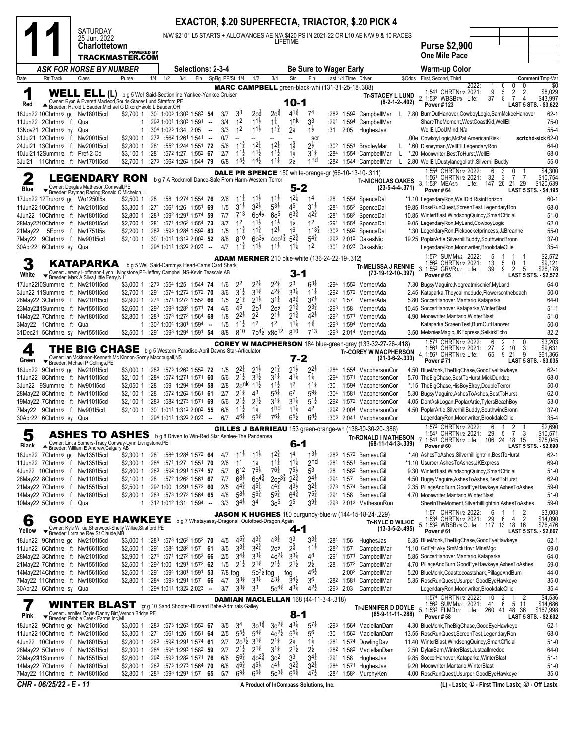# Race 11 — SATURDAY 25 Jun. 2022 — Charlottetown

**EXACTOR, $.20 SUPERFECTA, TRIACTOR, $.20 PICK 4**

N/W $2101 L5 STARTS + ALLOWANCES AE N/A $420 PS IN 2021-22 OR L10 AE N/W 9 & 10 RACES LIFETIME

**Purse $2,900** — One Mile Pace

ASK FOR HORSE BY NUMBER — Selections: 2-3-4 — Be Sure to Wager Early — Warm-up Color

---

## 1 — WELL ELL (L) — Red — 10-1

b g 5 Well Said-Sectionline Yankee-Yankee Cruiser
Owner: Ryan & Everett Macleod,Souris-Stacey Lund,Stratford,PE
Breeder: Harold L Bauder;Michael G Dixon;Harold L Bauder,OH

**MARC CAMPBELL** green-black-whi (131-31-25-18-.388) — Tr-STACEY L LUND (8-2-1-2-.402)

2022: 1 0 0 0 $0 | 1:541 CHRTN1/2 2021: 9 5 2 2 $8,029 | 2, 1:533 WBSB7/8 Life: 37 8 7 4 $43,997 | Power # 123 | LAST 5 STS. - $3,622

| Date | R# Track | Class | Purse | 1/4 | 1/2 | 3/4 | Fin | SpFig | PP/St | 1/4 | 1/2 | 3/4 | Str | Fin | Last 1/4 | Time | Driver | | $Odds | First, Second, Third | Comment Tmp-Var |
|---|---|---|---|---|---|---|---|---|---|---|---|---|---|---|---|---|---|---|---|---|---|
| 18Jun22 | 10Chrtn1/2 gd | Nw1801l5cd | $2,700 1 | :301 | 1:003 | 1:303 | 1:583 | 54 | 3/7 | 3³ | 2o½ | 2o¾ | 4¹¾ | 7⁴ | :283 | 1:592 | CampbellMar | L | 7.80 | BurnOutHanover,CowboyLogic,SamMckeeHanover | 62-1 |
| 11Jun22 | 2Chrtn1/2 ft | Qua | 1 | :293 | 1:001 | 1:303 | 1:591 | -- | 3/4 | 1² | 1½ | 1¼ | 1nk | 3³ | :291 | 1:594 | CampbellMar | | | ShareTheMoment,WestCoastKid,WellEll | 75-0 |
| 13Nov21 | 2Chrtn1/2 hy | Qua | 1 | :304 | 1:023 | 1:34 | 2:05 | -- | 3/3 | 1² | 1½ | 1¾ | 2¼ | 1½ | :31 | 2:05 | HughesJas | | | WellEll,DoUMind,N/a | 55-4 |
| 31Jul21 | 12Chrtn1/2 ft | Nw2001l5cd | $2,900 1 | :273 | :562 | 1:261 | 1:541 | -- | 0/7 | -- | -- | -- | -- | scr | | | | | .00e | CowboyLogic,McPat,AmericanRisk | scrtchd-sick 62-0 |
| 24Jul21 | 13Chrtn1/2 ft | Nw2001l5cd | $2,800 1 | :281 | :552 | 1:244 | 1:551 | 72 | 5/6 | 1¾ | 1¼ | 1¼ | 1¾ | 2½ | :302 | 1:551 | BradleyMar | L | *.60 | Disneyman,WellEll,LegendaryRon | 64-0 |
| 10Jul21 | 12Summ1/2 ft | Pref-2-Cd | $3,100 1 | :281 | :572 | 1:27 | 1:552 | 67 | 2/7 | 1½ | 1½ | 1½ | 1¼ | 3¼ | :284 | 1:554 | CampbellMar | L | *.20 | Moonwriter,BestToHurst,WellEll | 68-0 |
| 3Jul21 | 11Chrtn1/2 ft | Nw1701l5cd | $2,700 1 | :273 | :562 | 1:262 | 1:544 | 79 | 6/8 | 1½ | 1½ | 1¼ | 2½ | 1hd | :282 | 1:544 | CampbellMar | L | 2.80 | WellEll,Dustylanegoliath,SilverhillBuddy | 55-0 |

## 2 — LEGENDARY RON — Blue — 5-2

b g 7 A Rocknroll Dance-Safe From Harm-Western Terror
Owner: Douglas Matheson,Cornwall,PE
Breeder: Paymaq Racing;Ronald C Michelon,IL

**DALE PR SPENCE** 150 white-orange-gr (66-10-13-10-.311) — Tr-NICHOLAS OAKES (23-5-4-4-.371)

1:554 CHRTN1/2 2022: 6 3 0 1 $4,300 | 1:561 CHRTN1/2 2021: 32 3 7 7 $10,754 | 3, 1:532 MEA5/8 Life: 147 26 21 29 $120,639 | Power # 64 | LAST 5 STS. - $4,195

| Date | R# Track | Class | Purse | 1/4 | 1/2 | 3/4 | Fin | SpFig | PP/St | 1/4 | 1/2 | 3/4 | Str | Fin | Last 1/4 | Time | Driver | | $Odds | First, Second, Third | Comment Tmp-Var |
|---|---|---|---|---|---|---|---|---|---|---|---|---|---|---|---|---|---|---|---|---|---|
| 17Jun22 | 12Truro1/2 gd | Wo1250l5s | $2,500 1 | :28 | :58 | 1:274 | 1:554 | 76 | 2/6 | 1¼ | 1½ | 1½ | 1² | 1⁴ | :28 | 1:554 | SpenceDal | | *1.10 | LegendaryRon,WellDid,RisinHorizon | 60-1 |
| 11Jun22 | 10Chrtn1/2 ft | Nw2101l5cd | $3,300 1 | :271 | :561 | 1:26 | 1:551 | 69 | 1/5 | 3½ | 3²½ | 5³½ | 4⁵ | 3¹½ | :284 | 1:552 | SpenceDal | | 19.85 | RoseRunQuest,ScreenTest,LegendaryRon | 68-0 |
| 4Jun22 | 10Chrtn1/2 ft | Nw1801l5cd | $2,800 1 | :283 | :592 | 1:291 | 1:574 | 59 | 7/7 | 7¹³ | 6o⁴½ | 6o⁵ | 6³¾ | 4²¾ | :281 | 1:582 | SpenceDal | | 10.85 | WinterBlast,WindsongQuincy,SmartOfficial | 51-0 |
| 28May22 | 10Chrtn1/2 ft | Nw1801l5cd | $2,700 1 | :281 | :571 | 1:263 | 1:554 | 73 | 3/7 | 1² | 1½ | 1½ | 1½ | 1² | :291 | 1:554 | SpenceDal | | 9.05 | LegendaryRon,MyLand,CowboyLogic | 62-0 |
| 21May22 | 5Epr1/2 ft | Nw1751l5s | $2,200 1 | :283 | :593 | 1:284 | 1:592 | 83 | 1/5 | 1¾ | 1¾ | 1½ | 1⁶ | 1¹³¾ | :303 | 1:592 | SpenceDal | | *.30 | LegendaryRon,Pickpocketprincess,JJBreanne | 55-0 |
| 7May22 | 9Chrtn1/2 ft | Nw901l5cd | $2,100 1 | :301 | 1:011 | 1:312 | 2:002 | 52 | 8/8 | 8¹⁰ | 6o³½ | 4oo¹¾ | 5²¾ | 5⁴¾ | :293 | 2:012 | OakesNic | | 19.25 | PoplarArtie,SilverhillBuddy,SouthwindBronn | 37-0 |
| 30Apr22 | 6Chrtn1/2 sy | Qua | 1 | :294 | 1:011 | 1:322 | 2:023 | -- | 4/7 | 1¾ | 1½ | 1½ | 1¼ | 1² | :301 | 2:023 | OakesNic | | | LegendaryRon,Moonwriter,BrookdaleOllie | 35-4 |

## 3 — KATAPARKA — White — 3-1

b g 5 Well Said-Cammys Heart-Cams Card Shark
Owner: Jeremy Hoffmann-Lynn Livingstone,PE-Jeffrey Campbell,NS-Kevin Teasdale,AB
Breeder: Mark A Silva,Little Ferry,NJ

**ADAM MERNER** 210 blue-white (136-24-22-19-.312) — Tr-MELISSA J RENNIE (73-19-12-10-.397)

1:572 SUMM1/2 2022: 5 1 1 1 $2,572 | 1:562 CHRTN1/2 2021: 13 5 0 1 $9,121 | 3, 1:552 GRVR1/2 Life: 39 9 2 5 $26,178 | Power # 65 | LAST 5 STS. - $2,572

| Date | R# Track | Class | Purse | 1/4 | 1/2 | 3/4 | Fin | SpFig | PP/St | 1/4 | 1/2 | 3/4 | Str | Fin | Last 1/4 | Time | Driver | | $Odds | First, Second, Third | Comment Tmp-Var |
|---|---|---|---|---|---|---|---|---|---|---|---|---|---|---|---|---|---|---|---|---|---|
| 17Jun22 | 10Summ1/2 ft | Nw2101l5cd | $3,000 1 | :273 | :554 | 1:25 | 1:544 | 74 | 1/6 | 2² | 2²¼ | 2²¾ | 2³ | 6³¼ | :294 | 1:552 | MernerAda | | 7.30 | BugsyMaguire,Nogreatmischief,MyLand | 64-0 |
| 3Jun22 | 11Summ1/2 ft | Nw1801l5cd | $2,700 1 | :291 | :574 | 1:272 | 1:572 | 70 | 3/6 | 3½ | 3¹¾ | 4²¾ | 3³¼ | 1¼ | :292 | 1:572 | MernerAda | | 2.45 | Kataparka,Theycallmedude,Flowersonthebeach | 50-0 |
| 28May22 | 3Chrtn1/2 ft | Nw2101l5cd | $2,900 1 | :274 | :571 | 1:273 | 1:553 | 66 | 1/5 | 2¹¾ | 2½ | 3¹¼ | 4³¾ | 3⁷½ | :291 | 1:57 | MernerAda | | 5.80 | SoccerHanover,Mantario,Kataparka | 64-0 |
| 23May22 | 1Summ1/2 ft | Nw1551l5cd | $2,600 1 | :292 | :593 | 1:282 | 1:571 | 74 | 4/6 | 4⁵ | 2o¹ | 2o½ | 2¹¾ | 2³¾ | :293 | 1:58 | MernerAda | | 10.45 | SoccerHanover,Kataparka,WinterBlast | 51-1 |
| 14May22 | 7Chrtn1/2 ft | Nw1801l5cd | $2,800 1 | :283 | :573 | 1:273 | 1:564 | 68 | 1/8 | 2²½ | 2² | 2¹½ | 2¹¾ | 4²½ | :292 | 1:571 | MernerAda | | 4.90 | Moonwriter,Mantario,WinterBlast | 51-0 |
| 3May22 | 1Chrtn1/2 ft | Qua | 1 | :302 | 1:004 | 1:301 | 1:594 | -- | 1/5 | 1½ | 1½ | 1² | 1¼ | 1¾ | :293 | 1:594 | MernerAda | | | Kataparka,ScreenTest,BurnOutHanover | 50-0 |
| 31Dec21 | 5Chrtn1/2 sy | Nw1551l5cd | $2,500 1 | :291 | :593 | 1:294 | 1:591 | 54 | 8/8 | 8¹⁰ | 7o⁴½ | x8o¹² | 8¹⁰ | 7¹³ | :293 | 2:014 | MernerAda | | 3.50 | MelaniesMagic,JKExpress,SelkirkEcho | 32-2 |

## 4 — THE BIG CHASE — Green — 7-2

b g 5 Western Paradise-April Dawns Star-Articulator
Owner: Ian Mckinnon-Kenneth Mc Kinnon-Sonny Macdougall,NS
Breeder: Michael P Collings,PE

**COREY W MACPHERSON** 184 blue-green-grey (133-32-27-26-.418) — Tr-COREY W MACPHERSON (21-3-6-2-.333)

1:571 CHRTN1/2 2022: 6 2 1 0 $3,203 | 1:561 CHRTN1/2 2021: 27 2 10 3 $9,631 | 4, 1:561 CHRTN1/2 Life: 65 9 21 9 $61,366 | Power # 71 | LAST 5 STS. - $3,035

| Date | R# Track | Class | Purse | 1/4 | 1/2 | 3/4 | Fin | SpFig | PP/St | 1/4 | 1/2 | 3/4 | Str | Fin | Last 1/4 | Time | Driver | | $Odds | First, Second, Third | Comment Tmp-Var |
|---|---|---|---|---|---|---|---|---|---|---|---|---|---|---|---|---|---|---|---|---|---|
| 18Jun22 | 9Chrtn1/2 gd | Nw2101l5cd | $3,000 1 | :283 | :573 | 1:263 | 1:552 | 72 | 1/5 | 2²¼ | 2¹½ | 2¹¾ | 2¹½ | 2²½ | :284 | 1:554 | MacphersonCor | | 4.50 | BlueMonk,TheBigChase,GoodEyeHawkeye | 62-1 |
| 11Jun22 | 8Chrtn1/2 ft | Nw1101l5cd | $2,100 1 | :284 | :572 | 1:271 | 1:571 | 60 | 5/6 | 2¹½ | 3¹½ | 3¹¼ | 4¹¼ | 1¾ | :294 | 1:571 | MacphersonCor | | 5.70 | TheBigChase,BestToHurst,MickDundee | 68-0 |
| 3Jun22 | 9Summ1/2 ft | Nw901l5cd | $2,050 1 | :28 | :59 | 1:294 | 1:594 | 58 | 2/8 | 2onk | 1½ | 1½ | 1² | 1¹¾ | :30 | 1:594 | MacphersonCor | | *.15 | TheBigChase,HisBoyElroy,DoubleTerror | 50-0 |
| 28May22 | 8Chrtn1/2 ft | Nw1101l5cd | $2,100 1 | :28 | :572 | 1:262 | 1:561 | 61 | 2/7 | 2¹¾ | 4³ | 5⁵¼ | 6⁷ | 5⁹¾ | :304 | 1:581 | MacphersonCor | | 5.30 | BugsyMaguire,AshesToAshes,BestToHurst | 62-0 |
| 19May22 | 7Chrtn1/2 ft | Nw1101l5cd | $2,100 1 | :283 | :582 | 1:273 | 1:571 | 69 | 5/6 | 2½ | 2½ | 3¹¾ | 3¹¼ | 5¹½ | :292 | 1:572 | MacphersonCor | | 4.05 | DontAskLogan,PoplarArtie,TylersBeachBoy | 53-0 |
| 7May22 | 9Chrtn1/2 ft | Nw901l5cd | $2,100 1 | :301 | 1:011 | 1:312 | 2:002 | 55 | 6/8 | 1½ | 1¼ | 1hd | 1¼ | 4² | :292 | 2:004 | MacphersonCor | | 4.50 | PoplarArtie,SilverhillBuddy,SouthwindBronn | 37-0 |
| 30Apr22 | 6Chrtn1/2 sy | Qua | 1 | :294 | 1:011 | 1:322 | 2:023 | -- | 6/7 | 4⁶¼ | 5⁵¾ | 7⁶¼ | 6⁵½ | 6⁸½ | :303 | 2:041 | MacphersonCor | | | LegendaryRon,Moonwriter,BrookdaleOllie | 35-4 |

## 5 — ASHES TO ASHES — Black — 6-1

b g 8 Driven to Win-Red Star Ashlee-The Panderosa
Owner: Linda Somers-Tracy Conway-Lynn Livingstone,PE
Breeder: William E Andrew,Calgary,AB

**GILLES J BARRIEAU** 153 green-orange-wh (138-30-30-20-.386) — Tr-RONALD I MATHESON (68-11-14-13-.339)

1:572 CHRTN1/2 2022: 6 1 2 1 $2,690 | 1:541 CHRTN1/2 2021: 29 5 7 3 $10,571 | 7, 1:541 CHRTN1/2 Life: 106 24 18 15 $75,045 | Power # 60 | LAST 5 STS. - $2,690

| Date | R# Track | Class | Purse | 1/4 | 1/2 | 3/4 | Fin | SpFig | PP/St | 1/4 | 1/2 | 3/4 | Str | Fin | Last 1/4 | Time | Driver | | $Odds | First, Second, Third | Comment Tmp-Var |
|---|---|---|---|---|---|---|---|---|---|---|---|---|---|---|---|---|---|---|---|---|---|
| 18Jun22 | 7Chrtn1/2 gd | Nw1351l5cd | $2,300 1 | :281 | :584 | 1:284 | 1:572 | 64 | 4/7 | 1½ | 1½ | 1²¾ | 1⁴ | 1³½ | :283 | 1:572 | BarrieauGil | | *.40 | AshesToAshes,Silverhilllightnin,BestToHurst | 62-1 |
| 11Jun22 | 7Chrtn1/2 ft | Nw1351l5cd | $2,300 1 | :284 | :571 | 1:27 | 1:551 | 70 | 2/6 | 1¹ | 1¼ | 1¼ | 1¼ | 2hd | :281 | 1:551 | BarrieauGil | | *1.10 | Usurper,AshesToAshes,JKExpress | 69-0 |
| 4Jun22 | 10Chrtn1/2 ft | Nw1801l5cd | $2,800 1 | :283 | :592 | 1:291 | 1:574 | 57 | 5/7 | 6¹² | 7⁶½ | 7⁶¼ | 7⁵½ | 5³ | :28 | 1:582 | BarrieauGil | | 9.30 | WinterBlast,WindsongQuincy,SmartOfficial | 51-0 |
| 28May22 | 8Chrtn1/2 ft | Nw1101l5cd | $2,100 1 | :28 | :572 | 1:262 | 1:561 | 66 | 7/7 | 6⁸½ | 6o⁴¾ | 2oo³¾ | 2²¾ | 2⁴½ | :294 | 1:57 | BarrieauGil | | 4.50 | BugsyMaguire,AshesToAshes,BestToHurst | 62-0 |
| 21May22 | 7Chrtn1/2 ft | Nw1551l5cd | $2,500 1 | :292 | 1:00 | 1:291 | 1:572 | 60 | 2/5 | 4⁴¾ | 4⁵¼ | 4⁴¾ | 4³½ | 3²¼ | :273 | 1:574 | BarrieauGil | | 2.35 | PillageAndBurn,GoodEyeHawkeye,AshesToAshes | 59-0 |
| 14May22 | 7Chrtn1/2 ft | Nw1801l5cd | $2,800 1 | :283 | :573 | 1:273 | 1:564 | 65 | 4/8 | 5⁸½ | 5⁶¾ | 5⁵¾ | 6⁴¾ | 7⁵¾ | :291 | 1:58 | BarrieauGil | | 4.70 | Moonwriter,Mantario,WinterBlast | 51-0 |
| 10May22 | 5Chrtn1/2 ft | Qua | 1 | :312 | 1:012 | 1:31 | 1:594 | -- | 3/3 | 3⁴½ | 3⁴ | 3o⁵ | 2⁵ | 3⁹¼ | :293 | 2:013 | MathesonRon | | | ShesInTheMoment,Silverhilllightnin,AshesToAshes | 59-0 |

## 6 — GOOD EYE HAWKEYE — Yellow — 4-1

b g 7 Whatayasay-Dragonali Outofbed-Dragon Again
Owner: Kyle Wilkie,Sherwood-Shelly Wilkie,Stratford,PE
Breeder: Lorraine Rey,St Claude,MB

**JASON K HUGHES** 180 burgundy-blue-w (144-15-18-24-.229) — Tr-KYLE D WILKIE (13-3-5-2-.495)

1:57 CHRTN1/2 2022: 6 1 1 2 $3,003 | 1:534 CHRTN1/2 2021: 29 6 4 2 $14,090 | 5, 1:532 WBSB7/8 QLife: 117 13 18 16 $76,476 | Power # 61 | LAST 5 STS. - $2,667

| Date | R# Track | Class | Purse | 1/4 | 1/2 | 3/4 | Fin | SpFig | PP/St | 1/4 | 1/2 | 3/4 | Str | Fin | Last 1/4 | Time | Driver | | $Odds | First, Second, Third | Comment Tmp-Var |
|---|---|---|---|---|---|---|---|---|---|---|---|---|---|---|---|---|---|---|---|---|---|
| 18Jun22 | 9Chrtn1/2 gd | Nw2101l5cd | $3,000 1 | :283 | :573 | 1:263 | 1:552 | 70 | 4/5 | 4⁵¾ | 4³¾ | 4³¼ | 3³ | 3³¼ | :284 | 1:56 | HughesJas | | 6.35 | BlueMonk,TheBigChase,GoodEyeHawkeye | 62-1 |
| 11Jun22 | 6Chrtn1/2 ft | Nw1661l5cd | $2,500 1 | :291 | :584 | 1:283 | 1:57 | 61 | 3/5 | 3³¼ | 3²¾ | 2o½ | 2¾ | 1½ | :282 | 1:57 | CampbellMar | | *1.10 | GdEyHwky,SmMckHnvr,MlnsMgc | 69-0 |
| 28May22 | 3Chrtn1/2 ft | Nw2101l5cd | $2,900 1 | :274 | :571 | 1:273 | 1:553 | 66 | 2/5 | 3⁴½ | 3³¼ | 4o²¼ | 3³¼ | 4⁸ | :291 | 1:571 | CampbellMar | | 5.85 | SoccerHanover,Mantario,Kataparka | 64-0 |
| 21May22 | 7Chrtn1/2 ft | Nw1551l5cd | $2,500 1 | :292 | 1:00 | 1:291 | 1:572 | 62 | 1/5 | 2¹½ | 2¹¾ | 2¹½ | 2¹½ | 2½ | :28 | 1:572 | CampbellMar | | 4.70 | PillageAndBurn,GoodEyeHawkeye,AshesToAshes | 59-0 |
| 14May22 | 14Chrtn1/2 ft | Nw1561l5cd | $2,500 1 | :291 | :594 | 1:301 | 1:591 | 53 | 7/8 | fog | 5o³½ | fog | fog | 4⁶½ | | 2:002 | CampbellMar | | 5.20 | BlueMonk,Coasttocoastshark,PillageAndBurn | 44-0 |
| 7May22 | 11Chrtn1/2 ft | Nw1801l5cd | $2,800 1 | :284 | :593 | 1:291 | 1:57 | 66 | 4/7 | 3³¾ | 3³¼ | 4³¼ | 3⁴½ | 3⁶ | :282 | 1:581 | CampbellMar | | 5.35 | RoseRunQuest,Usurper,GoodEyeHawkeye | 35-0 |
| 30Apr22 | 6Chrtn1/2 sy | Qua | 1 | :294 | 1:011 | 1:322 | 2:023 | -- | 3/7 | 3³¾ | 3³ | 5o⁴¾ | 4³¼ | 4²½ | :293 | 2:03 | CampbellMar | | | LegendaryRon,Moonwriter,BrookdaleOllie | 35-4 |

## 7 — WINTER BLAST — Pink — 8-1

gr g 10 Sand Shooter-Blizzard Babe-Admirals Galley
Owner: Jennifer Doyle-Danny Birt,Vernon Bridge,PE
Breeder: Pebble Creek Farms Inc,MI

**DAMIAN MACLELLAN** 168 (44-11-3-4-.318) — Tr-JENNIFER D DOYLE (65-9-11-11-.288)

1:574 CHRTN1/2 2022: 10 2 1 2 $4,536 | 1:563 SUMM1/2 2021: 41 6 5 11 $14,686 | 5, 1:533 FLMD1/2 Life: 260 41 48 36 $167,998 | Power # 58 | LAST 5 STS. - $2,602

| Date | R# Track | Class | Purse | 1/4 | 1/2 | 3/4 | Fin | SpFig | PP/St | 1/4 | 1/2 | 3/4 | Str | Fin | Last 1/4 | Time | Driver | | $Odds | First, Second, Third | Comment Tmp-Var |
|---|---|---|---|---|---|---|---|---|---|---|---|---|---|---|---|---|---|---|---|---|---|
| 18Jun22 | 9Chrtn1/2 gd | Nw2101l5cd | $3,000 1 | :283 | :573 | 1:263 | 1:552 | 67 | 3/5 | 3⁴ | 3o¹¾ | 3o²¾ | 4³¼ | 5⁷¼ | :293 | 1:564 | MaclellanDam | | 4.30 | BlueMonk,TheBigChase,GoodEyeHawkeye | 62-1 |
| 11Jun22 | 10Chrtn1/2 ft | Nw2101l5cd | $3,300 1 | :271 | :561 | 1:26 | 1:551 | 64 | 2/5 | 5⁵½ | 5⁴¾ | 4o²½ | 5⁵¼ | 5⁶ | :30 | 1:562 | MaclellanDam | | 13.55 | RoseRunQuest,ScreenTest,LegendaryRon | 68-0 |
| 4Jun22 | 10Chrtn1/2 ft | Nw1801l5cd | $2,800 1 | :283 | :592 | 1:291 | 1:574 | 61 | 2/7 | 2o¹½ | 3o½ | 2¹¾ | 2¼ | 1¾ | :281 | 1:574 | DowlingDav | | 11.40 | WinterBlast,WindsongQuincy,SmartOfficial | 51-0 |
| 28May22 | 5Chrtn1/2 ft | Nw1351l5cd | $2,300 1 | :284 | :594 | 1:293 | 1:582 | 59 | 2/7 | 2½ | 2¹¾ | 3¹¾ | 2¹½ | 2½ | :282 | 1:582 | MaclellanDam | | 2.50 | DylanSam,WinterBlast,Justcallmedoc | 64-0 |
| 23May22 | 1Summ1/2 ft | Nw1551l5cd | $2,600 1 | :292 | :593 | 1:282 | 1:571 | 76 | 6/6 | 5⁶¾ | 4o²½ | 3o² | 3³ | 3⁴¼ | :291 | 1:58 | HughesJas | | 9.85 | SoccerHanover,Kataparka,WinterBlast | 51-1 |
| 14May22 | 7Chrtn1/2 ft | Nw1801l5cd | $2,800 1 | :283 | :573 | 1:273 | 1:564 | 70 | 6/8 | 4⁶¾ | 4⁵½ | 4⁴½ | 3²¾ | 3²¼ | :284 | 1:571 | HughesJas | | 9.20 | Moonwriter,Mantario,WinterBlast | 51-0 |
| 7May22 | 11Chrtn1/2 ft | Nw1801l5cd | $2,800 1 | :284 | :593 | 1:291 | 1:57 | 65 | 5/7 | 6⁹¼ | 6⁶¾ | 5o³¾ | 6⁶¾ | 4⁷½ | :282 | 1:582 | MurphyKen | | 4.00 | RoseRunQuest,Usurper,GoodEyeHawkeye | 35-0 |

CHR - 06/25/22 - E - 11 — A Product of InCompass Solutions, Inc. — (L) - Lasix; ① - First Time Lasix; ② - Off Lasix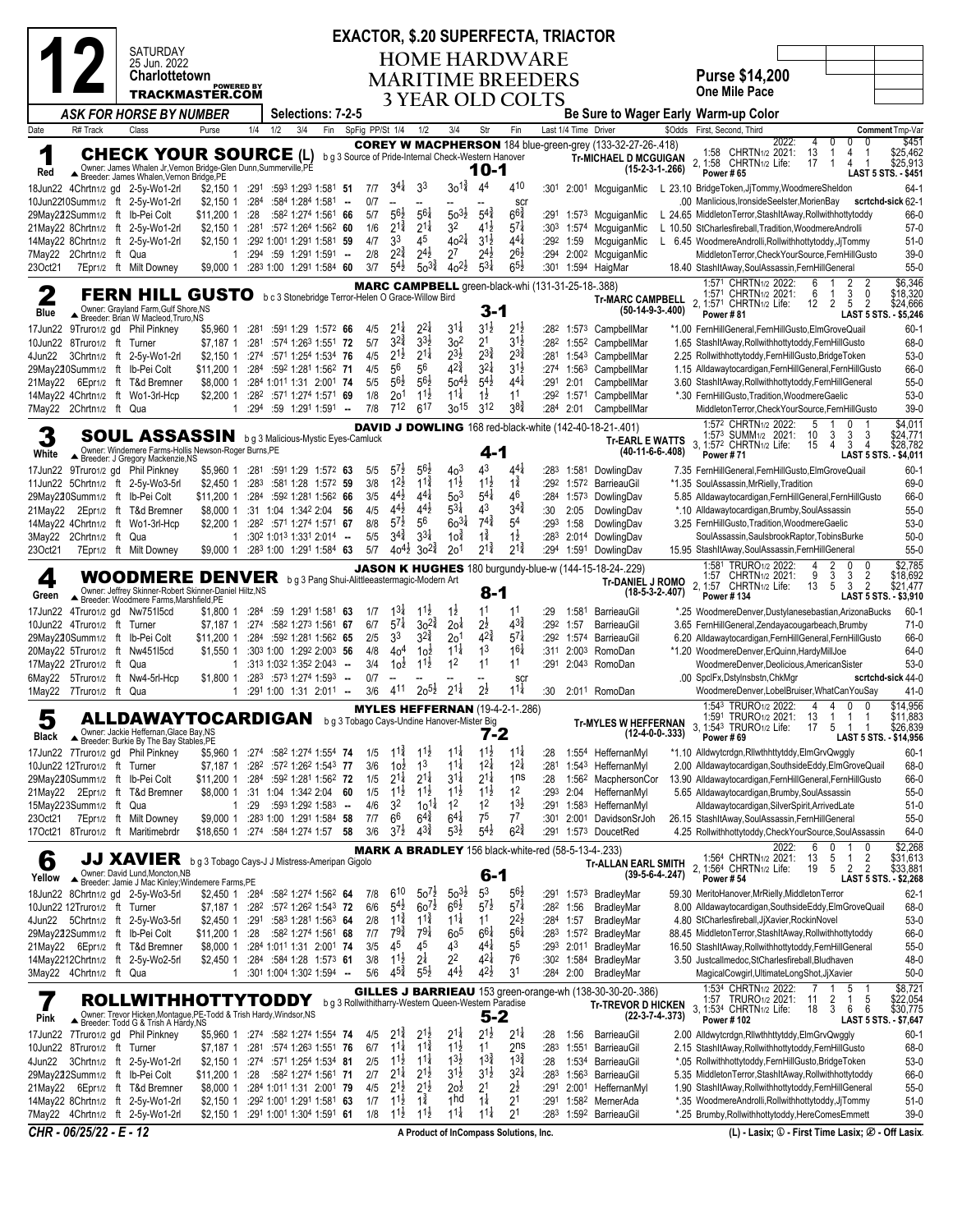# Race 12 — Saturday 25 Jun. 2022 — Charlottetown

**EXACTOR, $.20 SUPERFECTA, TRIACTOR**

## HOME HARDWARE MARITIME BREEDERS 3 YEAR OLD COLTS

**Purse $14,200** — One Mile Pace

ASK FOR HORSE BY NUMBER — Selections: 7-2-5 — Be Sure to Wager Early Warm-up Color

---

### 1 — Red — CHECK YOUR SOURCE (L) — 10-1

b g 3 Source of Pride-Internal Check-Western Hanover

Owner: James Whalen Jr,Vernon Bridge-Glen Dunn,Summerville,PE
Breeder: James Whalen,Vernon Bridge,PE

Driver: COREY W MACPHERSON 184 blue-green-grey (133-32-27-26-.418)
Tr-MICHAEL D MCGUIGAN (15-2-3-1-.266)

2022: 4 0 0 0 $451; 1:58 CHRTN1/2 2021: 13 1 4 1 $25,462; 2, 1:58 CHRTN1/2 Life: 17 1 4 1 $25,913; Power # 65; LAST 5 STS. - $451

| Date | R# Track | Class | Purse | 1/4 | 1/2 | 3/4 | Fin | SpFig | PP/St | 1/4 | 1/2 | 3/4 | Str | Fin | Last 1/4 | Time | Driver | $Odds | First, Second, Third | Comment Tmp-Var |
|---|---|---|---|---|---|---|---|---|---|---|---|---|---|---|---|---|---|---|---|---|
| 18Jun22 | 4Chrtn1/2 gd | 2-5y-Wo1-2rl | $2,150 1 | :29¹ | :59³ | 1:29³ | 1:58¹ | 51 | 7/7 | 3⁴¼ | 3³ | 3o1¾ | 4⁴ | 4¹⁰ | :30¹ | 2:00¹ | MguiganMic | L 23.10 | BridgeToken,JjTommy,WoodmereSheldon | 64-1 |
| 10Jun22 | 10Summ1/2 ft | 2-5y-Wo1-2rl | $2,150 1 | :28⁴ | :58⁴ | 1:28⁴ | 1:58¹ | -- | 0/7 | -- | -- | -- | -- | scr | | | | .00 | Manlicious,IronsideSeelster,MorienBay | scrtchd-sick 62-1 |
| 29May22 | 2Summ1/2 ft | Ib-Pei Colt | $11,200 1 | :28 | :58² | 1:27⁴ | 1:56¹ | 66 | 5/7 | 5⁶½ | 5⁶¼ | 5o3½ | 5⁴¾ | 6⁶¾ | :29¹ | 1:57³ | MguiganMic | L 24.65 | MiddletonTerror,StashItAway,Rollwithhottytoddy | 66-0 |
| 21May22 | 8Chrtn1/2 ft | 2-5y-Wo1-2rl | $2,150 1 | :28¹ | :57² | 1:26⁴ | 1:56² | 60 | 1/6 | 2¹¾ | 2¹¼ | 3² | 4¹½ | 5⁷¼ | :30³ | 1:57⁴ | MguiganMic | L 10.50 | StCharlesfireball,Tradition,WoodmereAndrolli | 57-0 |
| 14May22 | 8Chrtn1/2 ft | 2-5y-Wo1-2rl | $2,150 1 | :29² | 1:00¹ | 1:29¹ | 1:58¹ | 59 | 4/7 | 3³ | 4⁵ | 4o2¼ | 3¹½ | 4⁴¼ | :29² | 1:59 | MguiganMic | L 6.45 | WoodmereAndrolli,Rollwithhottytoddy,JjTommy | 51-0 |
| 7May22 | 2Chrtn1/2 ft | Qua | 1 | :29⁴ | :59 | 1:29¹ | 1:59¹ | -- | 2/8 | 2²¾ | 2⁴½ | 2⁷ | 2⁴½ | 2⁶½ | :29⁴ | 2:00² | MguiganMic | | MiddletonTerror,CheckYourSource,FernHillGusto | 39-0 |
| 23Oct21 | 7Epr1/2 ft | Milt Downey | $9,000 1 | :28³ | 1:00 | 1:29¹ | 1:58⁴ | 60 | 3/7 | 5⁴½ | 5o3¾ | 4o2½ | 5³¼ | 6⁵½ | :30¹ | 1:59⁴ | HaigMar | 18.40 | StashItAway,SoulAssassin,FernHillGeneral | 55-0 |

### 2 — Blue — FERN HILL GUSTO — 3-1

b c 3 Stonebridge Terror-Helen O Grace-Willow Bird

Owner: Grayland Farm,Gulf Shore,NS
Breeder: Brian W Macleod,Truro,NS

Driver: MARC CAMPBELL green-black-whi (131-31-25-18-.388)
Tr-MARC CAMPBELL (50-14-9-3-.400)

1:57¹ CHRTN1/2 2022: 6 1 2 2 $6,346; 1:57¹ CHRTN1/2 2021: 6 1 3 0 $18,320; 2, 1:57¹ CHRTN1/2 Life: 12 2 5 2 $24,666; Power # 81; LAST 5 STS. - $5,246

| Date | R# Track | Class | Purse | 1/4 | 1/2 | 3/4 | Fin | SpFig | PP/St | 1/4 | 1/2 | 3/4 | Str | Fin | Last 1/4 | Time | Driver | $Odds | First, Second, Third | Comment Tmp-Var |
|---|---|---|---|---|---|---|---|---|---|---|---|---|---|---|---|---|---|---|---|---|
| 17Jun22 | 9Truro1/2 gd | Phil Pinkney | $5,960 1 | :28¹ | :59¹ | 1:29 | 1:57² | 66 | 4/5 | 2¹¼ | 2²¼ | 3¹¼ | 3¹½ | 2¹½ | :28² | 1:57³ | CampbellMar | *1.00 | FernHillGeneral,FernHillGusto,ElmGroveQuail | 60-1 |
| 10Jun22 | 8Truro1/2 ft | Turner | $7,187 1 | :28¹ | :57⁴ | 1:26³ | 1:55¹ | 72 | 5/7 | 3²¾ | 3³½ | 3o² | 2¹ | 3¹½ | :28² | 1:55² | CampbellMar | 1.65 | StashItAway,Rollwithhottytoddy,FernHillGusto | 68-0 |
| 4Jun22 | 3Chrtn1/2 ft | 2-5y-Wo1-2rl | $2,150 1 | :27⁴ | :57¹ | 1:25⁴ | 1:53⁴ | 76 | 4/5 | 2¹½ | 2¹¼ | 2³½ | 2³¾ | 2³¾ | :28¹ | 1:54³ | CampbellMar | 2.25 | Rollwithhottytoddy,FernHillGusto,BridgeToken | 53-0 |
| 29May22 | 10Summ1/2 ft | Ib-Pei Colt | $11,200 1 | :28⁴ | :59² | 1:28¹ | 1:56² | 71 | 4/5 | 5⁶ | 5⁶ | 4²¾ | 3²¼ | 3¹½ | :27⁴ | 1:56³ | CampbellMar | 1.15 | Alldawaytocardigan,FernHillGeneral,FernHillGusto | 66-0 |
| 21May22 | 6Epr1/2 ft | T&d Bremner | $8,000 1 | :28⁴ | 1:01¹ | 1:31 | 2:00¹ | 74 | 5/5 | 5⁶½ | 5⁶½ | 5o4½ | 5⁴½ | 4⁴¼ | :29¹ | 2:01 | CampbellMar | 3.60 | StashItAway,Rollwithhottytoddy,FernHillGeneral | 55-0 |
| 14May22 | 4Chrtn1/2 ft | Wo1-3rl-Hcp | $2,200 1 | :28² | :57¹ | 1:27⁴ | 1:57¹ | 69 | 1/8 | 2o¹ | 1¹½ | 1¹¼ | 1½ | 1¹ | :29² | 1:57¹ | CampbellMar | *.30 | FernHillGusto,Tradition,WoodmereGaelic | 53-0 |
| 7May22 | 2Chrtn1/2 ft | Qua | 1 | :29⁴ | :59 | 1:29¹ | 1:59¹ | -- | 7/8 | 7¹² | 6¹⁷ | 3o¹⁵ | 3¹² | 3⁸¾ | :28⁴ | 2:01 | CampbellMar | | MiddletonTerror,CheckYourSource,FernHillGusto | 39-0 |

### 3 — White — SOUL ASSASSIN — 4-1

b g 3 Malicious-Mystic Eyes-Camluck

Owner: Windemere Farms-Hollis Newson-Roger Burns,PE
Breeder: J Gregory Mackenzie,NS

Driver: DAVID J DOWLING 168 red-black-white (142-40-18-21-.401)
Tr-EARL E WATTS (40-11-6-6-.408)

1:57² CHRTN1/2 2022: 5 1 0 1 $4,011; 1:57³ SUMM1/2 2021: 10 3 3 3 $24,771; 3, 1:57² CHRTN1/2 Life: 15 4 3 4 $28,782; Power # 71; LAST 5 STS. - $4,011

| Date | R# Track | Class | Purse | 1/4 | 1/2 | 3/4 | Fin | SpFig | PP/St | 1/4 | 1/2 | 3/4 | Str | Fin | Last 1/4 | Time | Driver | $Odds | First, Second, Third | Comment Tmp-Var |
|---|---|---|---|---|---|---|---|---|---|---|---|---|---|---|---|---|---|---|---|---|
| 17Jun22 | 9Truro1/2 gd | Phil Pinkney | $5,960 1 | :28¹ | :59¹ | 1:29 | 1:57² | 63 | 5/5 | 5⁷½ | 5⁶½ | 4o³ | 4³ | 4⁴¼ | :28³ | 1:58¹ | DowlingDav | 7.35 | FernHillGeneral,FernHillGusto,ElmGroveQuail | 60-1 |
| 11Jun22 | 5Chrtn1/2 ft | 2-5y-Wo3-5rl | $2,450 1 | :28³ | :58¹ | 1:28 | 1:57² | 59 | 3/8 | 1²½ | 1¹¾ | 1¹½ | 1¹½ | 1¾ | :29² | 1:57² | BarrieauGil | *1.35 | SoulAssassin,MrRielly,Tradition | 69-0 |
| 29May22 | 10Summ1/2 ft | Ib-Pei Colt | $11,200 1 | :28⁴ | :59² | 1:28¹ | 1:56² | 66 | 3/5 | 4⁴½ | 4⁴¼ | 5o³ | 5⁴¼ | 4⁶ | :28⁴ | 1:57³ | DowlingDav | 5.85 | Alldawaytocardigan,FernHillGeneral,FernHillGusto | 66-0 |
| 21May22 | 2Epr1/2 ft | T&d Bremner | $8,000 1 | :31 | 1:04 | 1:34² | 2:04 | 56 | 4/5 | 4⁴½ | 4⁴½ | 5³¼ | 4³ | 3⁴¾ | :30 | 2:05 | DowlingDav | *.10 | Alldawaytocardigan,Brumby,SoulAssassin | 55-0 |
| 14May22 | 4Chrtn1/2 ft | Wo1-3rl-Hcp | $2,200 1 | :28² | :57¹ | 1:27⁴ | 1:57¹ | 67 | 8/8 | 5⁷½ | 5⁶ | 6o3¼ | 7⁴¾ | 5⁴ | :29³ | 1:58 | DowlingDav | 3.25 | FernHillGusto,Tradition,WoodmereGaelic | 53-0 |
| 3May22 | 2Chrtn1/2 ft | Qua | 1 | :30² | 1:01³ | 1:33¹ | 2:01⁴ | -- | 5/5 | 3⁴¾ | 3³¼ | 1o¾ | 1¾ | 1½ | :28³ | 2:01⁴ | DowlingDav | | SoulAssassin,SaulsbrookRaptor,TobinsBurke | 50-0 |
| 23Oct21 | 7Epr1/2 ft | Milt Downey | $9,000 1 | :28³ | 1:00 | 1:29¹ | 1:58⁴ | 63 | 5/7 | 4o4½ | 3o2¾ | 2o¹ | 2¹¾ | 2¹¾ | :29⁴ | 1:59¹ | DowlingDav | 15.95 | StashItAway,SoulAssassin,FernHillGeneral | 55-0 |

### 4 — Green — WOODMERE DENVER — 8-1

b g 3 Pang Shui-Alittleeastermagic-Modern Art

Owner: Jeffrey Skinner-Robert Skinner-Daniel Hiltz,NS
Breeder: Woodmere Farms,Marshfield,PE

Driver: JASON K HUGHES 180 burgundy-blue-w (144-15-18-24-.229)
Tr-DANIEL J ROMO (18-5-3-2-.407)

1:58¹ TRURO1/2 2022: 4 2 0 0 $2,785; 1:57 CHRTN1/2 2021: 9 3 3 2 $18,692; 2, 1:57 CHRTN1/2 Life: 13 5 3 2 $21,477; Power # 134; LAST 5 STS. - $3,910

| Date | R# Track | Class | Purse | 1/4 | 1/2 | 3/4 | Fin | SpFig | PP/St | 1/4 | 1/2 | 3/4 | Str | Fin | Last 1/4 | Time | Driver | $Odds | First, Second, Third | Comment Tmp-Var |
|---|---|---|---|---|---|---|---|---|---|---|---|---|---|---|---|---|---|---|---|---|
| 17Jun22 | 4Truro1/2 gd | Nw751l5cd | $1,800 1 | :28⁴ | :59 | 1:29¹ | 1:58¹ | 63 | 1/7 | 1³¼ | 1¹½ | 1½ | 1¹ | 1¹ | :29 | 1:58¹ | BarrieauGil | *.25 | WoodmereDenver,Dustylanesebastian,ArizonaBucks | 60-1 |
| 10Jun22 | 4Truro1/2 ft | Turner | $7,187 1 | :27⁴ | :58² | 1:27³ | 1:56¹ | 67 | 6/7 | 5⁷¼ | 3o2¾ | 2o¼ | 2½ | 4³¾ | :29² | 1:57 | BarrieauGil | 3.65 | FernHillGeneral,Zendayacougarbeach,Brumby | 71-0 |
| 29May22 | 10Summ1/2 ft | Ib-Pei Colt | $11,200 1 | :28⁴ | :59² | 1:28¹ | 1:56² | 65 | 2/5 | 3³ | 3²¾ | 2o¹ | 4²¾ | 5⁷¼ | :29² | 1:57⁴ | BarrieauGil | 6.20 | Alldawaytocardigan,FernHillGeneral,FernHillGusto | 66-0 |
| 20May22 | 5Truro1/2 ft | Nw451l5cd | $1,550 1 | :30³ | 1:00 | 1:29² | 2:00³ | 56 | 4/8 | 4o⁴ | 1o½ | 1¹¼ | 1³ | 1⁶¼ | :31¹ | 2:00³ | RomoDan | *1.20 | WoodmereDenver,ErQuinn,HardyMillJoe | 64-0 |
| 17May22 | 2Truro1/2 ft | Qua | 1 | :31³ | 1:03² | 1:35² | 2:04³ | -- | 3/4 | 1o½ | 1¹½ | 1² | 1¹ | 1¹ | :29¹ | 2:04³ | RomoDan | | WoodmereDenver,Deolicious,AmericanSister | 53-0 |
| 6May22 | 5Truro1/2 ft | Nw4-5rl-Hcp | $1,800 1 | :28³ | :57³ | 1:27⁴ | 1:59³ | -- | 0/7 | -- | -- | -- | -- | scr | | | | .00 | SpclFx,Dstylnsbstn,ChkMgr | scrtchd-sick 44-0 |
| 1May22 | 7Truro1/2 ft | Qua | 1 | :29¹ | 1:00 | 1:31 | 2:01¹ | -- | 3/6 | 4¹¹ | 2o5½ | 2¹¼ | 2½ | 1¹¼ | :30 | 2:01¹ | RomoDan | | WoodmereDenver,LobelBruiser,WhatCanYouSay | 41-0 |

### 5 — Black — ALLDAWAYTOCARDIGAN — 7-2

b g 3 Tobago Cays-Undine Hanover-Mister Big

Owner: Jackie Heffernan,Glace Bay,NS
Breeder: Burkie By The Bay Stables,PE

Driver: MYLES HEFFERNAN (19-4-2-1-.286)
Tr-MYLES W HEFFERNAN (12-4-0-0-.333)

1:54³ TRURO1/2 2022: 4 4 0 0 $14,956; 1:59¹ TRURO1/2 2021: 13 1 1 1 $11,883; 3, 1:54³ TRURO1/2 Life: 17 5 1 1 $26,839; Power # 69; LAST 5 STS. - $14,956

| Date | R# Track | Class | Purse | 1/4 | 1/2 | 3/4 | Fin | SpFig | PP/St | 1/4 | 1/2 | 3/4 | Str | Fin | Last 1/4 | Time | Driver | $Odds | First, Second, Third | Comment Tmp-Var |
|---|---|---|---|---|---|---|---|---|---|---|---|---|---|---|---|---|---|---|---|---|
| 17Jun22 | 7Truro1/2 gd | Phil Pinkney | $5,960 1 | :27⁴ | :58² | 1:27⁴ | 1:55⁴ | 74 | 1/5 | 1¹¾ | 1¹½ | 1¹¼ | 1¹½ | 1¹¼ | :28 | 1:55⁴ | HeffernanMyl | *1.10 | Alldwytcrdgn,Rllwthhttytddy,ElmGrvQwggly | 60-1 |
| 10Jun22 | 12Truro1/2 ft | Turner | $7,187 1 | :28² | :57² | 1:26² | 1:54³ | 77 | 3/6 | 1o½ | 1³ | 1¹¼ | 1²¼ | 1²¼ | :28¹ | 1:54³ | HeffernanMyl | 2.00 | Alldawaytocardigan,SouthsideEddy,ElmGroveQuail | 68-0 |
| 29May22 | 10Summ1/2 ft | Ib-Pei Colt | $11,200 1 | :28⁴ | :59² | 1:28¹ | 1:56² | 72 | 1/5 | 2¹¼ | 2¹¼ | 3¹¼ | 2¹¼ | 1ns | :28 | 1:56² | MacphersonCor | 13.90 | Alldawaytocardigan,FernHillGeneral,FernHillGusto | 66-0 |
| 21May22 | 2Epr1/2 ft | T&d Bremner | $8,000 1 | :31 | 1:04 | 1:34² | 2:04 | 60 | 1/5 | 1¹½ | 1¹½ | 1¹½ | 1¹½ | 1² | :29³ | 2:04 | HeffernanMyl | 5.65 | Alldawaytocardigan,Brumby,SoulAssassin | 55-0 |
| 15May22 | 3Truro1/2 ft | Qua | 1 | :29 | :59³ | 1:29² | 1:58³ | -- | 4/6 | 3² | 1o1¼ | 1² | 1² | 1³½ | :29¹ | 1:58³ | HeffernanMyl | | Alldawaytocardigan,SilverSpirit,ArrivedLate | 51-0 |
| 23Oct21 | 7Epr1/2 ft | Milt Downey | $9,000 1 | :28³ | 1:00 | 1:29¹ | 1:58⁴ | 58 | 7/7 | 6⁶ | 6⁴¾ | 6⁴¼ | 7⁵ | 7⁷ | :30¹ | 2:00¹ | DavidsonSrJoh | 26.15 | StashItAway,SoulAssassin,FernHillGeneral | 55-0 |
| 17Oct21 | 8Truro1/2 ft | Maritimebrdr | $18,650 1 | :27⁴ | :58⁴ | 1:27⁴ | 1:57 | 58 | 3/6 | 3⁷½ | 4³¾ | 5³½ | 5⁴½ | 6²¾ | :29¹ | 1:57³ | DoucetRed | 4.25 | Rollwithhottytoddy,CheckYourSource,SoulAssassin | 64-0 |

### 6 — Yellow — JJ XAVIER — 6-1

b g 3 Tobago Cays-J J Mistress-Ameripan Gigolo

Owner: David Lund,Moncton,NB
Breeder: Jamie J Mac Kinley;Windemere Farms,PE

Driver: MARK A BRADLEY 156 black-white-red (58-5-13-4-.233)
Tr-ALLAN EARL SMITH (39-5-6-4-.247)

2022: 6 0 1 0 $2,268; 1:56⁴ CHRTN1/2 2021: 13 5 1 2 $31,613; 2, 1:56⁴ CHRTN1/2 Life: 19 5 2 2 $33,881; Power # 54; LAST 5 STS. - $2,268

| Date | R# Track | Class | Purse | 1/4 | 1/2 | 3/4 | Fin | SpFig | PP/St | 1/4 | 1/2 | 3/4 | Str | Fin | Last 1/4 | Time | Driver | $Odds | First, Second, Third | Comment Tmp-Var |
|---|---|---|---|---|---|---|---|---|---|---|---|---|---|---|---|---|---|---|---|---|
| 18Jun22 | 8Chrtn1/2 gd | 2-5y-Wo3-5rl | $2,450 1 | :28⁴ | :58² | 1:27⁴ | 1:56² | 64 | 7/8 | 6¹⁰ | 5o7½ | 5o3½ | 5³ | 5⁶½ | :29¹ | 1:57³ | BradleyMar | 59.30 | MeritoHanover,MrRielly,MiddletonTerror | 62-1 |
| 10Jun22 | 12Truro1/2 ft | Turner | $7,187 1 | :28² | :57² | 1:26² | 1:54³ | 72 | 6/6 | 5⁴½ | 6o7½ | 6⁶½ | 5⁷½ | 5⁷¼ | :28² | 1:56 | BradleyMar | 8.00 | Alldawaytocardigan,SouthsideEddy,ElmGroveQuail | 68-0 |
| 4Jun22 | 5Chrtn1/2 ft | 2-5y-Wo3-5rl | $2,450 1 | :29¹ | :58³ | 1:28¹ | 1:56³ | 64 | 2/8 | 1¹¾ | 1¹¾ | 1¹¼ | 1¹ | 2²½ | :28⁴ | 1:57 | BradleyMar | 4.80 | StCharlesfireball,JjXavier,RockinNovel | 53-0 |
| 29May22 | 2Summ1/2 ft | Ib-Pei Colt | $11,200 1 | :28 | :58² | 1:27⁴ | 1:56¹ | 68 | 7/7 | 7⁹¾ | 7⁹¾ | 6o⁵ | 6⁶¼ | 5⁶¼ | :28³ | 1:57² | BradleyMar | 88.45 | MiddletonTerror,StashItAway,Rollwithhottytoddy | 66-0 |
| 21May22 | 6Epr1/2 ft | T&d Bremner | $8,000 1 | :28⁴ | 1:01¹ | 1:31 | 2:00¹ | 74 | 3/5 | 4⁵ | 4⁵ | 4³ | 4⁴¼ | 5⁵ | :29³ | 2:01¹ | BradleyMar | 16.50 | StashItAway,Rollwithhottytoddy,FernHillGeneral | 55-0 |
| 14May22 | 12Chrtn1/2 ft | 2-5y-Wo2-5rl | $2,450 1 | :28⁴ | :58⁴ | 1:28 | 1:57³ | 61 | 3/8 | 1¹½ | 2½ | 2² | 4²¼ | 7⁶ | :30² | 1:58⁴ | BradleyMar | 3.50 | Justcallmedoc,StCharlesfireball,Bludhaven | 48-0 |
| 3May22 | 4Chrtn1/2 ft | Qua | 1 | :30¹ | 1:00⁴ | 1:30² | 1:59⁴ | -- | 5/6 | 4⁵¾ | 5⁵½ | 4⁴½ | 4²½ | 3¹ | :28⁴ | 2:00 | BradleyMar | | MagicalCowgirl,UltimateLongShot,JjXavier | 50-0 |

### 7 — Pink — ROLLWITHHOTTYTODDY — 5-2

b g 3 Rollwithitharry-Western Queen-Western Paradise

Owner: Trevor Hicken,Montague,PE-Todd & Trish Hardy,Windsor,NS
Breeder: Todd G & Trish A Hardy,NS

Driver: GILLES J BARRIEAU 153 green-orange-wh (138-30-20-20-.386)
Tr-TREVOR D HICKEN (22-3-7-4-.373)

1:53⁴ CHRTN1/2 2022: 7 1 5 1 $8,721; 1:57 TRURO1/2 2021: 11 2 1 5 $22,054; 3, 1:53⁴ CHRTN1/2 Life: 18 3 6 6 $30,775; Power # 102; LAST 5 STS. - $7,647

| Date | R# Track | Class | Purse | 1/4 | 1/2 | 3/4 | Fin | SpFig | PP/St | 1/4 | 1/2 | 3/4 | Str | Fin | Last 1/4 | Time | Driver | $Odds | First, Second, Third | Comment Tmp-Var |
|---|---|---|---|---|---|---|---|---|---|---|---|---|---|---|---|---|---|---|---|---|
| 17Jun22 | 7Truro1/2 gd | Phil Pinkney | $5,960 1 | :27⁴ | :58² | 1:27⁴ | 1:55⁴ | 74 | 4/5 | 2¹¾ | 2¹½ | 2¹¼ | 2¹½ | 2¹¼ | :28 | 1:56 | BarrieauGil | 2.00 | Alldwytcrdgn,Rllwthhttytddy,ElmGrvQwggly | 60-1 |
| 10Jun22 | 8Truro1/2 ft | Turner | $7,187 1 | :28¹ | :57⁴ | 1:26³ | 1:55¹ | 76 | 6/7 | 1¹¼ | 1¹¾ | 1¹½ | 1¹ | 2ns | :28³ | 1:55¹ | BarrieauGil | 2.15 | StashItAway,Rollwithhottytoddy,FernHillGusto | 68-0 |
| 4Jun22 | 3Chrtn1/2 ft | 2-5y-Wo1-2rl | $2,150 1 | :27⁴ | :57¹ | 1:25⁴ | 1:53⁴ | 81 | 2/5 | 1¹½ | 1¹¼ | 1³½ | 1³¾ | 1³¾ | :28 | 1:53⁴ | BarrieauGil | *.05 | Rollwithhottytoddy,FernHillGusto,BridgeToken | 53-0 |
| 29May22 | 2Summ1/2 ft | Ib-Pei Colt | $11,200 1 | :28 | :58² | 1:27⁴ | 1:56¹ | 71 | 2/7 | 2¹¼ | 2¹½ | 3¹½ | 3¹½ | 3²¼ | :28³ | 1:56³ | BarrieauGil | 5.35 | MiddletonTerror,StashItAway,Rollwithhottytoddy | 66-0 |
| 21May22 | 6Epr1/2 ft | T&d Bremner | $8,000 1 | :28⁴ | 1:01¹ | 1:31 | 2:00¹ | 79 | 4/5 | 2¹½ | 2¹½ | 2o½ | 2¹ | 2½ | :29¹ | 2:00¹ | HeffernanMyl | 1.90 | StashItAway,Rollwithhottytoddy,FernHillGeneral | 55-0 |
| 14May22 | 8Chrtn1/2 ft | 2-5y-Wo1-2rl | $2,150 1 | :29² | 1:00¹ | 1:29¹ | 1:58¹ | 63 | 1/7 | 1¹½ | 1¾ | 1hd | 1¼ | 2¹ | :29¹ | 1:58² | MernerAda | *.35 | WoodmereAndrolli,Rollwithhottytoddy,JjTommy | 51-0 |
| 7May22 | 4Chrtn1/2 ft | 2-5y-Wo1-2rl | $2,150 1 | :29¹ | 1:00¹ | 1:30⁴ | 1:59¹ | 61 | 1/8 | 1¹½ | 1¹½ | 1¹¼ | 1¹¼ | 2¹ | :28³ | 1:59² | BarrieauGil | *.25 | Brumby,Rollwithhottytoddy,HereComesEmmett | 39-0 |

CHR - 06/25/22 - E - 12 — A Product of InCompass Solutions, Inc. — (L) - Lasix; ① - First Time Lasix; ② - Off Lasix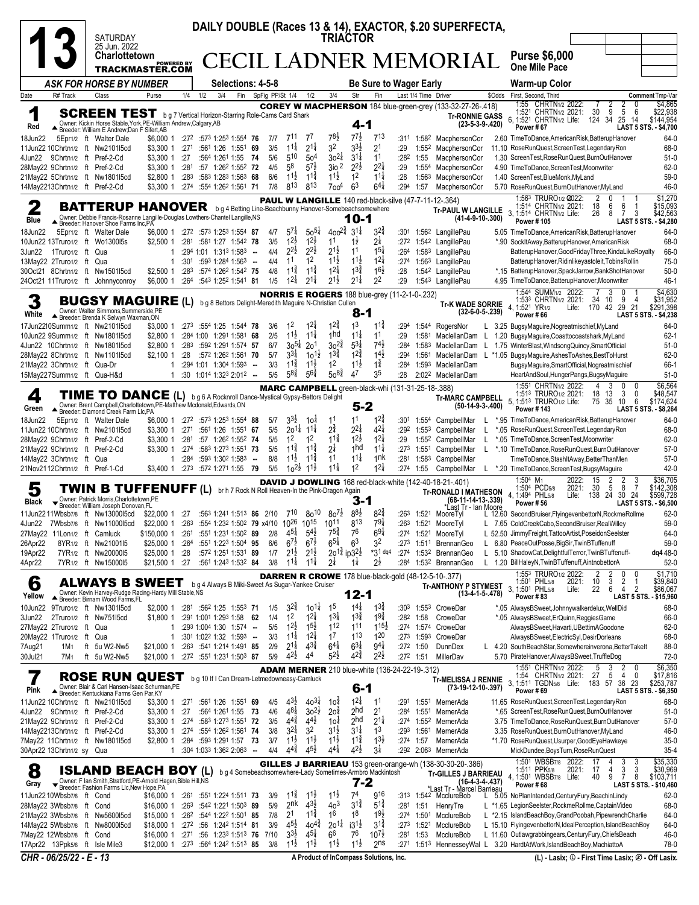# Race 13

**SATURDAY** 25 Jun. 2022 — **Charlottetown** — TRACKMASTER.COM (Powered by)

**DAILY DOUBLE (Races 13 & 14), EXACTOR, $.20 SUPERFECTA, TRIACTOR**

## CECIL LADNER MEMORIAL

**Purse $6,000** — One Mile Pace

*ASK FOR HORSE BY NUMBER* — Selections: 4-5-8 — Be Sure to Wager Early — Warm-up Color

---

### 1 — Red — SCREEN TEST — 4-1

b g 7 Vertical Horizon-Starring Role-Cams Card Shark
Owner: Kickin Horse Stable,York,PE-William Andrew,Calgary,AB
Breeder: William E Andrew;Dan F Sifert,AB

**COREY W MACPHERSON** 184 blue-green-grey (133-32-27-26-.418)
Tr-RONNIE GASS (23-5-3-9-.420)

| | | Starts | 1st | 2nd | 3rd | Earnings |
|---|---|---|---|---|---|---|
| 1:55 | CHRTN1/2 2022: | 7 | 2 | 2 | 0 | $4,865 |
| 1:521 | CHRTN1/2 2021: | 30 | 9 | 5 | 6 | $22,938 |
| 6, 1:521 | CHRTN1/2 Life: | 124 | 34 | 25 | 14 | $144,954 |

Power # 67 — LAST 5 STS. - $4,700

| Date | R# Track | Class | Purse | 1/4 | 1/2 | 3/4 | Fin | SpFig | PP/St | 1/4 | 1/2 | 3/4 | Str | Fin | Last 1/4 | Time | Driver | $Odds | First, Second, Third | Tmp-Var |
|---|---|---|---|---|---|---|---|---|---|---|---|---|---|---|---|---|---|---|---|---|
| 18Jun22 | 5EPr1/2 ft | Walter Dale | $6,000 1 | :272 | :573 | 1:253 | 1:554 | 76 | 7/7 | 711 | 77 | 78½ | 77½ | 713 | :311 | 1:582 | MacphersonCor | 2.60 | TimeToDance,AmericanRisk,BatterupHanover | 64-0 |
| 11Jun22 | 10Chrtn1/2 ft | Nw2101l5cd | $3,300 1 | :271 | :561 | 1:26 | 1:551 | 69 | 3/5 | 1¼ | 2¼ | 32 | 33½ | 21 | :29 | 1:552 | MacphersonCor | 11.10 | RoseRunQuest,ScreenTest,LegendaryRon | 68-0 |
| 4Jun22 | 9Chrtn1/2 ft | Pref-2-Cd | $3,300 1 | :27 | :564 | 1:261 | 1:55 | 74 | 5/6 | 510 | 5o4 | 3o2¼ | 31¼ | 11 | :282 | 1:55 | MacphersonCor | 1.30 | ScreenTest,RoseRunQuest,BurnOutHanover | 51-0 |
| 28May22 | 9Chrtn1/2 ft | Pref-2-Cd | $3,300 1 | :281 | :57 | 1:262 | 1:552 | 72 | 4/5 | 58 | 57½ | 3io 2 | 22½ | 22¼ | :29 | 1:554 | MacphersonCor | 4.90 | TimeToDance,ScreenTest,Moonwriter | 62-0 |
| 21May22 | 5Chrtn1/2 ft | Nw1801l5cd | $2,800 1 | :283 | :583 | 1:283 | 1:563 | 68 | 6/6 | 1½ | 1¾ | 1½ | 12 | 1¼ | :28 | 1:563 | MacphersonCor | 1.40 | ScreenTest,BlueMonk,MyLand | 59-0 |
| 14May22 | 13Chrtn1/2 ft | Pref-2-Cd | $3,300 1 | :274 | :554 | 1:262 | 1:561 | 71 | 7/8 | 813 | 813 | 7oo4 | 63 | 64¾ | :294 | 1:57 | MacphersonCor | 5.70 | RoseRunQuest,BurnOutHanover,MyLand | 46-0 |

---

### 2 — Blue — BATTERUP HANOVER — 10-1

b g 4 Betting Line-Beachbunny Hanover-Somebeachsomewhere
Owner: Debbie Francis-Rosanne Langille-Douglas Lowthers-Chantel Langille,NS
Breeder: Hanover Shoe Farms Inc,PA

**PAUL W LANGILLE** 140 red-black-silve (47-7-11-12-.364)
Tr-PAUL W LANGILLE (41-4-9-10-.300)

| | | Starts | 1st | 2nd | 3rd | Earnings |
|---|---|---|---|---|---|---|
| 1:563 | TRURO1/2 2022: | 2 | 0 | 1 | 1 | $1,270 |
| 1:514 | CHRTN1/2 2021: | 18 | 6 | 6 | 1 | $15,093 |
| 3, 1:514 | CHRTN1/2 Life: | 26 | 8 | 7 | 3 | $42,563 |

Power # 105 — LAST 5 STS. - $4,280

| Date | R# Track | Class | Purse | 1/4 | 1/2 | 3/4 | Fin | SpFig | PP/St | 1/4 | 1/2 | 3/4 | Str | Fin | Last 1/4 | Time | Driver | $Odds | First, Second, Third | Tmp-Var |
|---|---|---|---|---|---|---|---|---|---|---|---|---|---|---|---|---|---|---|---|---|
| 18Jun22 | 5EPr1/2 ft | Walter Dale | $6,000 1 | :272 | :573 | 1:253 | 1:554 | 87 | 4/7 | 57¼ | 5o5¼ | 4oo2¾ | 31¼ | 32¾ | :301 | 1:562 | LangillePau | 5.05 | TimeToDance,AmericanRisk,BatterupHanover | 64-0 |
| 10Jun22 | 13Truro1/2 ft | Wo1300l5s | $2,500 1 | :281 | :581 | 1:27 | 1:542 | 78 | 3/5 | 1½ | 1½ | 11 | 1½ | 2¼ | :272 | 1:542 | LangillePau | *.90 | SockItAway,BatterupHanover,AmericanRisk | 68-0 |
| 3Jun22 | 1Truro1/2 ft | Qua | 1 | :294 | 1:01 | 1:313 | 1:583 | -- | 4/4 | 22½ | 22½ | 21½ | 11 | 15¾ | :264 | 1:583 | LangillePau | | BatterupHanover,GoodFridayThree,KindaLikeRoyalty | 66-0 |
| 13May22 | 2Truro1/2 ft | Qua | 1 | :301 | :593 | 1:284 | 1:563 | -- | 4/4 | 11 | 12 | 11½ | 11½ | 12¼ | :274 | 1:563 | LangillePau | | BatterupHanover,Ridinlikeyastoleit,TobinsRollin | 75-0 |
| 30Oct21 | 8Chrtn1/2 ft | Nw1501l5cd | $2,500 1 | :283 | :574 | 1:262 | 1:542 | 75 | 4/8 | 1¾ | 1¾ | 1¾ | 13¾ | 16½ | :28 | 1:542 | LangillePau | *.15 | BatterupHanover,SpackJarrow,BankShotHanover | 50-0 |
| 24Oct21 | 11Truro1/2 ft | Johnnyconroy | $6,000 1 | :264 | :543 | 1:252 | 1:541 | 81 | 1/5 | 1¾ | 2¼ | 2½ | 2¼ | 22 | :29 | 1:543 | LangillePau | 4.95 | TimeToDance,BatterupHanover,Moonwriter | 46-1 |

---

### 3 — White — BUGSY MAGUIRE (L) — 8-1

b g 8 Bettors Delight-Meredith Maguire N-Christian Cullen
Owner: Walter Simmons,Summerside,PE
Breeder: Brenda K Selwyn Waxman,ON

**NORRIS E ROGERS** 188 blue-grey (11-2-1-0-.232)
Tr-K WADE SORRIE (32-6-0-5-.239)

| | | Starts | 1st | 2nd | 3rd | Earnings |
|---|---|---|---|---|---|---|
| 1:544 | SUMM1/2 2022: | 7 | 3 | 0 | 1 | $4,630 |
| 1:533 | CHRTN1/2 2021: | 34 | 10 | 9 | 4 | $31,952 |
| 4, 1:521 | YR1/2 Life: | 170 | 42 | 29 | 21 | $291,398 |

Power # 66 — LAST 5 STS. - $4,238

| Date | R# Track | Class | Purse | 1/4 | 1/2 | 3/4 | Fin | SpFig | PP/St | 1/4 | 1/2 | 3/4 | Str | Fin | Last 1/4 | Time | Driver | $Odds | First, Second, Third | Tmp-Var |
|---|---|---|---|---|---|---|---|---|---|---|---|---|---|---|---|---|---|---|---|---|
| 17Jun22 | 10Summ1/2 ft | Nw2101l5cd | $3,000 1 | :273 | :554 | 1:25 | 1:544 | 78 | 3/6 | 12 | 12¼ | 12¾ | 13 | 11¾ | :294 | 1:544 | RogersNor | L 3.25 | BugsyMaguire,Nogreatmischief,MyLand | 64-0 |
| 10Jun22 | 9Summ1/2 ft | Nw1801l5cd | $2,800 1 | :284 | 1:00 | 1:291 | 1:581 | 68 | 2/5 | 1½ | 1¼ | 1hd | 1¼ | 11 | :29 | 1:581 | MaclellanDam | L 1.20 | BugsyMaguire,Coasttocoastshark,MyLand | 62-1 |
| 4Jun22 | 10Chrtn1/2 ft | Nw1801l5cd | $2,800 1 | :283 | :592 | 1:291 | 1:574 | 57 | 6/7 | 3o5¼ | 2o1 | 3o2¾ | 53¼ | 74½ | :284 | 1:583 | MaclellanDam | L 1.75 | WinterBlast,WindsongQuincy,SmartOfficial | 51-0 |
| 28May22 | 8Chrtn1/2 ft | Nw1101l5cd | $2,100 1 | :28 | :572 | 1:262 | 1:561 | 70 | 5/7 | 33¾ | 1o1½ | 13¾ | 12¾ | 14½ | :294 | 1:561 | MaclellanDam | L *1.05 | BugsyMaguire,AshesToAshes,BestToHurst | 62-0 |
| 21May22 | 3Chrtn1/2 ft | Qua-Dr | 1 | :294 | 1:01 | 1:304 | 1:593 | -- | 3/3 | 1¾ | 1½ | 12 | 1½ | 1¾ | :284 | 1:593 | MaclellanDam | | BugsyMaguire,SmartOfficial,Nogreatmischief | 66-1 |
| 15May22 | 7Summ1/2 ft | Qua-H&d | 1 | :30 | 1:014 | 1:323 | 2:012 | -- | 5/5 | 58¾ | 56¾ | 5o8¾ | 47 | 35 | :28 | 2:022 | MaclellanDam | | HeartAndSoul,HungerPangs,BugsyMaguire | 51-0 |

---

### 4 — Green — TIME TO DANCE (L) — 5-2

b g 6 A Rocknroll Dance-Mystical Gypsy-Bettors Delight
Owner: Brent Campbell,Charlottetown,PE-Matthew Mcdonald,Edwards,ON
Breeder: Diamond Creek Farm Llc,PA

**MARC CAMPBELL** green-black-whi (131-35-25-18-.388)
Tr-MARC CAMPBELL (50-14-9-3-.400)

| | | Starts | 1st | 2nd | 3rd | Earnings |
|---|---|---|---|---|---|---|
| 1:551 | CHRTN1/2 2022: | 4 | 3 | 0 | 0 | $6,564 |
| 1:513 | TRURO1/2 2021: | 18 | 13 | 3 | 0 | $48,547 |
| 5, 1:513 | TRURO1/2 Life: | 75 | 35 | 10 | 6 | $174,624 |

Power # 143 — LAST 5 STS. - $8,264

| Date | R# Track | Class | Purse | 1/4 | 1/2 | 3/4 | Fin | SpFig | PP/St | 1/4 | 1/2 | 3/4 | Str | Fin | Last 1/4 | Time | Driver | $Odds | First, Second, Third | Tmp-Var |
|---|---|---|---|---|---|---|---|---|---|---|---|---|---|---|---|---|---|---|---|---|
| 18Jun22 | 5EPr1/2 ft | Walter Dale | $6,000 1 | :272 | :573 | 1:253 | 1:554 | 88 | 5/7 | 33½ | 1o¼ | 11 | 11 | 12¾ | :301 | 1:554 | CampbellMar | L *.95 | TimeToDance,AmericanRisk,BatterupHanover | 64-0 |
| 11Jun22 | 10Chrtn1/2 ft | Nw2101l5cd | $3,300 1 | :271 | :561 | 1:26 | 1:551 | 67 | 5/5 | 2o1¼ | 11¼ | 2¾ | 22¼ | 42¼ | :292 | 1:553 | CampbellMar | L *.05 | RoseRunQuest,ScreenTest,LegendaryRon | 68-0 |
| 28May22 | 9Chrtn1/2 ft | Pref-2-Cd | $3,300 1 | :281 | :57 | 1:262 | 1:552 | 74 | 5/5 | 12 | 12 | 11¾ | 12½ | 12¼ | :29 | 1:552 | CampbellMar | L *.05 | TimeToDance,ScreenTest,Moonwriter | 62-0 |
| 21May22 | 9Chrtn1/2 ft | Pref-2-Cd | $3,300 1 | :274 | :583 | 1:273 | 1:551 | 73 | 5/5 | 11¾ | 11¾ | 2¼ | 1hd | 11¼ | :273 | 1:551 | CampbellMar | L *.10 | TimeToDance,RoseRunQuest,BurnOutHanover | 57-0 |
| 14May22 | 3Chrtn1/2 ft | Qua | 1 | :284 | :593 | 1:302 | 1:583 | -- | 8/8 | 11½ | 11¾ | 11 | 11¼ | 1nk | :281 | 1:583 | CampbellMar | | TimeToDance,StashItAway,BetterThanMen | 57-0 |
| 21Nov21 | 12Chrtn1/2 ft | Pref-1-Cd | $3,400 1 | :273 | :572 | 1:271 | 1:55 | 79 | 5/5 | 1o2½ | 11½ | 11¼ | 12 | 12¼ | :274 | 1:55 | CampbellMar | L *.20 | TimeToDance,ScreenTest,BugsyMaguire | 42-0 |

---

### 5 — Black — TWIN B TUFFENUFF (L) — 3-1

br h 7 Rock N Roll Heaven-In the Pink-Dragon Again
Owner: Patrick Morris,Charlottetown,PE
Breeder: William Joseph Donovan,FL

**DAVID J DOWLING** 168 red-black-white (142-40-18-21-.401)
Tr-RONALD I MATHESON (68-11-14-13-.339)
*Last Tr - Ian Moore

| | | Starts | 1st | 2nd | 3rd | Earnings |
|---|---|---|---|---|---|---|
| 1:504 | M1 2022: | 15 | 2 | 2 | 3 | $36,705 |
| 1:504 | PCD5/8 2021: | 30 | 5 | 8 | 7 | $142,308 |
| 4, 1:494 | PHL5/8 Life: | 138 | 24 | 30 | 24 | $599,728 |

Power # 56 — LAST 5 STS. - $6,500

| Date | R# Track | Class | Purse | 1/4 | 1/2 | 3/4 | Fin | SpFig | PP/St | 1/4 | 1/2 | 3/4 | Str | Fin | Last 1/4 | Time | Driver | $Odds | First, Second, Third | Tmp-Var |
|---|---|---|---|---|---|---|---|---|---|---|---|---|---|---|---|---|---|---|---|---|
| 11Jun22 | 11Wbsb7/8 ft | Nw13000l5cd | $22,000 1 | :27 | :563 | 1:241 | 1:513 | 86 | 2/10 | 710 | 8o10 | 8o7½ | 88½ | 82¾ | :263 | 1:521 | MooreTyl | L 12.60 | SecondBruiser,FlyingevenbettorN,RockmeRollme | 62-0 |
| 4Jun22 | 7Wbsb7/8 ft | Nw11000l5cd | $22,000 1 | :263 | :554 | 1:232 | 1:502 | 79 | x4/10 | 1026 | 1015 | 1011 | 813 | 79¾ | :263 | 1:521 | MooreTyl | L 7.65 | ColdCreekCabo,SecondBruiser,RealWilley | 59-0 |
| 27May22 | 11Lon1/2 ft | Camluck | $150,000 1 | :261 | :551 | 1:231 | 1:502 | 89 | 2/8 | 45¼ | 54½ | 75¾ | 76 | 69¾ | :274 | 1:521 | MooreTyl | L 52.50 | JimmyFreight,TattooArtist,PoseidonSeelster | 64-0 |
| 26Apr22 | 8YR1/2 ft | Nw21001l5 | $25,000 1 | :264 | :551 | 1:223 | 1:504 | 95 | 6/6 | 67½ | 67½ | 65¼ | 63 | 32 | :273 | 1:511 | BrennanGeo | L 6.80 | PeaceOutPosse,BigSir,TwinBTuffenuff | 59-0 |
| 19Apr22 | 7YR1/2 ft | Nw20000l5 | $25,000 1 | :28 | :572 | 1:251 | 1:531 | 89 | 1/7 | 21½ | 21½ | 2o1¾ | ip32½ | *31 dq4 | :274 | 1:532 | BrennanGeo | L 5.10 | ShadowCat,DelightfulTerror,TwinBTuffenuff- | dq4 48-0 |
| 4Apr22 | 7YR1/2 ft | Nw15000l5 | $21,500 1 | :27 | :561 | 1:243 | 1:532 | 84 | 3/8 | 11¼ | 11¼ | 2¼ | 1¼ | 2½ | :284 | 1:532 | BrennanGeo | L 1.20 | BillHaleyN,TwinBTuffenuff,AintnobettorA | 52-0 |

---

### 6 — Yellow — ALWAYS B SWEET — 12-1

b g 4 Always B Miki-Sweet As Sugar-Yankee Cruiser
Owner: Kevin Harvey-Rudge Racing-Hardy Mill Stable,NS
Breeder: Birnam Wood Farms,FL

**DARREN R CROWE** 178 blue-black-gold (48-12-5-10-.377)
Tr-ANTHONY P STYMEST (13-4-1-5-.478)

| | | Starts | 1st | 2nd | 3rd | Earnings |
|---|---|---|---|---|---|---|
| 1:553 | TRURO1/2 2022: | 2 | 2 | 0 | 0 | $1,710 |
| 1:501 | PHL5/8 2021: | 10 | 3 | 2 | 1 | $39,840 |
| 3, 1:501 | PHL5/8 Life: | 22 | 6 | 4 | 2 | $86,067 |

Power # 83 — LAST 5 STS. - $15,960

| Date | R# Track | Class | Purse | 1/4 | 1/2 | 3/4 | Fin | SpFig | PP/St | 1/4 | 1/2 | 3/4 | Str | Fin | Last 1/4 | Time | Driver | $Odds | First, Second, Third | Tmp-Var |
|---|---|---|---|---|---|---|---|---|---|---|---|---|---|---|---|---|---|---|---|---|
| 10Jun22 | 9Truro1/2 ft | Nw1301l5cd | $2,000 1 | :281 | :562 | 1:25 | 1:553 | 71 | 1/5 | 32¾ | 1o1¼ | 15 | 14¼ | 13¾ | :303 | 1:553 | CroweDar | *.05 | AlwaysBSweet,Johnnywalkerdelux,WellDid | 68-0 |
| 3Jun22 | 2Truro1/2 ft | Nw751l5cd | $1,800 1 | :291 | 1:001 | 1:293 | 1:58 | 62 | 1/4 | 12 | 12¼ | 13¼ | 13¾ | 19¾ | :282 | 1:58 | CroweDar | *.05 | AlwaysBSweet,ErQuinn,ReggiesGame | 66-0 |
| 27May22 | 2Truro1/2 ft | Qua | 1 | :293 | 1:004 | 1:30 | 1:574 | -- | 5/5 | 12½ | 15½ | 112 | 111 | 115½ | :274 | 1:574 | CroweDar | | AlwaysBSweet,Havarti,UBettimAGoodone | 62-0 |
| 20May22 | 1Truro1/2 ft | Qua | 1 | :301 | 1:022 | 1:32 | 1:593 | -- | 3/3 | 11¼ | 12¼ | 17 | 113 | 120 | :273 | 1:593 | CroweDar | | AlwaysBSweet,ElectricSyl,DesirDorleans | 68-0 |
| 7Aug21 | 1M1 ft | 5u W2-Nw5 | $21,000 1 | :263 | :541 | 1:214 | 1:491 | 85 | 2/9 | 21¼ | 43¾ | 64¼ | 63¼ | 94¼ | :272 | 1:50 | DunnDex | L 4.20 | SouthBeachStar,Somewhereinverona,BetterTakeIt | 88-0 |
| 30Jul21 | 7M1 ft | 5u W2-Nw5 | $21,000 1 | :272 | :551 | 1:231 | 1:503 | 87 | 5/9 | 42½ | 44 | 52½ | 42¾ | 22½ | :272 | 1:51 | MillerDav | | 5.70 PirateHanover,AlwaysBSweet,TruffleDog | 72-0 |

---

### 7 — Pink — ROSE RUN QUEST — 6-1

b g 10 If I Can Dream-Letmedoweasy-Camluck
Owner: Blair & Carl Hansen-Isaac Schurman,PE
Breeder: Kentuckiana Farms Gen Par,KY

**ADAM MERNER** 210 blue-white (136-24-22-19-.312)
Tr-MELISSA J RENNIE (73-19-12-10-.397)

| | | Starts | 1st | 2nd | 3rd | Earnings |
|---|---|---|---|---|---|---|
| 1:551 | CHRTN1/2 2022: | 5 | 3 | 2 | 0 | $6,350 |
| 1:54 | CHRTN1/2 2021: | 27 | 5 | 4 | 0 | $17,816 |
| 3, 1:511 | TGDN5/8 Life: | 183 | 57 | 36 | 23 | $253,787 |

Power # 69 — LAST 5 STS. - $6,350

| Date | R# Track | Class | Purse | 1/4 | 1/2 | 3/4 | Fin | SpFig | PP/St | 1/4 | 1/2 | 3/4 | Str | Fin | Last 1/4 | Time | Driver | $Odds | First, Second, Third | Tmp-Var |
|---|---|---|---|---|---|---|---|---|---|---|---|---|---|---|---|---|---|---|---|---|
| 11Jun22 | 10Chrtn1/2 ft | Nw2101l5cd | $3,300 1 | :271 | :561 | 1:26 | 1:551 | 69 | 4/5 | 43½ | 4o3¼ | 1o¾ | 12¼ | 11 | :291 | 1:551 | MernerAda | 11.65 | RoseRunQuest,ScreenTest,LegendaryRon | 68-0 |
| 4Jun22 | 9Chrtn1/2 ft | Pref-2-Cd | $3,300 1 | :27 | :564 | 1:261 | 1:55 | 73 | 4/6 | 48¼ | 3o2½ | 2o¾ | 2hd | 21 | :284 | 1:551 | MernerAda | *.65 | ScreenTest,RoseRunQuest,BurnOutHanover | 51-0 |
| 21May22 | 9Chrtn1/2 ft | Pref-2-Cd | $3,300 1 | :274 | :583 | 1:273 | 1:551 | 72 | 3/5 | 44¾ | 44½ | 1o¼ | 2hd | 21¼ | :274 | 1:552 | MernerAda | 3.75 | TimeToDance,RoseRunQuest,BurnOutHanover | 57-0 |
| 14May22 | 13Chrtn1/2 ft | Pref-2-Cd | $3,300 1 | :274 | :554 | 1:262 | 1:561 | 74 | 3/8 | 32¼ | 32 | 31½ | 31¼ | 13 | :293 | 1:561 | MernerAda | 3.35 | RoseRunQuest,BurnOutHanover,MyLand | 46-0 |
| 7May22 | 11Chrtn1/2 ft | Nw1801l5cd | $2,800 1 | :284 | :593 | 1:291 | 1:57 | 73 | 3/7 | 11½ | 11½ | 11½ | 11¾ | 13½ | :274 | 1:57 | MernerAda | *1.70 | RoseRunQuest,Usurper,GoodEyeHawkeye | 35-0 |
| 30Apr22 | 13Chrtn1/2 sy | Qua | 1 | :304 | 1:033 | 1:362 | 2:063 | -- | 4/4 | 44¾ | 45½ | 44¼ | 42½ | 3¼ | :292 | 2:063 | MernerAda | | MickDundee,BoysTurn,RoseRunQuest | 35-4 |

---

### 8 — Gray — ISLAND BEACH BOY (L) — 7-2

b g 4 Somebeachsomewhere-Lady Sometimes-Armbro Mackintosh
Owner: F Ian Smith,Stratford,PE-Arnold Hagen,Bible Hill,NS
Breeder: Fashion Farms Llc,New Hope,PA

**GILLES J BARRIEAU** 153 green-orange-wh (138-30-30-20-.386)
Tr-GILLES J BARRIEAU (16-4-3-4-.437)
*Last Tr - Marcel Barrieau

| | | Starts | 1st | 2nd | 3rd | Earnings |
|---|---|---|---|---|---|---|
| 1:501 | WBSB7/8 2022: | 17 | 4 | 3 | 3 | $35,330 |
| 1:511 | PPK5/8 2021: | 17 | 4 | 3 | 3 | $30,969 |
| 4, 1:501 | WBSB7/8 Life: | 40 | 9 | 7 | 8 | $103,711 |

Power # 68 — LAST 5 STS. - $10,460

| Date | R# Track | Class | Purse | 1/4 | 1/2 | 3/4 | Fin | SpFig | PP/St | 1/4 | 1/2 | 3/4 | Str | Fin | Last 1/4 | Time | Driver | $Odds | First, Second, Third | Tmp-Var |
|---|---|---|---|---|---|---|---|---|---|---|---|---|---|---|---|---|---|---|---|---|
| 11Jun22 | 10Wbsb7/8 ft | Cond | $16,000 1 | :261 | :551 | 1:224 | 1:511 | 73 | 3/9 | 11¾ | 11½ | 11½ | 74 | 916 | :313 | 1:542 | McclureBob | L 5.05 | NoPlanIntended,CenturyFury,BeachinLindy | 62-0 |
| 28May22 | 3Wbsb7/8 ft | Cond | $16,000 1 | :263 | :542 | 1:221 | 1:503 | 89 | 5/9 | 2nk | 43½ | 4o3 | 31¾ | 51¾ | :281 | 1:51 | HenryTre | L *1.65 | LegionSeelster,RockmeRollme,CaptainVideo | 68-0 |
| 21May22 | 3Wbsb7/8 ft | Nw5600l5cd | $15,000 1 | :262 | :544 | 1:222 | 1:501 | 85 | 7/8 | 21 | 11¾ | 16 | 18 | 19½ | :274 | 1:501 | McclureBob | L *2.15 | IslandBeachBoy,GrandPoobah,PipewrenchCharlie | 64-0 |
| 14May22 | 5Wbsb7/8 ft | Nw8000l5cd | $18,000 1 | :272 | :56 | 1:242 | 1:514 | 81 | 3/9 | 45½ | 4o4¾ | 2o1¼ | i31½ | 31¾ | :273 | 1:521 | McclureBob | L 15.10 | FlyingevenbettorN,IdealPerception,IslandBeachBoy | 64-0 |
| 7May22 | 12Wbsb7/8 ft | Cond | $16,000 1 | :271 | :56 | 1:233 | 1:513 | 76 | 7/10 | 33½ | 45¼ | 66 | 76 | 107½ | :281 | 1:53 | McclureBob | L 11.60 | Outlawgrabbingears,CenturyFury,ChiefsBeach | 46-0 |
| 17Apr22 | 13Ppk5/8 ft | Isle Mile3 | $12,000 1 | :273 | :564 | 1:242 | 1:513 | 85 | 3/8 | 11½ | 11½ | 11½ | 11½ | 2ns | :271 | 1:513 | HennesseyWal | L 3.20 | HardtAtWork,IslandBeachBoy,MachiattoA | 78-0 |

---

CHR - 06/25/22 - E - 13 — A Product of InCompass Solutions, Inc. — (L) - Lasix; ① - First Time Lasix; ② - Off Lasix.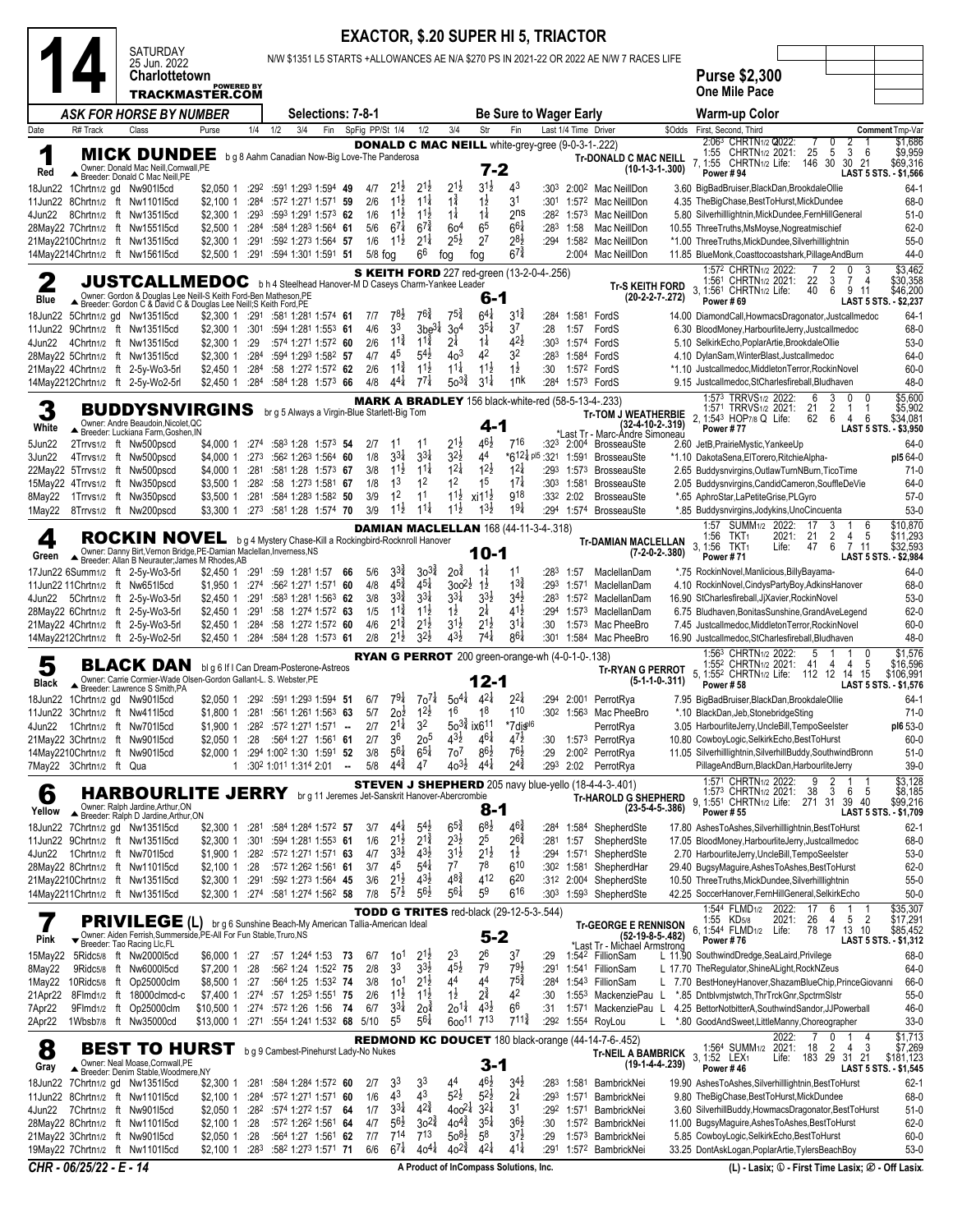# 14

SATURDAY
25 Jun. 2022
Charlottetown
TRACKMASTER.COM (POWERED BY)

**EXACTOR, $.20 SUPER HI 5, TRIACTOR**

N/W $1351 L5 STARTS +ALLOWANCES AE N/A $270 PS IN 2021-22 OR 2022 AE N/W 7 RACES LIFE

**Purse $2,300**
**One Mile Pace**

*ASK FOR HORSE BY NUMBER* — Selections: 7-8-1 — Be Sure to Wager Early — Warm-up Color

| Date | R# Track | Class | Purse | 1/4 | 1/2 | 3/4 | Fin | SpFig | PP/St | 1/4 | 1/2 | 3/4 | Str | Fin | Last 1/4 | Time | Driver | $Odds | First, Second, Third | Comment Tmp-Var |
|---|---|---|---|---|---|---|---|---|---|---|---|---|---|---|---|---|---|---|---|---|

## 1 — Red — MICK DUNDEE — 7-2
b g 8 Aahm Canadian Now-Big Love-The Panderosa
Owner: Donald Mac Neill,Cornwall,PE
Breeder: Donald C Mac Neill,PE
DONALD C MAC NEILL white-grey-grey (9-0-3-1-.222)
Tr-DONALD C MAC NEILL (10-1-3-1-.300)
2:06³ CHRTN1/2 2022: 7 0 2 1 $1,686
1:55 CHRTN1/2 2021: 25 5 3 6 $9,959
7, 1:55 CHRTN1/2 Life: 146 30 30 21 $69,316
Power # 94 — LAST 5 STS. - $1,566

| Date | R# Track | Class | Purse | 1/4 | 1/2 | 3/4 | Fin | SpFig | PP/St | 1/4 | 1/2 | 3/4 | Str | Fin | Last 1/4 | Time | Driver | $Odds | First, Second, Third | Comment Tmp-Var |
|---|---|---|---|---|---|---|---|---|---|---|---|---|---|---|---|---|---|---|---|---|
| 18Jun22 | 1Chrtn1/2 gd | Nw901l5cd | $2,050 1 | :29² | :59¹ 1:29³ | | 1:59⁴ | 49 | 4/7 | 2¹½ | 2¹½ | 2¹½ | 3¹½ | 4³ | :30³ | 2:00² | Mac NeillDon | 3.60 | BigBadBruiser,BlackDan,BrookdaleOllie | 64-1 |
| 11Jun22 | 8Chrtn1/2 ft | Nw1101l5cd | $2,100 1 | :28⁴ | :57² 1:27¹ | | 1:57¹ | 59 | 2/6 | 1¹½ | 1¹¼ | 1¾ | 1½ | 3¹ | :30¹ | 1:57² | Mac NeillDon | 4.35 | TheBigChase,BestToHurst,MickDundee | 68-0 |
| 4Jun22 | 8Chrtn1/2 ft | Nw1351l5cd | $2,300 1 | :29³ | :59³ 1:29¹ | | 1:57³ | 62 | 1/6 | 1¹½ | 1¹½ | 1¼ | 1¼ | 2ns | :28² | 1:57³ | Mac NeillDon | 5.80 | Silverhilllightnin,MickDundee,FernHillGeneral | 51-0 |
| 28May22 | 7Chrtn1/2 ft | Nw1551l5cd | $2,500 1 | :28⁴ | :58⁴ 1:28³ | | 1:56⁴ | 61 | 5/6 | 6⁷¼ | 6⁷¾ | 6o⁴ | 6⁵ | 6⁶¼ | :28³ | 1:58 | Mac NeillDon | 10.55 | ThreeTruths,MsMoyse,Nogreatmischief | 62-0 |
| 21May22 | 10Chrtn1/2 ft | Nw1351l5cd | $2,300 1 | :29¹ | :59² 1:27³ | | 1:56⁴ | 57 | 1/6 | 1¹½ | 2¹¼ | 2⁵½ | 2⁷ | 2⁸½ | :29⁴ | 1:58² | Mac NeillDon | *1.00 | ThreeTruths,MickDundee,Silverhilllightnin | 55-0 |
| 14May22 | 14Chrtn1/2 ft | Nw1561l5cd | $2,500 1 | :29¹ | :59⁴ 1:30¹ | | 1:59¹ | 51 | 5/8 fog | | 6⁶ | fog | fog | 6⁷¾ | | 2:00⁴ | Mac NeillDon | 11.85 | BlueMonk,Coasttocoastshark,PillageAndBurn | 44-0 |

## 2 — Blue — JUSTCALLMEDOC — 6-1
b h 4 Steelhead Hanover-M D Caseys Charm-Yankee Leader
Owner: Gordon & Douglas Lee Neill-S Keith Ford-Ben Matheson,PE
Breeder: Gordon C & David C & Douglas Lee Neill;S Keith Ford,PE
S KEITH FORD 227 red-green (13-2-0-4-.256)
Tr-S KEITH FORD (20-2-2-7-.272)
1:57² CHRTN1/2 2022: 7 2 0 3 $3,462
1:56¹ CHRTN1/2 2021: 22 3 7 4 $30,358
3, 1:56¹ CHRTN1/2 Life: 40 6 9 11 $46,200
Power # 69 — LAST 5 STS. - $2,237

| Date | R# Track | Class | Purse | 1/4 | 1/2 | 3/4 | Fin | SpFig | PP/St | 1/4 | 1/2 | 3/4 | Str | Fin | Last 1/4 | Time | Driver | $Odds | First, Second, Third | Comment Tmp-Var |
|---|---|---|---|---|---|---|---|---|---|---|---|---|---|---|---|---|---|---|---|---|
| 18Jun22 | 5Chrtn1/2 gd | Nw1351l5cd | $2,300 1 | :29¹ | :58¹ 1:28¹ | | 1:57⁴ | 61 | 7/7 | 7⁸½ | 7⁶¾ | 7⁵¾ | 6⁴¼ | 3¹¾ | :28⁴ | 1:58¹ | FordS | 14.00 | DiamondCall,HowmacsDragonator,Justcallmedoc | 64-1 |
| 11Jun22 | 9Chrtn1/2 ft | Nw1351l5cd | $2,300 1 | :30¹ | :59⁴ 1:28¹ | | 1:55³ | 61 | 4/6 | 3³ | 3be³¼ | 3o⁴ | 3⁵¼ | 3⁷ | :28 | 1:57 | FordS | 6.30 | BloodMoney,HarbourliteJerry,Justcallmedoc | 68-0 |
| 4Jun22 | 4Chrtn1/2 ft | Nw1351l5cd | $2,300 1 | :29 | :57⁴ 1:27¹ | | 1:57² | 60 | 2/6 | 1¹¾ | 1¹¾ | 2¼ | 1¼ | 4²½ | :30³ | 1:57⁴ | FordS | 5.10 | SelkirkEcho,PoplarArtie,BrookdaleOllie | 53-0 |
| 28May22 | 5Chrtn1/2 ft | Nw1351l5cd | $2,300 1 | :28⁴ | :59⁴ 1:29³ | | 1:58² | 57 | 4/7 | 4⁵ | 5⁴½ | 4o³ | 4² | 3² | :28³ | 1:58⁴ | FordS | 4.10 | DylanSam,WinterBlast,Justcallmedoc | 64-0 |
| 21May22 | 4Chrtn1/2 ft | 2-5y-Wo3-5rl | $2,450 1 | :28⁴ | :58 1:27² | | 1:57² | 62 | 2/6 | 1¹¾ | 1¹½ | 1¹¼ | 1¹½ | 1½ | :30 | 1:57² | FordS | *1.10 | Justcallmedoc,MiddletonTerror,RockinNovel | 60-0 |
| 14May22 | 12Chrtn1/2 ft | 2-5y-Wo2-5rl | $2,450 1 | :28⁴ | :58⁴ 1:28 | | 1:57³ | 66 | 4/8 | 4⁴¼ | 7⁷¼ | 5o³¾ | 3¹¼ | 1nk | :28⁴ | 1:57³ | FordS | 9.15 | Justcallmedoc,StCharlesfireball,Bludhaven | 48-0 |

## 3 — White — BUDDYSNVIRGINS — 4-1
br g 5 Always a Virgin-Blue Starlett-Big Tom
Owner: Andre Beaudoin,Nicolet,QC
Breeder: Luckiana Farm,Goshen,IN
MARK A BRADLEY 156 black-white-red (58-5-13-4-.233)
Tr-TOM J WEATHERBIE (32-4-10-2-.319)
*Last Tr - Marc-Andre Simoneau
1:57³ TRRVS1/2 2022: 6 3 0 0 $5,600
1:57¹ TRRVS1/2 2021: 21 2 1 1 $5,902
2, 1:54³ HOP7/8 Q Life: 62 6 4 6 $34,081
Power # 77 — LAST 5 STS. - $3,950

| Date | R# Track | Class | Purse | 1/4 | 1/2 | 3/4 | Fin | SpFig | PP/St | 1/4 | 1/2 | 3/4 | Str | Fin | Last 1/4 | Time | Driver | $Odds | First, Second, Third | Comment Tmp-Var |
|---|---|---|---|---|---|---|---|---|---|---|---|---|---|---|---|---|---|---|---|---|
| 5Jun22 | 2Trrvs1/2 ft | Nw500pscd | $4,000 1 | :27⁴ | :58³ 1:28 | | 1:57³ | 54 | 2/7 | 1¹ | 1¹ | 2¹½ | 4⁶½ | 7¹⁶ | :32³ | 2:00⁴ | BrosseauSte | 2.60 | JetB,PrairieMystic,YankeeUp | 64-0 |
| 3Jun22 | 4Trrvs1/2 ft | Nw500pscd | $4,000 1 | :27³ | :56² 1:26³ | | 1:56⁴ | 60 | 1/8 | 3³¼ | 3³¼ | 3²½ | 4⁴ | *6¹²¼ pl5 | :32¹ | 1:59¹ | BrosseauSte | *1.10 | DakotaSena,ElTorero,RitchieAlpha- | pl5 64-0 |
| 22May22 | 5Trrvs1/2 ft | Nw500pscd | $4,000 1 | :28¹ | :58¹ 1:28 | | 1:57³ | 67 | 3/8 | 1¹½ | 1¹¼ | 1²¼ | 1²½ | 1²¼ | :29³ | 1:57³ | BrosseauSte | 2.65 | Buddysnvirgins,OutlawTurnNBurn,TicoTime | 71-0 |
| 15May22 | 4Trrvs1/2 ft | Nw350pscd | $3,500 1 | :28² | :58 1:27³ | | 1:58¹ | 67 | 1/8 | 1³ | 1² | 1² | 1⁵ | 1⁷¼ | :30³ | 1:58¹ | BrosseauSte | 2.05 | Buddysnvirgins,CandidCameron,SouffleDeVie | 64-0 |
| 8May22 | 1Trrvs1/2 ft | Nw350pscd | $3,500 1 | :28¹ | :58⁴ 1:28³ | | 1:58² | 50 | 3/9 | 1² | 1¹ | 1¹½ | xi1¹½ | 9¹⁸ | :33² | 2:02 | BrosseauSte | *.65 | AphroStar,LaPetiteGrise,PLGyro | 57-0 |
| 1May22 | 8Trrvs1/2 ft | Nw200pscd | $3,300 1 | :27³ | :58¹ 1:28 | | 1:57⁴ | 70 | 3/9 | 1¹½ | 1¹¼ | 1¹½ | 1³½ | 1⁹¼ | :29⁴ | 1:57⁴ | BrosseauSte | *.85 | Buddysnvirgins,Jodykins,UnoCincuenta | 53-0 |

## 4 — Green — ROCKIN NOVEL — 10-1
b g 4 Mystery Chase-Kill a Rockingbird-Rocknroll Hanover
Owner: Danny Birt,Vernon Bridge,PE-Damian Maclellan,Inverness,NS
Breeder: Allan B Neurauter;James M Rhodes,AB
DAMIAN MACLELLAN 168 (44-11-3-4-.318)
Tr-DAMIAN MACLELLAN (7-2-0-2-.380)
1:57 SUMM1/2 2022: 17 3 1 6 $10,870
1:56 TKT1 2021: 21 2 4 5 $11,293
3, 1:56 TKT1 Life: 47 6 7 11 $32,593
Power # 71 — LAST 5 STS. - $2,984

| Date | R# Track | Class | Purse | 1/4 | 1/2 | 3/4 | Fin | SpFig | PP/St | 1/4 | 1/2 | 3/4 | Str | Fin | Last 1/4 | Time | Driver | $Odds | First, Second, Third | Comment Tmp-Var |
|---|---|---|---|---|---|---|---|---|---|---|---|---|---|---|---|---|---|---|---|---|
| 17Jun22 | 6Summ1/2 ft | 2-5y-Wo3-5rl | $2,450 1 | :29¹ | :59 1:28¹ | | 1:57 | 66 | 5/6 | 3³¾ | 3o³¾ | 2o¾ | 1¼ | 1¹ | :28³ | 1:57 | MaclellanDam | *.75 | RockinNovel,Manlicious,BillyBayama- | 64-0 |
| 11Jun22 | 11Chrtn1/2 ft | Nw651l5cd | $1,950 1 | :27⁴ | :56² 1:27¹ | | 1:57¹ | 60 | 4/8 | 4⁵¾ | 4⁴¼ | 3oo²½ | 1½ | 1³¾ | :29³ | 1:57¹ | MaclellanDam | 4.10 | RockinNovel,CindysPartyBoy,AdkinsHanover | 68-0 |
| 4Jun22 | 5Chrtn1/2 ft | 2-5y-Wo3-5rl | $2,450 1 | :29¹ | :58³ 1:28¹ | | 1:56³ | 62 | 3/8 | 3³¾ | 3³¼ | 3³¼ | 3³½ | 3⁴½ | :28³ | 1:57² | MaclellanDam | 16.90 | StCharlesfireball,JjXavier,RockinNovel | 53-0 |
| 28May22 | 6Chrtn1/2 ft | 2-5y-Wo3-5rl | $2,450 1 | :29¹ | :58 1:27⁴ | | 1:57² | 63 | 1/5 | 1¹¾ | 1¹½ | 1½ | 2¼ | 4¹½ | :29⁴ | 1:57³ | MaclellanDam | 6.75 | Bludhaven,BonitasSunshine,GrandAveLegend | 62-0 |
| 21May22 | 4Chrtn1/2 ft | 2-5y-Wo3-5rl | $2,450 1 | :28⁴ | :58 1:27² | | 1:57² | 60 | 4/6 | 2¹¾ | 2¹½ | 3¹½ | 2¹½ | 3¹¼ | :30 | 1:57³ | Mac PheeBro | 7.45 | Justcallmedoc,MiddletonTerror,RockinNovel | 60-0 |
| 14May22 | 12Chrtn1/2 ft | 2-5y-Wo2-5rl | $2,450 1 | :28⁴ | :58⁴ 1:28 | | 1:57³ | 61 | 2/8 | 2¹½ | 3²½ | 4³½ | 7⁴¼ | 8⁶¼ | :30¹ | 1:58⁴ | Mac PheeBro | 16.90 | Justcallmedoc,StCharlesfireball,Bludhaven | 48-0 |

## 5 — Black — BLACK DAN — 12-1
bl g 6 If I Can Dream-Posterone-Astreos
Owner: Carrie Cormier-Wade Olsen-Gordon Gallant-L. S. Webster,PE
Breeder: Lawrence S Smith,PA
RYAN G PERROT 200 green-orange-wh (4-0-1-0-.138)
Tr-RYAN G PERROT (5-1-1-0-.311)
1:56³ CHRTN1/2 2022: 5 1 1 0 $1,576
1:55² CHRTN1/2 2021: 41 4 4 5 $16,596
5, 1:55² CHRTN1/2 Life: 112 12 14 15 $106,991
Power # 58 — LAST 5 STS. - $1,576

| Date | R# Track | Class | Purse | 1/4 | 1/2 | 3/4 | Fin | SpFig | PP/St | 1/4 | 1/2 | 3/4 | Str | Fin | Last 1/4 | Time | Driver | $Odds | First, Second, Third | Comment Tmp-Var |
|---|---|---|---|---|---|---|---|---|---|---|---|---|---|---|---|---|---|---|---|---|
| 18Jun22 | 1Chrtn1/2 gd | Nw901l5cd | $2,050 1 | :29² | :59¹ 1:29³ | | 1:59⁴ | 51 | 6/7 | 7⁹¼ | 7o⁷¼ | 5o⁴¼ | 4²¼ | 2²¼ | :29⁴ | 2:00¹ | PerrotRya | 7.95 | BigBadBruiser,BlackDan,BrookdaleOllie | 64-1 |
| 11Jun22 | 3Chrtn1/2 ft | Nw411l5cd | $1,800 1 | :28¹ | :56¹ 1:26¹ | | 1:56³ | 63 | 5/7 | 2o½ | 1²½ | 1⁶ | 1⁸ | 1¹⁰ | :30² | 1:56³ | Mac PheeBro | *.10 | BlackDan,Jeb,StonebridgeSting | 71-0 |
| 4Jun22 | 1Chrtn1/2 ft | Nw701l5cd | $1,900 1 | :28² | :57² 1:27¹ | | 1:57¹ | -- | 2/7 | 2¹¼ | 3² | 5o³¾ | ix6¹¹ | *7dis^pl6 | | | PerrotRya | 3.05 | HarbourliteJerry,UncleBill,TempoSeelster | pl6 53-0 |
| 21May22 | 3Chrtn1/2 ft | Nw901l5cd | $2,050 1 | :28 | :56⁴ 1:27 | | 1:56¹ | 61 | 2/7 | 3⁶ | 2o⁵ | 4³½ | 4⁶¼ | 4⁷½ | :30 | 1:57³ | PerrotRya | 10.80 | CowboyLogic,SelkirkEcho,BestToHurst | 60-0 |
| 14May22 | 10Chrtn1/2 ft | Nw901l5cd | $2,000 1 | :29⁴ | 1:00² 1:30 | | 1:59¹ | 52 | 3/8 | 5⁶¼ | 6⁵¼ | 7o⁷ | 8⁶½ | 7⁶½ | :29 | 2:00² | PerrotRya | 11.05 | Silverhilllightnin,SilverhillBuddy,SouthwindBronn | 51-0 |
| 7May22 | 3Chrtn1/2 ft | Qua | 1 | :30² | 1:01¹ 1:31⁴ | | 2:01 | -- | 5/8 | 4⁴¾ | 4⁷ | 4o³½ | 4⁴¼ | 2⁴¾ | :29³ | 2:02 | PerrotRya | | PillageAndBurn,BlackDan,HarbourliteJerry | 39-0 |

## 6 — Yellow — HARBOURLITE JERRY — 8-1
br g 11 Jeremes Jet-Sanskrit Hanover-Abercrombie
Owner: Ralph Jardine,Arthur,ON
Breeder: Ralph D Jardine,Arthur,ON
STEVEN J SHEPHERD 205 navy blue-yello (18-4-4-3-.401)
Tr-HAROLD G SHEPHERD (23-5-4-5-.386)
1:57¹ CHRTN1/2 2022: 9 2 1 1 $3,128
1:57³ CHRTN1/2 2021: 38 3 6 5 $8,185
9, 1:55¹ CHRTN1/2 Life: 271 31 39 40 $99,216
Power # 55 — LAST 5 STS. - $1,709

| Date | R# Track | Class | Purse | 1/4 | 1/2 | 3/4 | Fin | SpFig | PP/St | 1/4 | 1/2 | 3/4 | Str | Fin | Last 1/4 | Time | Driver | $Odds | First, Second, Third | Comment Tmp-Var |
|---|---|---|---|---|---|---|---|---|---|---|---|---|---|---|---|---|---|---|---|---|
| 18Jun22 | 7Chrtn1/2 gd | Nw1351l5cd | $2,300 1 | :28¹ | :58⁴ 1:28⁴ | | 1:57² | 57 | 3/7 | 4⁴¼ | 5⁴½ | 6⁵¾ | 6⁸½ | 4⁶¾ | :28⁴ | 1:58⁴ | ShepherdSte | 17.80 | AshesToAshes,Silverhilllightnin,BestToHurst | 62-1 |
| 11Jun22 | 9Chrtn1/2 ft | Nw1351l5cd | $2,300 1 | :30¹ | :59⁴ 1:28¹ | | 1:55³ | 61 | 1/6 | 2¹½ | 2¹¾ | 2³½ | 2⁵ | 2⁶¾ | :28¹ | 1:57 | ShepherdSte | 17.05 | BloodMoney,HarbourliteJerry,Justcallmedoc | 68-0 |
| 4Jun22 | 1Chrtn1/2 ft | Nw701l5cd | $1,900 1 | :28² | :57² 1:27¹ | | 1:57¹ | 63 | 4/7 | 3³½ | 4³½ | 3¹½ | 2¹½ | 1½ | :29⁴ | 1:57¹ | ShepherdSte | 2.70 | HarbourliteJerry,UncleBill,TempoSeelster | 53-0 |
| 28May22 | 8Chrtn1/2 ft | Nw1101l5cd | $2,100 1 | :28 | :57² 1:26² | | 1:56¹ | 61 | 3/7 | 4⁵ | 5⁴¾ | 7⁷ | 7⁸ | 6¹⁰ | :30² | 1:58¹ | ShepherdHar | 29.40 | BugsyMaguire,AshesToAshes,BestToHurst | 62-0 |
| 21May22 | 10Chrtn1/2 ft | Nw1351l5cd | $2,300 1 | :29¹ | :59² 1:27³ | | 1:56⁴ | 45 | 3/6 | 2¹½ | 4³½ | 4⁸¾ | 4¹² | 6²⁰ | :31² | 2:00⁴ | ShepherdSte | 10.50 | ThreeTruths,MickDundee,Silverhilllightnin | 55-0 |
| 14May22 | 11Chrtn1/2 ft | Nw1351l5cd | $2,300 1 | :27⁴ | :58¹ 1:27⁴ | | 1:56² | 58 | 7/8 | 5⁷½ | 5⁶½ | 5⁶¼ | 5⁹ | 6¹⁶ | :30³ | 1:59³ | ShepherdSte | 42.25 | SoccerHanover,FernHillGeneral,SelkirkEcho | 50-0 |

## 7 — Pink — PRIVILEGE (L) — 5-2
br g 6 Sunshine Beach-My American Tallia-American Ideal
Owner: Aiden Ferrish,Summerside,PE-All For Fun Stable,Truro,NS
Breeder: Tao Racing Llc,FL
TODD G TRITES red-black (29-12-5-3-.544)
Tr-GEORGE E RENNISON (52-19-8-5-.482)
*Last Tr - Michael Armstrong
1:54⁴ FLMD1/2 2022: 17 6 1 1 $35,307
1:55 KD5/8 2021: 26 4 5 2 $17,291
6, 1:54⁴ FLMD1/2 Life: 78 17 13 10 $85,452
Power # 76 — LAST 5 STS. - $1,312

| Date | R# Track | Class | Purse | 1/4 | 1/2 | 3/4 | Fin | SpFig | PP/St | 1/4 | 1/2 | 3/4 | Str | Fin | Last 1/4 | Time | Driver | $Odds | First, Second, Third | Comment Tmp-Var |
|---|---|---|---|---|---|---|---|---|---|---|---|---|---|---|---|---|---|---|---|---|
| 15May22 | 5Ridc5/8 ft | Nw2000l5cd | $6,000 1 | :27 | :57 1:24⁴ | | 1:53 | 73 | 6/7 | 1o¹ | 2¹½ | 2³ | 2⁶ | 3⁷ | :29 | 1:54² | FillionSam | L 11.90 | SouthwindDredge,SeaLaird,Privilege | 68-0 |
| 8May22 | 9Ridc5/8 ft | Nw6000l5cd | $7,200 1 | :28 | :56² 1:24 | | 1:52² | 75 | 2/8 | 3³ | 3³½ | 4⁵½ | 7⁹ | 7⁹½ | :29¹ | 1:54¹ | FillionSam | L 17.70 | TheRegulator,ShineALight,RockNZeus | 64-0 |
| 1May22 | 10Ridc5/8 ft | Op25000clm | $8,500 1 | :27 | :56⁴ 1:25 | | 1:53² | 74 | 3/8 | 1o¹ | 2¹½ | 4⁴ | 4⁴ | 7⁵¾ | :28⁴ | 1:54³ | FillionSam | L 7.70 | BestHoneyHanover,ShazamBlueChip,PrinceGiovanni | 66-0 |
| 21Apr22 | 8Flmd1/2 ft | 18000clmcd-c | $7,400 1 | :27⁴ | :57 1:25³ | | 1:55¹ | 75 | 2/6 | 1¹½ | 1¹½ | 1½ | 2¾ | 4² | :30 | 1:55³ | MackenziePau | L *.85 | Dntblvmjstwtch,ThrTrckGnr,SpctrmSlstr | 55-0 |
| 7Apr22 | 9Flmd1/2 ft | Op25000clm | $10,500 1 | :27⁴ | :57² 1:26 | | 1:56 | 74 | 6/7 | 3³¼ | 2o¾ | 2¹½ | 4³½ | 6⁶ | :31 | 1:57¹ | MackenziePau | L 4.25 | BettorNotbitterA,SouthwindSandor,JJPowerball | 46-0 |
| 2Apr22 | 1Wbsb7/8 ft | Nw35000cd | $13,000 1 | :27¹ | :55⁴ 1:24¹ | | 1:53² | 68 | 5/10 | 5⁵ | 5⁶¼ | 6oo¹¹ | 7¹³ | 7¹¹¾ | :29² | 1:55⁴ | RoyLou | L *.80 | GoodAndSweet,LittleManny,Choreographer | 33-0 |

## 8 — Gray — BEST TO HURST — 3-1
b g 9 Cambest-Pinehurst Lady-No Nukes
Owner: Neal Moase,Cornwall,PE
Breeder: Denim Stable,Woodmere,NY
REDMOND KC DOUCET 180 black-orange (44-14-7-6-.452)
Tr-NEIL A BAMBRICK (19-1-4-4-.239)
2022: 7 0 1 4 $1,713
1:56⁴ SUMM1/2 2021: 18 2 4 3 $7,269
3, 1:52 LEX1 Life: 183 29 31 21 $181,123
Power # 46 — LAST 5 STS. - $1,545

| Date | R# Track | Class | Purse | 1/4 | 1/2 | 3/4 | Fin | SpFig | PP/St | 1/4 | 1/2 | 3/4 | Str | Fin | Last 1/4 | Time | Driver | $Odds | First, Second, Third | Comment Tmp-Var |
|---|---|---|---|---|---|---|---|---|---|---|---|---|---|---|---|---|---|---|---|---|
| 18Jun22 | 7Chrtn1/2 gd | Nw1351l5cd | $2,300 1 | :28¹ | :58⁴ 1:28⁴ | | 1:57² | 60 | 2/7 | 3³ | 3³ | 4⁴ | 4⁶½ | 3⁴½ | :28³ | 1:58¹ | BambrickNei | 19.90 | AshesToAshes,Silverhilllightnin,BestToHurst | 62-1 |
| 11Jun22 | 8Chrtn1/2 ft | Nw1101l5cd | $2,100 1 | :28⁴ | :57² 1:27¹ | | 1:57¹ | 60 | 1/6 | 4³ | 4³ | 5²½ | 5²½ | 2¼ | :29³ | 1:57¹ | BambrickNei | 9.80 | TheBigChase,BestToHurst,MickDundee | 68-0 |
| 4Jun22 | 7Chrtn1/2 ft | Nw901l5cd | $2,050 1 | :28² | :57⁴ 1:27² | | 1:57² | 64 | 1/7 | 3³¼ | 4²¾ | 4oo²¼ | 3²¼ | 3¹ | :29² | 1:57³ | BambrickNei | 3.60 | SilverhillBuddy,HowmacsDragonator,BestToHurst | 51-0 |
| 28May22 | 8Chrtn1/2 ft | Nw1101l5cd | $2,100 1 | :28 | :57² 1:26² | | 1:56¹ | 64 | 4/7 | 5⁶½ | 3o²¾ | 4o³¾ | 3⁵¼ | 3⁶½ | :30 | 1:57² | BambrickNei | 11.00 | BugsyMaguire,AshesToAshes,BestToHurst | 62-0 |
| 21May22 | 3Chrtn1/2 ft | Nw901l5cd | $2,050 1 | :28 | :56⁴ 1:27 | | 1:56¹ | 62 | 7/7 | 7¹⁴ | 7¹³ | 5o⁸½ | 5⁸ | 3⁷½ | :29 | 1:57³ | BambrickNei | 5.85 | CowboyLogic,SelkirkEcho,BestToHurst | 60-0 |
| 19May22 | 7Chrtn1/2 ft | Nw1101l5cd | $2,100 1 | :28³ | :58² 1:27³ | | 1:57¹ | 71 | 6/6 | 6⁷¼ | 4o⁴¼ | 4o²¾ | 4²¼ | 4¹¼ | :29¹ | 1:57² | BambrickNei | 33.25 | DontAskLogan,PoplarArtie,TylersBeachBoy | 53-0 |

CHR - 06/25/22 - E - 14 — A Product of InCompass Solutions, Inc. — (L) - Lasix; ① - First Time Lasix; ② - Off Lasix.